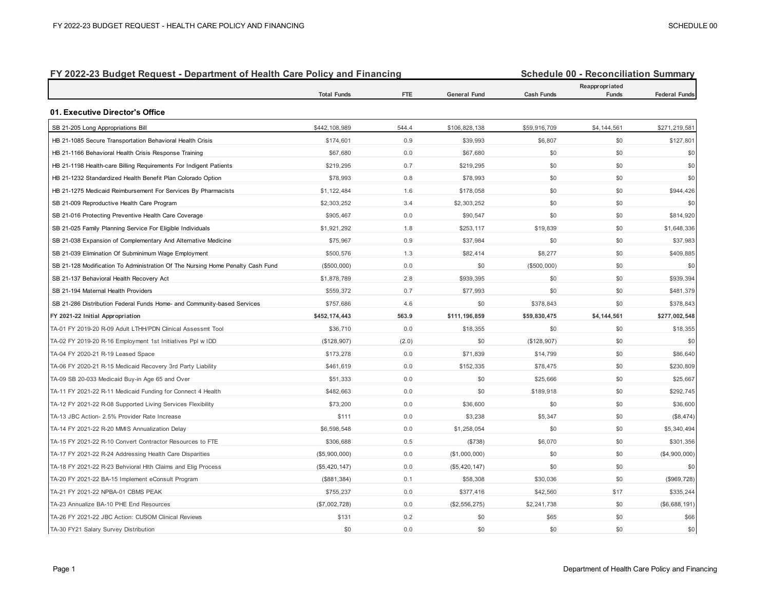## FY 2022-23 Budget Request - Department of Health Care Policy and Financing

**Schedule 00 - Reconciliation Summary**

| | Total Funds | FTE | General Fund | Cash Funds | Reappropriated Funds | Federal Funds |
|---|---|---|---|---|---|---|
| **01. Executive Director's Office** | | | | | | |
| SB 21-205 Long Appropriations Bill | $442,108,989 | 544.4 | $106,828,138 | $59,916,709 | $4,144,561 | $271,219,581 |
| HB 21-1085 Secure Transportation Behavioral Health Crisis | $174,601 | 0.9 | $39,993 | $6,807 | $0 | $127,801 |
| HB 21-1166 Behavioral Health Crisis Response Training | $67,680 | 0.0 | $67,680 | $0 | $0 | $0 |
| HB 21-1198 Health-care Billing Requirements For Indigent Patients | $219,295 | 0.7 | $219,295 | $0 | $0 | $0 |
| HB 21-1232 Standardized Health Benefit Plan Colorado Option | $78,993 | 0.8 | $78,993 | $0 | $0 | $0 |
| HB 21-1275 Medicaid Reimbursement For Services By Pharmacists | $1,122,484 | 1.6 | $178,058 | $0 | $0 | $944,426 |
| SB 21-009 Reproductive Health Care Program | $2,303,252 | 3.4 | $2,303,252 | $0 | $0 | $0 |
| SB 21-016 Protecting Preventive Health Care Coverage | $905,467 | 0.0 | $90,547 | $0 | $0 | $814,920 |
| SB 21-025 Family Planning Service For Eligible Individuals | $1,921,292 | 1.8 | $253,117 | $19,839 | $0 | $1,648,336 |
| SB 21-038 Expansion of Complementary And Alternative Medicine | $75,967 | 0.9 | $37,984 | $0 | $0 | $37,983 |
| SB 21-039 Elimination Of Subminimum Wage Employment | $500,576 | 1.3 | $82,414 | $8,277 | $0 | $409,885 |
| SB 21-128 Modification To Administration Of The Nursing Home Penalty Cash Fund | ($500,000) | 0.0 | $0 | ($500,000) | $0 | $0 |
| SB 21-137 Behavioral Health Recovery Act | $1,878,789 | 2.8 | $939,395 | $0 | $0 | $939,394 |
| SB 21-194 Maternal Health Providers | $559,372 | 0.7 | $77,993 | $0 | $0 | $481,379 |
| SB 21-286 Distribution Federal Funds Home- and Community-based Services | $757,686 | 4.6 | $0 | $378,843 | $0 | $378,843 |
| **FY 2021-22 Initial Appropriation** | **$452,174,443** | **563.9** | **$111,196,859** | **$59,830,475** | **$4,144,561** | **$277,002,548** |
| TA-01 FY 2019-20 R-09 Adult LTHH/PDN Clinical Assessmt Tool | $36,710 | 0.0 | $18,355 | $0 | $0 | $18,355 |
| TA-02 FY 2019-20 R-16 Employment 1st Initiatives Ppl w IDD | ($128,907) | (2.0) | $0 | ($128,907) | $0 | $0 |
| TA-04 FY 2020-21 R-19 Leased Space | $173,278 | 0.0 | $71,839 | $14,799 | $0 | $86,640 |
| TA-06 FY 2020-21 R-15 Medicaid Recovery 3rd Party Liability | $461,619 | 0.0 | $152,335 | $78,475 | $0 | $230,809 |
| TA-09 SB 20-033 Medicaid Buy-in Age 65 and Over | $51,333 | 0.0 | $0 | $25,666 | $0 | $25,667 |
| TA-11 FY 2021-22 R-11 Medicaid Funding for Connect 4 Health | $482,663 | 0.0 | $0 | $189,918 | $0 | $292,745 |
| TA-12 FY 2021-22 R-08 Supported Living Services Flexibility | $73,200 | 0.0 | $36,600 | $0 | $0 | $36,600 |
| TA-13 JBC Action- 2.5% Provider Rate Increase | $111 | 0.0 | $3,238 | $5,347 | $0 | ($8,474) |
| TA-14 FY 2021-22 R-20 MMIS Annualization Delay | $6,598,548 | 0.0 | $1,258,054 | $0 | $0 | $5,340,494 |
| TA-15 FY 2021-22 R-10 Convert Contractor Resources to FTE | $306,688 | 0.5 | ($738) | $6,070 | $0 | $301,356 |
| TA-17 FY 2021-22 R-24 Addressing Health Care Disparities | ($5,900,000) | 0.0 | ($1,000,000) | $0 | $0 | ($4,900,000) |
| TA-18 FY 2021-22 R-23 Behvioral Hlth Claims and Elig Process | ($5,420,147) | 0.0 | ($5,420,147) | $0 | $0 | $0 |
| TA-20 FY 2021-22 BA-15 Implement eConsult Program | ($881,384) | 0.1 | $58,308 | $30,036 | $0 | ($969,728) |
| TA-21 FY 2021-22 NPBA-01 CBMS PEAK | $755,237 | 0.0 | $377,416 | $42,560 | $17 | $335,244 |
| TA-23 Annualize BA-10 PHE End Resources | ($7,002,728) | 0.0 | ($2,556,275) | $2,241,738 | $0 | ($6,688,191) |
| TA-26 FY 2021-22 JBC Action: CUSOM Clinical Reviews | $131 | 0.2 | $0 | $65 | $0 | $66 |
| TA-30 FY21 Salary Survey Distribution | $0 | 0.0 | $0 | $0 | $0 | $0 |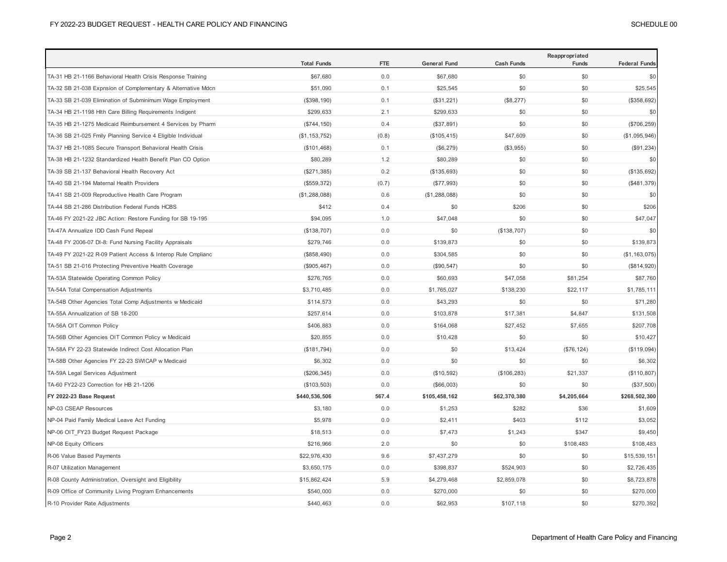| | Total Funds | FTE | General Fund | Cash Funds | Reappropriated Funds | Federal Funds |
|---|---|---|---|---|---|---|
| TA-31 HB 21-1166 Behavioral Health Crisis Response Training | $67,680 | 0.0 | $67,680 | $0 | $0 | $0 |
| TA-32 SB 21-038 Expnsion of Complementary & Alternative Mdcn | $51,090 | 0.1 | $25,545 | $0 | $0 | $25,545 |
| TA-33 SB 21-039 Elimination of Subminimum Wage Employment | ($398,190) | 0.1 | ($31,221) | ($8,277) | $0 | ($358,692) |
| TA-34 HB 21-1198 Hlth Care Billing Requirements Indigent | $299,633 | 2.1 | $299,633 | $0 | $0 | $0 |
| TA-35 HB 21-1275 Medicaid Reimbursement 4 Services by Pharm | ($744,150) | 0.4 | ($37,891) | $0 | $0 | ($706,259) |
| TA-36 SB 21-025 Fmily Planning Service 4 Eligible Individual | ($1,153,752) | (0.8) | ($105,415) | $47,609 | $0 | ($1,095,946) |
| TA-37 HB 21-1085 Secure Transport Behavioral Health Crisis | ($101,468) | 0.1 | ($6,279) | ($3,955) | $0 | ($91,234) |
| TA-38 HB 21-1232 Standardized Health Benefit Plan CO Option | $80,289 | 1.2 | $80,289 | $0 | $0 | $0 |
| TA-39 SB 21-137 Behavioral Health Recovery Act | ($271,385) | 0.2 | ($135,693) | $0 | $0 | ($135,692) |
| TA-40 SB 21-194 Maternal Health Providers | ($559,372) | (0.7) | ($77,993) | $0 | $0 | ($481,379) |
| TA-41 SB 21-009 Reproductive Health Care Program | ($1,288,088) | 0.6 | ($1,288,088) | $0 | $0 | $0 |
| TA-44 SB 21-286 Distribution Federal Funds HCBS | $412 | 0.4 | $0 | $206 | $0 | $206 |
| TA-46 FY 2021-22 JBC Action: Restore Funding for SB 19-195 | $94,095 | 1.0 | $47,048 | $0 | $0 | $47,047 |
| TA-47A Annualize IDD Cash Fund Repeal | ($138,707) | 0.0 | $0 | ($138,707) | $0 | $0 |
| TA-48 FY 2006-07 DI-8: Fund Nursing Facility Appraisals | $279,746 | 0.0 | $139,873 | $0 | $0 | $139,873 |
| TA-49 FY 2021-22 R-09 Patient Access & Interop Rule Cmplianc | ($858,490) | 0.0 | $304,585 | $0 | $0 | ($1,163,075) |
| TA-51 SB 21-016 Protecting Preventive Health Coverage | ($905,467) | 0.0 | ($90,547) | $0 | $0 | ($814,920) |
| TA-53A Statewide Operating Common Policy | $276,765 | 0.0 | $60,693 | $47,058 | $81,254 | $87,760 |
| TA-54A Total Compensation Adjustments | $3,710,485 | 0.0 | $1,765,027 | $138,230 | $22,117 | $1,785,111 |
| TA-54B Other Agencies Total Comp Adjustments w Medicaid | $114,573 | 0.0 | $43,293 | $0 | $0 | $71,280 |
| TA-55A Annualization of SB 18-200 | $257,614 | 0.0 | $103,878 | $17,381 | $4,847 | $131,508 |
| TA-56A OIT Common Policy | $406,883 | 0.0 | $164,068 | $27,452 | $7,655 | $207,708 |
| TA-56B Other Agencies OIT Common Policy w Medicaid | $20,855 | 0.0 | $10,428 | $0 | $0 | $10,427 |
| TA-58A FY 22-23 Statewide Indirect Cost Allocation Plan | ($181,794) | 0.0 | $0 | $13,424 | ($76,124) | ($119,094) |
| TA-58B Other Agencies FY 22-23 SWICAP w Medicaid | $6,302 | 0.0 | $0 | $0 | $0 | $6,302 |
| TA-59A Legal Services Adjustment | ($206,345) | 0.0 | ($10,592) | ($106,283) | $21,337 | ($110,807) |
| TA-60 FY22-23 Correction for HB 21-1206 | ($103,503) | 0.0 | ($66,003) | $0 | $0 | ($37,500) |
| **FY 2022-23 Base Request** | **$440,536,506** | **567.4** | **$105,458,162** | **$62,370,380** | **$4,205,664** | **$268,502,300** |
| NP-03 CSEAP Resources | $3,180 | 0.0 | $1,253 | $282 | $36 | $1,609 |
| NP-04 Paid Family Medical Leave Act Funding | $5,978 | 0.0 | $2,411 | $403 | $112 | $3,052 |
| NP-06 OIT_FY23 Budget Request Package | $18,513 | 0.0 | $7,473 | $1,243 | $347 | $9,450 |
| NP-08 Equity Officers | $216,966 | 2.0 | $0 | $0 | $108,483 | $108,483 |
| R-06 Value Based Payments | $22,976,430 | 9.6 | $7,437,279 | $0 | $0 | $15,539,151 |
| R-07 Utilization Management | $3,650,175 | 0.0 | $398,837 | $524,903 | $0 | $2,726,435 |
| R-08 County Administration, Oversight and Eligibility | $15,862,424 | 5.9 | $4,279,468 | $2,859,078 | $0 | $8,723,878 |
| R-09 Office of Community Living Program Enhancements | $540,000 | 0.0 | $270,000 | $0 | $0 | $270,000 |
| R-10 Provider Rate Adjustments | $440,463 | 0.0 | $62,953 | $107,118 | $0 | $270,392 |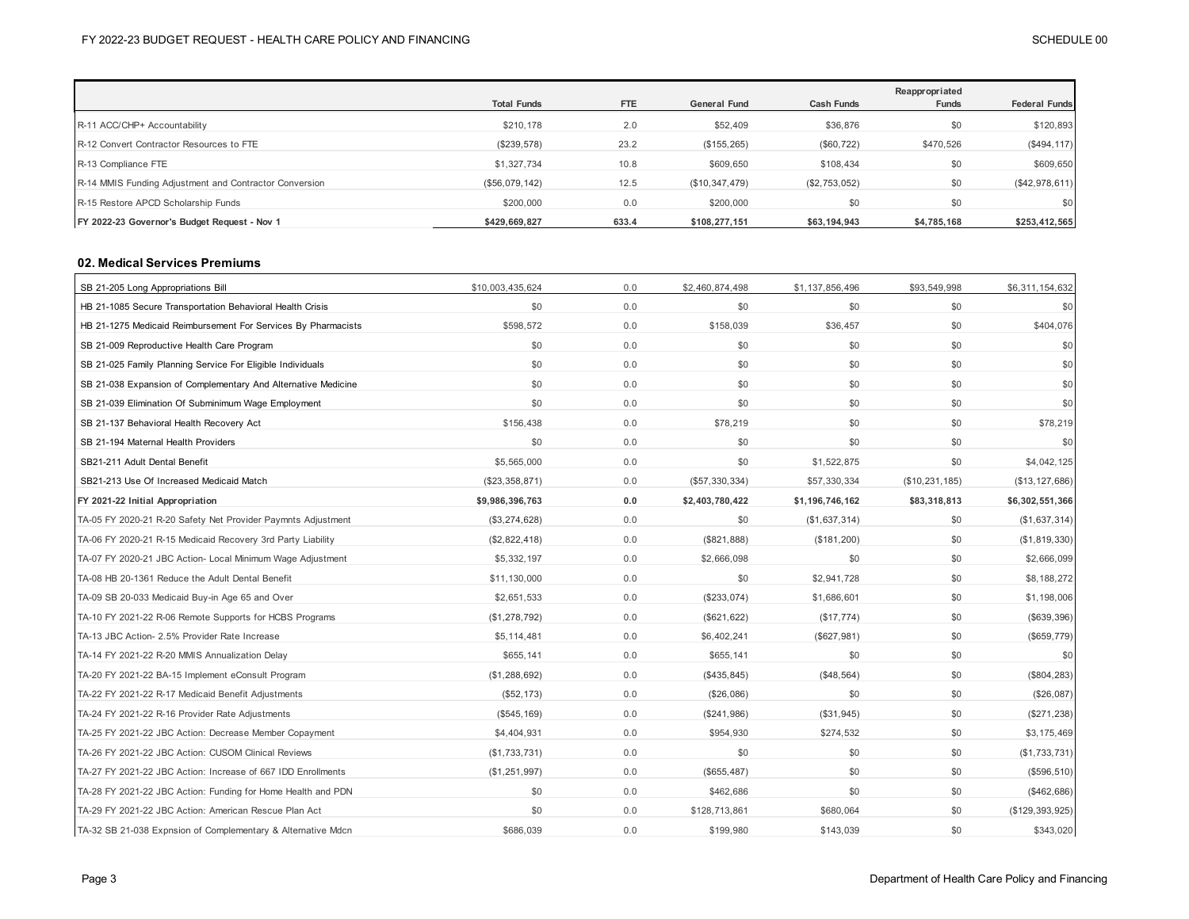| | Total Funds | FTE | General Fund | Cash Funds | Reappropriated Funds | Federal Funds |
|---|---|---|---|---|---|---|
| R-11 ACC/CHP+ Accountability | $210,178 | 2.0 | $52,409 | $36,876 | $0 | $120,893 |
| R-12 Convert Contractor Resources to FTE | ($239,578) | 23.2 | ($155,265) | ($60,722) | $470,526 | ($494,117) |
| R-13 Compliance FTE | $1,327,734 | 10.8 | $609,650 | $108,434 | $0 | $609,650 |
| R-14 MMIS Funding Adjustment and Contractor Conversion | ($56,079,142) | 12.5 | ($10,347,479) | ($2,753,052) | $0 | ($42,978,611) |
| R-15 Restore APCD Scholarship Funds | $200,000 | 0.0 | $200,000 | $0 | $0 | $0 |
| **FY 2022-23 Governor's Budget Request - Nov 1** | **$429,669,827** | **633.4** | **$108,277,151** | **$63,194,943** | **$4,785,168** | **$253,412,565** |

## 02. Medical Services Premiums

| | Total Funds | FTE | General Fund | Cash Funds | Reappropriated Funds | Federal Funds |
|---|---|---|---|---|---|---|
| SB 21-205 Long Appropriations Bill | $10,003,435,624 | 0.0 | $2,460,874,498 | $1,137,856,496 | $93,549,998 | $6,311,154,632 |
| HB 21-1085 Secure Transportation Behavioral Health Crisis | $0 | 0.0 | $0 | $0 | $0 | $0 |
| HB 21-1275 Medicaid Reimbursement For Services By Pharmacists | $598,572 | 0.0 | $158,039 | $36,457 | $0 | $404,076 |
| SB 21-009 Reproductive Health Care Program | $0 | 0.0 | $0 | $0 | $0 | $0 |
| SB 21-025 Family Planning Service For Eligible Individuals | $0 | 0.0 | $0 | $0 | $0 | $0 |
| SB 21-038 Expansion of Complementary And Alternative Medicine | $0 | 0.0 | $0 | $0 | $0 | $0 |
| SB 21-039 Elimination Of Subminimum Wage Employment | $0 | 0.0 | $0 | $0 | $0 | $0 |
| SB 21-137 Behavioral Health Recovery Act | $156,438 | 0.0 | $78,219 | $0 | $0 | $78,219 |
| SB 21-194 Maternal Health Providers | $0 | 0.0 | $0 | $0 | $0 | $0 |
| SB21-211 Adult Dental Benefit | $5,565,000 | 0.0 | $0 | $1,522,875 | $0 | $4,042,125 |
| SB21-213 Use Of Increased Medicaid Match | ($23,358,871) | 0.0 | ($57,330,334) | $57,330,334 | ($10,231,185) | ($13,127,686) |
| **FY 2021-22 Initial Appropriation** | **$9,986,396,763** | **0.0** | **$2,403,780,422** | **$1,196,746,162** | **$83,318,813** | **$6,302,551,366** |
| TA-05 FY 2020-21 R-20 Safety Net Provider Paymnts Adjustment | ($3,274,628) | 0.0 | $0 | ($1,637,314) | $0 | ($1,637,314) |
| TA-06 FY 2020-21 R-15 Medicaid Recovery 3rd Party Liability | ($2,822,418) | 0.0 | ($821,888) | ($181,200) | $0 | ($1,819,330) |
| TA-07 FY 2020-21 JBC Action- Local Minimum Wage Adjustment | $5,332,197 | 0.0 | $2,666,098 | $0 | $0 | $2,666,099 |
| TA-08 HB 20-1361 Reduce the Adult Dental Benefit | $11,130,000 | 0.0 | $0 | $2,941,728 | $0 | $8,188,272 |
| TA-09 SB 20-033 Medicaid Buy-in Age 65 and Over | $2,651,533 | 0.0 | ($233,074) | $1,686,601 | $0 | $1,198,006 |
| TA-10 FY 2021-22 R-06 Remote Supports for HCBS Programs | ($1,278,792) | 0.0 | ($621,622) | ($17,774) | $0 | ($639,396) |
| TA-13 JBC Action- 2.5% Provider Rate Increase | $5,114,481 | 0.0 | $6,402,241 | ($627,981) | $0 | ($659,779) |
| TA-14 FY 2021-22 R-20 MMIS Annualization Delay | $655,141 | 0.0 | $655,141 | $0 | $0 | $0 |
| TA-20 FY 2021-22 BA-15 Implement eConsult Program | ($1,288,692) | 0.0 | ($435,845) | ($48,564) | $0 | ($804,283) |
| TA-22 FY 2021-22 R-17 Medicaid Benefit Adjustments | ($52,173) | 0.0 | ($26,086) | $0 | $0 | ($26,087) |
| TA-24 FY 2021-22 R-16 Provider Rate Adjustments | ($545,169) | 0.0 | ($241,986) | ($31,945) | $0 | ($271,238) |
| TA-25 FY 2021-22 JBC Action: Decrease Member Copayment | $4,404,931 | 0.0 | $954,930 | $274,532 | $0 | $3,175,469 |
| TA-26 FY 2021-22 JBC Action: CUSOM Clinical Reviews | ($1,733,731) | 0.0 | $0 | $0 | $0 | ($1,733,731) |
| TA-27 FY 2021-22 JBC Action: Increase of 667 IDD Enrollments | ($1,251,997) | 0.0 | ($655,487) | $0 | $0 | ($596,510) |
| TA-28 FY 2021-22 JBC Action: Funding for Home Health and PDN | $0 | 0.0 | $462,686 | $0 | $0 | ($462,686) |
| TA-29 FY 2021-22 JBC Action: American Rescue Plan Act | $0 | 0.0 | $128,713,861 | $680,064 | $0 | ($129,393,925) |
| TA-32 SB 21-038 Expnsion of Complementary & Alternative Mdcn | $686,039 | 0.0 | $199,980 | $143,039 | $0 | $343,020 |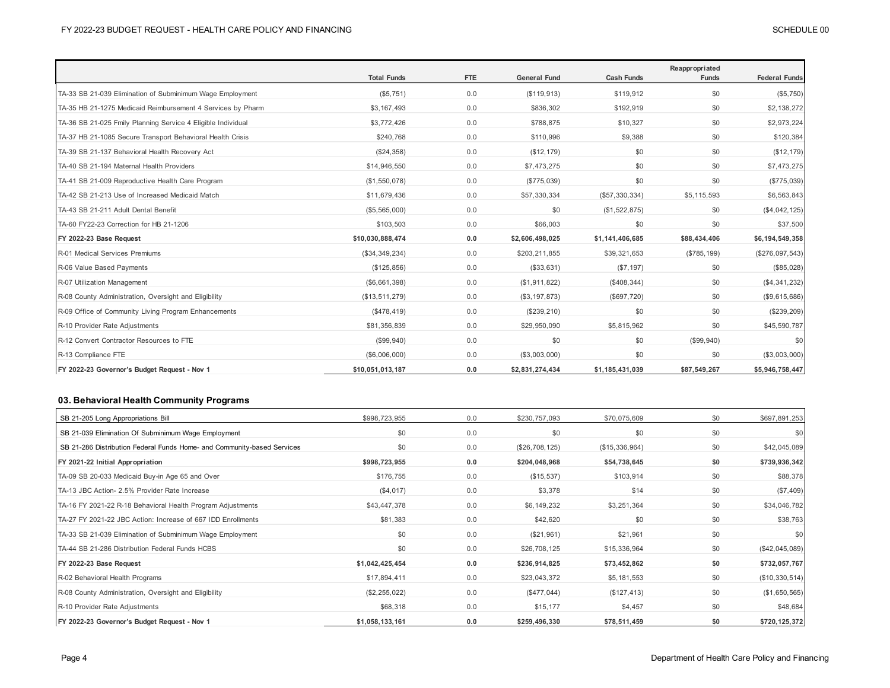| | Total Funds | FTE | General Fund | Cash Funds | Reappropriated Funds | Federal Funds |
|---|---|---|---|---|---|---|
| TA-33 SB 21-039 Elimination of Subminimum Wage Employment | ($5,751) | 0.0 | ($119,913) | $119,912 | $0 | ($5,750) |
| TA-35 HB 21-1275 Medicaid Reimbursement 4 Services by Pharm | $3,167,493 | 0.0 | $836,302 | $192,919 | $0 | $2,138,272 |
| TA-36 SB 21-025 Fmily Planning Service 4 Eligible Individual | $3,772,426 | 0.0 | $788,875 | $10,327 | $0 | $2,973,224 |
| TA-37 HB 21-1085 Secure Transport Behavioral Health Crisis | $240,768 | 0.0 | $110,996 | $9,388 | $0 | $120,384 |
| TA-39 SB 21-137 Behavioral Health Recovery Act | ($24,358) | 0.0 | ($12,179) | $0 | $0 | ($12,179) |
| TA-40 SB 21-194 Maternal Health Providers | $14,946,550 | 0.0 | $7,473,275 | $0 | $0 | $7,473,275 |
| TA-41 SB 21-009 Reproductive Health Care Program | ($1,550,078) | 0.0 | ($775,039) | $0 | $0 | ($775,039) |
| TA-42 SB 21-213 Use of Increased Medicaid Match | $11,679,436 | 0.0 | $57,330,334 | ($57,330,334) | $5,115,593 | $6,563,843 |
| TA-43 SB 21-211 Adult Dental Benefit | ($5,565,000) | 0.0 | $0 | ($1,522,875) | $0 | ($4,042,125) |
| TA-60 FY22-23 Correction for HB 21-1206 | $103,503 | 0.0 | $66,003 | $0 | $0 | $37,500 |
| **FY 2022-23 Base Request** | **$10,030,888,474** | **0.0** | **$2,606,498,025** | **$1,141,406,685** | **$88,434,406** | **$6,194,549,358** |
| R-01 Medical Services Premiums | ($34,349,234) | 0.0 | $203,211,855 | $39,321,653 | ($785,199) | ($276,097,543) |
| R-06 Value Based Payments | ($125,856) | 0.0 | ($33,631) | ($7,197) | $0 | ($85,028) |
| R-07 Utilization Management | ($6,661,398) | 0.0 | ($1,911,822) | ($408,344) | $0 | ($4,341,232) |
| R-08 County Administration, Oversight and Eligibility | ($13,511,279) | 0.0 | ($3,197,873) | ($697,720) | $0 | ($9,615,686) |
| R-09 Office of Community Living Program Enhancements | ($478,419) | 0.0 | ($239,210) | $0 | $0 | ($239,209) |
| R-10 Provider Rate Adjustments | $81,356,839 | 0.0 | $29,950,090 | $5,815,962 | $0 | $45,590,787 |
| R-12 Convert Contractor Resources to FTE | ($99,940) | 0.0 | $0 | $0 | ($99,940) | $0 |
| R-13 Compliance FTE | ($6,006,000) | 0.0 | ($3,003,000) | $0 | $0 | ($3,003,000) |
| **FY 2022-23 Governor's Budget Request - Nov 1** | **$10,051,013,187** | **0.0** | **$2,831,274,434** | **$1,185,431,039** | **$87,549,267** | **$5,946,758,447** |

### 03. Behavioral Health Community Programs

| | Total Funds | FTE | General Fund | Cash Funds | Reappropriated Funds | Federal Funds |
|---|---|---|---|---|---|---|
| SB 21-205 Long Appropriations Bill | $998,723,955 | 0.0 | $230,757,093 | $70,075,609 | $0 | $697,891,253 |
| SB 21-039 Elimination Of Subminimum Wage Employment | $0 | 0.0 | $0 | $0 | $0 | $0 |
| SB 21-286 Distribution Federal Funds Home- and Community-based Services | $0 | 0.0 | ($26,708,125) | ($15,336,964) | $0 | $42,045,089 |
| **FY 2021-22 Initial Appropriation** | **$998,723,955** | **0.0** | **$204,048,968** | **$54,738,645** | **$0** | **$739,936,342** |
| TA-09 SB 20-033 Medicaid Buy-in Age 65 and Over | $176,755 | 0.0 | ($15,537) | $103,914 | $0 | $88,378 |
| TA-13 JBC Action- 2.5% Provider Rate Increase | ($4,017) | 0.0 | $3,378 | $14 | $0 | ($7,409) |
| TA-16 FY 2021-22 R-18 Behavioral Health Program Adjustments | $43,447,378 | 0.0 | $6,149,232 | $3,251,364 | $0 | $34,046,782 |
| TA-27 FY 2021-22 JBC Action: Increase of 667 IDD Enrollments | $81,383 | 0.0 | $42,620 | $0 | $0 | $38,763 |
| TA-33 SB 21-039 Elimination of Subminimum Wage Employment | $0 | 0.0 | ($21,961) | $21,961 | $0 | $0 |
| TA-44 SB 21-286 Distribution Federal Funds HCBS | $0 | 0.0 | $26,708,125 | $15,336,964 | $0 | ($42,045,089) |
| **FY 2022-23 Base Request** | **$1,042,425,454** | **0.0** | **$236,914,825** | **$73,452,862** | **$0** | **$732,057,767** |
| R-02 Behavioral Health Programs | $17,894,411 | 0.0 | $23,043,372 | $5,181,553 | $0 | ($10,330,514) |
| R-08 County Administration, Oversight and Eligibility | ($2,255,022) | 0.0 | ($477,044) | ($127,413) | $0 | ($1,650,565) |
| R-10 Provider Rate Adjustments | $68,318 | 0.0 | $15,177 | $4,457 | $0 | $48,684 |
| **FY 2022-23 Governor's Budget Request - Nov 1** | **$1,058,133,161** | **0.0** | **$259,496,330** | **$78,511,459** | **$0** | **$720,125,372** |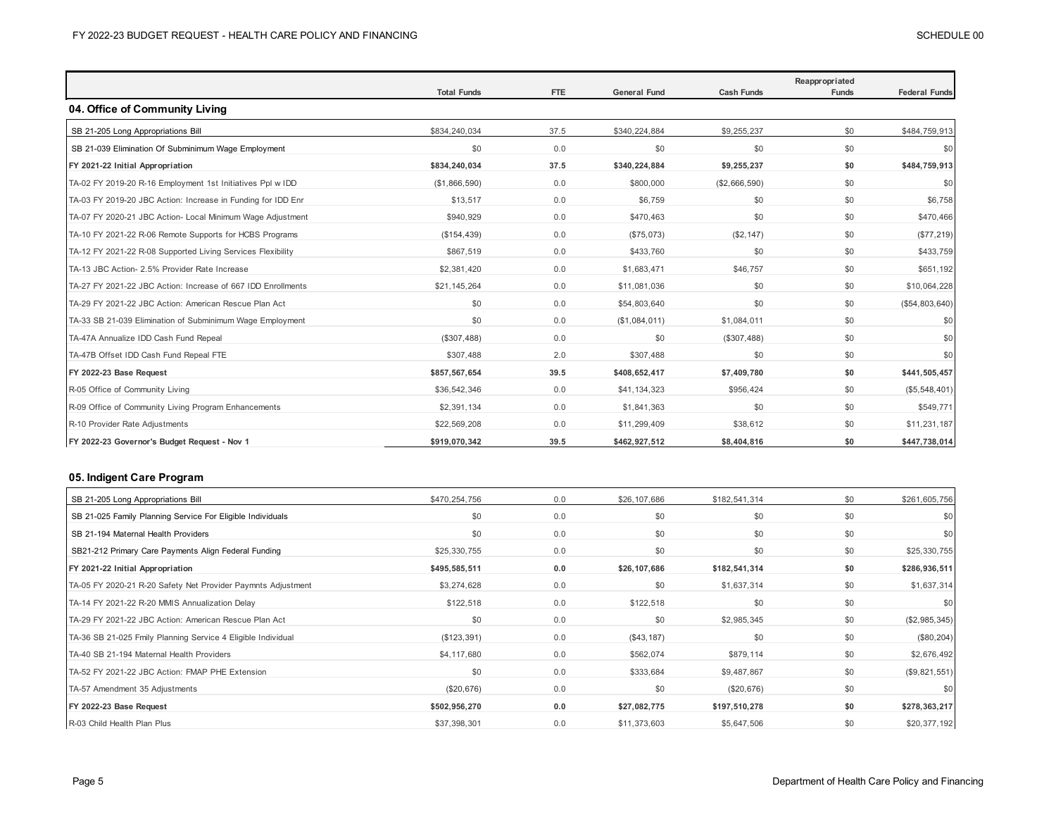| | Total Funds | FTE | General Fund | Cash Funds | Reappropriated Funds | Federal Funds |
|---|---|---|---|---|---|---|
| **04. Office of Community Living** | | | | | | |
| SB 21-205 Long Appropriations Bill | $834,240,034 | 37.5 | $340,224,884 | $9,255,237 | $0 | $484,759,913 |
| SB 21-039 Elimination Of Subminimum Wage Employment | $0 | 0.0 | $0 | $0 | $0 | $0 |
| **FY 2021-22 Initial Appropriation** | **$834,240,034** | **37.5** | **$340,224,884** | **$9,255,237** | **$0** | **$484,759,913** |
| TA-02 FY 2019-20 R-16 Employment 1st Initiatives Ppl w IDD | ($1,866,590) | 0.0 | $800,000 | ($2,666,590) | $0 | $0 |
| TA-03 FY 2019-20 JBC Action: Increase in Funding for IDD Enr | $13,517 | 0.0 | $6,759 | $0 | $0 | $6,758 |
| TA-07 FY 2020-21 JBC Action- Local Minimum Wage Adjustment | $940,929 | 0.0 | $470,463 | $0 | $0 | $470,466 |
| TA-10 FY 2021-22 R-06 Remote Supports for HCBS Programs | ($154,439) | 0.0 | ($75,073) | ($2,147) | $0 | ($77,219) |
| TA-12 FY 2021-22 R-08 Supported Living Services Flexibility | $867,519 | 0.0 | $433,760 | $0 | $0 | $433,759 |
| TA-13 JBC Action- 2.5% Provider Rate Increase | $2,381,420 | 0.0 | $1,683,471 | $46,757 | $0 | $651,192 |
| TA-27 FY 2021-22 JBC Action: Increase of 667 IDD Enrollments | $21,145,264 | 0.0 | $11,081,036 | $0 | $0 | $10,064,228 |
| TA-29 FY 2021-22 JBC Action: American Rescue Plan Act | $0 | 0.0 | $54,803,640 | $0 | $0 | ($54,803,640) |
| TA-33 SB 21-039 Elimination of Subminimum Wage Employment | $0 | 0.0 | ($1,084,011) | $1,084,011 | $0 | $0 |
| TA-47A Annualize IDD Cash Fund Repeal | ($307,488) | 0.0 | $0 | ($307,488) | $0 | $0 |
| TA-47B Offset IDD Cash Fund Repeal FTE | $307,488 | 2.0 | $307,488 | $0 | $0 | $0 |
| **FY 2022-23 Base Request** | **$857,567,654** | **39.5** | **$408,652,417** | **$7,409,780** | **$0** | **$441,505,457** |
| R-05 Office of Community Living | $36,542,346 | 0.0 | $41,134,323 | $956,424 | $0 | ($5,548,401) |
| R-09 Office of Community Living Program Enhancements | $2,391,134 | 0.0 | $1,841,363 | $0 | $0 | $549,771 |
| R-10 Provider Rate Adjustments | $22,569,208 | 0.0 | $11,299,409 | $38,612 | $0 | $11,231,187 |
| **FY 2022-23 Governor's Budget Request - Nov 1** | **$919,070,342** | **39.5** | **$462,927,512** | **$8,404,816** | **$0** | **$447,738,014** |

| | Total Funds | FTE | General Fund | Cash Funds | Reappropriated Funds | Federal Funds |
|---|---|---|---|---|---|---|
| **05. Indigent Care Program** | | | | | | |
| SB 21-205 Long Appropriations Bill | $470,254,756 | 0.0 | $26,107,686 | $182,541,314 | $0 | $261,605,756 |
| SB 21-025 Family Planning Service For Eligible Individuals | $0 | 0.0 | $0 | $0 | $0 | $0 |
| SB 21-194 Maternal Health Providers | $0 | 0.0 | $0 | $0 | $0 | $0 |
| SB21-212 Primary Care Payments Align Federal Funding | $25,330,755 | 0.0 | $0 | $0 | $0 | $25,330,755 |
| **FY 2021-22 Initial Appropriation** | **$495,585,511** | **0.0** | **$26,107,686** | **$182,541,314** | **$0** | **$286,936,511** |
| TA-05 FY 2020-21 R-20 Safety Net Provider Paymnts Adjustment | $3,274,628 | 0.0 | $0 | $1,637,314 | $0 | $1,637,314 |
| TA-14 FY 2021-22 R-20 MMIS Annualization Delay | $122,518 | 0.0 | $122,518 | $0 | $0 | $0 |
| TA-29 FY 2021-22 JBC Action: American Rescue Plan Act | $0 | 0.0 | $0 | $2,985,345 | $0 | ($2,985,345) |
| TA-36 SB 21-025 Fmily Planning Service 4 Eligible Individual | ($123,391) | 0.0 | ($43,187) | $0 | $0 | ($80,204) |
| TA-40 SB 21-194 Maternal Health Providers | $4,117,680 | 0.0 | $562,074 | $879,114 | $0 | $2,676,492 |
| TA-52 FY 2021-22 JBC Action: FMAP PHE Extension | $0 | 0.0 | $333,684 | $9,487,867 | $0 | ($9,821,551) |
| TA-57 Amendment 35 Adjustments | ($20,676) | 0.0 | $0 | ($20,676) | $0 | $0 |
| **FY 2022-23 Base Request** | **$502,956,270** | **0.0** | **$27,082,775** | **$197,510,278** | **$0** | **$278,363,217** |
| R-03 Child Health Plan Plus | $37,398,301 | 0.0 | $11,373,603 | $5,647,506 | $0 | $20,377,192 |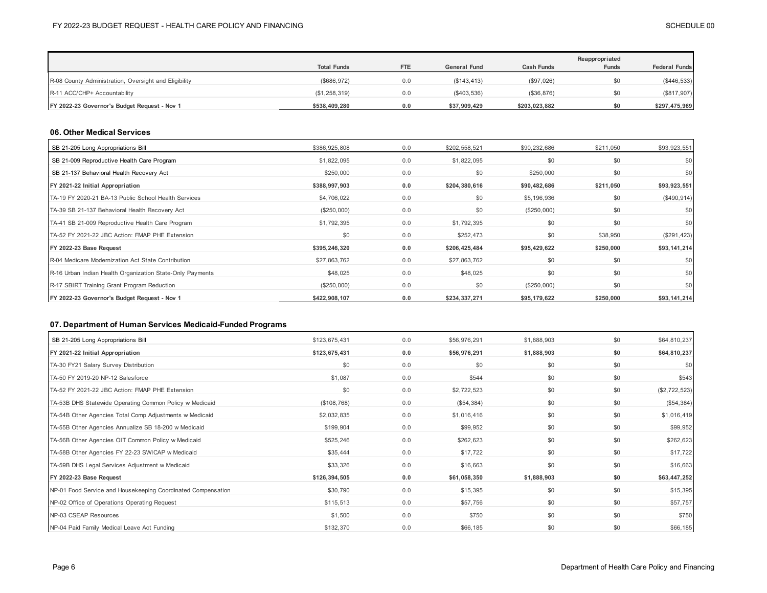| | Total Funds | FTE | General Fund | Cash Funds | Reappropriated Funds | Federal Funds |
|---|---|---|---|---|---|---|
| R-08 County Administration, Oversight and Eligibility | ($686,972) | 0.0 | ($143,413) | ($97,026) | $0 | ($446,533) |
| R-11 ACC/CHP+ Accountability | ($1,258,319) | 0.0 | ($403,536) | ($36,876) | $0 | ($817,907) |
| **FY 2022-23 Governor's Budget Request - Nov 1** | **$538,409,280** | **0.0** | **$37,909,429** | **$203,023,882** | **$0** | **$297,475,969** |

## 06. Other Medical Services

| | Total Funds | FTE | General Fund | Cash Funds | Reappropriated Funds | Federal Funds |
|---|---|---|---|---|---|---|
| SB 21-205 Long Appropriations Bill | $386,925,808 | 0.0 | $202,558,521 | $90,232,686 | $211,050 | $93,923,551 |
| SB 21-009 Reproductive Health Care Program | $1,822,095 | 0.0 | $1,822,095 | $0 | $0 | $0 |
| SB 21-137 Behavioral Health Recovery Act | $250,000 | 0.0 | $0 | $250,000 | $0 | $0 |
| **FY 2021-22 Initial Appropriation** | **$388,997,903** | **0.0** | **$204,380,616** | **$90,482,686** | **$211,050** | **$93,923,551** |
| TA-19 FY 2020-21 BA-13 Public School Health Services | $4,706,022 | 0.0 | $0 | $5,196,936 | $0 | ($490,914) |
| TA-39 SB 21-137 Behavioral Health Recovery Act | ($250,000) | 0.0 | $0 | ($250,000) | $0 | $0 |
| TA-41 SB 21-009 Reproductive Health Care Program | $1,792,395 | 0.0 | $1,792,395 | $0 | $0 | $0 |
| TA-52 FY 2021-22 JBC Action: FMAP PHE Extension | $0 | 0.0 | $252,473 | $0 | $38,950 | ($291,423) |
| **FY 2022-23 Base Request** | **$395,246,320** | **0.0** | **$206,425,484** | **$95,429,622** | **$250,000** | **$93,141,214** |
| R-04 Medicare Modernization Act State Contribution | $27,863,762 | 0.0 | $27,863,762 | $0 | $0 | $0 |
| R-16 Urban Indian Health Organization State-Only Payments | $48,025 | 0.0 | $48,025 | $0 | $0 | $0 |
| R-17 SBIRT Training Grant Program Reduction | ($250,000) | 0.0 | $0 | ($250,000) | $0 | $0 |
| **FY 2022-23 Governor's Budget Request - Nov 1** | **$422,908,107** | **0.0** | **$234,337,271** | **$95,179,622** | **$250,000** | **$93,141,214** |

## 07. Department of Human Services Medicaid-Funded Programs

| | Total Funds | FTE | General Fund | Cash Funds | Reappropriated Funds | Federal Funds |
|---|---|---|---|---|---|---|
| SB 21-205 Long Appropriations Bill | $123,675,431 | 0.0 | $56,976,291 | $1,888,903 | $0 | $64,810,237 |
| **FY 2021-22 Initial Appropriation** | **$123,675,431** | **0.0** | **$56,976,291** | **$1,888,903** | **$0** | **$64,810,237** |
| TA-30 FY21 Salary Survey Distribution | $0 | 0.0 | $0 | $0 | $0 | $0 |
| TA-50 FY 2019-20 NP-12 Salesforce | $1,087 | 0.0 | $544 | $0 | $0 | $543 |
| TA-52 FY 2021-22 JBC Action: FMAP PHE Extension | $0 | 0.0 | $2,722,523 | $0 | $0 | ($2,722,523) |
| TA-53B DHS Statewide Operating Common Policy w Medicaid | ($108,768) | 0.0 | ($54,384) | $0 | $0 | ($54,384) |
| TA-54B Other Agencies Total Comp Adjustments w Medicaid | $2,032,835 | 0.0 | $1,016,416 | $0 | $0 | $1,016,419 |
| TA-55B Other Agencies Annualize SB 18-200 w Medicaid | $199,904 | 0.0 | $99,952 | $0 | $0 | $99,952 |
| TA-56B Other Agencies OIT Common Policy w Medicaid | $525,246 | 0.0 | $262,623 | $0 | $0 | $262,623 |
| TA-58B Other Agencies FY 22-23 SWICAP w Medicaid | $35,444 | 0.0 | $17,722 | $0 | $0 | $17,722 |
| TA-59B DHS Legal Services Adjustment w Medicaid | $33,326 | 0.0 | $16,663 | $0 | $0 | $16,663 |
| **FY 2022-23 Base Request** | **$126,394,505** | **0.0** | **$61,058,350** | **$1,888,903** | **$0** | **$63,447,252** |
| NP-01 Food Service and Housekeeping Coordinated Compensation | $30,790 | 0.0 | $15,395 | $0 | $0 | $15,395 |
| NP-02 Office of Operations Operating Request | $115,513 | 0.0 | $57,756 | $0 | $0 | $57,757 |
| NP-03 CSEAP Resources | $1,500 | 0.0 | $750 | $0 | $0 | $750 |
| NP-04 Paid Family Medical Leave Act Funding | $132,370 | 0.0 | $66,185 | $0 | $0 | $66,185 |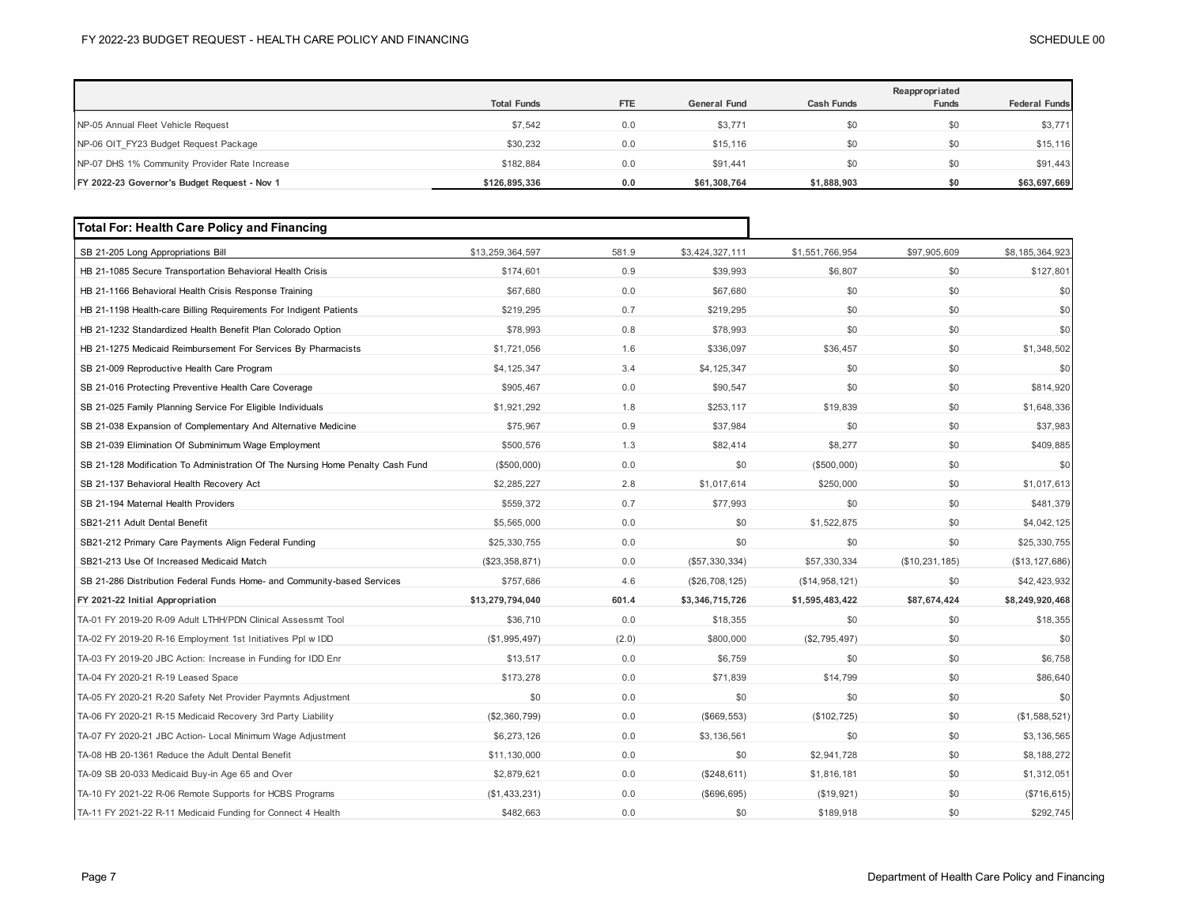| | Total Funds | FTE | General Fund | Cash Funds | Reappropriated Funds | Federal Funds |
|---|---|---|---|---|---|---|
| NP-05 Annual Fleet Vehicle Request | $7,542 | 0.0 | $3,771 | $0 | $0 | $3,771 |
| NP-06 OIT_FY23 Budget Request Package | $30,232 | 0.0 | $15,116 | $0 | $0 | $15,116 |
| NP-07 DHS 1% Community Provider Rate Increase | $182,884 | 0.0 | $91,441 | $0 | $0 | $91,443 |
| **FY 2022-23 Governor's Budget Request - Nov 1** | **$126,895,336** | **0.0** | **$61,308,764** | **$1,888,903** | **$0** | **$63,697,669** |

| **Total For: Health Care Policy and Financing** | | | | | | |
|---|---|---|---|---|---|---|
| SB 21-205 Long Appropriations Bill | $13,259,364,597 | 581.9 | $3,424,327,111 | $1,551,766,954 | $97,905,609 | $8,185,364,923 |
| HB 21-1085 Secure Transportation Behavioral Health Crisis | $174,601 | 0.9 | $39,993 | $6,807 | $0 | $127,801 |
| HB 21-1166 Behavioral Health Crisis Response Training | $67,680 | 0.0 | $67,680 | $0 | $0 | $0 |
| HB 21-1198 Health-care Billing Requirements For Indigent Patients | $219,295 | 0.7 | $219,295 | $0 | $0 | $0 |
| HB 21-1232 Standardized Health Benefit Plan Colorado Option | $78,993 | 0.8 | $78,993 | $0 | $0 | $0 |
| HB 21-1275 Medicaid Reimbursement For Services By Pharmacists | $1,721,056 | 1.6 | $336,097 | $36,457 | $0 | $1,348,502 |
| SB 21-009 Reproductive Health Care Program | $4,125,347 | 3.4 | $4,125,347 | $0 | $0 | $0 |
| SB 21-016 Protecting Preventive Health Care Coverage | $905,467 | 0.0 | $90,547 | $0 | $0 | $814,920 |
| SB 21-025 Family Planning Service For Eligible Individuals | $1,921,292 | 1.8 | $253,117 | $19,839 | $0 | $1,648,336 |
| SB 21-038 Expansion of Complementary And Alternative Medicine | $75,967 | 0.9 | $37,984 | $0 | $0 | $37,983 |
| SB 21-039 Elimination Of Subminimum Wage Employment | $500,576 | 1.3 | $82,414 | $8,277 | $0 | $409,885 |
| SB 21-128 Modification To Administration Of The Nursing Home Penalty Cash Fund | ($500,000) | 0.0 | $0 | ($500,000) | $0 | $0 |
| SB 21-137 Behavioral Health Recovery Act | $2,285,227 | 2.8 | $1,017,614 | $250,000 | $0 | $1,017,613 |
| SB 21-194 Maternal Health Providers | $559,372 | 0.7 | $77,993 | $0 | $0 | $481,379 |
| SB21-211 Adult Dental Benefit | $5,565,000 | 0.0 | $0 | $1,522,875 | $0 | $4,042,125 |
| SB21-212 Primary Care Payments Align Federal Funding | $25,330,755 | 0.0 | $0 | $0 | $0 | $25,330,755 |
| SB21-213 Use Of Increased Medicaid Match | ($23,358,871) | 0.0 | ($57,330,334) | $57,330,334 | ($10,231,185) | ($13,127,686) |
| SB 21-286 Distribution Federal Funds Home- and Community-based Services | $757,686 | 4.6 | ($26,708,125) | ($14,958,121) | $0 | $42,423,932 |
| **FY 2021-22 Initial Appropriation** | **$13,279,794,040** | **601.4** | **$3,346,715,726** | **$1,595,483,422** | **$87,674,424** | **$8,249,920,468** |
| TA-01 FY 2019-20 R-09 Adult LTHH/PDN Clinical Assessmt Tool | $36,710 | 0.0 | $18,355 | $0 | $0 | $18,355 |
| TA-02 FY 2019-20 R-16 Employment 1st Initiatives Ppl w IDD | ($1,995,497) | (2.0) | $800,000 | ($2,795,497) | $0 | $0 |
| TA-03 FY 2019-20 JBC Action: Increase in Funding for IDD Enr | $13,517 | 0.0 | $6,759 | $0 | $0 | $6,758 |
| TA-04 FY 2020-21 R-19 Leased Space | $173,278 | 0.0 | $71,839 | $14,799 | $0 | $86,640 |
| TA-05 FY 2020-21 R-20 Safety Net Provider Paymnts Adjustment | $0 | 0.0 | $0 | $0 | $0 | $0 |
| TA-06 FY 2020-21 R-15 Medicaid Recovery 3rd Party Liability | ($2,360,799) | 0.0 | ($669,553) | ($102,725) | $0 | ($1,588,521) |
| TA-07 FY 2020-21 JBC Action- Local Minimum Wage Adjustment | $6,273,126 | 0.0 | $3,136,561 | $0 | $0 | $3,136,565 |
| TA-08 HB 20-1361 Reduce the Adult Dental Benefit | $11,130,000 | 0.0 | $0 | $2,941,728 | $0 | $8,188,272 |
| TA-09 SB 20-033 Medicaid Buy-in Age 65 and Over | $2,879,621 | 0.0 | ($248,611) | $1,816,181 | $0 | $1,312,051 |
| TA-10 FY 2021-22 R-06 Remote Supports for HCBS Programs | ($1,433,231) | 0.0 | ($696,695) | ($19,921) | $0 | ($716,615) |
| TA-11 FY 2021-22 R-11 Medicaid Funding for Connect 4 Health | $482,663 | 0.0 | $0 | $189,918 | $0 | $292,745 |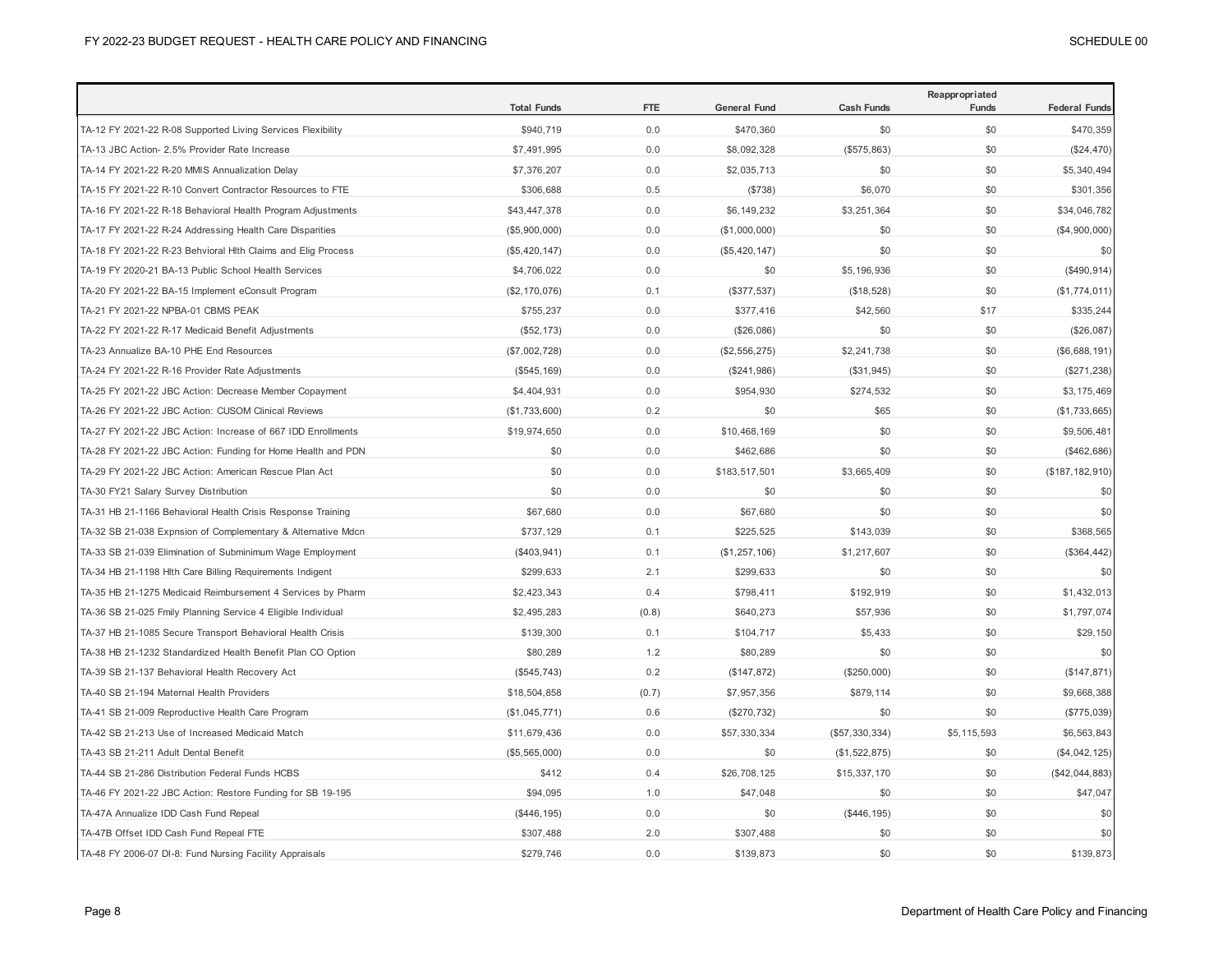| | Total Funds | FTE | General Fund | Cash Funds | Reappropriated Funds | Federal Funds |
|---|---|---|---|---|---|---|
| TA-12 FY 2021-22 R-08 Supported Living Services Flexibility | $940,719 | 0.0 | $470,360 | $0 | $0 | $470,359 |
| TA-13 JBC Action- 2.5% Provider Rate Increase | $7,491,995 | 0.0 | $8,092,328 | ($575,863) | $0 | ($24,470) |
| TA-14 FY 2021-22 R-20 MMIS Annualization Delay | $7,376,207 | 0.0 | $2,035,713 | $0 | $0 | $5,340,494 |
| TA-15 FY 2021-22 R-10 Convert Contractor Resources to FTE | $306,688 | 0.5 | ($738) | $6,070 | $0 | $301,356 |
| TA-16 FY 2021-22 R-18 Behavioral Health Program Adjustments | $43,447,378 | 0.0 | $6,149,232 | $3,251,364 | $0 | $34,046,782 |
| TA-17 FY 2021-22 R-24 Addressing Health Care Disparities | ($5,900,000) | 0.0 | ($1,000,000) | $0 | $0 | ($4,900,000) |
| TA-18 FY 2021-22 R-23 Behvioral Hlth Claims and Elig Process | ($5,420,147) | 0.0 | ($5,420,147) | $0 | $0 | $0 |
| TA-19 FY 2020-21 BA-13 Public School Health Services | $4,706,022 | 0.0 | $0 | $5,196,936 | $0 | ($490,914) |
| TA-20 FY 2021-22 BA-15 Implement eConsult Program | ($2,170,076) | 0.1 | ($377,537) | ($18,528) | $0 | ($1,774,011) |
| TA-21 FY 2021-22 NPBA-01 CBMS PEAK | $755,237 | 0.0 | $377,416 | $42,560 | $17 | $335,244 |
| TA-22 FY 2021-22 R-17 Medicaid Benefit Adjustments | ($52,173) | 0.0 | ($26,086) | $0 | $0 | ($26,087) |
| TA-23 Annualize BA-10 PHE End Resources | ($7,002,728) | 0.0 | ($2,556,275) | $2,241,738 | $0 | ($6,688,191) |
| TA-24 FY 2021-22 R-16 Provider Rate Adjustments | ($545,169) | 0.0 | ($241,986) | ($31,945) | $0 | ($271,238) |
| TA-25 FY 2021-22 JBC Action: Decrease Member Copayment | $4,404,931 | 0.0 | $954,930 | $274,532 | $0 | $3,175,469 |
| TA-26 FY 2021-22 JBC Action: CUSOM Clinical Reviews | ($1,733,600) | 0.2 | $0 | $65 | $0 | ($1,733,665) |
| TA-27 FY 2021-22 JBC Action: Increase of 667 IDD Enrollments | $19,974,650 | 0.0 | $10,468,169 | $0 | $0 | $9,506,481 |
| TA-28 FY 2021-22 JBC Action: Funding for Home Health and PDN | $0 | 0.0 | $462,686 | $0 | $0 | ($462,686) |
| TA-29 FY 2021-22 JBC Action: American Rescue Plan Act | $0 | 0.0 | $183,517,501 | $3,665,409 | $0 | ($187,182,910) |
| TA-30 FY21 Salary Survey Distribution | $0 | 0.0 | $0 | $0 | $0 | $0 |
| TA-31 HB 21-1166 Behavioral Health Crisis Response Training | $67,680 | 0.0 | $67,680 | $0 | $0 | $0 |
| TA-32 SB 21-038 Expnsion of Complementary & Alternative Mdcn | $737,129 | 0.1 | $225,525 | $143,039 | $0 | $368,565 |
| TA-33 SB 21-039 Elimination of Subminimum Wage Employment | ($403,941) | 0.1 | ($1,257,106) | $1,217,607 | $0 | ($364,442) |
| TA-34 HB 21-1198 Hlth Care Billing Requirements Indigent | $299,633 | 2.1 | $299,633 | $0 | $0 | $0 |
| TA-35 HB 21-1275 Medicaid Reimbursement 4 Services by Pharm | $2,423,343 | 0.4 | $798,411 | $192,919 | $0 | $1,432,013 |
| TA-36 SB 21-025 Fmily Planning Service 4 Eligible Individual | $2,495,283 | (0.8) | $640,273 | $57,936 | $0 | $1,797,074 |
| TA-37 HB 21-1085 Secure Transport Behavioral Health Crisis | $139,300 | 0.1 | $104,717 | $5,433 | $0 | $29,150 |
| TA-38 HB 21-1232 Standardized Health Benefit Plan CO Option | $80,289 | 1.2 | $80,289 | $0 | $0 | $0 |
| TA-39 SB 21-137 Behavioral Health Recovery Act | ($545,743) | 0.2 | ($147,872) | ($250,000) | $0 | ($147,871) |
| TA-40 SB 21-194 Maternal Health Providers | $18,504,858 | (0.7) | $7,957,356 | $879,114 | $0 | $9,668,388 |
| TA-41 SB 21-009 Reproductive Health Care Program | ($1,045,771) | 0.6 | ($270,732) | $0 | $0 | ($775,039) |
| TA-42 SB 21-213 Use of Increased Medicaid Match | $11,679,436 | 0.0 | $57,330,334 | ($57,330,334) | $5,115,593 | $6,563,843 |
| TA-43 SB 21-211 Adult Dental Benefit | ($5,565,000) | 0.0 | $0 | ($1,522,875) | $0 | ($4,042,125) |
| TA-44 SB 21-286 Distribution Federal Funds HCBS | $412 | 0.4 | $26,708,125 | $15,337,170 | $0 | ($42,044,883) |
| TA-46 FY 2021-22 JBC Action: Restore Funding for SB 19-195 | $94,095 | 1.0 | $47,048 | $0 | $0 | $47,047 |
| TA-47A Annualize IDD Cash Fund Repeal | ($446,195) | 0.0 | $0 | ($446,195) | $0 | $0 |
| TA-47B Offset IDD Cash Fund Repeal FTE | $307,488 | 2.0 | $307,488 | $0 | $0 | $0 |
| TA-48 FY 2006-07 DI-8: Fund Nursing Facility Appraisals | $279,746 | 0.0 | $139,873 | $0 | $0 | $139,873 |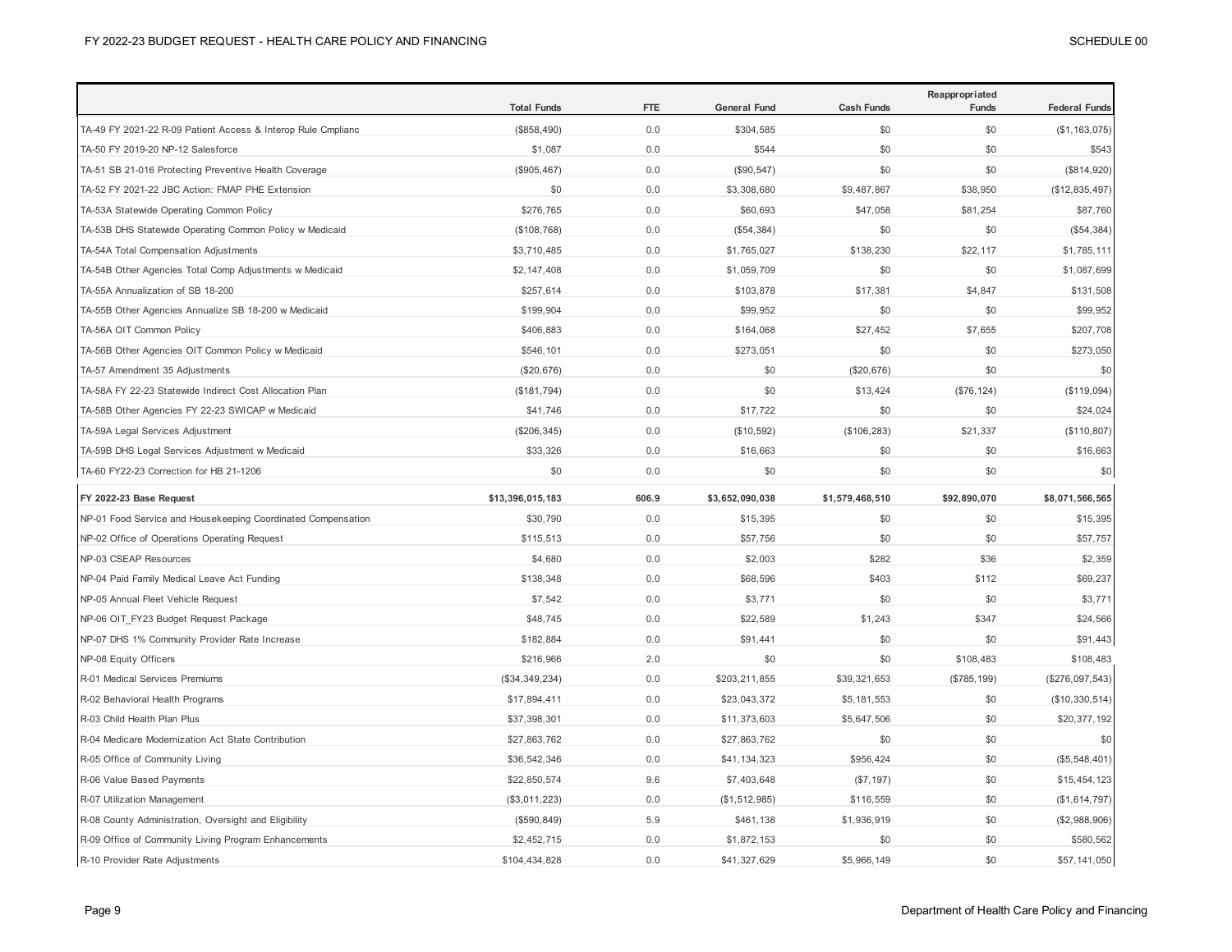| | Total Funds | FTE | General Fund | Cash Funds | Reappropriated Funds | Federal Funds |
|---|---|---|---|---|---|---|
| TA-49 FY 2021-22 R-09 Patient Access & Interop Rule Cmplianc | ($858,490) | 0.0 | $304,585 | $0 | $0 | ($1,163,075) |
| TA-50 FY 2019-20 NP-12 Salesforce | $1,087 | 0.0 | $544 | $0 | $0 | $543 |
| TA-51 SB 21-016 Protecting Preventive Health Coverage | ($905,467) | 0.0 | ($90,547) | $0 | $0 | ($814,920) |
| TA-52 FY 2021-22 JBC Action: FMAP PHE Extension | $0 | 0.0 | $3,308,680 | $9,487,867 | $38,950 | ($12,835,497) |
| TA-53A Statewide Operating Common Policy | $276,765 | 0.0 | $60,693 | $47,058 | $81,254 | $87,760 |
| TA-53B DHS Statewide Operating Common Policy w Medicaid | ($108,768) | 0.0 | ($54,384) | $0 | $0 | ($54,384) |
| TA-54A Total Compensation Adjustments | $3,710,485 | 0.0 | $1,765,027 | $138,230 | $22,117 | $1,785,111 |
| TA-54B Other Agencies Total Comp Adjustments w Medicaid | $2,147,408 | 0.0 | $1,059,709 | $0 | $0 | $1,087,699 |
| TA-55A Annualization of SB 18-200 | $257,614 | 0.0 | $103,878 | $17,381 | $4,847 | $131,508 |
| TA-55B Other Agencies Annualize SB 18-200 w Medicaid | $199,904 | 0.0 | $99,952 | $0 | $0 | $99,952 |
| TA-56A OIT Common Policy | $406,883 | 0.0 | $164,068 | $27,452 | $7,655 | $207,708 |
| TA-56B Other Agencies OIT Common Policy w Medicaid | $546,101 | 0.0 | $273,051 | $0 | $0 | $273,050 |
| TA-57 Amendment 35 Adjustments | ($20,676) | 0.0 | $0 | ($20,676) | $0 | $0 |
| TA-58A FY 22-23 Statewide Indirect Cost Allocation Plan | ($181,794) | 0.0 | $0 | $13,424 | ($76,124) | ($119,094) |
| TA-58B Other Agencies FY 22-23 SWICAP w Medicaid | $41,746 | 0.0 | $17,722 | $0 | $0 | $24,024 |
| TA-59A Legal Services Adjustment | ($206,345) | 0.0 | ($10,592) | ($106,283) | $21,337 | ($110,807) |
| TA-59B DHS Legal Services Adjustment w Medicaid | $33,326 | 0.0 | $16,663 | $0 | $0 | $16,663 |
| TA-60 FY22-23 Correction for HB 21-1206 | $0 | 0.0 | $0 | $0 | $0 | $0 |
| **FY 2022-23 Base Request** | **$13,396,015,183** | **606.9** | **$3,652,090,038** | **$1,579,468,510** | **$92,890,070** | **$8,071,566,565** |
| NP-01 Food Service and Housekeeping Coordinated Compensation | $30,790 | 0.0 | $15,395 | $0 | $0 | $15,395 |
| NP-02 Office of Operations Operating Request | $115,513 | 0.0 | $57,756 | $0 | $0 | $57,757 |
| NP-03 CSEAP Resources | $4,680 | 0.0 | $2,003 | $282 | $36 | $2,359 |
| NP-04 Paid Family Medical Leave Act Funding | $138,348 | 0.0 | $68,596 | $403 | $112 | $69,237 |
| NP-05 Annual Fleet Vehicle Request | $7,542 | 0.0 | $3,771 | $0 | $0 | $3,771 |
| NP-06 OIT_FY23 Budget Request Package | $48,745 | 0.0 | $22,589 | $1,243 | $347 | $24,566 |
| NP-07 DHS 1% Community Provider Rate Increase | $182,884 | 0.0 | $91,441 | $0 | $0 | $91,443 |
| NP-08 Equity Officers | $216,966 | 2.0 | $0 | $0 | $108,483 | $108,483 |
| R-01 Medical Services Premiums | ($34,349,234) | 0.0 | $203,211,855 | $39,321,653 | ($785,199) | ($276,097,543) |
| R-02 Behavioral Health Programs | $17,894,411 | 0.0 | $23,043,372 | $5,181,553 | $0 | ($10,330,514) |
| R-03 Child Health Plan Plus | $37,398,301 | 0.0 | $11,373,603 | $5,647,506 | $0 | $20,377,192 |
| R-04 Medicare Modernization Act State Contribution | $27,863,762 | 0.0 | $27,863,762 | $0 | $0 | $0 |
| R-05 Office of Community Living | $36,542,346 | 0.0 | $41,134,323 | $956,424 | $0 | ($5,548,401) |
| R-06 Value Based Payments | $22,850,574 | 9.6 | $7,403,648 | ($7,197) | $0 | $15,454,123 |
| R-07 Utilization Management | ($3,011,223) | 0.0 | ($1,512,985) | $116,559 | $0 | ($1,614,797) |
| R-08 County Administration, Oversight and Eligibility | ($590,849) | 5.9 | $461,138 | $1,936,919 | $0 | ($2,988,906) |
| R-09 Office of Community Living Program Enhancements | $2,452,715 | 0.0 | $1,872,153 | $0 | $0 | $580,562 |
| R-10 Provider Rate Adjustments | $104,434,828 | 0.0 | $41,327,629 | $5,966,149 | $0 | $57,141,050 |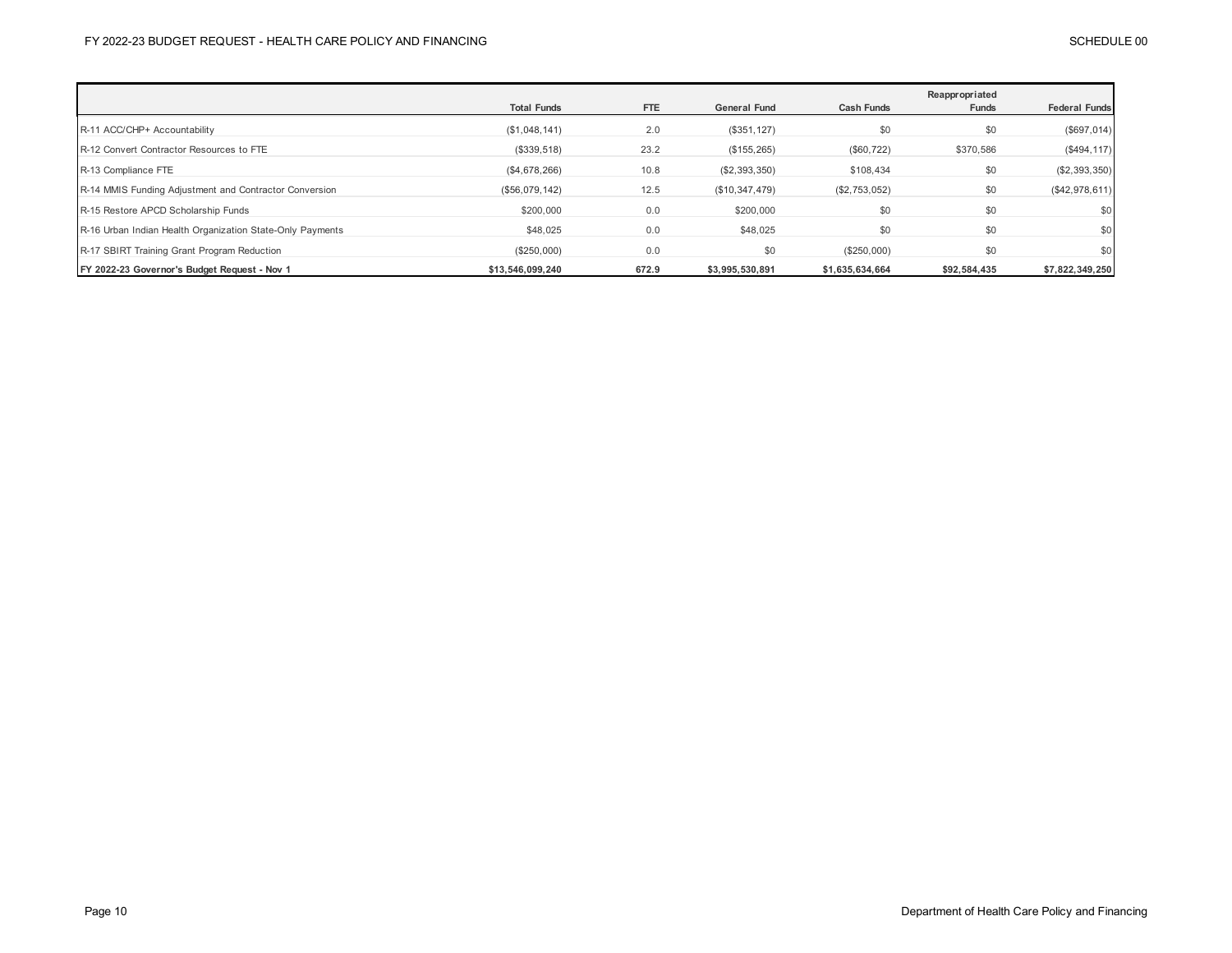| | Total Funds | FTE | General Fund | Cash Funds | Reappropriated Funds | Federal Funds |
|---|---|---|---|---|---|---|
| R-11 ACC/CHP+ Accountability | ($1,048,141) | 2.0 | ($351,127) | $0 | $0 | ($697,014) |
| R-12 Convert Contractor Resources to FTE | ($339,518) | 23.2 | ($155,265) | ($60,722) | $370,586 | ($494,117) |
| R-13 Compliance FTE | ($4,678,266) | 10.8 | ($2,393,350) | $108,434 | $0 | ($2,393,350) |
| R-14 MMIS Funding Adjustment and Contractor Conversion | ($56,079,142) | 12.5 | ($10,347,479) | ($2,753,052) | $0 | ($42,978,611) |
| R-15 Restore APCD Scholarship Funds | $200,000 | 0.0 | $200,000 | $0 | $0 | $0 |
| R-16 Urban Indian Health Organization State-Only Payments | $48,025 | 0.0 | $48,025 | $0 | $0 | $0 |
| R-17 SBIRT Training Grant Program Reduction | ($250,000) | 0.0 | $0 | ($250,000) | $0 | $0 |
| **FY 2022-23 Governor's Budget Request - Nov 1** | **$13,546,099,240** | **672.9** | **$3,995,530,891** | **$1,635,634,664** | **$92,584,435** | **$7,822,349,250** |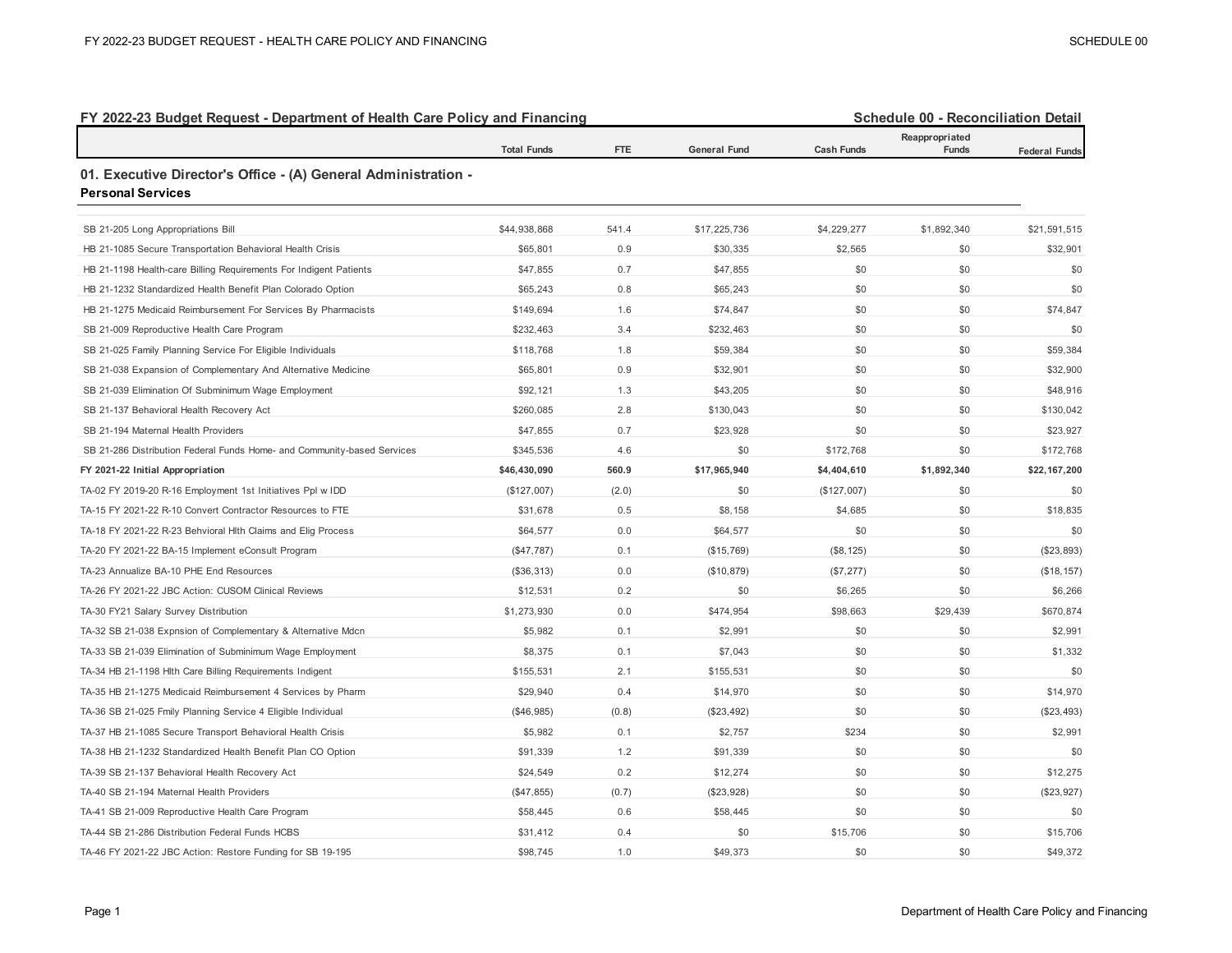## FY 2022-23 Budget Request - Department of Health Care Policy and Financing

**Schedule 00 - Reconciliation Detail**

| | Total Funds | FTE | General Fund | Cash Funds | Reappropriated Funds | Federal Funds |
|---|---|---|---|---|---|---|
| **01. Executive Director's Office - (A) General Administration - Personal Services** | | | | | | |
| SB 21-205 Long Appropriations Bill | $44,938,868 | 541.4 | $17,225,736 | $4,229,277 | $1,892,340 | $21,591,515 |
| HB 21-1085 Secure Transportation Behavioral Health Crisis | $65,801 | 0.9 | $30,335 | $2,565 | $0 | $32,901 |
| HB 21-1198 Health-care Billing Requirements For Indigent Patients | $47,855 | 0.7 | $47,855 | $0 | $0 | $0 |
| HB 21-1232 Standardized Health Benefit Plan Colorado Option | $65,243 | 0.8 | $65,243 | $0 | $0 | $0 |
| HB 21-1275 Medicaid Reimbursement For Services By Pharmacists | $149,694 | 1.6 | $74,847 | $0 | $0 | $74,847 |
| SB 21-009 Reproductive Health Care Program | $232,463 | 3.4 | $232,463 | $0 | $0 | $0 |
| SB 21-025 Family Planning Service For Eligible Individuals | $118,768 | 1.8 | $59,384 | $0 | $0 | $59,384 |
| SB 21-038 Expansion of Complementary And Alternative Medicine | $65,801 | 0.9 | $32,901 | $0 | $0 | $32,900 |
| SB 21-039 Elimination Of Subminimum Wage Employment | $92,121 | 1.3 | $43,205 | $0 | $0 | $48,916 |
| SB 21-137 Behavioral Health Recovery Act | $260,085 | 2.8 | $130,043 | $0 | $0 | $130,042 |
| SB 21-194 Maternal Health Providers | $47,855 | 0.7 | $23,928 | $0 | $0 | $23,927 |
| SB 21-286 Distribution Federal Funds Home- and Community-based Services | $345,536 | 4.6 | $0 | $172,768 | $0 | $172,768 |
| **FY 2021-22 Initial Appropriation** | **$46,430,090** | **560.9** | **$17,965,940** | **$4,404,610** | **$1,892,340** | **$22,167,200** |
| TA-02 FY 2019-20 R-16 Employment 1st Initiatives Ppl w IDD | ($127,007) | (2.0) | $0 | ($127,007) | $0 | $0 |
| TA-15 FY 2021-22 R-10 Convert Contractor Resources to FTE | $31,678 | 0.5 | $8,158 | $4,685 | $0 | $18,835 |
| TA-18 FY 2021-22 R-23 Behvioral Hlth Claims and Elig Process | $64,577 | 0.0 | $64,577 | $0 | $0 | $0 |
| TA-20 FY 2021-22 BA-15 Implement eConsult Program | ($47,787) | 0.1 | ($15,769) | ($8,125) | $0 | ($23,893) |
| TA-23 Annualize BA-10 PHE End Resources | ($36,313) | 0.0 | ($10,879) | ($7,277) | $0 | ($18,157) |
| TA-26 FY 2021-22 JBC Action: CUSOM Clinical Reviews | $12,531 | 0.2 | $0 | $6,265 | $0 | $6,266 |
| TA-30 FY21 Salary Survey Distribution | $1,273,930 | 0.0 | $474,954 | $98,663 | $29,439 | $670,874 |
| TA-32 SB 21-038 Expnsion of Complementary & Alternative Mdcn | $5,982 | 0.1 | $2,991 | $0 | $0 | $2,991 |
| TA-33 SB 21-039 Elimination of Subminimum Wage Employment | $8,375 | 0.1 | $7,043 | $0 | $0 | $1,332 |
| TA-34 HB 21-1198 Hlth Care Billing Requirements Indigent | $155,531 | 2.1 | $155,531 | $0 | $0 | $0 |
| TA-35 HB 21-1275 Medicaid Reimbursement 4 Services by Pharm | $29,940 | 0.4 | $14,970 | $0 | $0 | $14,970 |
| TA-36 SB 21-025 Fmily Planning Service 4 Eligible Individual | ($46,985) | (0.8) | ($23,492) | $0 | $0 | ($23,493) |
| TA-37 HB 21-1085 Secure Transport Behavioral Health Crisis | $5,982 | 0.1 | $2,757 | $234 | $0 | $2,991 |
| TA-38 HB 21-1232 Standardized Health Benefit Plan CO Option | $91,339 | 1.2 | $91,339 | $0 | $0 | $0 |
| TA-39 SB 21-137 Behavioral Health Recovery Act | $24,549 | 0.2 | $12,274 | $0 | $0 | $12,275 |
| TA-40 SB 21-194 Maternal Health Providers | ($47,855) | (0.7) | ($23,928) | $0 | $0 | ($23,927) |
| TA-41 SB 21-009 Reproductive Health Care Program | $58,445 | 0.6 | $58,445 | $0 | $0 | $0 |
| TA-44 SB 21-286 Distribution Federal Funds HCBS | $31,412 | 0.4 | $0 | $15,706 | $0 | $15,706 |
| TA-46 FY 2021-22 JBC Action: Restore Funding for SB 19-195 | $98,745 | 1.0 | $49,373 | $0 | $0 | $49,372 |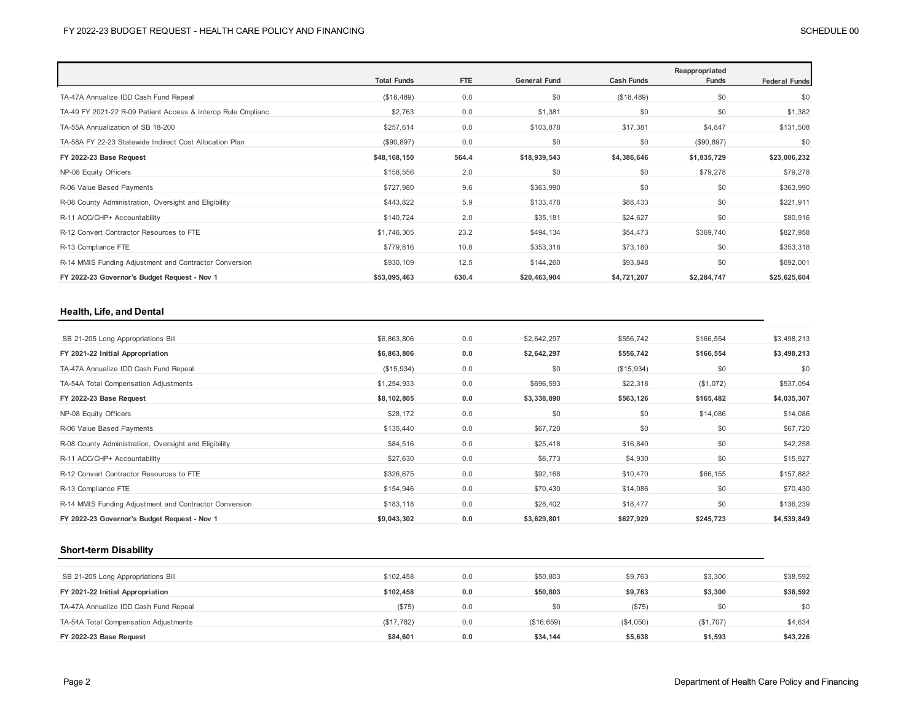| | Total Funds | FTE | General Fund | Cash Funds | Reappropriated Funds | Federal Funds |
|---|---|---|---|---|---|---|
| TA-47A Annualize IDD Cash Fund Repeal | ($18,489) | 0.0 | $0 | ($18,489) | $0 | $0 |
| TA-49 FY 2021-22 R-09 Patient Access & Interop Rule Cmplianc | $2,763 | 0.0 | $1,381 | $0 | $0 | $1,382 |
| TA-55A Annualization of SB 18-200 | $257,614 | 0.0 | $103,878 | $17,381 | $4,847 | $131,508 |
| TA-58A FY 22-23 Statewide Indirect Cost Allocation Plan | ($90,897) | 0.0 | $0 | $0 | ($90,897) | $0 |
| **FY 2022-23 Base Request** | **$48,168,150** | **564.4** | **$18,939,543** | **$4,386,646** | **$1,835,729** | **$23,006,232** |
| NP-08 Equity Officers | $158,556 | 2.0 | $0 | $0 | $79,278 | $79,278 |
| R-06 Value Based Payments | $727,980 | 9.6 | $363,990 | $0 | $0 | $363,990 |
| R-08 County Administration, Oversight and Eligibility | $443,822 | 5.9 | $133,478 | $88,433 | $0 | $221,911 |
| R-11 ACC/CHP+ Accountability | $140,724 | 2.0 | $35,181 | $24,627 | $0 | $80,916 |
| R-12 Convert Contractor Resources to FTE | $1,746,305 | 23.2 | $494,134 | $54,473 | $369,740 | $827,958 |
| R-13 Compliance FTE | $779,816 | 10.8 | $353,318 | $73,180 | $0 | $353,318 |
| R-14 MMIS Funding Adjustment and Contractor Conversion | $930,109 | 12.5 | $144,260 | $93,848 | $0 | $692,001 |
| **FY 2022-23 Governor's Budget Request - Nov 1** | **$53,095,463** | **630.4** | **$20,463,904** | **$4,721,207** | **$2,284,747** | **$25,625,604** |

### Health, Life, and Dental

| | Total Funds | FTE | General Fund | Cash Funds | Reappropriated Funds | Federal Funds |
|---|---|---|---|---|---|---|
| SB 21-205 Long Appropriations Bill | $6,863,806 | 0.0 | $2,642,297 | $556,742 | $166,554 | $3,498,213 |
| **FY 2021-22 Initial Appropriation** | **$6,863,806** | **0.0** | **$2,642,297** | **$556,742** | **$166,554** | **$3,498,213** |
| TA-47A Annualize IDD Cash Fund Repeal | ($15,934) | 0.0 | $0 | ($15,934) | $0 | $0 |
| TA-54A Total Compensation Adjustments | $1,254,933 | 0.0 | $696,593 | $22,318 | ($1,072) | $537,094 |
| **FY 2022-23 Base Request** | **$8,102,805** | **0.0** | **$3,338,890** | **$563,126** | **$165,482** | **$4,035,307** |
| NP-08 Equity Officers | $28,172 | 0.0 | $0 | $0 | $14,086 | $14,086 |
| R-06 Value Based Payments | $135,440 | 0.0 | $67,720 | $0 | $0 | $67,720 |
| R-08 County Administration, Oversight and Eligibility | $84,516 | 0.0 | $25,418 | $16,840 | $0 | $42,258 |
| R-11 ACC/CHP+ Accountability | $27,630 | 0.0 | $6,773 | $4,930 | $0 | $15,927 |
| R-12 Convert Contractor Resources to FTE | $326,675 | 0.0 | $92,168 | $10,470 | $66,155 | $157,882 |
| R-13 Compliance FTE | $154,946 | 0.0 | $70,430 | $14,086 | $0 | $70,430 |
| R-14 MMIS Funding Adjustment and Contractor Conversion | $183,118 | 0.0 | $28,402 | $18,477 | $0 | $136,239 |
| **FY 2022-23 Governor's Budget Request - Nov 1** | **$9,043,302** | **0.0** | **$3,629,801** | **$627,929** | **$245,723** | **$4,539,849** |

### Short-term Disability

| | Total Funds | FTE | General Fund | Cash Funds | Reappropriated Funds | Federal Funds |
|---|---|---|---|---|---|---|
| SB 21-205 Long Appropriations Bill | $102,458 | 0.0 | $50,803 | $9,763 | $3,300 | $38,592 |
| **FY 2021-22 Initial Appropriation** | **$102,458** | **0.0** | **$50,803** | **$9,763** | **$3,300** | **$38,592** |
| TA-47A Annualize IDD Cash Fund Repeal | ($75) | 0.0 | $0 | ($75) | $0 | $0 |
| TA-54A Total Compensation Adjustments | ($17,782) | 0.0 | ($16,659) | ($4,050) | ($1,707) | $4,634 |
| **FY 2022-23 Base Request** | **$84,601** | **0.0** | **$34,144** | **$5,638** | **$1,593** | **$43,226** |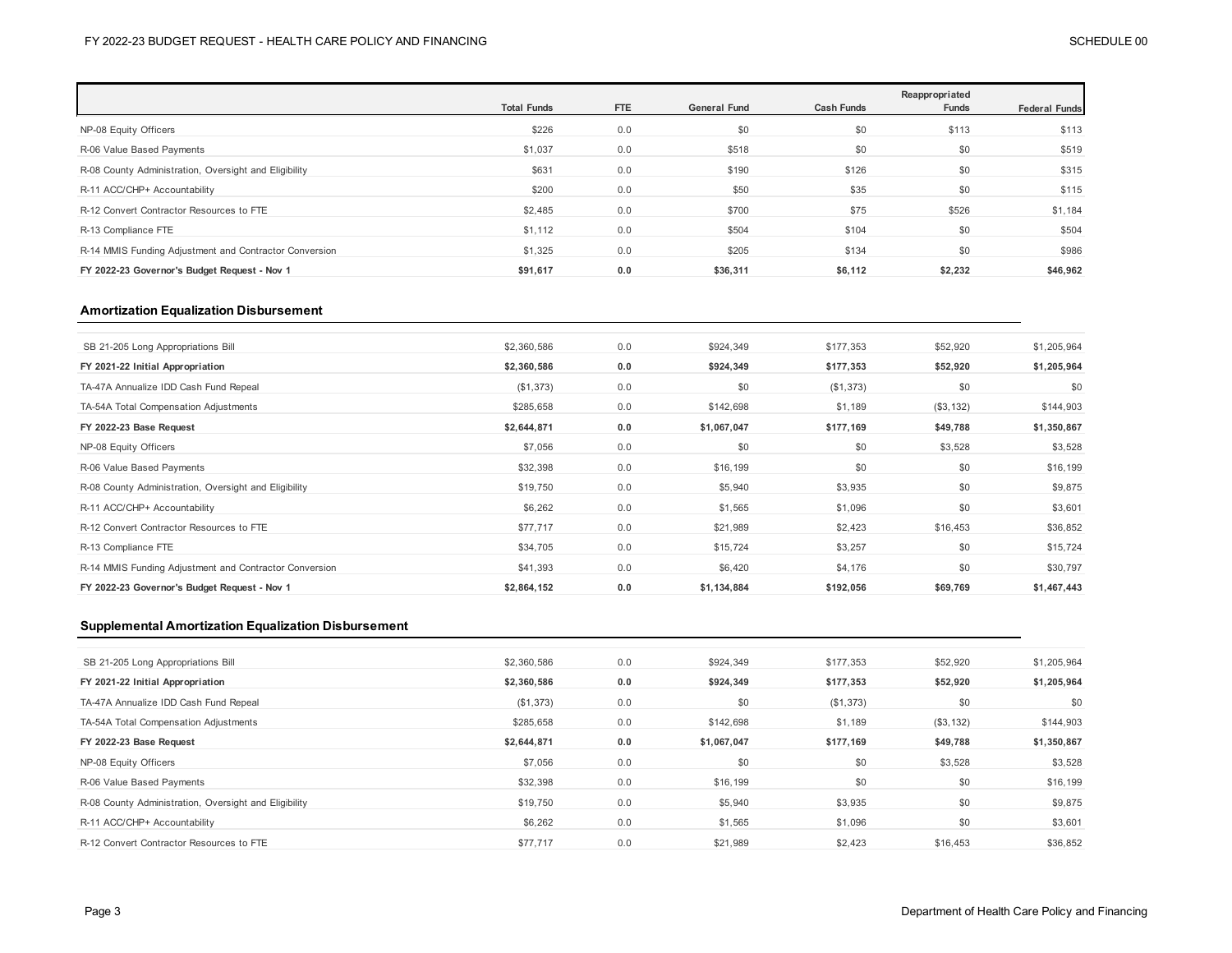| | Total Funds | FTE | General Fund | Cash Funds | Reappropriated Funds | Federal Funds |
|---|---|---|---|---|---|---|
| NP-08 Equity Officers | $226 | 0.0 | $0 | $0 | $113 | $113 |
| R-06 Value Based Payments | $1,037 | 0.0 | $518 | $0 | $0 | $519 |
| R-08 County Administration, Oversight and Eligibility | $631 | 0.0 | $190 | $126 | $0 | $315 |
| R-11 ACC/CHP+ Accountability | $200 | 0.0 | $50 | $35 | $0 | $115 |
| R-12 Convert Contractor Resources to FTE | $2,485 | 0.0 | $700 | $75 | $526 | $1,184 |
| R-13 Compliance FTE | $1,112 | 0.0 | $504 | $104 | $0 | $504 |
| R-14 MMIS Funding Adjustment and Contractor Conversion | $1,325 | 0.0 | $205 | $134 | $0 | $986 |
| **FY 2022-23 Governor's Budget Request - Nov 1** | **$91,617** | **0.0** | **$36,311** | **$6,112** | **$2,232** | **$46,962** |

### Amortization Equalization Disbursement

| | Total Funds | FTE | General Fund | Cash Funds | Reappropriated Funds | Federal Funds |
|---|---|---|---|---|---|---|
| SB 21-205 Long Appropriations Bill | $2,360,586 | 0.0 | $924,349 | $177,353 | $52,920 | $1,205,964 |
| **FY 2021-22 Initial Appropriation** | **$2,360,586** | **0.0** | **$924,349** | **$177,353** | **$52,920** | **$1,205,964** |
| TA-47A Annualize IDD Cash Fund Repeal | ($1,373) | 0.0 | $0 | ($1,373) | $0 | $0 |
| TA-54A Total Compensation Adjustments | $285,658 | 0.0 | $142,698 | $1,189 | ($3,132) | $144,903 |
| **FY 2022-23 Base Request** | **$2,644,871** | **0.0** | **$1,067,047** | **$177,169** | **$49,788** | **$1,350,867** |
| NP-08 Equity Officers | $7,056 | 0.0 | $0 | $0 | $3,528 | $3,528 |
| R-06 Value Based Payments | $32,398 | 0.0 | $16,199 | $0 | $0 | $16,199 |
| R-08 County Administration, Oversight and Eligibility | $19,750 | 0.0 | $5,940 | $3,935 | $0 | $9,875 |
| R-11 ACC/CHP+ Accountability | $6,262 | 0.0 | $1,565 | $1,096 | $0 | $3,601 |
| R-12 Convert Contractor Resources to FTE | $77,717 | 0.0 | $21,989 | $2,423 | $16,453 | $36,852 |
| R-13 Compliance FTE | $34,705 | 0.0 | $15,724 | $3,257 | $0 | $15,724 |
| R-14 MMIS Funding Adjustment and Contractor Conversion | $41,393 | 0.0 | $6,420 | $4,176 | $0 | $30,797 |
| **FY 2022-23 Governor's Budget Request - Nov 1** | **$2,864,152** | **0.0** | **$1,134,884** | **$192,056** | **$69,769** | **$1,467,443** |

### Supplemental Amortization Equalization Disbursement

| | Total Funds | FTE | General Fund | Cash Funds | Reappropriated Funds | Federal Funds |
|---|---|---|---|---|---|---|
| SB 21-205 Long Appropriations Bill | $2,360,586 | 0.0 | $924,349 | $177,353 | $52,920 | $1,205,964 |
| **FY 2021-22 Initial Appropriation** | **$2,360,586** | **0.0** | **$924,349** | **$177,353** | **$52,920** | **$1,205,964** |
| TA-47A Annualize IDD Cash Fund Repeal | ($1,373) | 0.0 | $0 | ($1,373) | $0 | $0 |
| TA-54A Total Compensation Adjustments | $285,658 | 0.0 | $142,698 | $1,189 | ($3,132) | $144,903 |
| **FY 2022-23 Base Request** | **$2,644,871** | **0.0** | **$1,067,047** | **$177,169** | **$49,788** | **$1,350,867** |
| NP-08 Equity Officers | $7,056 | 0.0 | $0 | $0 | $3,528 | $3,528 |
| R-06 Value Based Payments | $32,398 | 0.0 | $16,199 | $0 | $0 | $16,199 |
| R-08 County Administration, Oversight and Eligibility | $19,750 | 0.0 | $5,940 | $3,935 | $0 | $9,875 |
| R-11 ACC/CHP+ Accountability | $6,262 | 0.0 | $1,565 | $1,096 | $0 | $3,601 |
| R-12 Convert Contractor Resources to FTE | $77,717 | 0.0 | $21,989 | $2,423 | $16,453 | $36,852 |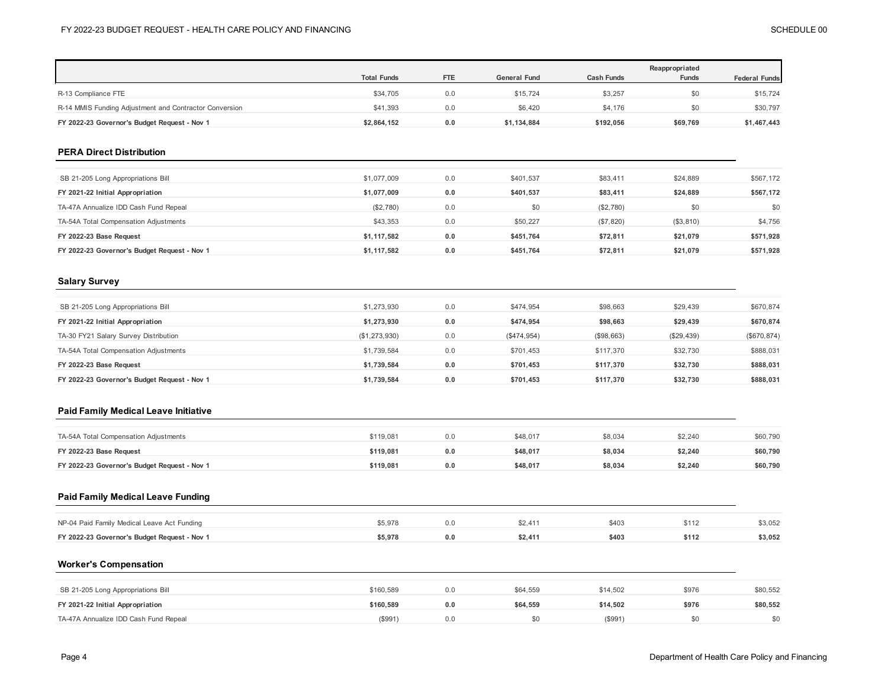| | Total Funds | FTE | General Fund | Cash Funds | Reappropriated Funds | Federal Funds |
|---|---|---|---|---|---|---|
| R-13 Compliance FTE | $34,705 | 0.0 | $15,724 | $3,257 | $0 | $15,724 |
| R-14 MMIS Funding Adjustment and Contractor Conversion | $41,393 | 0.0 | $6,420 | $4,176 | $0 | $30,797 |
| **FY 2022-23 Governor's Budget Request - Nov 1** | **$2,864,152** | **0.0** | **$1,134,884** | **$192,056** | **$69,769** | **$1,467,443** |

## PERA Direct Distribution

| | Total Funds | FTE | General Fund | Cash Funds | Reappropriated Funds | Federal Funds |
|---|---|---|---|---|---|---|
| SB 21-205 Long Appropriations Bill | $1,077,009 | 0.0 | $401,537 | $83,411 | $24,889 | $567,172 |
| **FY 2021-22 Initial Appropriation** | **$1,077,009** | **0.0** | **$401,537** | **$83,411** | **$24,889** | **$567,172** |
| TA-47A Annualize IDD Cash Fund Repeal | ($2,780) | 0.0 | $0 | ($2,780) | $0 | $0 |
| TA-54A Total Compensation Adjustments | $43,353 | 0.0 | $50,227 | ($7,820) | ($3,810) | $4,756 |
| **FY 2022-23 Base Request** | **$1,117,582** | **0.0** | **$451,764** | **$72,811** | **$21,079** | **$571,928** |
| **FY 2022-23 Governor's Budget Request - Nov 1** | **$1,117,582** | **0.0** | **$451,764** | **$72,811** | **$21,079** | **$571,928** |

## Salary Survey

| | Total Funds | FTE | General Fund | Cash Funds | Reappropriated Funds | Federal Funds |
|---|---|---|---|---|---|---|
| SB 21-205 Long Appropriations Bill | $1,273,930 | 0.0 | $474,954 | $98,663 | $29,439 | $670,874 |
| **FY 2021-22 Initial Appropriation** | **$1,273,930** | **0.0** | **$474,954** | **$98,663** | **$29,439** | **$670,874** |
| TA-30 FY21 Salary Survey Distribution | ($1,273,930) | 0.0 | ($474,954) | ($98,663) | ($29,439) | ($670,874) |
| TA-54A Total Compensation Adjustments | $1,739,584 | 0.0 | $701,453 | $117,370 | $32,730 | $888,031 |
| **FY 2022-23 Base Request** | **$1,739,584** | **0.0** | **$701,453** | **$117,370** | **$32,730** | **$888,031** |
| **FY 2022-23 Governor's Budget Request - Nov 1** | **$1,739,584** | **0.0** | **$701,453** | **$117,370** | **$32,730** | **$888,031** |

## Paid Family Medical Leave Initiative

| | Total Funds | FTE | General Fund | Cash Funds | Reappropriated Funds | Federal Funds |
|---|---|---|---|---|---|---|
| TA-54A Total Compensation Adjustments | $119,081 | 0.0 | $48,017 | $8,034 | $2,240 | $60,790 |
| **FY 2022-23 Base Request** | **$119,081** | **0.0** | **$48,017** | **$8,034** | **$2,240** | **$60,790** |
| **FY 2022-23 Governor's Budget Request - Nov 1** | **$119,081** | **0.0** | **$48,017** | **$8,034** | **$2,240** | **$60,790** |

## Paid Family Medical Leave Funding

| | Total Funds | FTE | General Fund | Cash Funds | Reappropriated Funds | Federal Funds |
|---|---|---|---|---|---|---|
| NP-04 Paid Family Medical Leave Act Funding | $5,978 | 0.0 | $2,411 | $403 | $112 | $3,052 |
| **FY 2022-23 Governor's Budget Request - Nov 1** | **$5,978** | **0.0** | **$2,411** | **$403** | **$112** | **$3,052** |

## Worker's Compensation

| | Total Funds | FTE | General Fund | Cash Funds | Reappropriated Funds | Federal Funds |
|---|---|---|---|---|---|---|
| SB 21-205 Long Appropriations Bill | $160,589 | 0.0 | $64,559 | $14,502 | $976 | $80,552 |
| **FY 2021-22 Initial Appropriation** | **$160,589** | **0.0** | **$64,559** | **$14,502** | **$976** | **$80,552** |
| TA-47A Annualize IDD Cash Fund Repeal | ($991) | 0.0 | $0 | ($991) | $0 | $0 |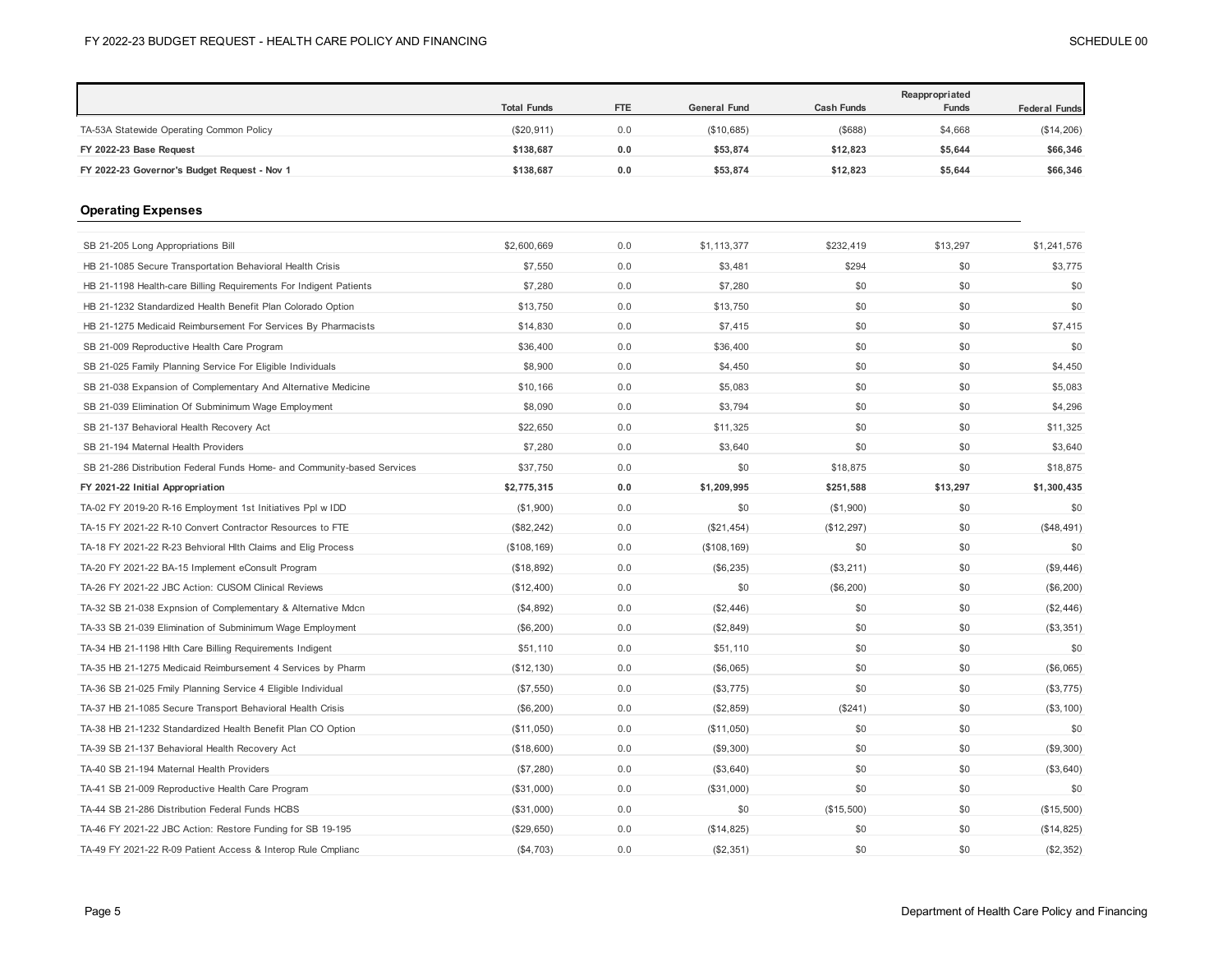| | Total Funds | FTE | General Fund | Cash Funds | Reappropriated Funds | Federal Funds |
|---|---|---|---|---|---|---|
| TA-53A Statewide Operating Common Policy | ($20,911) | 0.0 | ($10,685) | ($688) | $4,668 | ($14,206) |
| **FY 2022-23 Base Request** | **$138,687** | **0.0** | **$53,874** | **$12,823** | **$5,644** | **$66,346** |
| **FY 2022-23 Governor's Budget Request - Nov 1** | **$138,687** | **0.0** | **$53,874** | **$12,823** | **$5,644** | **$66,346** |

### Operating Expenses

| | Total Funds | FTE | General Fund | Cash Funds | Reappropriated Funds | Federal Funds |
|---|---|---|---|---|---|---|
| SB 21-205 Long Appropriations Bill | $2,600,669 | 0.0 | $1,113,377 | $232,419 | $13,297 | $1,241,576 |
| HB 21-1085 Secure Transportation Behavioral Health Crisis | $7,550 | 0.0 | $3,481 | $294 | $0 | $3,775 |
| HB 21-1198 Health-care Billing Requirements For Indigent Patients | $7,280 | 0.0 | $7,280 | $0 | $0 | $0 |
| HB 21-1232 Standardized Health Benefit Plan Colorado Option | $13,750 | 0.0 | $13,750 | $0 | $0 | $0 |
| HB 21-1275 Medicaid Reimbursement For Services By Pharmacists | $14,830 | 0.0 | $7,415 | $0 | $0 | $7,415 |
| SB 21-009 Reproductive Health Care Program | $36,400 | 0.0 | $36,400 | $0 | $0 | $0 |
| SB 21-025 Family Planning Service For Eligible Individuals | $8,900 | 0.0 | $4,450 | $0 | $0 | $4,450 |
| SB 21-038 Expansion of Complementary And Alternative Medicine | $10,166 | 0.0 | $5,083 | $0 | $0 | $5,083 |
| SB 21-039 Elimination Of Subminimum Wage Employment | $8,090 | 0.0 | $3,794 | $0 | $0 | $4,296 |
| SB 21-137 Behavioral Health Recovery Act | $22,650 | 0.0 | $11,325 | $0 | $0 | $11,325 |
| SB 21-194 Maternal Health Providers | $7,280 | 0.0 | $3,640 | $0 | $0 | $3,640 |
| SB 21-286 Distribution Federal Funds Home- and Community-based Services | $37,750 | 0.0 | $0 | $18,875 | $0 | $18,875 |
| **FY 2021-22 Initial Appropriation** | **$2,775,315** | **0.0** | **$1,209,995** | **$251,588** | **$13,297** | **$1,300,435** |
| TA-02 FY 2019-20 R-16 Employment 1st Initiatives Ppl w IDD | ($1,900) | 0.0 | $0 | ($1,900) | $0 | $0 |
| TA-15 FY 2021-22 R-10 Convert Contractor Resources to FTE | ($82,242) | 0.0 | ($21,454) | ($12,297) | $0 | ($48,491) |
| TA-18 FY 2021-22 R-23 Behvioral Hlth Claims and Elig Process | ($108,169) | 0.0 | ($108,169) | $0 | $0 | $0 |
| TA-20 FY 2021-22 BA-15 Implement eConsult Program | ($18,892) | 0.0 | ($6,235) | ($3,211) | $0 | ($9,446) |
| TA-26 FY 2021-22 JBC Action: CUSOM Clinical Reviews | ($12,400) | 0.0 | $0 | ($6,200) | $0 | ($6,200) |
| TA-32 SB 21-038 Expnsion of Complementary & Alternative Mdcn | ($4,892) | 0.0 | ($2,446) | $0 | $0 | ($2,446) |
| TA-33 SB 21-039 Elimination of Subminimum Wage Employment | ($6,200) | 0.0 | ($2,849) | $0 | $0 | ($3,351) |
| TA-34 HB 21-1198 Hlth Care Billing Requirements Indigent | $51,110 | 0.0 | $51,110 | $0 | $0 | $0 |
| TA-35 HB 21-1275 Medicaid Reimbursement 4 Services by Pharm | ($12,130) | 0.0 | ($6,065) | $0 | $0 | ($6,065) |
| TA-36 SB 21-025 Fmily Planning Service 4 Eligible Individual | ($7,550) | 0.0 | ($3,775) | $0 | $0 | ($3,775) |
| TA-37 HB 21-1085 Secure Transport Behavioral Health Crisis | ($6,200) | 0.0 | ($2,859) | ($241) | $0 | ($3,100) |
| TA-38 HB 21-1232 Standardized Health Benefit Plan CO Option | ($11,050) | 0.0 | ($11,050) | $0 | $0 | $0 |
| TA-39 SB 21-137 Behavioral Health Recovery Act | ($18,600) | 0.0 | ($9,300) | $0 | $0 | ($9,300) |
| TA-40 SB 21-194 Maternal Health Providers | ($7,280) | 0.0 | ($3,640) | $0 | $0 | ($3,640) |
| TA-41 SB 21-009 Reproductive Health Care Program | ($31,000) | 0.0 | ($31,000) | $0 | $0 | $0 |
| TA-44 SB 21-286 Distribution Federal Funds HCBS | ($31,000) | 0.0 | $0 | ($15,500) | $0 | ($15,500) |
| TA-46 FY 2021-22 JBC Action: Restore Funding for SB 19-195 | ($29,650) | 0.0 | ($14,825) | $0 | $0 | ($14,825) |
| TA-49 FY 2021-22 R-09 Patient Access & Interop Rule Cmplianc | ($4,703) | 0.0 | ($2,351) | $0 | $0 | ($2,352) |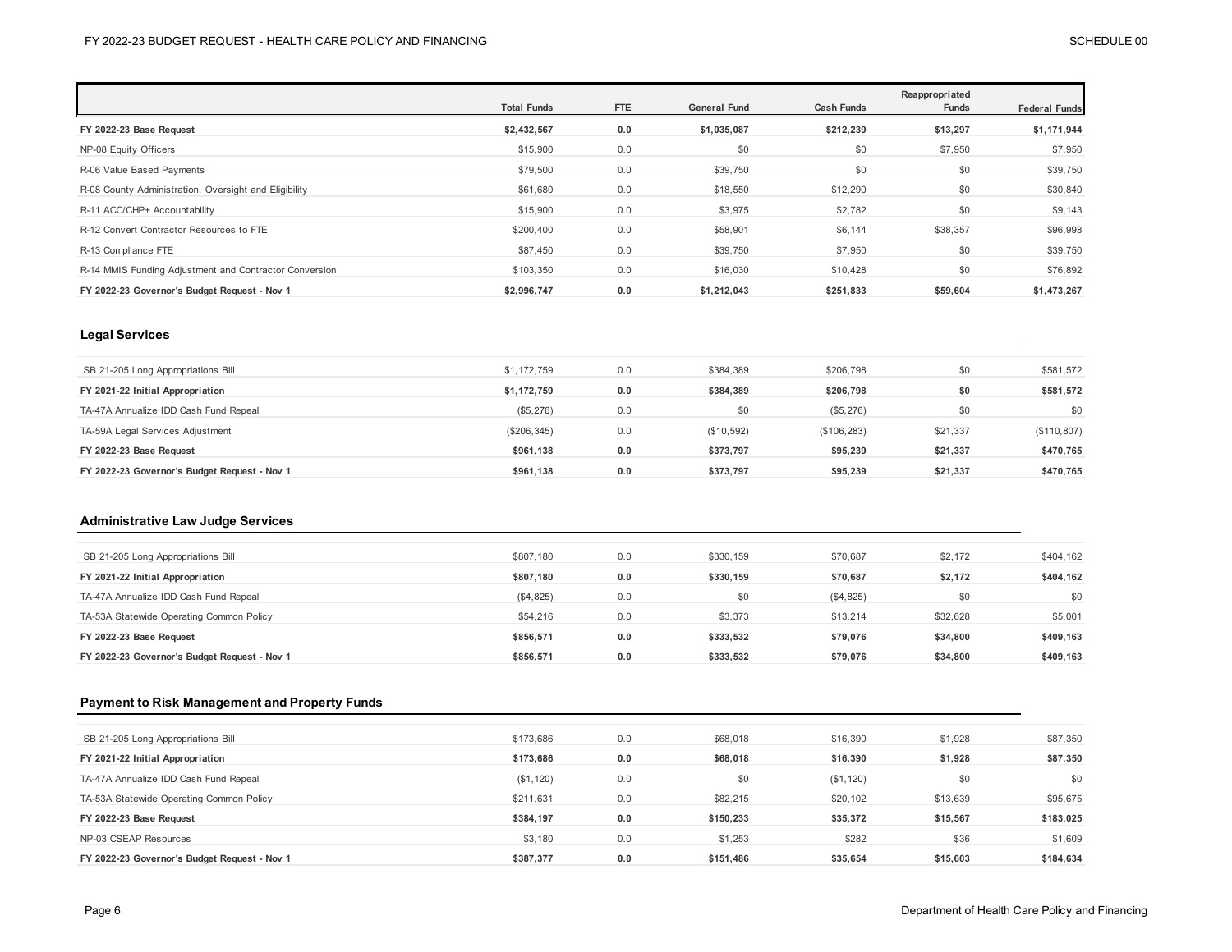| | Total Funds | FTE | General Fund | Cash Funds | Reappropriated Funds | Federal Funds |
|---|---|---|---|---|---|---|
| **FY 2022-23 Base Request** | **$2,432,567** | **0.0** | **$1,035,087** | **$212,239** | **$13,297** | **$1,171,944** |
| NP-08 Equity Officers | $15,900 | 0.0 | $0 | $0 | $7,950 | $7,950 |
| R-06 Value Based Payments | $79,500 | 0.0 | $39,750 | $0 | $0 | $39,750 |
| R-08 County Administration, Oversight and Eligibility | $61,680 | 0.0 | $18,550 | $12,290 | $0 | $30,840 |
| R-11 ACC/CHP+ Accountability | $15,900 | 0.0 | $3,975 | $2,782 | $0 | $9,143 |
| R-12 Convert Contractor Resources to FTE | $200,400 | 0.0 | $58,901 | $6,144 | $38,357 | $96,998 |
| R-13 Compliance FTE | $87,450 | 0.0 | $39,750 | $7,950 | $0 | $39,750 |
| R-14 MMIS Funding Adjustment and Contractor Conversion | $103,350 | 0.0 | $16,030 | $10,428 | $0 | $76,892 |
| **FY 2022-23 Governor's Budget Request - Nov 1** | **$2,996,747** | **0.0** | **$1,212,043** | **$251,833** | **$59,604** | **$1,473,267** |

### Legal Services

| | Total Funds | FTE | General Fund | Cash Funds | Reappropriated Funds | Federal Funds |
|---|---|---|---|---|---|---|
| SB 21-205 Long Appropriations Bill | $1,172,759 | 0.0 | $384,389 | $206,798 | $0 | $581,572 |
| **FY 2021-22 Initial Appropriation** | **$1,172,759** | **0.0** | **$384,389** | **$206,798** | **$0** | **$581,572** |
| TA-47A Annualize IDD Cash Fund Repeal | ($5,276) | 0.0 | $0 | ($5,276) | $0 | $0 |
| TA-59A Legal Services Adjustment | ($206,345) | 0.0 | ($10,592) | ($106,283) | $21,337 | ($110,807) |
| **FY 2022-23 Base Request** | **$961,138** | **0.0** | **$373,797** | **$95,239** | **$21,337** | **$470,765** |
| **FY 2022-23 Governor's Budget Request - Nov 1** | **$961,138** | **0.0** | **$373,797** | **$95,239** | **$21,337** | **$470,765** |

### Administrative Law Judge Services

| | Total Funds | FTE | General Fund | Cash Funds | Reappropriated Funds | Federal Funds |
|---|---|---|---|---|---|---|
| SB 21-205 Long Appropriations Bill | $807,180 | 0.0 | $330,159 | $70,687 | $2,172 | $404,162 |
| **FY 2021-22 Initial Appropriation** | **$807,180** | **0.0** | **$330,159** | **$70,687** | **$2,172** | **$404,162** |
| TA-47A Annualize IDD Cash Fund Repeal | ($4,825) | 0.0 | $0 | ($4,825) | $0 | $0 |
| TA-53A Statewide Operating Common Policy | $54,216 | 0.0 | $3,373 | $13,214 | $32,628 | $5,001 |
| **FY 2022-23 Base Request** | **$856,571** | **0.0** | **$333,532** | **$79,076** | **$34,800** | **$409,163** |
| **FY 2022-23 Governor's Budget Request - Nov 1** | **$856,571** | **0.0** | **$333,532** | **$79,076** | **$34,800** | **$409,163** |

### Payment to Risk Management and Property Funds

| | Total Funds | FTE | General Fund | Cash Funds | Reappropriated Funds | Federal Funds |
|---|---|---|---|---|---|---|
| SB 21-205 Long Appropriations Bill | $173,686 | 0.0 | $68,018 | $16,390 | $1,928 | $87,350 |
| **FY 2021-22 Initial Appropriation** | **$173,686** | **0.0** | **$68,018** | **$16,390** | **$1,928** | **$87,350** |
| TA-47A Annualize IDD Cash Fund Repeal | ($1,120) | 0.0 | $0 | ($1,120) | $0 | $0 |
| TA-53A Statewide Operating Common Policy | $211,631 | 0.0 | $82,215 | $20,102 | $13,639 | $95,675 |
| **FY 2022-23 Base Request** | **$384,197** | **0.0** | **$150,233** | **$35,372** | **$15,567** | **$183,025** |
| NP-03 CSEAP Resources | $3,180 | 0.0 | $1,253 | $282 | $36 | $1,609 |
| **FY 2022-23 Governor's Budget Request - Nov 1** | **$387,377** | **0.0** | **$151,486** | **$35,654** | **$15,603** | **$184,634** |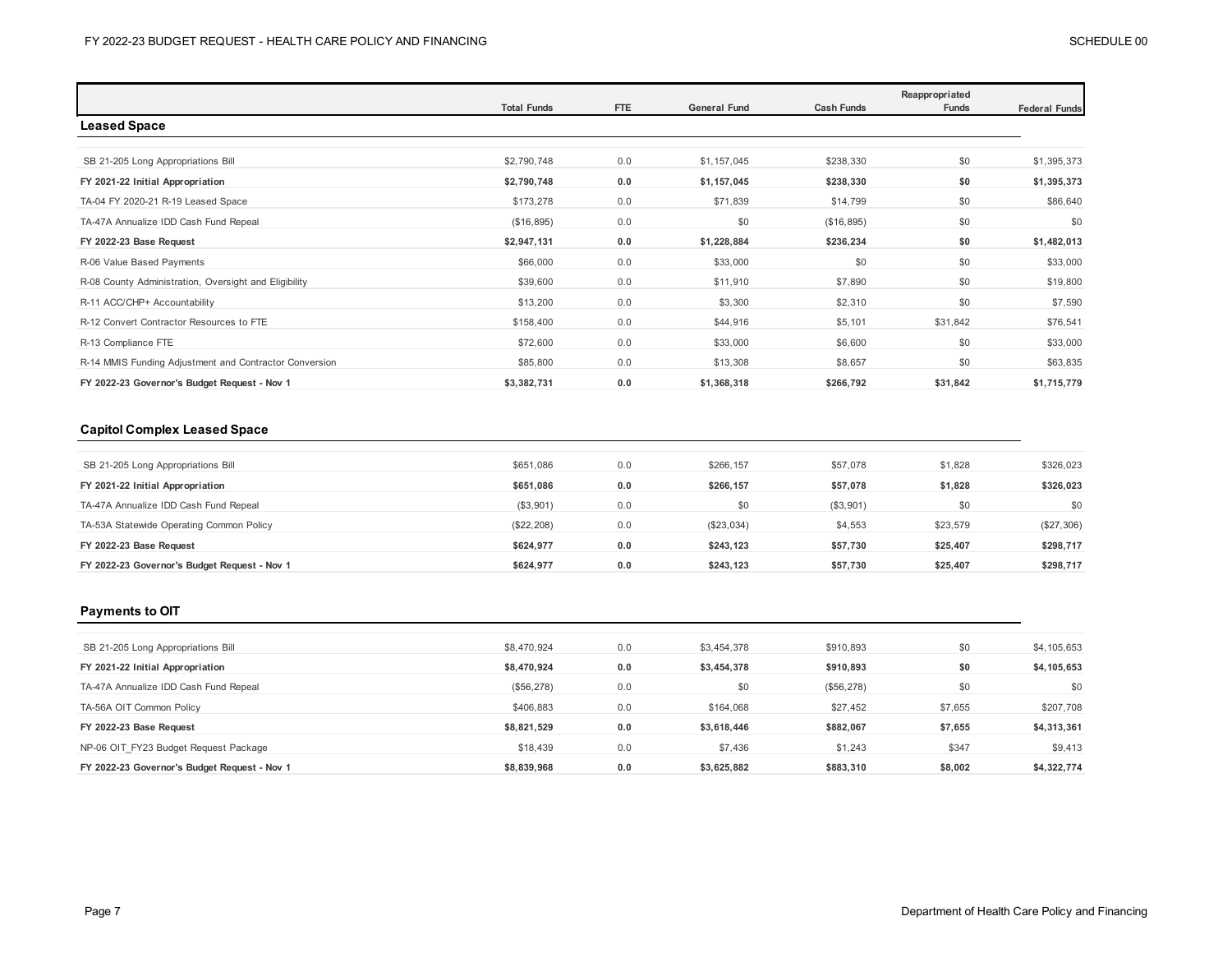## Leased Space

| | Total Funds | FTE | General Fund | Cash Funds | Reappropriated Funds | Federal Funds |
|---|---|---|---|---|---|---|
| SB 21-205 Long Appropriations Bill | $2,790,748 | 0.0 | $1,157,045 | $238,330 | $0 | $1,395,373 |
| **FY 2021-22 Initial Appropriation** | **$2,790,748** | **0.0** | **$1,157,045** | **$238,330** | **$0** | **$1,395,373** |
| TA-04 FY 2020-21 R-19 Leased Space | $173,278 | 0.0 | $71,839 | $14,799 | $0 | $86,640 |
| TA-47A Annualize IDD Cash Fund Repeal | ($16,895) | 0.0 | $0 | ($16,895) | $0 | $0 |
| **FY 2022-23 Base Request** | **$2,947,131** | **0.0** | **$1,228,884** | **$236,234** | **$0** | **$1,482,013** |
| R-06 Value Based Payments | $66,000 | 0.0 | $33,000 | $0 | $0 | $33,000 |
| R-08 County Administration, Oversight and Eligibility | $39,600 | 0.0 | $11,910 | $7,890 | $0 | $19,800 |
| R-11 ACC/CHP+ Accountability | $13,200 | 0.0 | $3,300 | $2,310 | $0 | $7,590 |
| R-12 Convert Contractor Resources to FTE | $158,400 | 0.0 | $44,916 | $5,101 | $31,842 | $76,541 |
| R-13 Compliance FTE | $72,600 | 0.0 | $33,000 | $6,600 | $0 | $33,000 |
| R-14 MMIS Funding Adjustment and Contractor Conversion | $85,800 | 0.0 | $13,308 | $8,657 | $0 | $63,835 |
| **FY 2022-23 Governor's Budget Request - Nov 1** | **$3,382,731** | **0.0** | **$1,368,318** | **$266,792** | **$31,842** | **$1,715,779** |

## Capitol Complex Leased Space

| | Total Funds | FTE | General Fund | Cash Funds | Reappropriated Funds | Federal Funds |
|---|---|---|---|---|---|---|
| SB 21-205 Long Appropriations Bill | $651,086 | 0.0 | $266,157 | $57,078 | $1,828 | $326,023 |
| **FY 2021-22 Initial Appropriation** | **$651,086** | **0.0** | **$266,157** | **$57,078** | **$1,828** | **$326,023** |
| TA-47A Annualize IDD Cash Fund Repeal | ($3,901) | 0.0 | $0 | ($3,901) | $0 | $0 |
| TA-53A Statewide Operating Common Policy | ($22,208) | 0.0 | ($23,034) | $4,553 | $23,579 | ($27,306) |
| **FY 2022-23 Base Request** | **$624,977** | **0.0** | **$243,123** | **$57,730** | **$25,407** | **$298,717** |
| **FY 2022-23 Governor's Budget Request - Nov 1** | **$624,977** | **0.0** | **$243,123** | **$57,730** | **$25,407** | **$298,717** |

## Payments to OIT

| | Total Funds | FTE | General Fund | Cash Funds | Reappropriated Funds | Federal Funds |
|---|---|---|---|---|---|---|
| SB 21-205 Long Appropriations Bill | $8,470,924 | 0.0 | $3,454,378 | $910,893 | $0 | $4,105,653 |
| **FY 2021-22 Initial Appropriation** | **$8,470,924** | **0.0** | **$3,454,378** | **$910,893** | **$0** | **$4,105,653** |
| TA-47A Annualize IDD Cash Fund Repeal | ($56,278) | 0.0 | $0 | ($56,278) | $0 | $0 |
| TA-56A OIT Common Policy | $406,883 | 0.0 | $164,068 | $27,452 | $7,655 | $207,708 |
| **FY 2022-23 Base Request** | **$8,821,529** | **0.0** | **$3,618,446** | **$882,067** | **$7,655** | **$4,313,361** |
| NP-06 OIT_FY23 Budget Request Package | $18,439 | 0.0 | $7,436 | $1,243 | $347 | $9,413 |
| **FY 2022-23 Governor's Budget Request - Nov 1** | **$8,839,968** | **0.0** | **$3,625,882** | **$883,310** | **$8,002** | **$4,322,774** |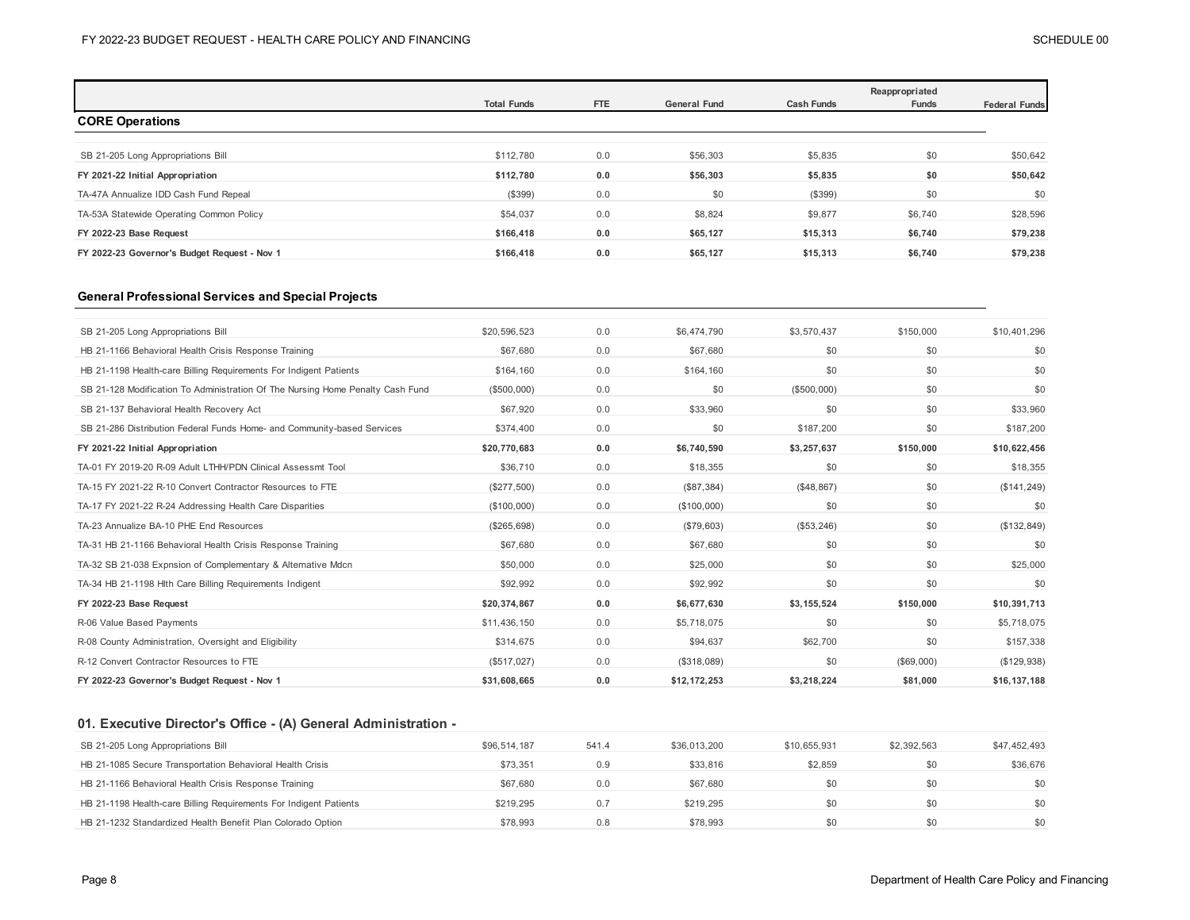| | Total Funds | FTE | General Fund | Cash Funds | Reappropriated Funds | Federal Funds |
|---|---|---|---|---|---|---|
| **CORE Operations** | | | | | | |
| SB 21-205 Long Appropriations Bill | $112,780 | 0.0 | $56,303 | $5,835 | $0 | $50,642 |
| **FY 2021-22 Initial Appropriation** | **$112,780** | **0.0** | **$56,303** | **$5,835** | **$0** | **$50,642** |
| TA-47A Annualize IDD Cash Fund Repeal | ($399) | 0.0 | $0 | ($399) | $0 | $0 |
| TA-53A Statewide Operating Common Policy | $54,037 | 0.0 | $8,824 | $9,877 | $6,740 | $28,596 |
| **FY 2022-23 Base Request** | **$166,418** | **0.0** | **$65,127** | **$15,313** | **$6,740** | **$79,238** |
| **FY 2022-23 Governor's Budget Request - Nov 1** | **$166,418** | **0.0** | **$65,127** | **$15,313** | **$6,740** | **$79,238** |
| **General Professional Services and Special Projects** | | | | | | |
| SB 21-205 Long Appropriations Bill | $20,596,523 | 0.0 | $6,474,790 | $3,570,437 | $150,000 | $10,401,296 |
| HB 21-1166 Behavioral Health Crisis Response Training | $67,680 | 0.0 | $67,680 | $0 | $0 | $0 |
| HB 21-1198 Health-care Billing Requirements For Indigent Patients | $164,160 | 0.0 | $164,160 | $0 | $0 | $0 |
| SB 21-128 Modification To Administration Of The Nursing Home Penalty Cash Fund | ($500,000) | 0.0 | $0 | ($500,000) | $0 | $0 |
| SB 21-137 Behavioral Health Recovery Act | $67,920 | 0.0 | $33,960 | $0 | $0 | $33,960 |
| SB 21-286 Distribution Federal Funds Home- and Community-based Services | $374,400 | 0.0 | $0 | $187,200 | $0 | $187,200 |
| **FY 2021-22 Initial Appropriation** | **$20,770,683** | **0.0** | **$6,740,590** | **$3,257,637** | **$150,000** | **$10,622,456** |
| TA-01 FY 2019-20 R-09 Adult LTHH/PDN Clinical Assessmt Tool | $36,710 | 0.0 | $18,355 | $0 | $0 | $18,355 |
| TA-15 FY 2021-22 R-10 Convert Contractor Resources to FTE | ($277,500) | 0.0 | ($87,384) | ($48,867) | $0 | ($141,249) |
| TA-17 FY 2021-22 R-24 Addressing Health Care Disparities | ($100,000) | 0.0 | ($100,000) | $0 | $0 | $0 |
| TA-23 Annualize BA-10 PHE End Resources | ($265,698) | 0.0 | ($79,603) | ($53,246) | $0 | ($132,849) |
| TA-31 HB 21-1166 Behavioral Health Crisis Response Training | $67,680 | 0.0 | $67,680 | $0 | $0 | $0 |
| TA-32 SB 21-038 Expnsion of Complementary & Alternative Mdcn | $50,000 | 0.0 | $25,000 | $0 | $0 | $25,000 |
| TA-34 HB 21-1198 Hlth Care Billing Requirements Indigent | $92,992 | 0.0 | $92,992 | $0 | $0 | $0 |
| **FY 2022-23 Base Request** | **$20,374,867** | **0.0** | **$6,677,630** | **$3,155,524** | **$150,000** | **$10,391,713** |
| R-06 Value Based Payments | $11,436,150 | 0.0 | $5,718,075 | $0 | $0 | $5,718,075 |
| R-08 County Administration, Oversight and Eligibility | $314,675 | 0.0 | $94,637 | $62,700 | $0 | $157,338 |
| R-12 Convert Contractor Resources to FTE | ($517,027) | 0.0 | ($318,089) | $0 | ($69,000) | ($129,938) |
| **FY 2022-23 Governor's Budget Request - Nov 1** | **$31,608,665** | **0.0** | **$12,172,253** | **$3,218,224** | **$81,000** | **$16,137,188** |
| **01. Executive Director's Office - (A) General Administration -** | | | | | | |
| SB 21-205 Long Appropriations Bill | $96,514,187 | 541.4 | $36,013,200 | $10,655,931 | $2,392,563 | $47,452,493 |
| HB 21-1085 Secure Transportation Behavioral Health Crisis | $73,351 | 0.9 | $33,816 | $2,859 | $0 | $36,676 |
| HB 21-1166 Behavioral Health Crisis Response Training | $67,680 | 0.0 | $67,680 | $0 | $0 | $0 |
| HB 21-1198 Health-care Billing Requirements For Indigent Patients | $219,295 | 0.7 | $219,295 | $0 | $0 | $0 |
| HB 21-1232 Standardized Health Benefit Plan Colorado Option | $78,993 | 0.8 | $78,993 | $0 | $0 | $0 |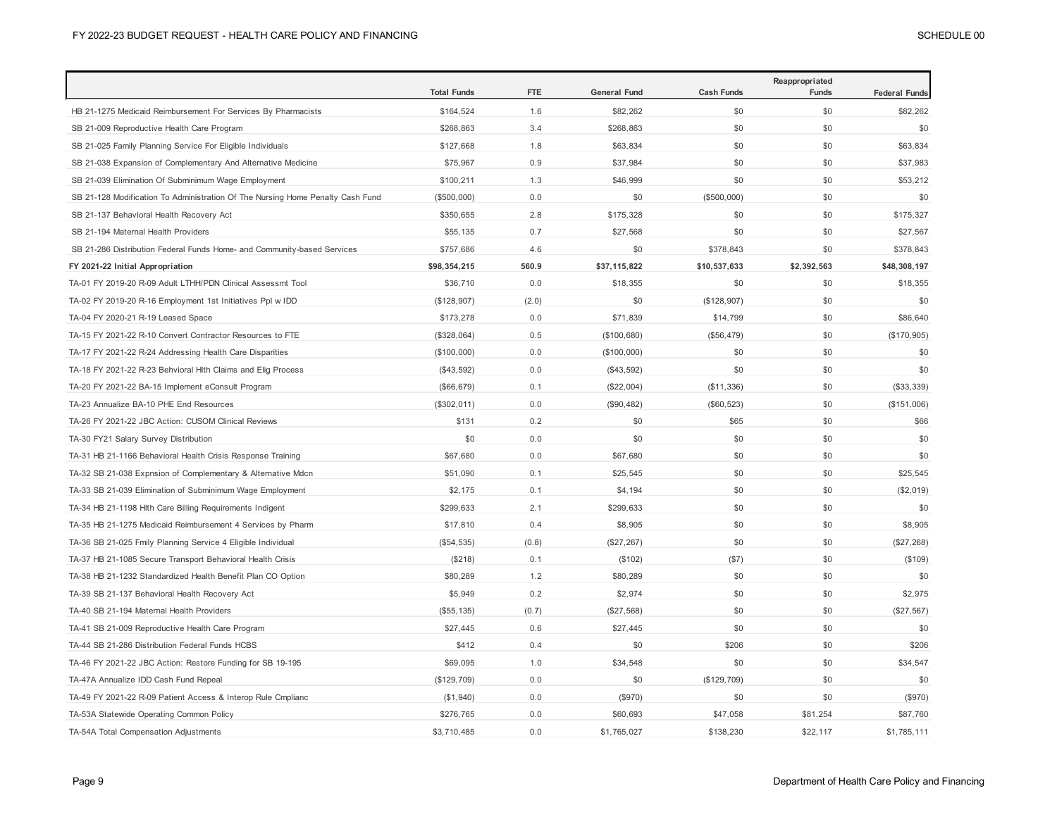| | Total Funds | FTE | General Fund | Cash Funds | Reappropriated Funds | Federal Funds |
|---|---|---|---|---|---|---|
| HB 21-1275 Medicaid Reimbursement For Services By Pharmacists | $164,524 | 1.6 | $82,262 | $0 | $0 | $82,262 |
| SB 21-009 Reproductive Health Care Program | $268,863 | 3.4 | $268,863 | $0 | $0 | $0 |
| SB 21-025 Family Planning Service For Eligible Individuals | $127,668 | 1.8 | $63,834 | $0 | $0 | $63,834 |
| SB 21-038 Expansion of Complementary And Alternative Medicine | $75,967 | 0.9 | $37,984 | $0 | $0 | $37,983 |
| SB 21-039 Elimination Of Subminimum Wage Employment | $100,211 | 1.3 | $46,999 | $0 | $0 | $53,212 |
| SB 21-128 Modification To Administration Of The Nursing Home Penalty Cash Fund | ($500,000) | 0.0 | $0 | ($500,000) | $0 | $0 |
| SB 21-137 Behavioral Health Recovery Act | $350,655 | 2.8 | $175,328 | $0 | $0 | $175,327 |
| SB 21-194 Maternal Health Providers | $55,135 | 0.7 | $27,568 | $0 | $0 | $27,567 |
| SB 21-286 Distribution Federal Funds Home- and Community-based Services | $757,686 | 4.6 | $0 | $378,843 | $0 | $378,843 |
| **FY 2021-22 Initial Appropriation** | **$98,354,215** | **560.9** | **$37,115,822** | **$10,537,633** | **$2,392,563** | **$48,308,197** |
| TA-01 FY 2019-20 R-09 Adult LTHH/PDN Clinical Assessmt Tool | $36,710 | 0.0 | $18,355 | $0 | $0 | $18,355 |
| TA-02 FY 2019-20 R-16 Employment 1st Initiatives Ppl w IDD | ($128,907) | (2.0) | $0 | ($128,907) | $0 | $0 |
| TA-04 FY 2020-21 R-19 Leased Space | $173,278 | 0.0 | $71,839 | $14,799 | $0 | $86,640 |
| TA-15 FY 2021-22 R-10 Convert Contractor Resources to FTE | ($328,064) | 0.5 | ($100,680) | ($56,479) | $0 | ($170,905) |
| TA-17 FY 2021-22 R-24 Addressing Health Care Disparities | ($100,000) | 0.0 | ($100,000) | $0 | $0 | $0 |
| TA-18 FY 2021-22 R-23 Behvioral Hlth Claims and Elig Process | ($43,592) | 0.0 | ($43,592) | $0 | $0 | $0 |
| TA-20 FY 2021-22 BA-15 Implement eConsult Program | ($66,679) | 0.1 | ($22,004) | ($11,336) | $0 | ($33,339) |
| TA-23 Annualize BA-10 PHE End Resources | ($302,011) | 0.0 | ($90,482) | ($60,523) | $0 | ($151,006) |
| TA-26 FY 2021-22 JBC Action: CUSOM Clinical Reviews | $131 | 0.2 | $0 | $65 | $0 | $66 |
| TA-30 FY21 Salary Survey Distribution | $0 | 0.0 | $0 | $0 | $0 | $0 |
| TA-31 HB 21-1166 Behavioral Health Crisis Response Training | $67,680 | 0.0 | $67,680 | $0 | $0 | $0 |
| TA-32 SB 21-038 Expnsion of Complementary & Alternative Mdcn | $51,090 | 0.1 | $25,545 | $0 | $0 | $25,545 |
| TA-33 SB 21-039 Elimination of Subminimum Wage Employment | $2,175 | 0.1 | $4,194 | $0 | $0 | ($2,019) |
| TA-34 HB 21-1198 Hlth Care Billing Requirements Indigent | $299,633 | 2.1 | $299,633 | $0 | $0 | $0 |
| TA-35 HB 21-1275 Medicaid Reimbursement 4 Services by Pharm | $17,810 | 0.4 | $8,905 | $0 | $0 | $8,905 |
| TA-36 SB 21-025 Fmily Planning Service 4 Eligible Individual | ($54,535) | (0.8) | ($27,267) | $0 | $0 | ($27,268) |
| TA-37 HB 21-1085 Secure Transport Behavioral Health Crisis | ($218) | 0.1 | ($102) | ($7) | $0 | ($109) |
| TA-38 HB 21-1232 Standardized Health Benefit Plan CO Option | $80,289 | 1.2 | $80,289 | $0 | $0 | $0 |
| TA-39 SB 21-137 Behavioral Health Recovery Act | $5,949 | 0.2 | $2,974 | $0 | $0 | $2,975 |
| TA-40 SB 21-194 Maternal Health Providers | ($55,135) | (0.7) | ($27,568) | $0 | $0 | ($27,567) |
| TA-41 SB 21-009 Reproductive Health Care Program | $27,445 | 0.6 | $27,445 | $0 | $0 | $0 |
| TA-44 SB 21-286 Distribution Federal Funds HCBS | $412 | 0.4 | $0 | $206 | $0 | $206 |
| TA-46 FY 2021-22 JBC Action: Restore Funding for SB 19-195 | $69,095 | 1.0 | $34,548 | $0 | $0 | $34,547 |
| TA-47A Annualize IDD Cash Fund Repeal | ($129,709) | 0.0 | $0 | ($129,709) | $0 | $0 |
| TA-49 FY 2021-22 R-09 Patient Access & Interop Rule Cmplianc | ($1,940) | 0.0 | ($970) | $0 | $0 | ($970) |
| TA-53A Statewide Operating Common Policy | $276,765 | 0.0 | $60,693 | $47,058 | $81,254 | $87,760 |
| TA-54A Total Compensation Adjustments | $3,710,485 | 0.0 | $1,765,027 | $138,230 | $22,117 | $1,785,111 |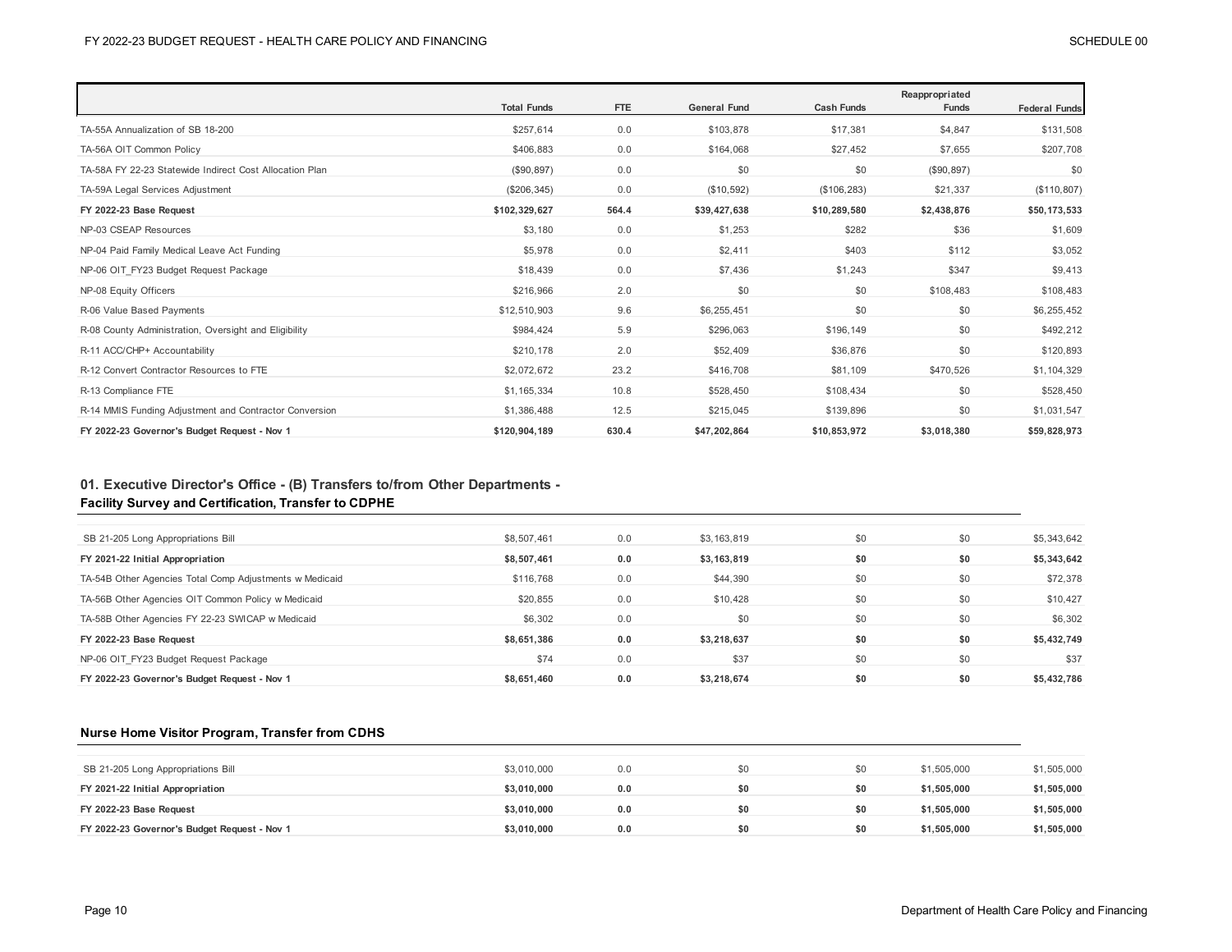| | Total Funds | FTE | General Fund | Cash Funds | Reappropriated Funds | Federal Funds |
|---|---|---|---|---|---|---|
| TA-55A Annualization of SB 18-200 | $257,614 | 0.0 | $103,878 | $17,381 | $4,847 | $131,508 |
| TA-56A OIT Common Policy | $406,883 | 0.0 | $164,068 | $27,452 | $7,655 | $207,708 |
| TA-58A FY 22-23 Statewide Indirect Cost Allocation Plan | ($90,897) | 0.0 | $0 | $0 | ($90,897) | $0 |
| TA-59A Legal Services Adjustment | ($206,345) | 0.0 | ($10,592) | ($106,283) | $21,337 | ($110,807) |
| **FY 2022-23 Base Request** | **$102,329,627** | **564.4** | **$39,427,638** | **$10,289,580** | **$2,438,876** | **$50,173,533** |
| NP-03 CSEAP Resources | $3,180 | 0.0 | $1,253 | $282 | $36 | $1,609 |
| NP-04 Paid Family Medical Leave Act Funding | $5,978 | 0.0 | $2,411 | $403 | $112 | $3,052 |
| NP-06 OIT_FY23 Budget Request Package | $18,439 | 0.0 | $7,436 | $1,243 | $347 | $9,413 |
| NP-08 Equity Officers | $216,966 | 2.0 | $0 | $0 | $108,483 | $108,483 |
| R-06 Value Based Payments | $12,510,903 | 9.6 | $6,255,451 | $0 | $0 | $6,255,452 |
| R-08 County Administration, Oversight and Eligibility | $984,424 | 5.9 | $296,063 | $196,149 | $0 | $492,212 |
| R-11 ACC/CHP+ Accountability | $210,178 | 2.0 | $52,409 | $36,876 | $0 | $120,893 |
| R-12 Convert Contractor Resources to FTE | $2,072,672 | 23.2 | $416,708 | $81,109 | $470,526 | $1,104,329 |
| R-13 Compliance FTE | $1,165,334 | 10.8 | $528,450 | $108,434 | $0 | $528,450 |
| R-14 MMIS Funding Adjustment and Contractor Conversion | $1,386,488 | 12.5 | $215,045 | $139,896 | $0 | $1,031,547 |
| **FY 2022-23 Governor's Budget Request - Nov 1** | **$120,904,189** | **630.4** | **$47,202,864** | **$10,853,972** | **$3,018,380** | **$59,828,973** |

## 01. Executive Director's Office - (B) Transfers to/from Other Departments - Facility Survey and Certification, Transfer to CDPHE

| | Total Funds | FTE | General Fund | Cash Funds | Reappropriated Funds | Federal Funds |
|---|---|---|---|---|---|---|
| SB 21-205 Long Appropriations Bill | $8,507,461 | 0.0 | $3,163,819 | $0 | $0 | $5,343,642 |
| **FY 2021-22 Initial Appropriation** | **$8,507,461** | **0.0** | **$3,163,819** | **$0** | **$0** | **$5,343,642** |
| TA-54B Other Agencies Total Comp Adjustments w Medicaid | $116,768 | 0.0 | $44,390 | $0 | $0 | $72,378 |
| TA-56B Other Agencies OIT Common Policy w Medicaid | $20,855 | 0.0 | $10,428 | $0 | $0 | $10,427 |
| TA-58B Other Agencies FY 22-23 SWICAP w Medicaid | $6,302 | 0.0 | $0 | $0 | $0 | $6,302 |
| **FY 2022-23 Base Request** | **$8,651,386** | **0.0** | **$3,218,637** | **$0** | **$0** | **$5,432,749** |
| NP-06 OIT_FY23 Budget Request Package | $74 | 0.0 | $37 | $0 | $0 | $37 |
| **FY 2022-23 Governor's Budget Request - Nov 1** | **$8,651,460** | **0.0** | **$3,218,674** | **$0** | **$0** | **$5,432,786** |

### Nurse Home Visitor Program, Transfer from CDHS

| | Total Funds | FTE | General Fund | Cash Funds | Reappropriated Funds | Federal Funds |
|---|---|---|---|---|---|---|
| SB 21-205 Long Appropriations Bill | $3,010,000 | 0.0 | $0 | $0 | $1,505,000 | $1,505,000 |
| **FY 2021-22 Initial Appropriation** | **$3,010,000** | **0.0** | **$0** | **$0** | **$1,505,000** | **$1,505,000** |
| **FY 2022-23 Base Request** | **$3,010,000** | **0.0** | **$0** | **$0** | **$1,505,000** | **$1,505,000** |
| **FY 2022-23 Governor's Budget Request - Nov 1** | **$3,010,000** | **0.0** | **$0** | **$0** | **$1,505,000** | **$1,505,000** |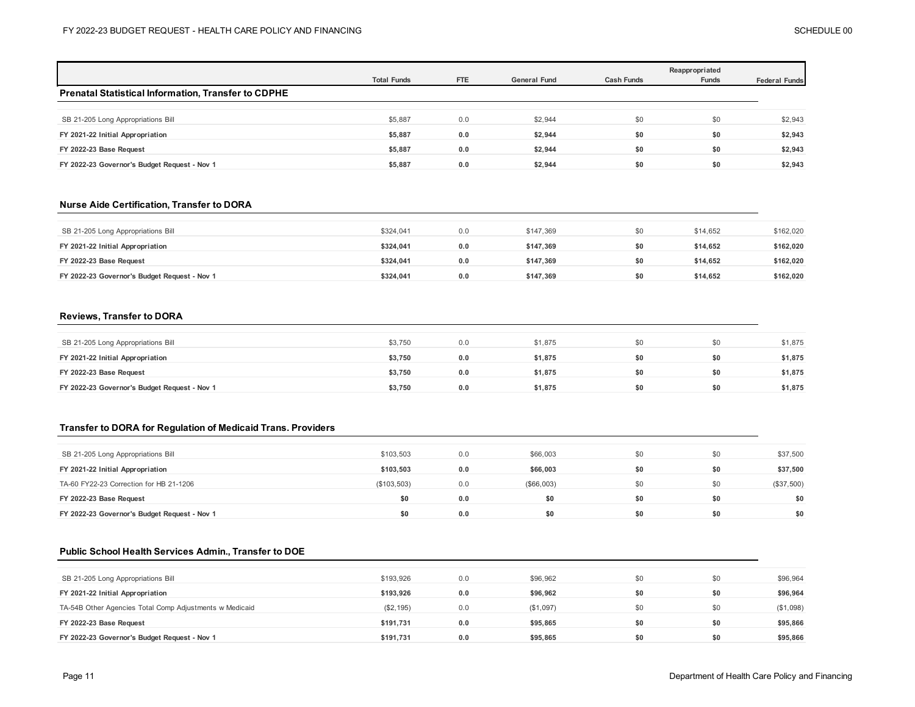| | Total Funds | FTE | General Fund | Cash Funds | Reappropriated Funds | Federal Funds |
|---|---|---|---|---|---|---|
| **Prenatal Statistical Information, Transfer to CDPHE** | | | | | | |
| SB 21-205 Long Appropriations Bill | $5,887 | 0.0 | $2,944 | $0 | $0 | $2,943 |
| **FY 2021-22 Initial Appropriation** | **$5,887** | **0.0** | **$2,944** | **$0** | **$0** | **$2,943** |
| **FY 2022-23 Base Request** | **$5,887** | **0.0** | **$2,944** | **$0** | **$0** | **$2,943** |
| **FY 2022-23 Governor's Budget Request - Nov 1** | **$5,887** | **0.0** | **$2,944** | **$0** | **$0** | **$2,943** |

| | Total Funds | FTE | General Fund | Cash Funds | Reappropriated Funds | Federal Funds |
|---|---|---|---|---|---|---|
| **Nurse Aide Certification, Transfer to DORA** | | | | | | |
| SB 21-205 Long Appropriations Bill | $324,041 | 0.0 | $147,369 | $0 | $14,652 | $162,020 |
| **FY 2021-22 Initial Appropriation** | **$324,041** | **0.0** | **$147,369** | **$0** | **$14,652** | **$162,020** |
| **FY 2022-23 Base Request** | **$324,041** | **0.0** | **$147,369** | **$0** | **$14,652** | **$162,020** |
| **FY 2022-23 Governor's Budget Request - Nov 1** | **$324,041** | **0.0** | **$147,369** | **$0** | **$14,652** | **$162,020** |

| | Total Funds | FTE | General Fund | Cash Funds | Reappropriated Funds | Federal Funds |
|---|---|---|---|---|---|---|
| **Reviews, Transfer to DORA** | | | | | | |
| SB 21-205 Long Appropriations Bill | $3,750 | 0.0 | $1,875 | $0 | $0 | $1,875 |
| **FY 2021-22 Initial Appropriation** | **$3,750** | **0.0** | **$1,875** | **$0** | **$0** | **$1,875** |
| **FY 2022-23 Base Request** | **$3,750** | **0.0** | **$1,875** | **$0** | **$0** | **$1,875** |
| **FY 2022-23 Governor's Budget Request - Nov 1** | **$3,750** | **0.0** | **$1,875** | **$0** | **$0** | **$1,875** |

| | Total Funds | FTE | General Fund | Cash Funds | Reappropriated Funds | Federal Funds |
|---|---|---|---|---|---|---|
| **Transfer to DORA for Regulation of Medicaid Trans. Providers** | | | | | | |
| SB 21-205 Long Appropriations Bill | $103,503 | 0.0 | $66,003 | $0 | $0 | $37,500 |
| **FY 2021-22 Initial Appropriation** | **$103,503** | **0.0** | **$66,003** | **$0** | **$0** | **$37,500** |
| TA-60 FY22-23 Correction for HB 21-1206 | ($103,503) | 0.0 | ($66,003) | $0 | $0 | ($37,500) |
| **FY 2022-23 Base Request** | **$0** | **0.0** | **$0** | **$0** | **$0** | **$0** |
| **FY 2022-23 Governor's Budget Request - Nov 1** | **$0** | **0.0** | **$0** | **$0** | **$0** | **$0** |

| | Total Funds | FTE | General Fund | Cash Funds | Reappropriated Funds | Federal Funds |
|---|---|---|---|---|---|---|
| **Public School Health Services Admin., Transfer to DOE** | | | | | | |
| SB 21-205 Long Appropriations Bill | $193,926 | 0.0 | $96,962 | $0 | $0 | $96,964 |
| **FY 2021-22 Initial Appropriation** | **$193,926** | **0.0** | **$96,962** | **$0** | **$0** | **$96,964** |
| TA-54B Other Agencies Total Comp Adjustments w Medicaid | ($2,195) | 0.0 | ($1,097) | $0 | $0 | ($1,098) |
| **FY 2022-23 Base Request** | **$191,731** | **0.0** | **$95,865** | **$0** | **$0** | **$95,866** |
| **FY 2022-23 Governor's Budget Request - Nov 1** | **$191,731** | **0.0** | **$95,865** | **$0** | **$0** | **$95,866** |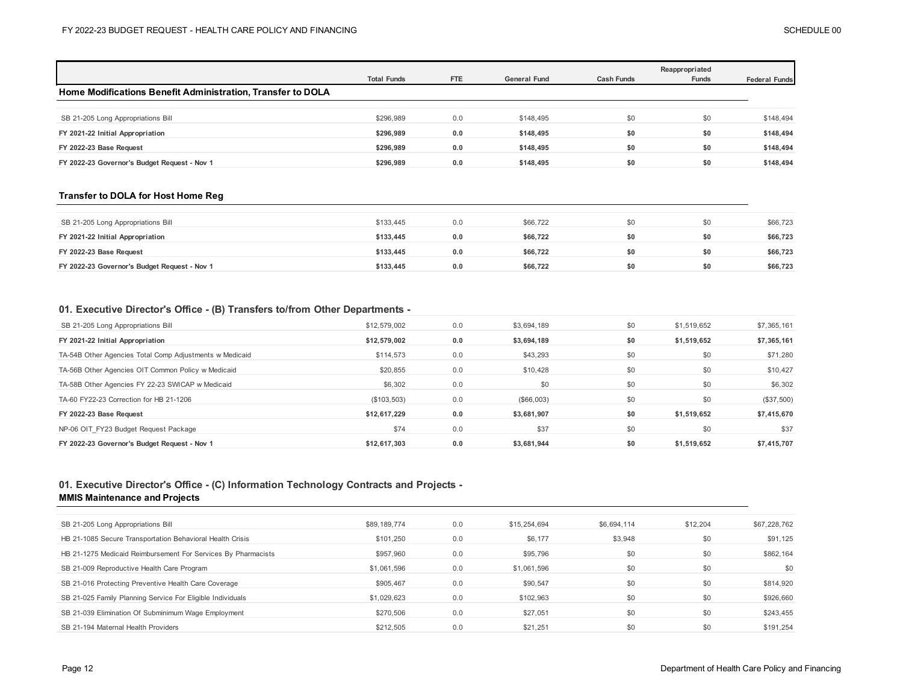| | Total Funds | FTE | General Fund | Cash Funds | Reappropriated Funds | Federal Funds |
|---|---|---|---|---|---|---|
| **Home Modifications Benefit Administration, Transfer to DOLA** | | | | | | |
| SB 21-205 Long Appropriations Bill | $296,989 | 0.0 | $148,495 | $0 | $0 | $148,494 |
| **FY 2021-22 Initial Appropriation** | **$296,989** | **0.0** | **$148,495** | **$0** | **$0** | **$148,494** |
| **FY 2022-23 Base Request** | **$296,989** | **0.0** | **$148,495** | **$0** | **$0** | **$148,494** |
| **FY 2022-23 Governor's Budget Request - Nov 1** | **$296,989** | **0.0** | **$148,495** | **$0** | **$0** | **$148,494** |
| **Transfer to DOLA for Host Home Reg** | | | | | | |
| SB 21-205 Long Appropriations Bill | $133,445 | 0.0 | $66,722 | $0 | $0 | $66,723 |
| **FY 2021-22 Initial Appropriation** | **$133,445** | **0.0** | **$66,722** | **$0** | **$0** | **$66,723** |
| **FY 2022-23 Base Request** | **$133,445** | **0.0** | **$66,722** | **$0** | **$0** | **$66,723** |
| **FY 2022-23 Governor's Budget Request - Nov 1** | **$133,445** | **0.0** | **$66,722** | **$0** | **$0** | **$66,723** |
| **01. Executive Director's Office - (B) Transfers to/from Other Departments -** | | | | | | |
| SB 21-205 Long Appropriations Bill | $12,579,002 | 0.0 | $3,694,189 | $0 | $1,519,652 | $7,365,161 |
| **FY 2021-22 Initial Appropriation** | **$12,579,002** | **0.0** | **$3,694,189** | **$0** | **$1,519,652** | **$7,365,161** |
| TA-54B Other Agencies Total Comp Adjustments w Medicaid | $114,573 | 0.0 | $43,293 | $0 | $0 | $71,280 |
| TA-56B Other Agencies OIT Common Policy w Medicaid | $20,855 | 0.0 | $10,428 | $0 | $0 | $10,427 |
| TA-58B Other Agencies FY 22-23 SWICAP w Medicaid | $6,302 | 0.0 | $0 | $0 | $0 | $6,302 |
| TA-60 FY22-23 Correction for HB 21-1206 | ($103,503) | 0.0 | ($66,003) | $0 | $0 | ($37,500) |
| **FY 2022-23 Base Request** | **$12,617,229** | **0.0** | **$3,681,907** | **$0** | **$1,519,652** | **$7,415,670** |
| NP-06 OIT_FY23 Budget Request Package | $74 | 0.0 | $37 | $0 | $0 | $37 |
| **FY 2022-23 Governor's Budget Request - Nov 1** | **$12,617,303** | **0.0** | **$3,681,944** | **$0** | **$1,519,652** | **$7,415,707** |
| **01. Executive Director's Office - (C) Information Technology Contracts and Projects - MMIS Maintenance and Projects** | | | | | | |
| SB 21-205 Long Appropriations Bill | $89,189,774 | 0.0 | $15,254,694 | $6,694,114 | $12,204 | $67,228,762 |
| HB 21-1085 Secure Transportation Behavioral Health Crisis | $101,250 | 0.0 | $6,177 | $3,948 | $0 | $91,125 |
| HB 21-1275 Medicaid Reimbursement For Services By Pharmacists | $957,960 | 0.0 | $95,796 | $0 | $0 | $862,164 |
| SB 21-009 Reproductive Health Care Program | $1,061,596 | 0.0 | $1,061,596 | $0 | $0 | $0 |
| SB 21-016 Protecting Preventive Health Care Coverage | $905,467 | 0.0 | $90,547 | $0 | $0 | $814,920 |
| SB 21-025 Family Planning Service For Eligible Individuals | $1,029,623 | 0.0 | $102,963 | $0 | $0 | $926,660 |
| SB 21-039 Elimination Of Subminimum Wage Employment | $270,506 | 0.0 | $27,051 | $0 | $0 | $243,455 |
| SB 21-194 Maternal Health Providers | $212,505 | 0.0 | $21,251 | $0 | $0 | $191,254 |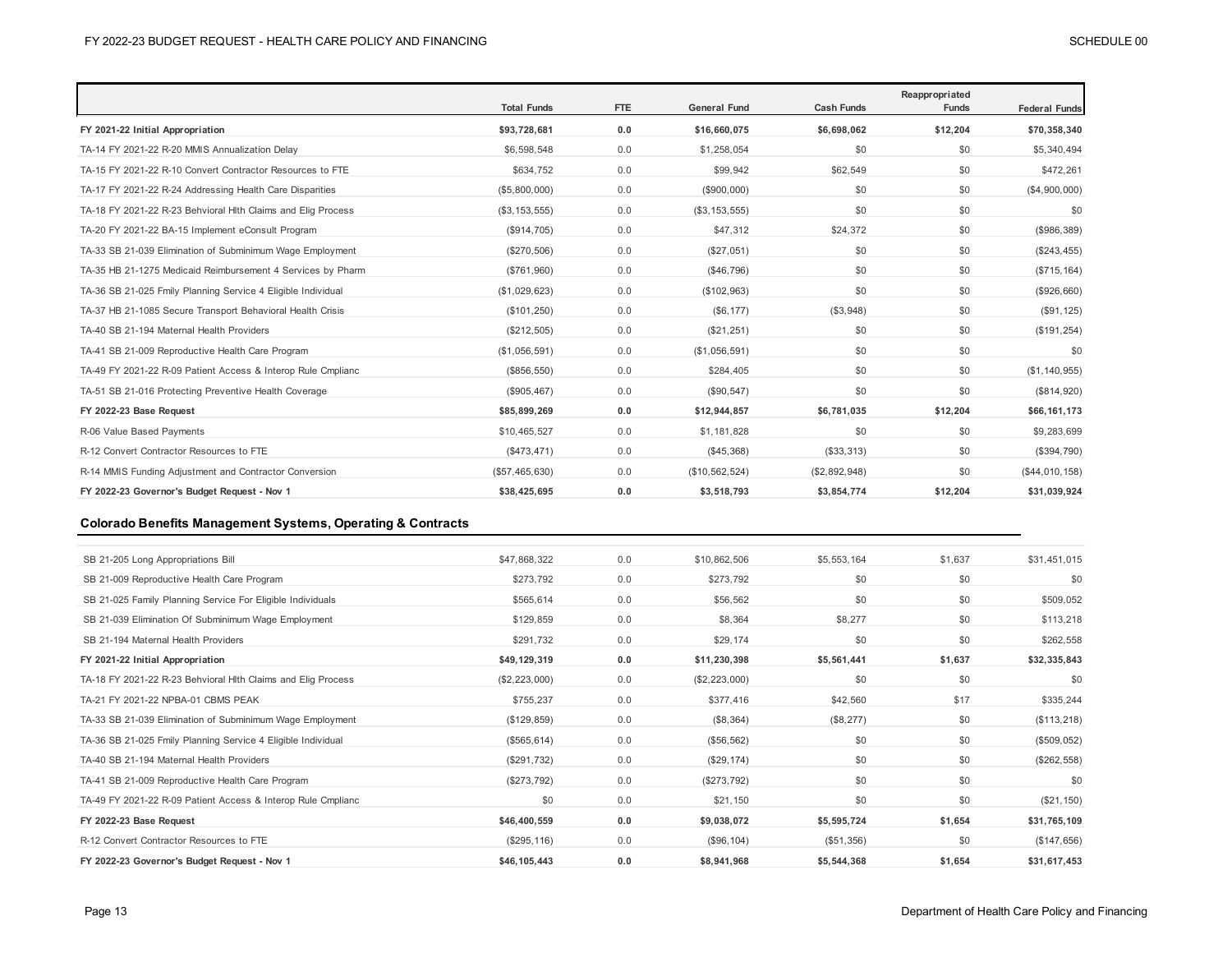| | Total Funds | FTE | General Fund | Cash Funds | Reappropriated Funds | Federal Funds |
|---|---|---|---|---|---|---|
| **FY 2021-22 Initial Appropriation** | **$93,728,681** | **0.0** | **$16,660,075** | **$6,698,062** | **$12,204** | **$70,358,340** |
| TA-14 FY 2021-22 R-20 MMIS Annualization Delay | $6,598,548 | 0.0 | $1,258,054 | $0 | $0 | $5,340,494 |
| TA-15 FY 2021-22 R-10 Convert Contractor Resources to FTE | $634,752 | 0.0 | $99,942 | $62,549 | $0 | $472,261 |
| TA-17 FY 2021-22 R-24 Addressing Health Care Disparities | ($5,800,000) | 0.0 | ($900,000) | $0 | $0 | ($4,900,000) |
| TA-18 FY 2021-22 R-23 Behvioral Hlth Claims and Elig Process | ($3,153,555) | 0.0 | ($3,153,555) | $0 | $0 | $0 |
| TA-20 FY 2021-22 BA-15 Implement eConsult Program | ($914,705) | 0.0 | $47,312 | $24,372 | $0 | ($986,389) |
| TA-33 SB 21-039 Elimination of Subminimum Wage Employment | ($270,506) | 0.0 | ($27,051) | $0 | $0 | ($243,455) |
| TA-35 HB 21-1275 Medicaid Reimbursement 4 Services by Pharm | ($761,960) | 0.0 | ($46,796) | $0 | $0 | ($715,164) |
| TA-36 SB 21-025 Fmily Planning Service 4 Eligible Individual | ($1,029,623) | 0.0 | ($102,963) | $0 | $0 | ($926,660) |
| TA-37 HB 21-1085 Secure Transport Behavioral Health Crisis | ($101,250) | 0.0 | ($6,177) | ($3,948) | $0 | ($91,125) |
| TA-40 SB 21-194 Maternal Health Providers | ($212,505) | 0.0 | ($21,251) | $0 | $0 | ($191,254) |
| TA-41 SB 21-009 Reproductive Health Care Program | ($1,056,591) | 0.0 | ($1,056,591) | $0 | $0 | $0 |
| TA-49 FY 2021-22 R-09 Patient Access & Interop Rule Cmplianc | ($856,550) | 0.0 | $284,405 | $0 | $0 | ($1,140,955) |
| TA-51 SB 21-016 Protecting Preventive Health Coverage | ($905,467) | 0.0 | ($90,547) | $0 | $0 | ($814,920) |
| **FY 2022-23 Base Request** | **$85,899,269** | **0.0** | **$12,944,857** | **$6,781,035** | **$12,204** | **$66,161,173** |
| R-06 Value Based Payments | $10,465,527 | 0.0 | $1,181,828 | $0 | $0 | $9,283,699 |
| R-12 Convert Contractor Resources to FTE | ($473,471) | 0.0 | ($45,368) | ($33,313) | $0 | ($394,790) |
| R-14 MMIS Funding Adjustment and Contractor Conversion | ($57,465,630) | 0.0 | ($10,562,524) | ($2,892,948) | $0 | ($44,010,158) |
| **FY 2022-23 Governor's Budget Request - Nov 1** | **$38,425,695** | **0.0** | **$3,518,793** | **$3,854,774** | **$12,204** | **$31,039,924** |

## Colorado Benefits Management Systems, Operating & Contracts

| | Total Funds | FTE | General Fund | Cash Funds | Reappropriated Funds | Federal Funds |
|---|---|---|---|---|---|---|
| SB 21-205 Long Appropriations Bill | $47,868,322 | 0.0 | $10,862,506 | $5,553,164 | $1,637 | $31,451,015 |
| SB 21-009 Reproductive Health Care Program | $273,792 | 0.0 | $273,792 | $0 | $0 | $0 |
| SB 21-025 Family Planning Service For Eligible Individuals | $565,614 | 0.0 | $56,562 | $0 | $0 | $509,052 |
| SB 21-039 Elimination Of Subminimum Wage Employment | $129,859 | 0.0 | $8,364 | $8,277 | $0 | $113,218 |
| SB 21-194 Maternal Health Providers | $291,732 | 0.0 | $29,174 | $0 | $0 | $262,558 |
| **FY 2021-22 Initial Appropriation** | **$49,129,319** | **0.0** | **$11,230,398** | **$5,561,441** | **$1,637** | **$32,335,843** |
| TA-18 FY 2021-22 R-23 Behvioral Hlth Claims and Elig Process | ($2,223,000) | 0.0 | ($2,223,000) | $0 | $0 | $0 |
| TA-21 FY 2021-22 NPBA-01 CBMS PEAK | $755,237 | 0.0 | $377,416 | $42,560 | $17 | $335,244 |
| TA-33 SB 21-039 Elimination of Subminimum Wage Employment | ($129,859) | 0.0 | ($8,364) | ($8,277) | $0 | ($113,218) |
| TA-36 SB 21-025 Fmily Planning Service 4 Eligible Individual | ($565,614) | 0.0 | ($56,562) | $0 | $0 | ($509,052) |
| TA-40 SB 21-194 Maternal Health Providers | ($291,732) | 0.0 | ($29,174) | $0 | $0 | ($262,558) |
| TA-41 SB 21-009 Reproductive Health Care Program | ($273,792) | 0.0 | ($273,792) | $0 | $0 | $0 |
| TA-49 FY 2021-22 R-09 Patient Access & Interop Rule Cmplianc | $0 | 0.0 | $21,150 | $0 | $0 | ($21,150) |
| **FY 2022-23 Base Request** | **$46,400,559** | **0.0** | **$9,038,072** | **$5,595,724** | **$1,654** | **$31,765,109** |
| R-12 Convert Contractor Resources to FTE | ($295,116) | 0.0 | ($96,104) | ($51,356) | $0 | ($147,656) |
| **FY 2022-23 Governor's Budget Request - Nov 1** | **$46,105,443** | **0.0** | **$8,941,968** | **$5,544,368** | **$1,654** | **$31,617,453** |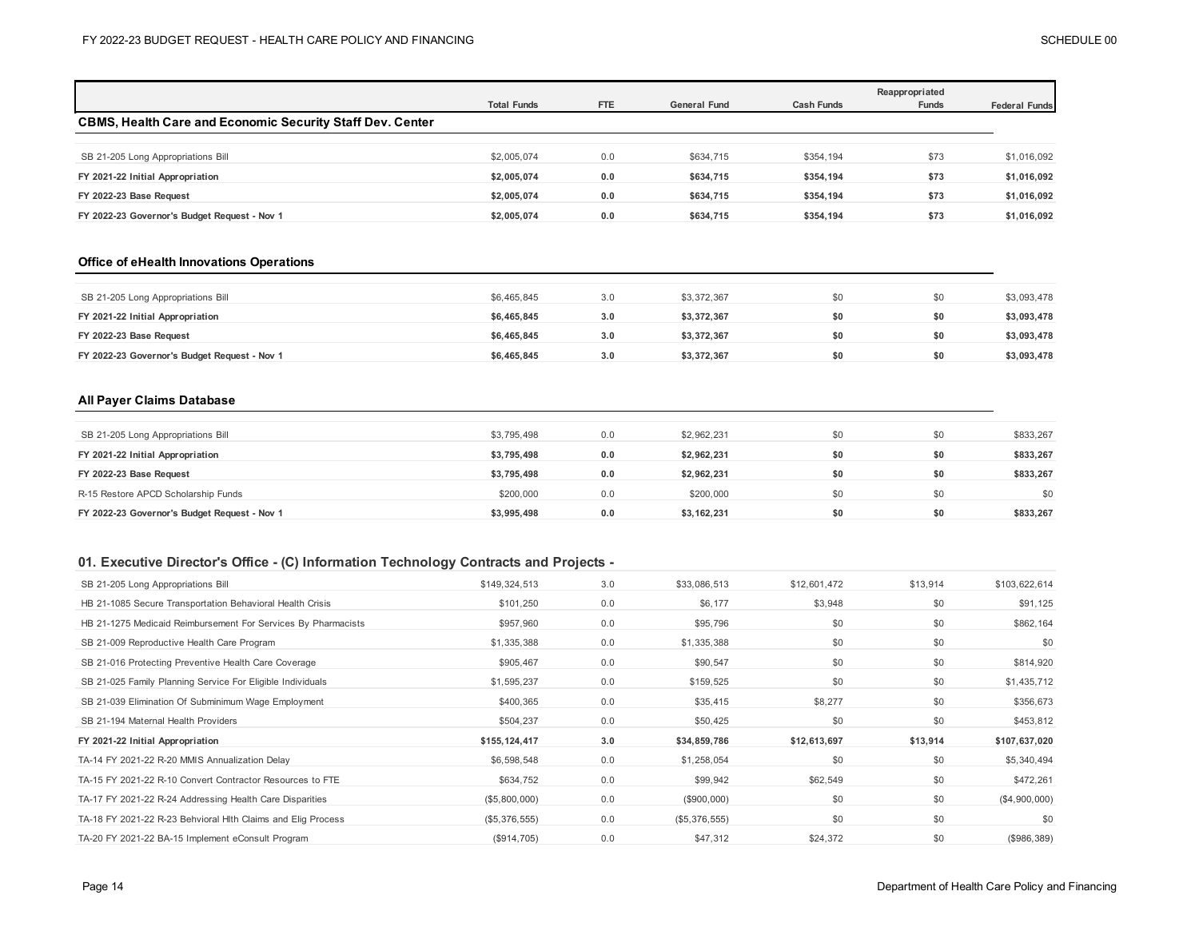| | Total Funds | FTE | General Fund | Cash Funds | Reappropriated Funds | Federal Funds |
|---|---|---|---|---|---|---|
| **CBMS, Health Care and Economic Security Staff Dev. Center** | | | | | | |
| SB 21-205 Long Appropriations Bill | $2,005,074 | 0.0 | $634,715 | $354,194 | $73 | $1,016,092 |
| **FY 2021-22 Initial Appropriation** | **$2,005,074** | **0.0** | **$634,715** | **$354,194** | **$73** | **$1,016,092** |
| **FY 2022-23 Base Request** | **$2,005,074** | **0.0** | **$634,715** | **$354,194** | **$73** | **$1,016,092** |
| **FY 2022-23 Governor's Budget Request - Nov 1** | **$2,005,074** | **0.0** | **$634,715** | **$354,194** | **$73** | **$1,016,092** |
| **Office of eHealth Innovations Operations** | | | | | | |
| SB 21-205 Long Appropriations Bill | $6,465,845 | 3.0 | $3,372,367 | $0 | $0 | $3,093,478 |
| **FY 2021-22 Initial Appropriation** | **$6,465,845** | **3.0** | **$3,372,367** | **$0** | **$0** | **$3,093,478** |
| **FY 2022-23 Base Request** | **$6,465,845** | **3.0** | **$3,372,367** | **$0** | **$0** | **$3,093,478** |
| **FY 2022-23 Governor's Budget Request - Nov 1** | **$6,465,845** | **3.0** | **$3,372,367** | **$0** | **$0** | **$3,093,478** |
| **All Payer Claims Database** | | | | | | |
| SB 21-205 Long Appropriations Bill | $3,795,498 | 0.0 | $2,962,231 | $0 | $0 | $833,267 |
| **FY 2021-22 Initial Appropriation** | **$3,795,498** | **0.0** | **$2,962,231** | **$0** | **$0** | **$833,267** |
| **FY 2022-23 Base Request** | **$3,795,498** | **0.0** | **$2,962,231** | **$0** | **$0** | **$833,267** |
| R-15 Restore APCD Scholarship Funds | $200,000 | 0.0 | $200,000 | $0 | $0 | $0 |
| **FY 2022-23 Governor's Budget Request - Nov 1** | **$3,995,498** | **0.0** | **$3,162,231** | **$0** | **$0** | **$833,267** |
| **01. Executive Director's Office - (C) Information Technology Contracts and Projects -** | | | | | | |
| SB 21-205 Long Appropriations Bill | $149,324,513 | 3.0 | $33,086,513 | $12,601,472 | $13,914 | $103,622,614 |
| HB 21-1085 Secure Transportation Behavioral Health Crisis | $101,250 | 0.0 | $6,177 | $3,948 | $0 | $91,125 |
| HB 21-1275 Medicaid Reimbursement For Services By Pharmacists | $957,960 | 0.0 | $95,796 | $0 | $0 | $862,164 |
| SB 21-009 Reproductive Health Care Program | $1,335,388 | 0.0 | $1,335,388 | $0 | $0 | $0 |
| SB 21-016 Protecting Preventive Health Care Coverage | $905,467 | 0.0 | $90,547 | $0 | $0 | $814,920 |
| SB 21-025 Family Planning Service For Eligible Individuals | $1,595,237 | 0.0 | $159,525 | $0 | $0 | $1,435,712 |
| SB 21-039 Elimination Of Subminimum Wage Employment | $400,365 | 0.0 | $35,415 | $8,277 | $0 | $356,673 |
| SB 21-194 Maternal Health Providers | $504,237 | 0.0 | $50,425 | $0 | $0 | $453,812 |
| **FY 2021-22 Initial Appropriation** | **$155,124,417** | **3.0** | **$34,859,786** | **$12,613,697** | **$13,914** | **$107,637,020** |
| TA-14 FY 2021-22 R-20 MMIS Annualization Delay | $6,598,548 | 0.0 | $1,258,054 | $0 | $0 | $5,340,494 |
| TA-15 FY 2021-22 R-10 Convert Contractor Resources to FTE | $634,752 | 0.0 | $99,942 | $62,549 | $0 | $472,261 |
| TA-17 FY 2021-22 R-24 Addressing Health Care Disparities | ($5,800,000) | 0.0 | ($900,000) | $0 | $0 | ($4,900,000) |
| TA-18 FY 2021-22 R-23 Behvioral Hlth Claims and Elig Process | ($5,376,555) | 0.0 | ($5,376,555) | $0 | $0 | $0 |
| TA-20 FY 2021-22 BA-15 Implement eConsult Program | ($914,705) | 0.0 | $47,312 | $24,372 | $0 | ($986,389) |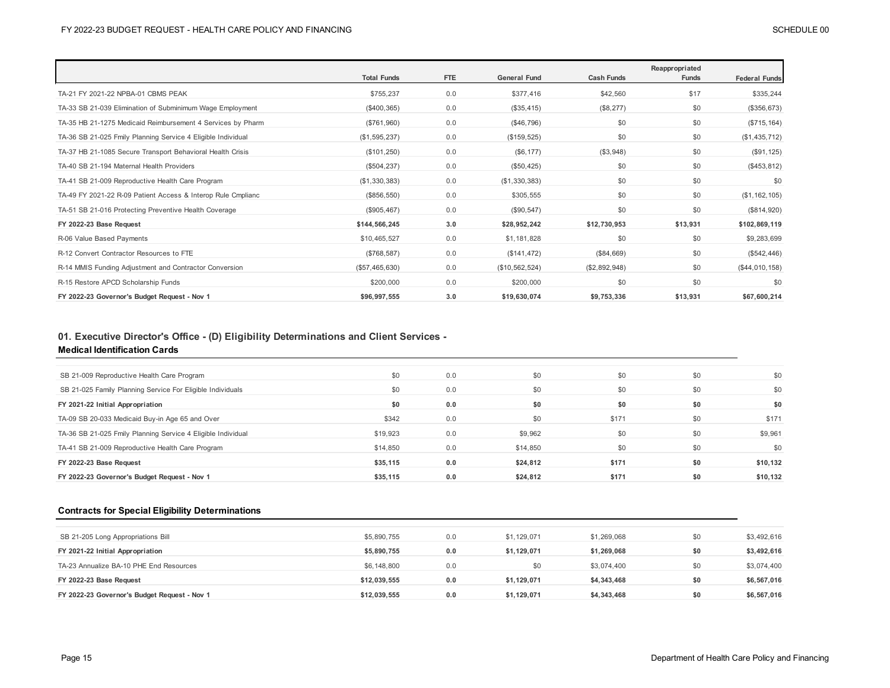| | Total Funds | FTE | General Fund | Cash Funds | Reappropriated Funds | Federal Funds |
|---|---|---|---|---|---|---|
| TA-21 FY 2021-22 NPBA-01 CBMS PEAK | $755,237 | 0.0 | $377,416 | $42,560 | $17 | $335,244 |
| TA-33 SB 21-039 Elimination of Subminimum Wage Employment | ($400,365) | 0.0 | ($35,415) | ($8,277) | $0 | ($356,673) |
| TA-35 HB 21-1275 Medicaid Reimbursement 4 Services by Pharm | ($761,960) | 0.0 | ($46,796) | $0 | $0 | ($715,164) |
| TA-36 SB 21-025 Fmily Planning Service 4 Eligible Individual | ($1,595,237) | 0.0 | ($159,525) | $0 | $0 | ($1,435,712) |
| TA-37 HB 21-1085 Secure Transport Behavioral Health Crisis | ($101,250) | 0.0 | ($6,177) | ($3,948) | $0 | ($91,125) |
| TA-40 SB 21-194 Maternal Health Providers | ($504,237) | 0.0 | ($50,425) | $0 | $0 | ($453,812) |
| TA-41 SB 21-009 Reproductive Health Care Program | ($1,330,383) | 0.0 | ($1,330,383) | $0 | $0 | $0 |
| TA-49 FY 2021-22 R-09 Patient Access & Interop Rule Cmplianc | ($856,550) | 0.0 | $305,555 | $0 | $0 | ($1,162,105) |
| TA-51 SB 21-016 Protecting Preventive Health Coverage | ($905,467) | 0.0 | ($90,547) | $0 | $0 | ($814,920) |
| **FY 2022-23 Base Request** | **$144,566,245** | **3.0** | **$28,952,242** | **$12,730,953** | **$13,931** | **$102,869,119** |
| R-06 Value Based Payments | $10,465,527 | 0.0 | $1,181,828 | $0 | $0 | $9,283,699 |
| R-12 Convert Contractor Resources to FTE | ($768,587) | 0.0 | ($141,472) | ($84,669) | $0 | ($542,446) |
| R-14 MMIS Funding Adjustment and Contractor Conversion | ($57,465,630) | 0.0 | ($10,562,524) | ($2,892,948) | $0 | ($44,010,158) |
| R-15 Restore APCD Scholarship Funds | $200,000 | 0.0 | $200,000 | $0 | $0 | $0 |
| **FY 2022-23 Governor's Budget Request - Nov 1** | **$96,997,555** | **3.0** | **$19,630,074** | **$9,753,336** | **$13,931** | **$67,600,214** |

## 01. Executive Director's Office - (D) Eligibility Determinations and Client Services - Medical Identification Cards

| | Total Funds | FTE | General Fund | Cash Funds | Reappropriated Funds | Federal Funds |
|---|---|---|---|---|---|---|
| SB 21-009 Reproductive Health Care Program | $0 | 0.0 | $0 | $0 | $0 | $0 |
| SB 21-025 Family Planning Service For Eligible Individuals | $0 | 0.0 | $0 | $0 | $0 | $0 |
| **FY 2021-22 Initial Appropriation** | **$0** | **0.0** | **$0** | **$0** | **$0** | **$0** |
| TA-09 SB 20-033 Medicaid Buy-in Age 65 and Over | $342 | 0.0 | $0 | $171 | $0 | $171 |
| TA-36 SB 21-025 Fmily Planning Service 4 Eligible Individual | $19,923 | 0.0 | $9,962 | $0 | $0 | $9,961 |
| TA-41 SB 21-009 Reproductive Health Care Program | $14,850 | 0.0 | $14,850 | $0 | $0 | $0 |
| **FY 2022-23 Base Request** | **$35,115** | **0.0** | **$24,812** | **$171** | **$0** | **$10,132** |
| **FY 2022-23 Governor's Budget Request - Nov 1** | **$35,115** | **0.0** | **$24,812** | **$171** | **$0** | **$10,132** |

### Contracts for Special Eligibility Determinations

| | Total Funds | FTE | General Fund | Cash Funds | Reappropriated Funds | Federal Funds |
|---|---|---|---|---|---|---|
| SB 21-205 Long Appropriations Bill | $5,890,755 | 0.0 | $1,129,071 | $1,269,068 | $0 | $3,492,616 |
| **FY 2021-22 Initial Appropriation** | **$5,890,755** | **0.0** | **$1,129,071** | **$1,269,068** | **$0** | **$3,492,616** |
| TA-23 Annualize BA-10 PHE End Resources | $6,148,800 | 0.0 | $0 | $3,074,400 | $0 | $3,074,400 |
| **FY 2022-23 Base Request** | **$12,039,555** | **0.0** | **$1,129,071** | **$4,343,468** | **$0** | **$6,567,016** |
| **FY 2022-23 Governor's Budget Request - Nov 1** | **$12,039,555** | **0.0** | **$1,129,071** | **$4,343,468** | **$0** | **$6,567,016** |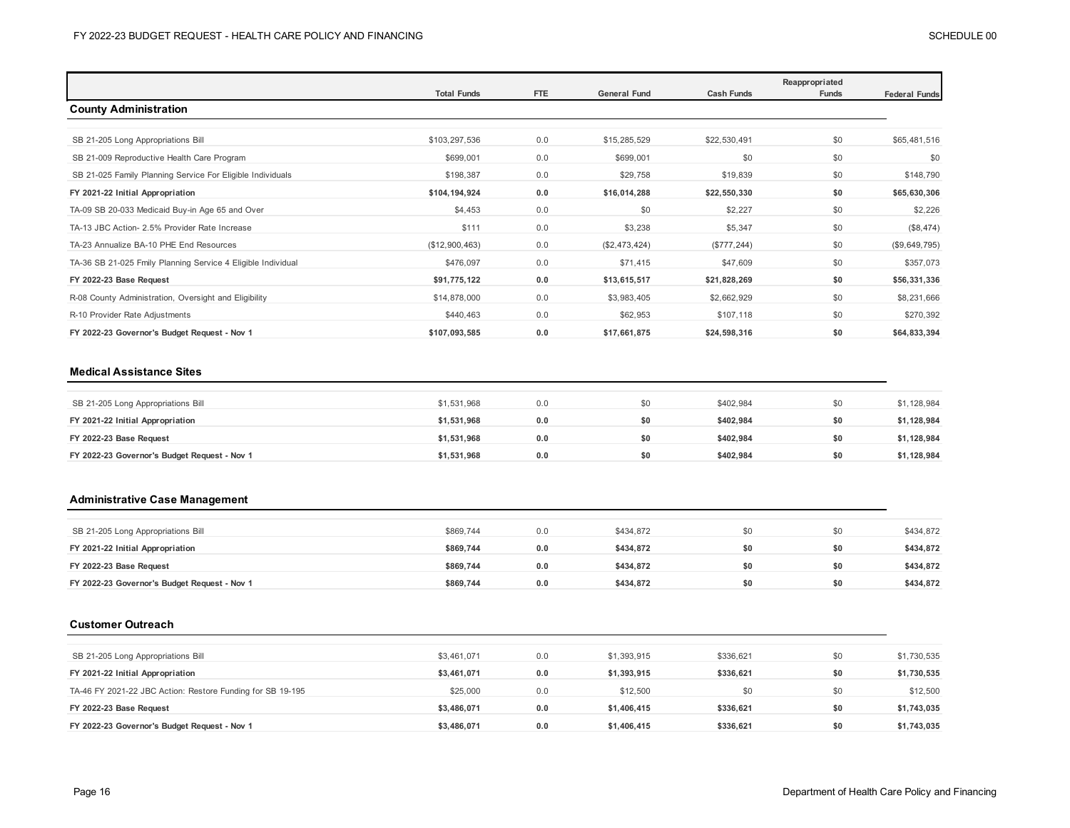| | Total Funds | FTE | General Fund | Cash Funds | Reappropriated Funds | Federal Funds |
|---|---|---|---|---|---|---|
| **County Administration** | | | | | | |
| SB 21-205 Long Appropriations Bill | $103,297,536 | 0.0 | $15,285,529 | $22,530,491 | $0 | $65,481,516 |
| SB 21-009 Reproductive Health Care Program | $699,001 | 0.0 | $699,001 | $0 | $0 | $0 |
| SB 21-025 Family Planning Service For Eligible Individuals | $198,387 | 0.0 | $29,758 | $19,839 | $0 | $148,790 |
| **FY 2021-22 Initial Appropriation** | **$104,194,924** | **0.0** | **$16,014,288** | **$22,550,330** | **$0** | **$65,630,306** |
| TA-09 SB 20-033 Medicaid Buy-in Age 65 and Over | $4,453 | 0.0 | $0 | $2,227 | $0 | $2,226 |
| TA-13 JBC Action- 2.5% Provider Rate Increase | $111 | 0.0 | $3,238 | $5,347 | $0 | ($8,474) |
| TA-23 Annualize BA-10 PHE End Resources | ($12,900,463) | 0.0 | ($2,473,424) | ($777,244) | $0 | ($9,649,795) |
| TA-36 SB 21-025 Fmily Planning Service 4 Eligible Individual | $476,097 | 0.0 | $71,415 | $47,609 | $0 | $357,073 |
| **FY 2022-23 Base Request** | **$91,775,122** | **0.0** | **$13,615,517** | **$21,828,269** | **$0** | **$56,331,336** |
| R-08 County Administration, Oversight and Eligibility | $14,878,000 | 0.0 | $3,983,405 | $2,662,929 | $0 | $8,231,666 |
| R-10 Provider Rate Adjustments | $440,463 | 0.0 | $62,953 | $107,118 | $0 | $270,392 |
| **FY 2022-23 Governor's Budget Request - Nov 1** | **$107,093,585** | **0.0** | **$17,661,875** | **$24,598,316** | **$0** | **$64,833,394** |
| **Medical Assistance Sites** | | | | | | |
| SB 21-205 Long Appropriations Bill | $1,531,968 | 0.0 | $0 | $402,984 | $0 | $1,128,984 |
| **FY 2021-22 Initial Appropriation** | **$1,531,968** | **0.0** | **$0** | **$402,984** | **$0** | **$1,128,984** |
| **FY 2022-23 Base Request** | **$1,531,968** | **0.0** | **$0** | **$402,984** | **$0** | **$1,128,984** |
| **FY 2022-23 Governor's Budget Request - Nov 1** | **$1,531,968** | **0.0** | **$0** | **$402,984** | **$0** | **$1,128,984** |
| **Administrative Case Management** | | | | | | |
| SB 21-205 Long Appropriations Bill | $869,744 | 0.0 | $434,872 | $0 | $0 | $434,872 |
| **FY 2021-22 Initial Appropriation** | **$869,744** | **0.0** | **$434,872** | **$0** | **$0** | **$434,872** |
| **FY 2022-23 Base Request** | **$869,744** | **0.0** | **$434,872** | **$0** | **$0** | **$434,872** |
| **FY 2022-23 Governor's Budget Request - Nov 1** | **$869,744** | **0.0** | **$434,872** | **$0** | **$0** | **$434,872** |
| **Customer Outreach** | | | | | | |
| SB 21-205 Long Appropriations Bill | $3,461,071 | 0.0 | $1,393,915 | $336,621 | $0 | $1,730,535 |
| **FY 2021-22 Initial Appropriation** | **$3,461,071** | **0.0** | **$1,393,915** | **$336,621** | **$0** | **$1,730,535** |
| TA-46 FY 2021-22 JBC Action: Restore Funding for SB 19-195 | $25,000 | 0.0 | $12,500 | $0 | $0 | $12,500 |
| **FY 2022-23 Base Request** | **$3,486,071** | **0.0** | **$1,406,415** | **$336,621** | **$0** | **$1,743,035** |
| **FY 2022-23 Governor's Budget Request - Nov 1** | **$3,486,071** | **0.0** | **$1,406,415** | **$336,621** | **$0** | **$1,743,035** |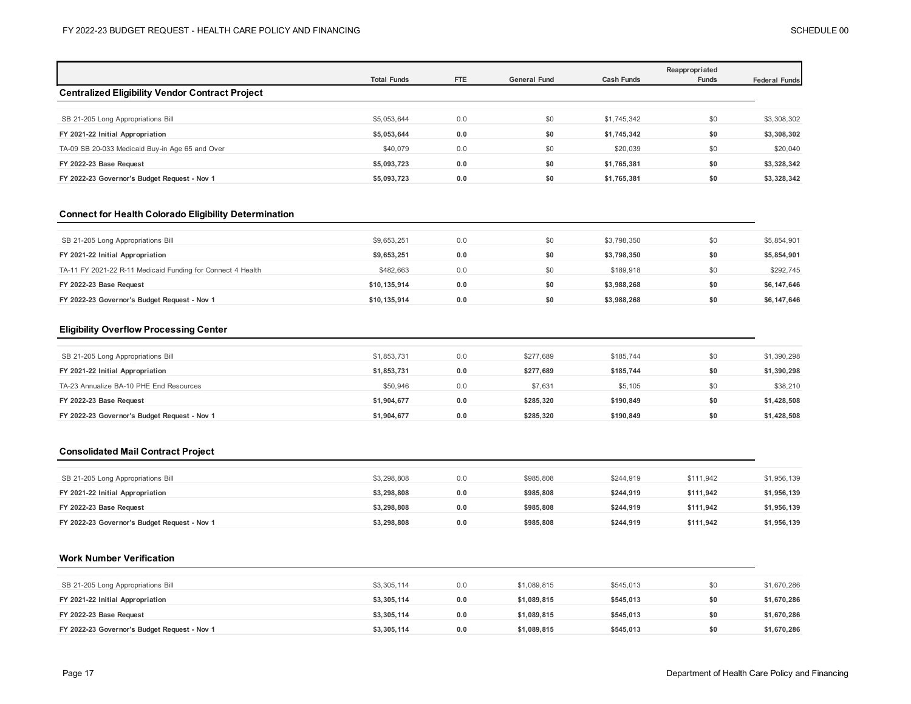| | Total Funds | FTE | General Fund | Cash Funds | Reappropriated Funds | Federal Funds |
|---|---|---|---|---|---|---|
| **Centralized Eligibility Vendor Contract Project** | | | | | | |
| SB 21-205 Long Appropriations Bill | $5,053,644 | 0.0 | $0 | $1,745,342 | $0 | $3,308,302 |
| **FY 2021-22 Initial Appropriation** | **$5,053,644** | **0.0** | **$0** | **$1,745,342** | **$0** | **$3,308,302** |
| TA-09 SB 20-033 Medicaid Buy-in Age 65 and Over | $40,079 | 0.0 | $0 | $20,039 | $0 | $20,040 |
| **FY 2022-23 Base Request** | **$5,093,723** | **0.0** | **$0** | **$1,765,381** | **$0** | **$3,328,342** |
| **FY 2022-23 Governor's Budget Request - Nov 1** | **$5,093,723** | **0.0** | **$0** | **$1,765,381** | **$0** | **$3,328,342** |
| **Connect for Health Colorado Eligibility Determination** | | | | | | |
| SB 21-205 Long Appropriations Bill | $9,653,251 | 0.0 | $0 | $3,798,350 | $0 | $5,854,901 |
| **FY 2021-22 Initial Appropriation** | **$9,653,251** | **0.0** | **$0** | **$3,798,350** | **$0** | **$5,854,901** |
| TA-11 FY 2021-22 R-11 Medicaid Funding for Connect 4 Health | $482,663 | 0.0 | $0 | $189,918 | $0 | $292,745 |
| **FY 2022-23 Base Request** | **$10,135,914** | **0.0** | **$0** | **$3,988,268** | **$0** | **$6,147,646** |
| **FY 2022-23 Governor's Budget Request - Nov 1** | **$10,135,914** | **0.0** | **$0** | **$3,988,268** | **$0** | **$6,147,646** |
| **Eligibility Overflow Processing Center** | | | | | | |
| SB 21-205 Long Appropriations Bill | $1,853,731 | 0.0 | $277,689 | $185,744 | $0 | $1,390,298 |
| **FY 2021-22 Initial Appropriation** | **$1,853,731** | **0.0** | **$277,689** | **$185,744** | **$0** | **$1,390,298** |
| TA-23 Annualize BA-10 PHE End Resources | $50,946 | 0.0 | $7,631 | $5,105 | $0 | $38,210 |
| **FY 2022-23 Base Request** | **$1,904,677** | **0.0** | **$285,320** | **$190,849** | **$0** | **$1,428,508** |
| **FY 2022-23 Governor's Budget Request - Nov 1** | **$1,904,677** | **0.0** | **$285,320** | **$190,849** | **$0** | **$1,428,508** |
| **Consolidated Mail Contract Project** | | | | | | |
| SB 21-205 Long Appropriations Bill | $3,298,808 | 0.0 | $985,808 | $244,919 | $111,942 | $1,956,139 |
| **FY 2021-22 Initial Appropriation** | **$3,298,808** | **0.0** | **$985,808** | **$244,919** | **$111,942** | **$1,956,139** |
| **FY 2022-23 Base Request** | **$3,298,808** | **0.0** | **$985,808** | **$244,919** | **$111,942** | **$1,956,139** |
| **FY 2022-23 Governor's Budget Request - Nov 1** | **$3,298,808** | **0.0** | **$985,808** | **$244,919** | **$111,942** | **$1,956,139** |
| **Work Number Verification** | | | | | | |
| SB 21-205 Long Appropriations Bill | $3,305,114 | 0.0 | $1,089,815 | $545,013 | $0 | $1,670,286 |
| **FY 2021-22 Initial Appropriation** | **$3,305,114** | **0.0** | **$1,089,815** | **$545,013** | **$0** | **$1,670,286** |
| **FY 2022-23 Base Request** | **$3,305,114** | **0.0** | **$1,089,815** | **$545,013** | **$0** | **$1,670,286** |
| **FY 2022-23 Governor's Budget Request - Nov 1** | **$3,305,114** | **0.0** | **$1,089,815** | **$545,013** | **$0** | **$1,670,286** |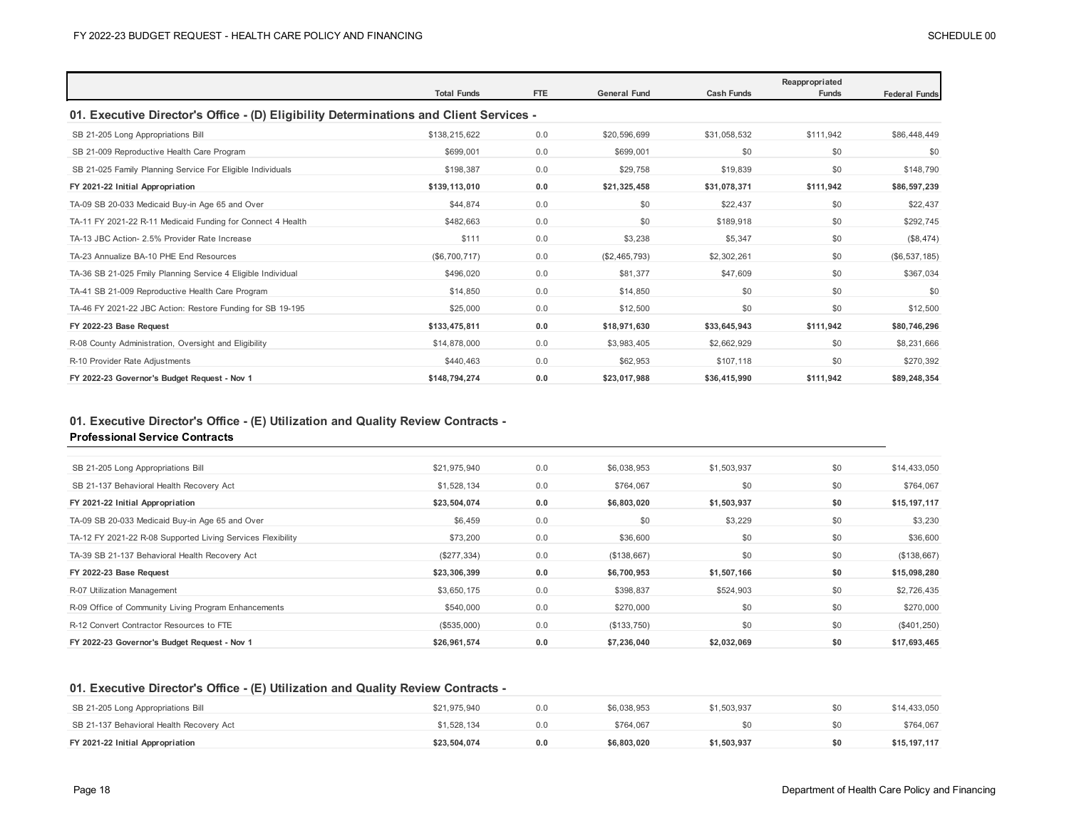| | Total Funds | FTE | General Fund | Cash Funds | Reappropriated Funds | Federal Funds |
|---|---|---|---|---|---|---|

## 01. Executive Director's Office - (D) Eligibility Determinations and Client Services -

| | Total Funds | FTE | General Fund | Cash Funds | Reappropriated Funds | Federal Funds |
|---|---|---|---|---|---|---|
| SB 21-205 Long Appropriations Bill | $138,215,622 | 0.0 | $20,596,699 | $31,058,532 | $111,942 | $86,448,449 |
| SB 21-009 Reproductive Health Care Program | $699,001 | 0.0 | $699,001 | $0 | $0 | $0 |
| SB 21-025 Family Planning Service For Eligible Individuals | $198,387 | 0.0 | $29,758 | $19,839 | $0 | $148,790 |
| **FY 2021-22 Initial Appropriation** | **$139,113,010** | **0.0** | **$21,325,458** | **$31,078,371** | **$111,942** | **$86,597,239** |
| TA-09 SB 20-033 Medicaid Buy-in Age 65 and Over | $44,874 | 0.0 | $0 | $22,437 | $0 | $22,437 |
| TA-11 FY 2021-22 R-11 Medicaid Funding for Connect 4 Health | $482,663 | 0.0 | $0 | $189,918 | $0 | $292,745 |
| TA-13 JBC Action- 2.5% Provider Rate Increase | $111 | 0.0 | $3,238 | $5,347 | $0 | ($8,474) |
| TA-23 Annualize BA-10 PHE End Resources | ($6,700,717) | 0.0 | ($2,465,793) | $2,302,261 | $0 | ($6,537,185) |
| TA-36 SB 21-025 Fmily Planning Service 4 Eligible Individual | $496,020 | 0.0 | $81,377 | $47,609 | $0 | $367,034 |
| TA-41 SB 21-009 Reproductive Health Care Program | $14,850 | 0.0 | $14,850 | $0 | $0 | $0 |
| TA-46 FY 2021-22 JBC Action: Restore Funding for SB 19-195 | $25,000 | 0.0 | $12,500 | $0 | $0 | $12,500 |
| **FY 2022-23 Base Request** | **$133,475,811** | **0.0** | **$18,971,630** | **$33,645,943** | **$111,942** | **$80,746,296** |
| R-08 County Administration, Oversight and Eligibility | $14,878,000 | 0.0 | $3,983,405 | $2,662,929 | $0 | $8,231,666 |
| R-10 Provider Rate Adjustments | $440,463 | 0.0 | $62,953 | $107,118 | $0 | $270,392 |
| **FY 2022-23 Governor's Budget Request - Nov 1** | **$148,794,274** | **0.0** | **$23,017,988** | **$36,415,990** | **$111,942** | **$89,248,354** |

## 01. Executive Director's Office - (E) Utilization and Quality Review Contracts - Professional Service Contracts

| | Total Funds | FTE | General Fund | Cash Funds | Reappropriated Funds | Federal Funds |
|---|---|---|---|---|---|---|
| SB 21-205 Long Appropriations Bill | $21,975,940 | 0.0 | $6,038,953 | $1,503,937 | $0 | $14,433,050 |
| SB 21-137 Behavioral Health Recovery Act | $1,528,134 | 0.0 | $764,067 | $0 | $0 | $764,067 |
| **FY 2021-22 Initial Appropriation** | **$23,504,074** | **0.0** | **$6,803,020** | **$1,503,937** | **$0** | **$15,197,117** |
| TA-09 SB 20-033 Medicaid Buy-in Age 65 and Over | $6,459 | 0.0 | $0 | $3,229 | $0 | $3,230 |
| TA-12 FY 2021-22 R-08 Supported Living Services Flexibility | $73,200 | 0.0 | $36,600 | $0 | $0 | $36,600 |
| TA-39 SB 21-137 Behavioral Health Recovery Act | ($277,334) | 0.0 | ($138,667) | $0 | $0 | ($138,667) |
| **FY 2022-23 Base Request** | **$23,306,399** | **0.0** | **$6,700,953** | **$1,507,166** | **$0** | **$15,098,280** |
| R-07 Utilization Management | $3,650,175 | 0.0 | $398,837 | $524,903 | $0 | $2,726,435 |
| R-09 Office of Community Living Program Enhancements | $540,000 | 0.0 | $270,000 | $0 | $0 | $270,000 |
| R-12 Convert Contractor Resources to FTE | ($535,000) | 0.0 | ($133,750) | $0 | $0 | ($401,250) |
| **FY 2022-23 Governor's Budget Request - Nov 1** | **$26,961,574** | **0.0** | **$7,236,040** | **$2,032,069** | **$0** | **$17,693,465** |

## 01. Executive Director's Office - (E) Utilization and Quality Review Contracts -

| | Total Funds | FTE | General Fund | Cash Funds | Reappropriated Funds | Federal Funds |
|---|---|---|---|---|---|---|
| SB 21-205 Long Appropriations Bill | $21,975,940 | 0.0 | $6,038,953 | $1,503,937 | $0 | $14,433,050 |
| SB 21-137 Behavioral Health Recovery Act | $1,528,134 | 0.0 | $764,067 | $0 | $0 | $764,067 |
| **FY 2021-22 Initial Appropriation** | **$23,504,074** | **0.0** | **$6,803,020** | **$1,503,937** | **$0** | **$15,197,117** |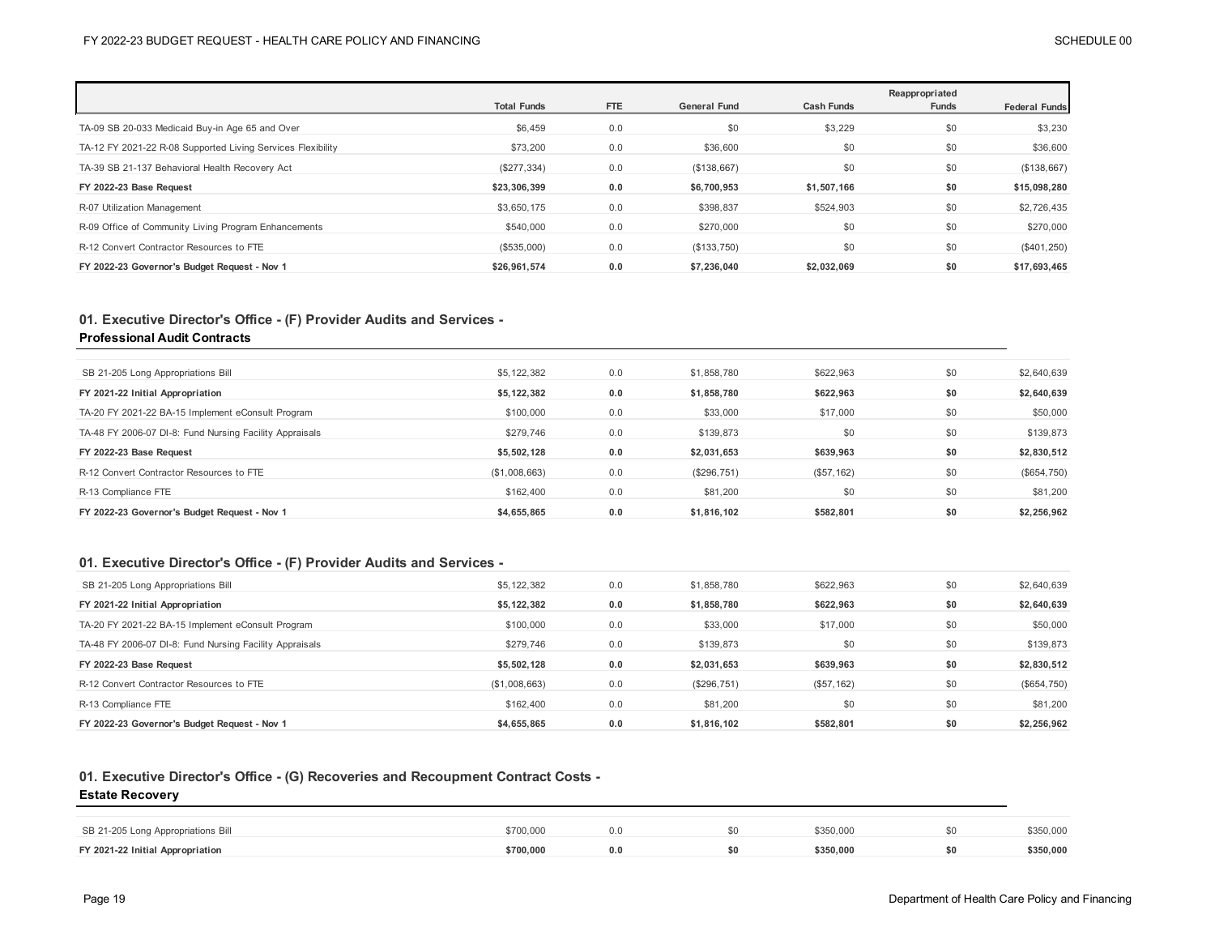| | Total Funds | FTE | General Fund | Cash Funds | Reappropriated Funds | Federal Funds |
|---|---|---|---|---|---|---|
| TA-09 SB 20-033 Medicaid Buy-in Age 65 and Over | $6,459 | 0.0 | $0 | $3,229 | $0 | $3,230 |
| TA-12 FY 2021-22 R-08 Supported Living Services Flexibility | $73,200 | 0.0 | $36,600 | $0 | $0 | $36,600 |
| TA-39 SB 21-137 Behavioral Health Recovery Act | ($277,334) | 0.0 | ($138,667) | $0 | $0 | ($138,667) |
| **FY 2022-23 Base Request** | **$23,306,399** | **0.0** | **$6,700,953** | **$1,507,166** | **$0** | **$15,098,280** |
| R-07 Utilization Management | $3,650,175 | 0.0 | $398,837 | $524,903 | $0 | $2,726,435 |
| R-09 Office of Community Living Program Enhancements | $540,000 | 0.0 | $270,000 | $0 | $0 | $270,000 |
| R-12 Convert Contractor Resources to FTE | ($535,000) | 0.0 | ($133,750) | $0 | $0 | ($401,250) |
| **FY 2022-23 Governor's Budget Request - Nov 1** | **$26,961,574** | **0.0** | **$7,236,040** | **$2,032,069** | **$0** | **$17,693,465** |

## 01. Executive Director's Office - (F) Provider Audits and Services - Professional Audit Contracts

| | Total Funds | FTE | General Fund | Cash Funds | Reappropriated Funds | Federal Funds |
|---|---|---|---|---|---|---|
| SB 21-205 Long Appropriations Bill | $5,122,382 | 0.0 | $1,858,780 | $622,963 | $0 | $2,640,639 |
| **FY 2021-22 Initial Appropriation** | **$5,122,382** | **0.0** | **$1,858,780** | **$622,963** | **$0** | **$2,640,639** |
| TA-20 FY 2021-22 BA-15 Implement eConsult Program | $100,000 | 0.0 | $33,000 | $17,000 | $0 | $50,000 |
| TA-48 FY 2006-07 DI-8: Fund Nursing Facility Appraisals | $279,746 | 0.0 | $139,873 | $0 | $0 | $139,873 |
| **FY 2022-23 Base Request** | **$5,502,128** | **0.0** | **$2,031,653** | **$639,963** | **$0** | **$2,830,512** |
| R-12 Convert Contractor Resources to FTE | ($1,008,663) | 0.0 | ($296,751) | ($57,162) | $0 | ($654,750) |
| R-13 Compliance FTE | $162,400 | 0.0 | $81,200 | $0 | $0 | $81,200 |
| **FY 2022-23 Governor's Budget Request - Nov 1** | **$4,655,865** | **0.0** | **$1,816,102** | **$582,801** | **$0** | **$2,256,962** |

## 01. Executive Director's Office - (F) Provider Audits and Services -

| | Total Funds | FTE | General Fund | Cash Funds | Reappropriated Funds | Federal Funds |
|---|---|---|---|---|---|---|
| SB 21-205 Long Appropriations Bill | $5,122,382 | 0.0 | $1,858,780 | $622,963 | $0 | $2,640,639 |
| **FY 2021-22 Initial Appropriation** | **$5,122,382** | **0.0** | **$1,858,780** | **$622,963** | **$0** | **$2,640,639** |
| TA-20 FY 2021-22 BA-15 Implement eConsult Program | $100,000 | 0.0 | $33,000 | $17,000 | $0 | $50,000 |
| TA-48 FY 2006-07 DI-8: Fund Nursing Facility Appraisals | $279,746 | 0.0 | $139,873 | $0 | $0 | $139,873 |
| **FY 2022-23 Base Request** | **$5,502,128** | **0.0** | **$2,031,653** | **$639,963** | **$0** | **$2,830,512** |
| R-12 Convert Contractor Resources to FTE | ($1,008,663) | 0.0 | ($296,751) | ($57,162) | $0 | ($654,750) |
| R-13 Compliance FTE | $162,400 | 0.0 | $81,200 | $0 | $0 | $81,200 |
| **FY 2022-23 Governor's Budget Request - Nov 1** | **$4,655,865** | **0.0** | **$1,816,102** | **$582,801** | **$0** | **$2,256,962** |

## 01. Executive Director's Office - (G) Recoveries and Recoupment Contract Costs - Estate Recovery

| | Total Funds | FTE | General Fund | Cash Funds | Reappropriated Funds | Federal Funds |
|---|---|---|---|---|---|---|
| SB 21-205 Long Appropriations Bill | $700,000 | 0.0 | $0 | $350,000 | $0 | $350,000 |
| **FY 2021-22 Initial Appropriation** | **$700,000** | **0.0** | **$0** | **$350,000** | **$0** | **$350,000** |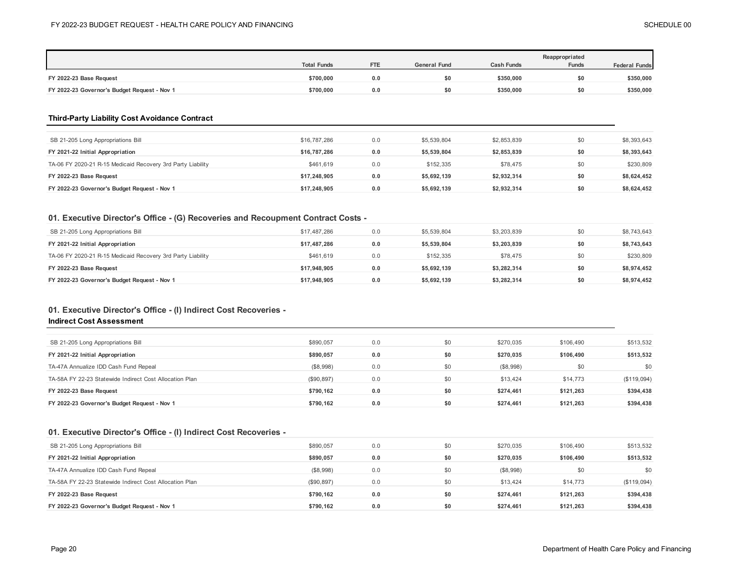| | Total Funds | FTE | General Fund | Cash Funds | Reappropriated Funds | Federal Funds |
|---|---|---|---|---|---|---|
| **FY 2022-23 Base Request** | **$700,000** | **0.0** | **$0** | **$350,000** | **$0** | **$350,000** |
| **FY 2022-23 Governor's Budget Request - Nov 1** | **$700,000** | **0.0** | **$0** | **$350,000** | **$0** | **$350,000** |

### Third-Party Liability Cost Avoidance Contract

| | Total Funds | FTE | General Fund | Cash Funds | Reappropriated Funds | Federal Funds |
|---|---|---|---|---|---|---|
| SB 21-205 Long Appropriations Bill | $16,787,286 | 0.0 | $5,539,804 | $2,853,839 | $0 | $8,393,643 |
| **FY 2021-22 Initial Appropriation** | **$16,787,286** | **0.0** | **$5,539,804** | **$2,853,839** | **$0** | **$8,393,643** |
| TA-06 FY 2020-21 R-15 Medicaid Recovery 3rd Party Liability | $461,619 | 0.0 | $152,335 | $78,475 | $0 | $230,809 |
| **FY 2022-23 Base Request** | **$17,248,905** | **0.0** | **$5,692,139** | **$2,932,314** | **$0** | **$8,624,452** |
| **FY 2022-23 Governor's Budget Request - Nov 1** | **$17,248,905** | **0.0** | **$5,692,139** | **$2,932,314** | **$0** | **$8,624,452** |

### 01. Executive Director's Office - (G) Recoveries and Recoupment Contract Costs -

| | Total Funds | FTE | General Fund | Cash Funds | Reappropriated Funds | Federal Funds |
|---|---|---|---|---|---|---|
| SB 21-205 Long Appropriations Bill | $17,487,286 | 0.0 | $5,539,804 | $3,203,839 | $0 | $8,743,643 |
| **FY 2021-22 Initial Appropriation** | **$17,487,286** | **0.0** | **$5,539,804** | **$3,203,839** | **$0** | **$8,743,643** |
| TA-06 FY 2020-21 R-15 Medicaid Recovery 3rd Party Liability | $461,619 | 0.0 | $152,335 | $78,475 | $0 | $230,809 |
| **FY 2022-23 Base Request** | **$17,948,905** | **0.0** | **$5,692,139** | **$3,282,314** | **$0** | **$8,974,452** |
| **FY 2022-23 Governor's Budget Request - Nov 1** | **$17,948,905** | **0.0** | **$5,692,139** | **$3,282,314** | **$0** | **$8,974,452** |

### 01. Executive Director's Office - (I) Indirect Cost Recoveries - Indirect Cost Assessment

| | Total Funds | FTE | General Fund | Cash Funds | Reappropriated Funds | Federal Funds |
|---|---|---|---|---|---|---|
| SB 21-205 Long Appropriations Bill | $890,057 | 0.0 | $0 | $270,035 | $106,490 | $513,532 |
| **FY 2021-22 Initial Appropriation** | **$890,057** | **0.0** | **$0** | **$270,035** | **$106,490** | **$513,532** |
| TA-47A Annualize IDD Cash Fund Repeal | ($8,998) | 0.0 | $0 | ($8,998) | $0 | $0 |
| TA-58A FY 22-23 Statewide Indirect Cost Allocation Plan | ($90,897) | 0.0 | $0 | $13,424 | $14,773 | ($119,094) |
| **FY 2022-23 Base Request** | **$790,162** | **0.0** | **$0** | **$274,461** | **$121,263** | **$394,438** |
| **FY 2022-23 Governor's Budget Request - Nov 1** | **$790,162** | **0.0** | **$0** | **$274,461** | **$121,263** | **$394,438** |

### 01. Executive Director's Office - (I) Indirect Cost Recoveries -

| | Total Funds | FTE | General Fund | Cash Funds | Reappropriated Funds | Federal Funds |
|---|---|---|---|---|---|---|
| SB 21-205 Long Appropriations Bill | $890,057 | 0.0 | $0 | $270,035 | $106,490 | $513,532 |
| **FY 2021-22 Initial Appropriation** | **$890,057** | **0.0** | **$0** | **$270,035** | **$106,490** | **$513,532** |
| TA-47A Annualize IDD Cash Fund Repeal | ($8,998) | 0.0 | $0 | ($8,998) | $0 | $0 |
| TA-58A FY 22-23 Statewide Indirect Cost Allocation Plan | ($90,897) | 0.0 | $0 | $13,424 | $14,773 | ($119,094) |
| **FY 2022-23 Base Request** | **$790,162** | **0.0** | **$0** | **$274,461** | **$121,263** | **$394,438** |
| **FY 2022-23 Governor's Budget Request - Nov 1** | **$790,162** | **0.0** | **$0** | **$274,461** | **$121,263** | **$394,438** |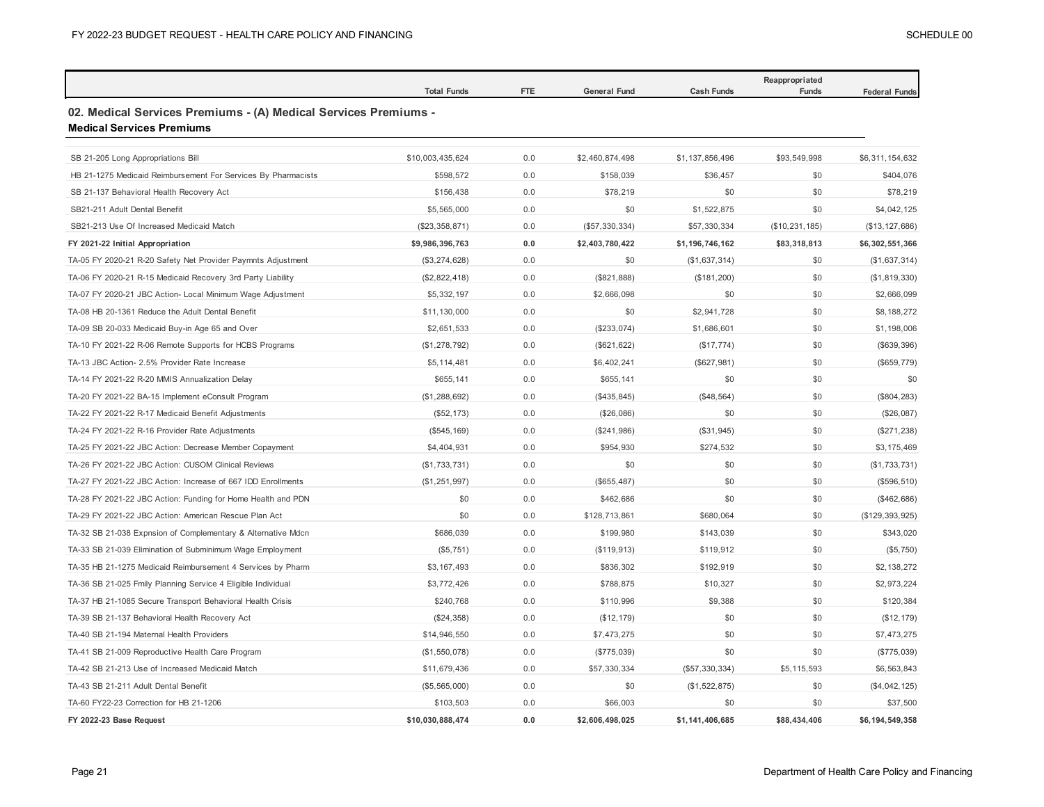| | Total Funds | FTE | General Fund | Cash Funds | Reappropriated Funds | Federal Funds |
|---|---|---|---|---|---|---|

## 02. Medical Services Premiums - (A) Medical Services Premiums - Medical Services Premiums

| | Total Funds | FTE | General Fund | Cash Funds | Reappropriated Funds | Federal Funds |
|---|---|---|---|---|---|---|
| SB 21-205 Long Appropriations Bill | $10,003,435,624 | 0.0 | $2,460,874,498 | $1,137,856,496 | $93,549,998 | $6,311,154,632 |
| HB 21-1275 Medicaid Reimbursement For Services By Pharmacists | $598,572 | 0.0 | $158,039 | $36,457 | $0 | $404,076 |
| SB 21-137 Behavioral Health Recovery Act | $156,438 | 0.0 | $78,219 | $0 | $0 | $78,219 |
| SB21-211 Adult Dental Benefit | $5,565,000 | 0.0 | $0 | $1,522,875 | $0 | $4,042,125 |
| SB21-213 Use Of Increased Medicaid Match | ($23,358,871) | 0.0 | ($57,330,334) | $57,330,334 | ($10,231,185) | ($13,127,686) |
| **FY 2021-22 Initial Appropriation** | **$9,986,396,763** | **0.0** | **$2,403,780,422** | **$1,196,746,162** | **$83,318,813** | **$6,302,551,366** |
| TA-05 FY 2020-21 R-20 Safety Net Provider Paymnts Adjustment | ($3,274,628) | 0.0 | $0 | ($1,637,314) | $0 | ($1,637,314) |
| TA-06 FY 2020-21 R-15 Medicaid Recovery 3rd Party Liability | ($2,822,418) | 0.0 | ($821,888) | ($181,200) | $0 | ($1,819,330) |
| TA-07 FY 2020-21 JBC Action- Local Minimum Wage Adjustment | $5,332,197 | 0.0 | $2,666,098 | $0 | $0 | $2,666,099 |
| TA-08 HB 20-1361 Reduce the Adult Dental Benefit | $11,130,000 | 0.0 | $0 | $2,941,728 | $0 | $8,188,272 |
| TA-09 SB 20-033 Medicaid Buy-in Age 65 and Over | $2,651,533 | 0.0 | ($233,074) | $1,686,601 | $0 | $1,198,006 |
| TA-10 FY 2021-22 R-06 Remote Supports for HCBS Programs | ($1,278,792) | 0.0 | ($621,622) | ($17,774) | $0 | ($639,396) |
| TA-13 JBC Action- 2.5% Provider Rate Increase | $5,114,481 | 0.0 | $6,402,241 | ($627,981) | $0 | ($659,779) |
| TA-14 FY 2021-22 R-20 MMIS Annualization Delay | $655,141 | 0.0 | $655,141 | $0 | $0 | $0 |
| TA-20 FY 2021-22 BA-15 Implement eConsult Program | ($1,288,692) | 0.0 | ($435,845) | ($48,564) | $0 | ($804,283) |
| TA-22 FY 2021-22 R-17 Medicaid Benefit Adjustments | ($52,173) | 0.0 | ($26,086) | $0 | $0 | ($26,087) |
| TA-24 FY 2021-22 R-16 Provider Rate Adjustments | ($545,169) | 0.0 | ($241,986) | ($31,945) | $0 | ($271,238) |
| TA-25 FY 2021-22 JBC Action: Decrease Member Copayment | $4,404,931 | 0.0 | $954,930 | $274,532 | $0 | $3,175,469 |
| TA-26 FY 2021-22 JBC Action: CUSOM Clinical Reviews | ($1,733,731) | 0.0 | $0 | $0 | $0 | ($1,733,731) |
| TA-27 FY 2021-22 JBC Action: Increase of 667 IDD Enrollments | ($1,251,997) | 0.0 | ($655,487) | $0 | $0 | ($596,510) |
| TA-28 FY 2021-22 JBC Action: Funding for Home Health and PDN | $0 | 0.0 | $462,686 | $0 | $0 | ($462,686) |
| TA-29 FY 2021-22 JBC Action: American Rescue Plan Act | $0 | 0.0 | $128,713,861 | $680,064 | $0 | ($129,393,925) |
| TA-32 SB 21-038 Expnsion of Complementary & Alternative Mdcn | $686,039 | 0.0 | $199,980 | $143,039 | $0 | $343,020 |
| TA-33 SB 21-039 Elimination of Subminimum Wage Employment | ($5,751) | 0.0 | ($119,913) | $119,912 | $0 | ($5,750) |
| TA-35 HB 21-1275 Medicaid Reimbursement 4 Services by Pharm | $3,167,493 | 0.0 | $836,302 | $192,919 | $0 | $2,138,272 |
| TA-36 SB 21-025 Fmily Planning Service 4 Eligible Individual | $3,772,426 | 0.0 | $788,875 | $10,327 | $0 | $2,973,224 |
| TA-37 HB 21-1085 Secure Transport Behavioral Health Crisis | $240,768 | 0.0 | $110,996 | $9,388 | $0 | $120,384 |
| TA-39 SB 21-137 Behavioral Health Recovery Act | ($24,358) | 0.0 | ($12,179) | $0 | $0 | ($12,179) |
| TA-40 SB 21-194 Maternal Health Providers | $14,946,550 | 0.0 | $7,473,275 | $0 | $0 | $7,473,275 |
| TA-41 SB 21-009 Reproductive Health Care Program | ($1,550,078) | 0.0 | ($775,039) | $0 | $0 | ($775,039) |
| TA-42 SB 21-213 Use of Increased Medicaid Match | $11,679,436 | 0.0 | $57,330,334 | ($57,330,334) | $5,115,593 | $6,563,843 |
| TA-43 SB 21-211 Adult Dental Benefit | ($5,565,000) | 0.0 | $0 | ($1,522,875) | $0 | ($4,042,125) |
| TA-60 FY22-23 Correction for HB 21-1206 | $103,503 | 0.0 | $66,003 | $0 | $0 | $37,500 |
| **FY 2022-23 Base Request** | **$10,030,888,474** | **0.0** | **$2,606,498,025** | **$1,141,406,685** | **$88,434,406** | **$6,194,549,358** |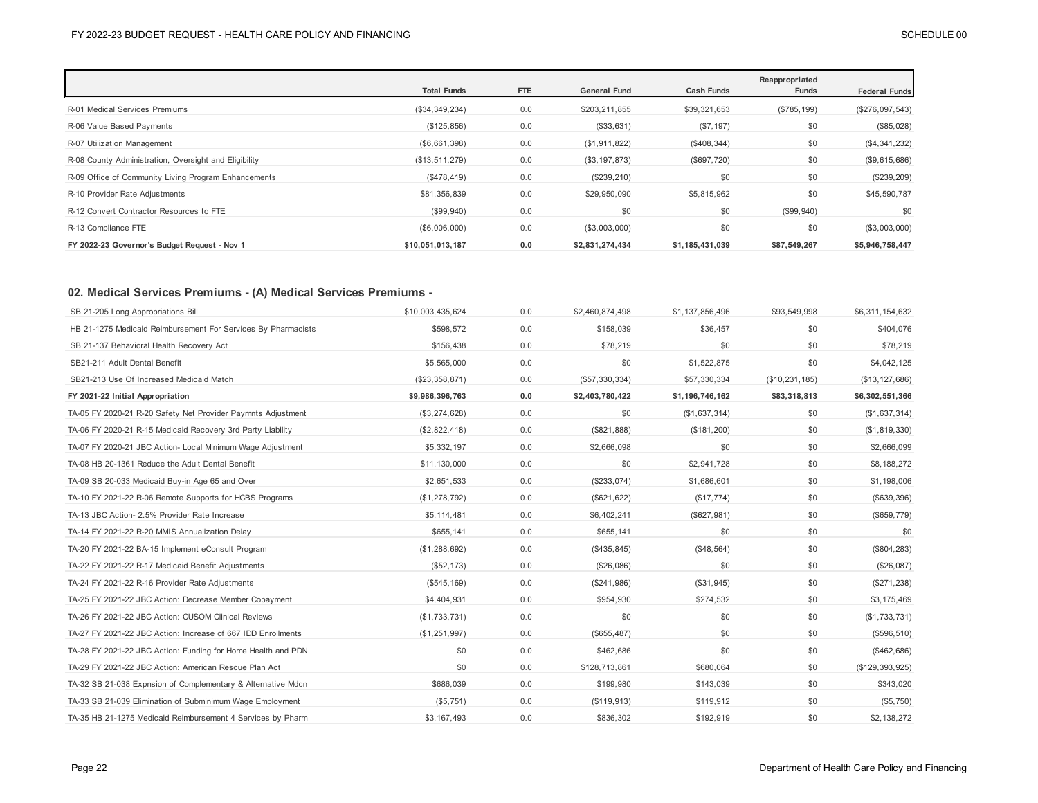| | Total Funds | FTE | General Fund | Cash Funds | Reappropriated Funds | Federal Funds |
|---|---|---|---|---|---|---|
| R-01 Medical Services Premiums | ($34,349,234) | 0.0 | $203,211,855 | $39,321,653 | ($785,199) | ($276,097,543) |
| R-06 Value Based Payments | ($125,856) | 0.0 | ($33,631) | ($7,197) | $0 | ($85,028) |
| R-07 Utilization Management | ($6,661,398) | 0.0 | ($1,911,822) | ($408,344) | $0 | ($4,341,232) |
| R-08 County Administration, Oversight and Eligibility | ($13,511,279) | 0.0 | ($3,197,873) | ($697,720) | $0 | ($9,615,686) |
| R-09 Office of Community Living Program Enhancements | ($478,419) | 0.0 | ($239,210) | $0 | $0 | ($239,209) |
| R-10 Provider Rate Adjustments | $81,356,839 | 0.0 | $29,950,090 | $5,815,962 | $0 | $45,590,787 |
| R-12 Convert Contractor Resources to FTE | ($99,940) | 0.0 | $0 | $0 | ($99,940) | $0 |
| R-13 Compliance FTE | ($6,006,000) | 0.0 | ($3,003,000) | $0 | $0 | ($3,003,000) |
| **FY 2022-23 Governor's Budget Request - Nov 1** | **$10,051,013,187** | **0.0** | **$2,831,274,434** | **$1,185,431,039** | **$87,549,267** | **$5,946,758,447** |

## 02. Medical Services Premiums - (A) Medical Services Premiums -

| | Total Funds | FTE | General Fund | Cash Funds | Reappropriated Funds | Federal Funds |
|---|---|---|---|---|---|---|
| SB 21-205 Long Appropriations Bill | $10,003,435,624 | 0.0 | $2,460,874,498 | $1,137,856,496 | $93,549,998 | $6,311,154,632 |
| HB 21-1275 Medicaid Reimbursement For Services By Pharmacists | $598,572 | 0.0 | $158,039 | $36,457 | $0 | $404,076 |
| SB 21-137 Behavioral Health Recovery Act | $156,438 | 0.0 | $78,219 | $0 | $0 | $78,219 |
| SB21-211 Adult Dental Benefit | $5,565,000 | 0.0 | $0 | $1,522,875 | $0 | $4,042,125 |
| SB21-213 Use Of Increased Medicaid Match | ($23,358,871) | 0.0 | ($57,330,334) | $57,330,334 | ($10,231,185) | ($13,127,686) |
| **FY 2021-22 Initial Appropriation** | **$9,986,396,763** | **0.0** | **$2,403,780,422** | **$1,196,746,162** | **$83,318,813** | **$6,302,551,366** |
| TA-05 FY 2020-21 R-20 Safety Net Provider Paymnts Adjustment | ($3,274,628) | 0.0 | $0 | ($1,637,314) | $0 | ($1,637,314) |
| TA-06 FY 2020-21 R-15 Medicaid Recovery 3rd Party Liability | ($2,822,418) | 0.0 | ($821,888) | ($181,200) | $0 | ($1,819,330) |
| TA-07 FY 2020-21 JBC Action- Local Minimum Wage Adjustment | $5,332,197 | 0.0 | $2,666,098 | $0 | $0 | $2,666,099 |
| TA-08 HB 20-1361 Reduce the Adult Dental Benefit | $11,130,000 | 0.0 | $0 | $2,941,728 | $0 | $8,188,272 |
| TA-09 SB 20-033 Medicaid Buy-in Age 65 and Over | $2,651,533 | 0.0 | ($233,074) | $1,686,601 | $0 | $1,198,006 |
| TA-10 FY 2021-22 R-06 Remote Supports for HCBS Programs | ($1,278,792) | 0.0 | ($621,622) | ($17,774) | $0 | ($639,396) |
| TA-13 JBC Action- 2.5% Provider Rate Increase | $5,114,481 | 0.0 | $6,402,241 | ($627,981) | $0 | ($659,779) |
| TA-14 FY 2021-22 R-20 MMIS Annualization Delay | $655,141 | 0.0 | $655,141 | $0 | $0 | $0 |
| TA-20 FY 2021-22 BA-15 Implement eConsult Program | ($1,288,692) | 0.0 | ($435,845) | ($48,564) | $0 | ($804,283) |
| TA-22 FY 2021-22 R-17 Medicaid Benefit Adjustments | ($52,173) | 0.0 | ($26,086) | $0 | $0 | ($26,087) |
| TA-24 FY 2021-22 R-16 Provider Rate Adjustments | ($545,169) | 0.0 | ($241,986) | ($31,945) | $0 | ($271,238) |
| TA-25 FY 2021-22 JBC Action: Decrease Member Copayment | $4,404,931 | 0.0 | $954,930 | $274,532 | $0 | $3,175,469 |
| TA-26 FY 2021-22 JBC Action: CUSOM Clinical Reviews | ($1,733,731) | 0.0 | $0 | $0 | $0 | ($1,733,731) |
| TA-27 FY 2021-22 JBC Action: Increase of 667 IDD Enrollments | ($1,251,997) | 0.0 | ($655,487) | $0 | $0 | ($596,510) |
| TA-28 FY 2021-22 JBC Action: Funding for Home Health and PDN | $0 | 0.0 | $462,686 | $0 | $0 | ($462,686) |
| TA-29 FY 2021-22 JBC Action: American Rescue Plan Act | $0 | 0.0 | $128,713,861 | $680,064 | $0 | ($129,393,925) |
| TA-32 SB 21-038 Expnsion of Complementary & Alternative Mdcn | $686,039 | 0.0 | $199,980 | $143,039 | $0 | $343,020 |
| TA-33 SB 21-039 Elimination of Subminimum Wage Employment | ($5,751) | 0.0 | ($119,913) | $119,912 | $0 | ($5,750) |
| TA-35 HB 21-1275 Medicaid Reimbursement 4 Services by Pharm | $3,167,493 | 0.0 | $836,302 | $192,919 | $0 | $2,138,272 |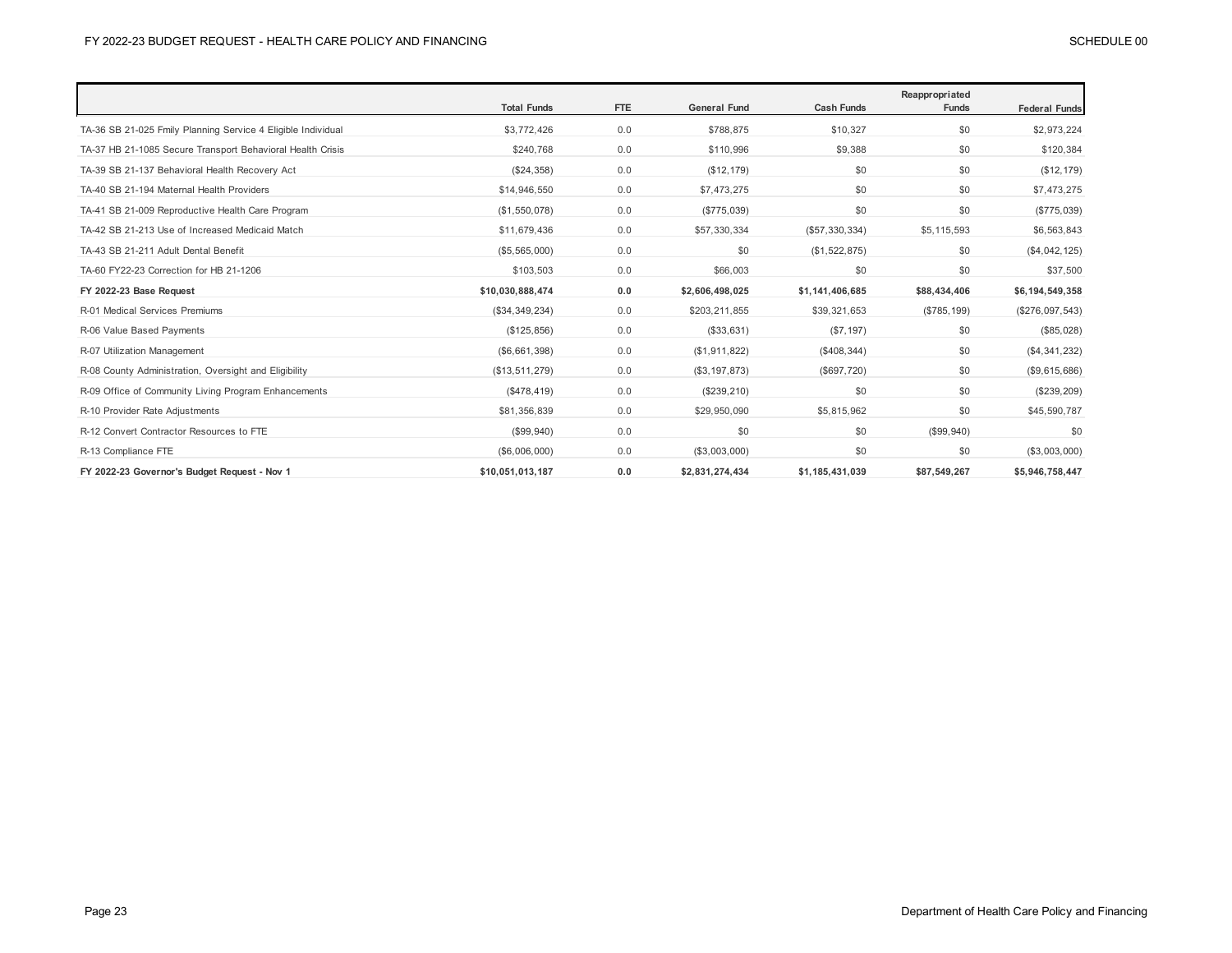| | Total Funds | FTE | General Fund | Cash Funds | Reappropriated Funds | Federal Funds |
|---|---|---|---|---|---|---|
| TA-36 SB 21-025 Fmily Planning Service 4 Eligible Individual | $3,772,426 | 0.0 | $788,875 | $10,327 | $0 | $2,973,224 |
| TA-37 HB 21-1085 Secure Transport Behavioral Health Crisis | $240,768 | 0.0 | $110,996 | $9,388 | $0 | $120,384 |
| TA-39 SB 21-137 Behavioral Health Recovery Act | ($24,358) | 0.0 | ($12,179) | $0 | $0 | ($12,179) |
| TA-40 SB 21-194 Maternal Health Providers | $14,946,550 | 0.0 | $7,473,275 | $0 | $0 | $7,473,275 |
| TA-41 SB 21-009 Reproductive Health Care Program | ($1,550,078) | 0.0 | ($775,039) | $0 | $0 | ($775,039) |
| TA-42 SB 21-213 Use of Increased Medicaid Match | $11,679,436 | 0.0 | $57,330,334 | ($57,330,334) | $5,115,593 | $6,563,843 |
| TA-43 SB 21-211 Adult Dental Benefit | ($5,565,000) | 0.0 | $0 | ($1,522,875) | $0 | ($4,042,125) |
| TA-60 FY22-23 Correction for HB 21-1206 | $103,503 | 0.0 | $66,003 | $0 | $0 | $37,500 |
| **FY 2022-23 Base Request** | **$10,030,888,474** | **0.0** | **$2,606,498,025** | **$1,141,406,685** | **$88,434,406** | **$6,194,549,358** |
| R-01 Medical Services Premiums | ($34,349,234) | 0.0 | $203,211,855 | $39,321,653 | ($785,199) | ($276,097,543) |
| R-06 Value Based Payments | ($125,856) | 0.0 | ($33,631) | ($7,197) | $0 | ($85,028) |
| R-07 Utilization Management | ($6,661,398) | 0.0 | ($1,911,822) | ($408,344) | $0 | ($4,341,232) |
| R-08 County Administration, Oversight and Eligibility | ($13,511,279) | 0.0 | ($3,197,873) | ($697,720) | $0 | ($9,615,686) |
| R-09 Office of Community Living Program Enhancements | ($478,419) | 0.0 | ($239,210) | $0 | $0 | ($239,209) |
| R-10 Provider Rate Adjustments | $81,356,839 | 0.0 | $29,950,090 | $5,815,962 | $0 | $45,590,787 |
| R-12 Convert Contractor Resources to FTE | ($99,940) | 0.0 | $0 | $0 | ($99,940) | $0 |
| R-13 Compliance FTE | ($6,006,000) | 0.0 | ($3,003,000) | $0 | $0 | ($3,003,000) |
| **FY 2022-23 Governor's Budget Request - Nov 1** | **$10,051,013,187** | **0.0** | **$2,831,274,434** | **$1,185,431,039** | **$87,549,267** | **$5,946,758,447** |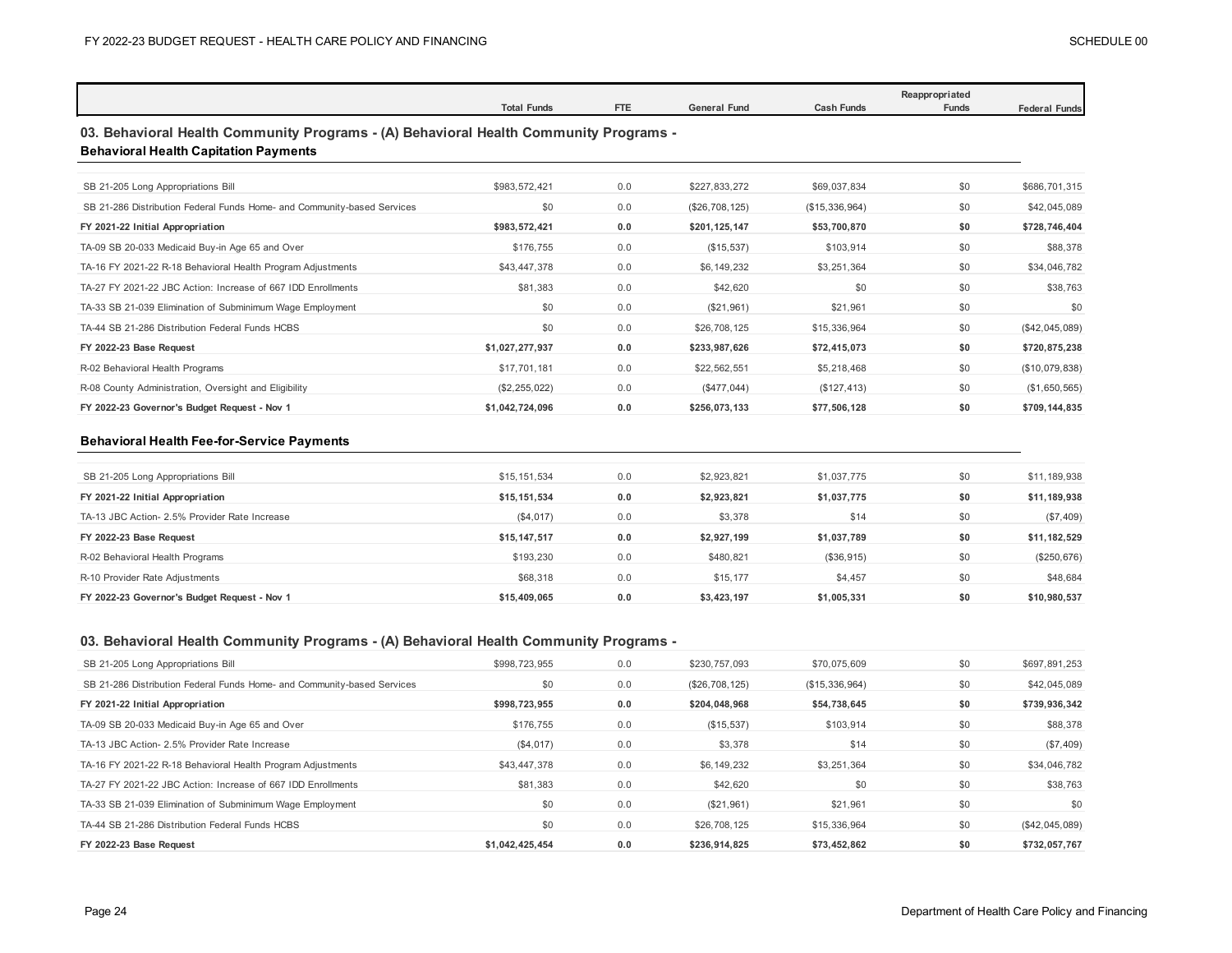| | Total Funds | FTE | General Fund | Cash Funds | Reappropriated Funds | Federal Funds |
|---|---|---|---|---|---|---|

## 03. Behavioral Health Community Programs - (A) Behavioral Health Community Programs -

### Behavioral Health Capitation Payments

| | Total Funds | FTE | General Fund | Cash Funds | Reappropriated Funds | Federal Funds |
|---|---|---|---|---|---|---|
| SB 21-205 Long Appropriations Bill | $983,572,421 | 0.0 | $227,833,272 | $69,037,834 | $0 | $686,701,315 |
| SB 21-286 Distribution Federal Funds Home- and Community-based Services | $0 | 0.0 | ($26,708,125) | ($15,336,964) | $0 | $42,045,089 |
| **FY 2021-22 Initial Appropriation** | **$983,572,421** | **0.0** | **$201,125,147** | **$53,700,870** | **$0** | **$728,746,404** |
| TA-09 SB 20-033 Medicaid Buy-in Age 65 and Over | $176,755 | 0.0 | ($15,537) | $103,914 | $0 | $88,378 |
| TA-16 FY 2021-22 R-18 Behavioral Health Program Adjustments | $43,447,378 | 0.0 | $6,149,232 | $3,251,364 | $0 | $34,046,782 |
| TA-27 FY 2021-22 JBC Action: Increase of 667 IDD Enrollments | $81,383 | 0.0 | $42,620 | $0 | $0 | $38,763 |
| TA-33 SB 21-039 Elimination of Subminimum Wage Employment | $0 | 0.0 | ($21,961) | $21,961 | $0 | $0 |
| TA-44 SB 21-286 Distribution Federal Funds HCBS | $0 | 0.0 | $26,708,125 | $15,336,964 | $0 | ($42,045,089) |
| **FY 2022-23 Base Request** | **$1,027,277,937** | **0.0** | **$233,987,626** | **$72,415,073** | **$0** | **$720,875,238** |
| R-02 Behavioral Health Programs | $17,701,181 | 0.0 | $22,562,551 | $5,218,468 | $0 | ($10,079,838) |
| R-08 County Administration, Oversight and Eligibility | ($2,255,022) | 0.0 | ($477,044) | ($127,413) | $0 | ($1,650,565) |
| **FY 2022-23 Governor's Budget Request - Nov 1** | **$1,042,724,096** | **0.0** | **$256,073,133** | **$77,506,128** | **$0** | **$709,144,835** |

### Behavioral Health Fee-for-Service Payments

| | Total Funds | FTE | General Fund | Cash Funds | Reappropriated Funds | Federal Funds |
|---|---|---|---|---|---|---|
| SB 21-205 Long Appropriations Bill | $15,151,534 | 0.0 | $2,923,821 | $1,037,775 | $0 | $11,189,938 |
| **FY 2021-22 Initial Appropriation** | **$15,151,534** | **0.0** | **$2,923,821** | **$1,037,775** | **$0** | **$11,189,938** |
| TA-13 JBC Action- 2.5% Provider Rate Increase | ($4,017) | 0.0 | $3,378 | $14 | $0 | ($7,409) |
| **FY 2022-23 Base Request** | **$15,147,517** | **0.0** | **$2,927,199** | **$1,037,789** | **$0** | **$11,182,529** |
| R-02 Behavioral Health Programs | $193,230 | 0.0 | $480,821 | ($36,915) | $0 | ($250,676) |
| R-10 Provider Rate Adjustments | $68,318 | 0.0 | $15,177 | $4,457 | $0 | $48,684 |
| **FY 2022-23 Governor's Budget Request - Nov 1** | **$15,409,065** | **0.0** | **$3,423,197** | **$1,005,331** | **$0** | **$10,980,537** |

## 03. Behavioral Health Community Programs - (A) Behavioral Health Community Programs -

| | Total Funds | FTE | General Fund | Cash Funds | Reappropriated Funds | Federal Funds |
|---|---|---|---|---|---|---|
| SB 21-205 Long Appropriations Bill | $998,723,955 | 0.0 | $230,757,093 | $70,075,609 | $0 | $697,891,253 |
| SB 21-286 Distribution Federal Funds Home- and Community-based Services | $0 | 0.0 | ($26,708,125) | ($15,336,964) | $0 | $42,045,089 |
| **FY 2021-22 Initial Appropriation** | **$998,723,955** | **0.0** | **$204,048,968** | **$54,738,645** | **$0** | **$739,936,342** |
| TA-09 SB 20-033 Medicaid Buy-in Age 65 and Over | $176,755 | 0.0 | ($15,537) | $103,914 | $0 | $88,378 |
| TA-13 JBC Action- 2.5% Provider Rate Increase | ($4,017) | 0.0 | $3,378 | $14 | $0 | ($7,409) |
| TA-16 FY 2021-22 R-18 Behavioral Health Program Adjustments | $43,447,378 | 0.0 | $6,149,232 | $3,251,364 | $0 | $34,046,782 |
| TA-27 FY 2021-22 JBC Action: Increase of 667 IDD Enrollments | $81,383 | 0.0 | $42,620 | $0 | $0 | $38,763 |
| TA-33 SB 21-039 Elimination of Subminimum Wage Employment | $0 | 0.0 | ($21,961) | $21,961 | $0 | $0 |
| TA-44 SB 21-286 Distribution Federal Funds HCBS | $0 | 0.0 | $26,708,125 | $15,336,964 | $0 | ($42,045,089) |
| **FY 2022-23 Base Request** | **$1,042,425,454** | **0.0** | **$236,914,825** | **$73,452,862** | **$0** | **$732,057,767** |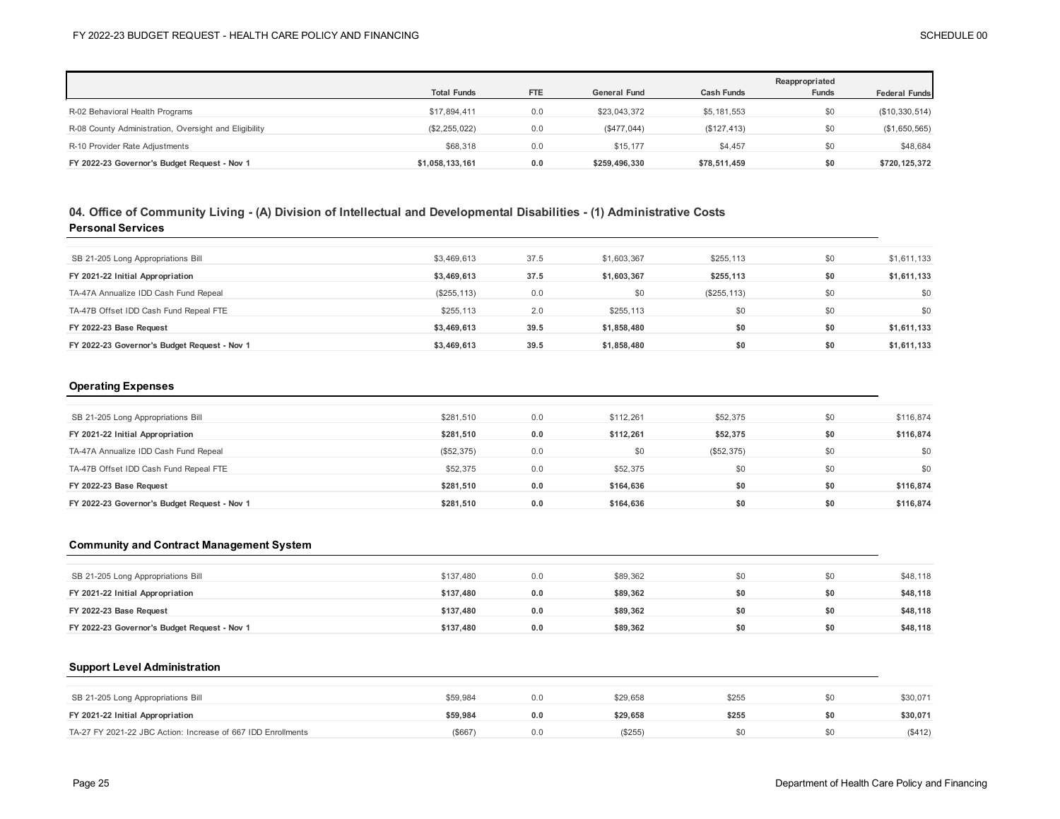| | Total Funds | FTE | General Fund | Cash Funds | Reappropriated Funds | Federal Funds |
|---|---|---|---|---|---|---|
| R-02 Behavioral Health Programs | $17,894,411 | 0.0 | $23,043,372 | $5,181,553 | $0 | ($10,330,514) |
| R-08 County Administration, Oversight and Eligibility | ($2,255,022) | 0.0 | ($477,044) | ($127,413) | $0 | ($1,650,565) |
| R-10 Provider Rate Adjustments | $68,318 | 0.0 | $15,177 | $4,457 | $0 | $48,684 |
| **FY 2022-23 Governor's Budget Request - Nov 1** | **$1,058,133,161** | **0.0** | **$259,496,330** | **$78,511,459** | **$0** | **$720,125,372** |

## 04. Office of Community Living - (A) Division of Intellectual and Developmental Disabilities - (1) Administrative Costs

### Personal Services

| | Total Funds | FTE | General Fund | Cash Funds | Reappropriated Funds | Federal Funds |
|---|---|---|---|---|---|---|
| SB 21-205 Long Appropriations Bill | $3,469,613 | 37.5 | $1,603,367 | $255,113 | $0 | $1,611,133 |
| **FY 2021-22 Initial Appropriation** | **$3,469,613** | **37.5** | **$1,603,367** | **$255,113** | **$0** | **$1,611,133** |
| TA-47A Annualize IDD Cash Fund Repeal | ($255,113) | 0.0 | $0 | ($255,113) | $0 | $0 |
| TA-47B Offset IDD Cash Fund Repeal FTE | $255,113 | 2.0 | $255,113 | $0 | $0 | $0 |
| **FY 2022-23 Base Request** | **$3,469,613** | **39.5** | **$1,858,480** | **$0** | **$0** | **$1,611,133** |
| **FY 2022-23 Governor's Budget Request - Nov 1** | **$3,469,613** | **39.5** | **$1,858,480** | **$0** | **$0** | **$1,611,133** |

### Operating Expenses

| | Total Funds | FTE | General Fund | Cash Funds | Reappropriated Funds | Federal Funds |
|---|---|---|---|---|---|---|
| SB 21-205 Long Appropriations Bill | $281,510 | 0.0 | $112,261 | $52,375 | $0 | $116,874 |
| **FY 2021-22 Initial Appropriation** | **$281,510** | **0.0** | **$112,261** | **$52,375** | **$0** | **$116,874** |
| TA-47A Annualize IDD Cash Fund Repeal | ($52,375) | 0.0 | $0 | ($52,375) | $0 | $0 |
| TA-47B Offset IDD Cash Fund Repeal FTE | $52,375 | 0.0 | $52,375 | $0 | $0 | $0 |
| **FY 2022-23 Base Request** | **$281,510** | **0.0** | **$164,636** | **$0** | **$0** | **$116,874** |
| **FY 2022-23 Governor's Budget Request - Nov 1** | **$281,510** | **0.0** | **$164,636** | **$0** | **$0** | **$116,874** |

### Community and Contract Management System

| | Total Funds | FTE | General Fund | Cash Funds | Reappropriated Funds | Federal Funds |
|---|---|---|---|---|---|---|
| SB 21-205 Long Appropriations Bill | $137,480 | 0.0 | $89,362 | $0 | $0 | $48,118 |
| **FY 2021-22 Initial Appropriation** | **$137,480** | **0.0** | **$89,362** | **$0** | **$0** | **$48,118** |
| **FY 2022-23 Base Request** | **$137,480** | **0.0** | **$89,362** | **$0** | **$0** | **$48,118** |
| **FY 2022-23 Governor's Budget Request - Nov 1** | **$137,480** | **0.0** | **$89,362** | **$0** | **$0** | **$48,118** |

### Support Level Administration

| | Total Funds | FTE | General Fund | Cash Funds | Reappropriated Funds | Federal Funds |
|---|---|---|---|---|---|---|
| SB 21-205 Long Appropriations Bill | $59,984 | 0.0 | $29,658 | $255 | $0 | $30,071 |
| **FY 2021-22 Initial Appropriation** | **$59,984** | **0.0** | **$29,658** | **$255** | **$0** | **$30,071** |
| TA-27 FY 2021-22 JBC Action: Increase of 667 IDD Enrollments | ($667) | 0.0 | ($255) | $0 | $0 | ($412) |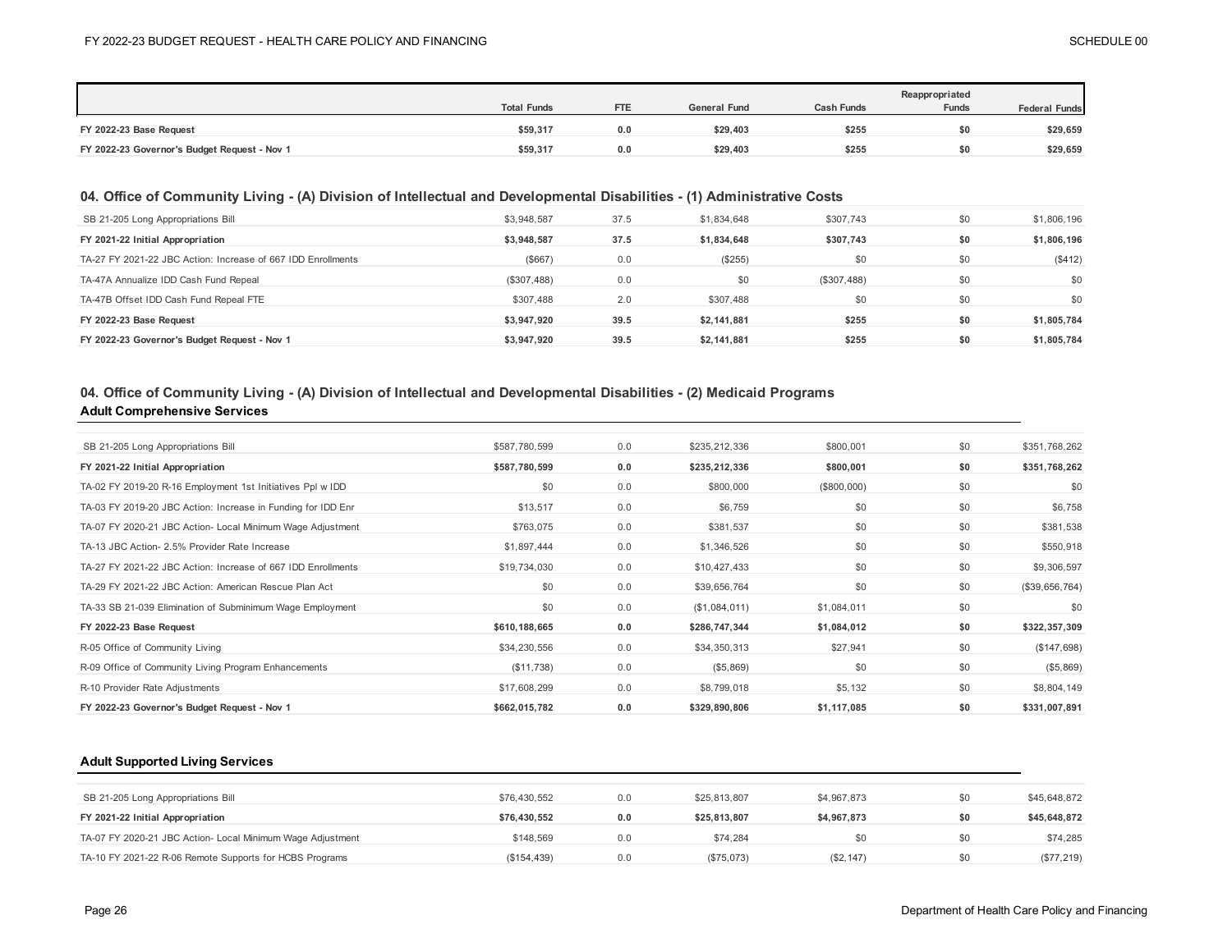| | Total Funds | FTE | General Fund | Cash Funds | Reappropriated Funds | Federal Funds |
|---|---|---|---|---|---|---|
| **FY 2022-23 Base Request** | **$59,317** | **0.0** | **$29,403** | **$255** | **$0** | **$29,659** |
| **FY 2022-23 Governor's Budget Request - Nov 1** | **$59,317** | **0.0** | **$29,403** | **$255** | **$0** | **$29,659** |

## 04. Office of Community Living - (A) Division of Intellectual and Developmental Disabilities - (1) Administrative Costs

| | Total Funds | FTE | General Fund | Cash Funds | Reappropriated Funds | Federal Funds |
|---|---|---|---|---|---|---|
| SB 21-205 Long Appropriations Bill | $3,948,587 | 37.5 | $1,834,648 | $307,743 | $0 | $1,806,196 |
| **FY 2021-22 Initial Appropriation** | **$3,948,587** | **37.5** | **$1,834,648** | **$307,743** | **$0** | **$1,806,196** |
| TA-27 FY 2021-22 JBC Action: Increase of 667 IDD Enrollments | ($667) | 0.0 | ($255) | $0 | $0 | ($412) |
| TA-47A Annualize IDD Cash Fund Repeal | ($307,488) | 0.0 | $0 | ($307,488) | $0 | $0 |
| TA-47B Offset IDD Cash Fund Repeal FTE | $307,488 | 2.0 | $307,488 | $0 | $0 | $0 |
| **FY 2022-23 Base Request** | **$3,947,920** | **39.5** | **$2,141,881** | **$255** | **$0** | **$1,805,784** |
| **FY 2022-23 Governor's Budget Request - Nov 1** | **$3,947,920** | **39.5** | **$2,141,881** | **$255** | **$0** | **$1,805,784** |

## 04. Office of Community Living - (A) Division of Intellectual and Developmental Disabilities - (2) Medicaid Programs

### Adult Comprehensive Services

| | Total Funds | FTE | General Fund | Cash Funds | Reappropriated Funds | Federal Funds |
|---|---|---|---|---|---|---|
| SB 21-205 Long Appropriations Bill | $587,780,599 | 0.0 | $235,212,336 | $800,001 | $0 | $351,768,262 |
| **FY 2021-22 Initial Appropriation** | **$587,780,599** | **0.0** | **$235,212,336** | **$800,001** | **$0** | **$351,768,262** |
| TA-02 FY 2019-20 R-16 Employment 1st Initiatives Ppl w IDD | $0 | 0.0 | $800,000 | ($800,000) | $0 | $0 |
| TA-03 FY 2019-20 JBC Action: Increase in Funding for IDD Enr | $13,517 | 0.0 | $6,759 | $0 | $0 | $6,758 |
| TA-07 FY 2020-21 JBC Action- Local Minimum Wage Adjustment | $763,075 | 0.0 | $381,537 | $0 | $0 | $381,538 |
| TA-13 JBC Action- 2.5% Provider Rate Increase | $1,897,444 | 0.0 | $1,346,526 | $0 | $0 | $550,918 |
| TA-27 FY 2021-22 JBC Action: Increase of 667 IDD Enrollments | $19,734,030 | 0.0 | $10,427,433 | $0 | $0 | $9,306,597 |
| TA-29 FY 2021-22 JBC Action: American Rescue Plan Act | $0 | 0.0 | $39,656,764 | $0 | $0 | ($39,656,764) |
| TA-33 SB 21-039 Elimination of Subminimum Wage Employment | $0 | 0.0 | ($1,084,011) | $1,084,011 | $0 | $0 |
| **FY 2022-23 Base Request** | **$610,188,665** | **0.0** | **$286,747,344** | **$1,084,012** | **$0** | **$322,357,309** |
| R-05 Office of Community Living | $34,230,556 | 0.0 | $34,350,313 | $27,941 | $0 | ($147,698) |
| R-09 Office of Community Living Program Enhancements | ($11,738) | 0.0 | ($5,869) | $0 | $0 | ($5,869) |
| R-10 Provider Rate Adjustments | $17,608,299 | 0.0 | $8,799,018 | $5,132 | $0 | $8,804,149 |
| **FY 2022-23 Governor's Budget Request - Nov 1** | **$662,015,782** | **0.0** | **$329,890,806** | **$1,117,085** | **$0** | **$331,007,891** |

### Adult Supported Living Services

| | Total Funds | FTE | General Fund | Cash Funds | Reappropriated Funds | Federal Funds |
|---|---|---|---|---|---|---|
| SB 21-205 Long Appropriations Bill | $76,430,552 | 0.0 | $25,813,807 | $4,967,873 | $0 | $45,648,872 |
| **FY 2021-22 Initial Appropriation** | **$76,430,552** | **0.0** | **$25,813,807** | **$4,967,873** | **$0** | **$45,648,872** |
| TA-07 FY 2020-21 JBC Action- Local Minimum Wage Adjustment | $148,569 | 0.0 | $74,284 | $0 | $0 | $74,285 |
| TA-10 FY 2021-22 R-06 Remote Supports for HCBS Programs | ($154,439) | 0.0 | ($75,073) | ($2,147) | $0 | ($77,219) |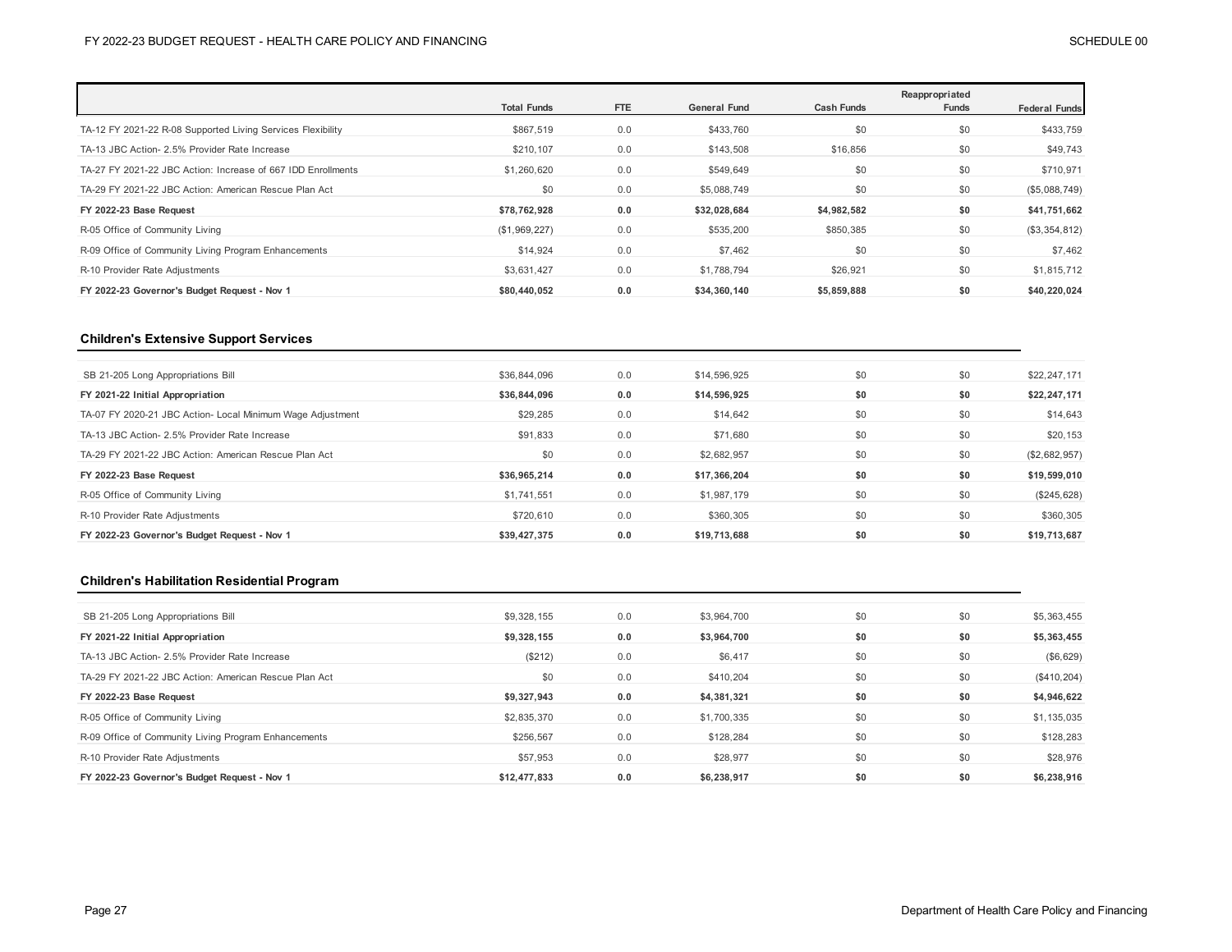| | Total Funds | FTE | General Fund | Cash Funds | Reappropriated Funds | Federal Funds |
|---|---|---|---|---|---|---|
| TA-12 FY 2021-22 R-08 Supported Living Services Flexibility | $867,519 | 0.0 | $433,760 | $0 | $0 | $433,759 |
| TA-13 JBC Action- 2.5% Provider Rate Increase | $210,107 | 0.0 | $143,508 | $16,856 | $0 | $49,743 |
| TA-27 FY 2021-22 JBC Action: Increase of 667 IDD Enrollments | $1,260,620 | 0.0 | $549,649 | $0 | $0 | $710,971 |
| TA-29 FY 2021-22 JBC Action: American Rescue Plan Act | $0 | 0.0 | $5,088,749 | $0 | $0 | ($5,088,749) |
| **FY 2022-23 Base Request** | **$78,762,928** | **0.0** | **$32,028,684** | **$4,982,582** | **$0** | **$41,751,662** |
| R-05 Office of Community Living | ($1,969,227) | 0.0 | $535,200 | $850,385 | $0 | ($3,354,812) |
| R-09 Office of Community Living Program Enhancements | $14,924 | 0.0 | $7,462 | $0 | $0 | $7,462 |
| R-10 Provider Rate Adjustments | $3,631,427 | 0.0 | $1,788,794 | $26,921 | $0 | $1,815,712 |
| **FY 2022-23 Governor's Budget Request - Nov 1** | **$80,440,052** | **0.0** | **$34,360,140** | **$5,859,888** | **$0** | **$40,220,024** |

### Children's Extensive Support Services

| | Total Funds | FTE | General Fund | Cash Funds | Reappropriated Funds | Federal Funds |
|---|---|---|---|---|---|---|
| SB 21-205 Long Appropriations Bill | $36,844,096 | 0.0 | $14,596,925 | $0 | $0 | $22,247,171 |
| **FY 2021-22 Initial Appropriation** | **$36,844,096** | **0.0** | **$14,596,925** | **$0** | **$0** | **$22,247,171** |
| TA-07 FY 2020-21 JBC Action- Local Minimum Wage Adjustment | $29,285 | 0.0 | $14,642 | $0 | $0 | $14,643 |
| TA-13 JBC Action- 2.5% Provider Rate Increase | $91,833 | 0.0 | $71,680 | $0 | $0 | $20,153 |
| TA-29 FY 2021-22 JBC Action: American Rescue Plan Act | $0 | 0.0 | $2,682,957 | $0 | $0 | ($2,682,957) |
| **FY 2022-23 Base Request** | **$36,965,214** | **0.0** | **$17,366,204** | **$0** | **$0** | **$19,599,010** |
| R-05 Office of Community Living | $1,741,551 | 0.0 | $1,987,179 | $0 | $0 | ($245,628) |
| R-10 Provider Rate Adjustments | $720,610 | 0.0 | $360,305 | $0 | $0 | $360,305 |
| **FY 2022-23 Governor's Budget Request - Nov 1** | **$39,427,375** | **0.0** | **$19,713,688** | **$0** | **$0** | **$19,713,687** |

### Children's Habilitation Residential Program

| | Total Funds | FTE | General Fund | Cash Funds | Reappropriated Funds | Federal Funds |
|---|---|---|---|---|---|---|
| SB 21-205 Long Appropriations Bill | $9,328,155 | 0.0 | $3,964,700 | $0 | $0 | $5,363,455 |
| **FY 2021-22 Initial Appropriation** | **$9,328,155** | **0.0** | **$3,964,700** | **$0** | **$0** | **$5,363,455** |
| TA-13 JBC Action- 2.5% Provider Rate Increase | ($212) | 0.0 | $6,417 | $0 | $0 | ($6,629) |
| TA-29 FY 2021-22 JBC Action: American Rescue Plan Act | $0 | 0.0 | $410,204 | $0 | $0 | ($410,204) |
| **FY 2022-23 Base Request** | **$9,327,943** | **0.0** | **$4,381,321** | **$0** | **$0** | **$4,946,622** |
| R-05 Office of Community Living | $2,835,370 | 0.0 | $1,700,335 | $0 | $0 | $1,135,035 |
| R-09 Office of Community Living Program Enhancements | $256,567 | 0.0 | $128,284 | $0 | $0 | $128,283 |
| R-10 Provider Rate Adjustments | $57,953 | 0.0 | $28,977 | $0 | $0 | $28,976 |
| **FY 2022-23 Governor's Budget Request - Nov 1** | **$12,477,833** | **0.0** | **$6,238,917** | **$0** | **$0** | **$6,238,916** |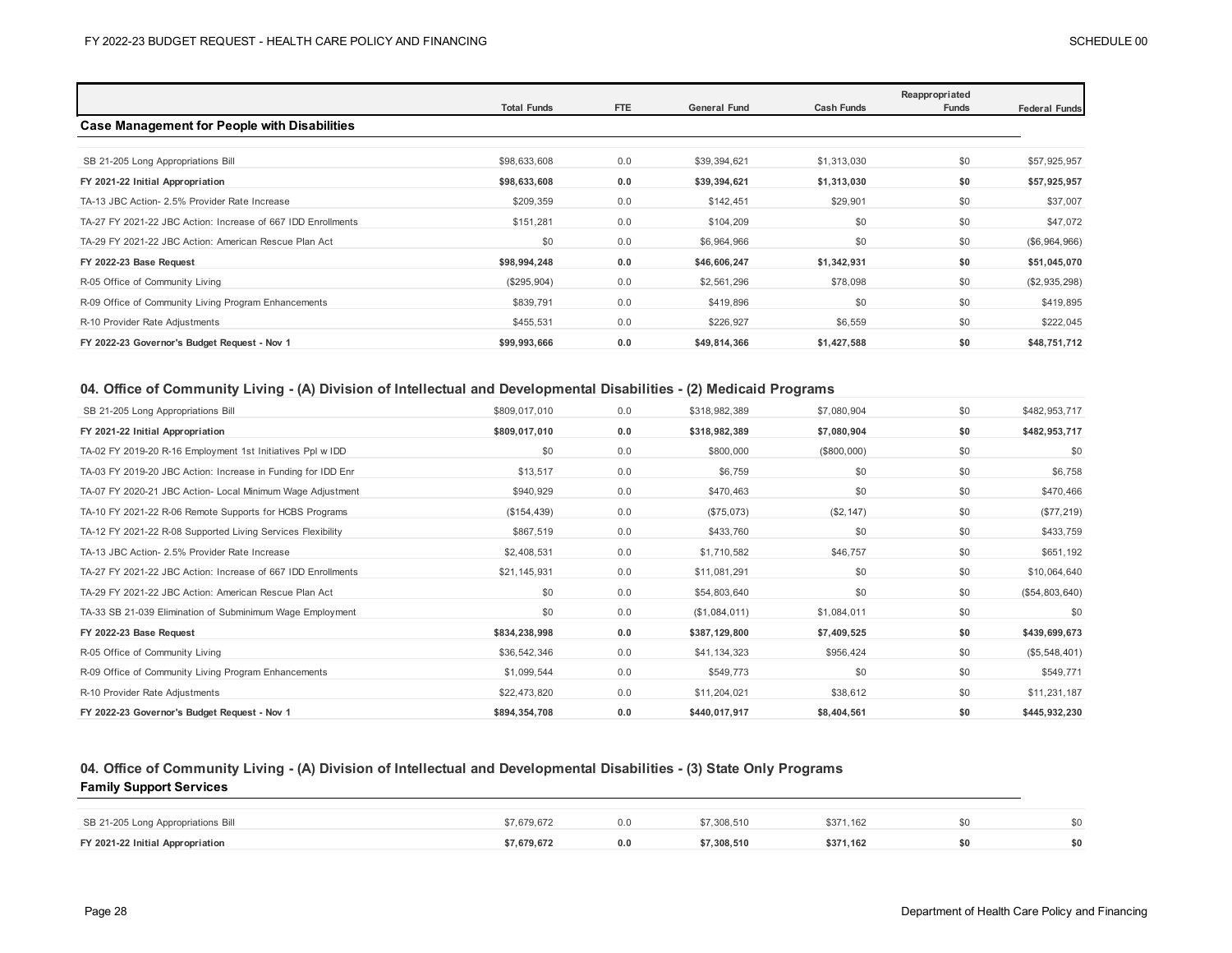| | Total Funds | FTE | General Fund | Cash Funds | Reappropriated Funds | Federal Funds |
|---|---|---|---|---|---|---|
| **Case Management for People with Disabilities** | | | | | | |
| SB 21-205 Long Appropriations Bill | $98,633,608 | 0.0 | $39,394,621 | $1,313,030 | $0 | $57,925,957 |
| **FY 2021-22 Initial Appropriation** | **$98,633,608** | **0.0** | **$39,394,621** | **$1,313,030** | **$0** | **$57,925,957** |
| TA-13 JBC Action- 2.5% Provider Rate Increase | $209,359 | 0.0 | $142,451 | $29,901 | $0 | $37,007 |
| TA-27 FY 2021-22 JBC Action: Increase of 667 IDD Enrollments | $151,281 | 0.0 | $104,209 | $0 | $0 | $47,072 |
| TA-29 FY 2021-22 JBC Action: American Rescue Plan Act | $0 | 0.0 | $6,964,966 | $0 | $0 | ($6,964,966) |
| **FY 2022-23 Base Request** | **$98,994,248** | **0.0** | **$46,606,247** | **$1,342,931** | **$0** | **$51,045,070** |
| R-05 Office of Community Living | ($295,904) | 0.0 | $2,561,296 | $78,098 | $0 | ($2,935,298) |
| R-09 Office of Community Living Program Enhancements | $839,791 | 0.0 | $419,896 | $0 | $0 | $419,895 |
| R-10 Provider Rate Adjustments | $455,531 | 0.0 | $226,927 | $6,559 | $0 | $222,045 |
| **FY 2022-23 Governor's Budget Request - Nov 1** | **$99,993,666** | **0.0** | **$49,814,366** | **$1,427,588** | **$0** | **$48,751,712** |

### 04. Office of Community Living - (A) Division of Intellectual and Developmental Disabilities - (2) Medicaid Programs

| | Total Funds | FTE | General Fund | Cash Funds | Reappropriated Funds | Federal Funds |
|---|---|---|---|---|---|---|
| SB 21-205 Long Appropriations Bill | $809,017,010 | 0.0 | $318,982,389 | $7,080,904 | $0 | $482,953,717 |
| **FY 2021-22 Initial Appropriation** | **$809,017,010** | **0.0** | **$318,982,389** | **$7,080,904** | **$0** | **$482,953,717** |
| TA-02 FY 2019-20 R-16 Employment 1st Initiatives Ppl w IDD | $0 | 0.0 | $800,000 | ($800,000) | $0 | $0 |
| TA-03 FY 2019-20 JBC Action: Increase in Funding for IDD Enr | $13,517 | 0.0 | $6,759 | $0 | $0 | $6,758 |
| TA-07 FY 2020-21 JBC Action- Local Minimum Wage Adjustment | $940,929 | 0.0 | $470,463 | $0 | $0 | $470,466 |
| TA-10 FY 2021-22 R-06 Remote Supports for HCBS Programs | ($154,439) | 0.0 | ($75,073) | ($2,147) | $0 | ($77,219) |
| TA-12 FY 2021-22 R-08 Supported Living Services Flexibility | $867,519 | 0.0 | $433,760 | $0 | $0 | $433,759 |
| TA-13 JBC Action- 2.5% Provider Rate Increase | $2,408,531 | 0.0 | $1,710,582 | $46,757 | $0 | $651,192 |
| TA-27 FY 2021-22 JBC Action: Increase of 667 IDD Enrollments | $21,145,931 | 0.0 | $11,081,291 | $0 | $0 | $10,064,640 |
| TA-29 FY 2021-22 JBC Action: American Rescue Plan Act | $0 | 0.0 | $54,803,640 | $0 | $0 | ($54,803,640) |
| TA-33 SB 21-039 Elimination of Subminimum Wage Employment | $0 | 0.0 | ($1,084,011) | $1,084,011 | $0 | $0 |
| **FY 2022-23 Base Request** | **$834,238,998** | **0.0** | **$387,129,800** | **$7,409,525** | **$0** | **$439,699,673** |
| R-05 Office of Community Living | $36,542,346 | 0.0 | $41,134,323 | $956,424 | $0 | ($5,548,401) |
| R-09 Office of Community Living Program Enhancements | $1,099,544 | 0.0 | $549,773 | $0 | $0 | $549,771 |
| R-10 Provider Rate Adjustments | $22,473,820 | 0.0 | $11,204,021 | $38,612 | $0 | $11,231,187 |
| **FY 2022-23 Governor's Budget Request - Nov 1** | **$894,354,708** | **0.0** | **$440,017,917** | **$8,404,561** | **$0** | **$445,932,230** |

### 04. Office of Community Living - (A) Division of Intellectual and Developmental Disabilities - (3) State Only Programs

| | Total Funds | FTE | General Fund | Cash Funds | Reappropriated Funds | Federal Funds |
|---|---|---|---|---|---|---|
| **Family Support Services** | | | | | | |
| SB 21-205 Long Appropriations Bill | $7,679,672 | 0.0 | $7,308,510 | $371,162 | $0 | $0 |
| **FY 2021-22 Initial Appropriation** | **$7,679,672** | **0.0** | **$7,308,510** | **$371,162** | **$0** | **$0** |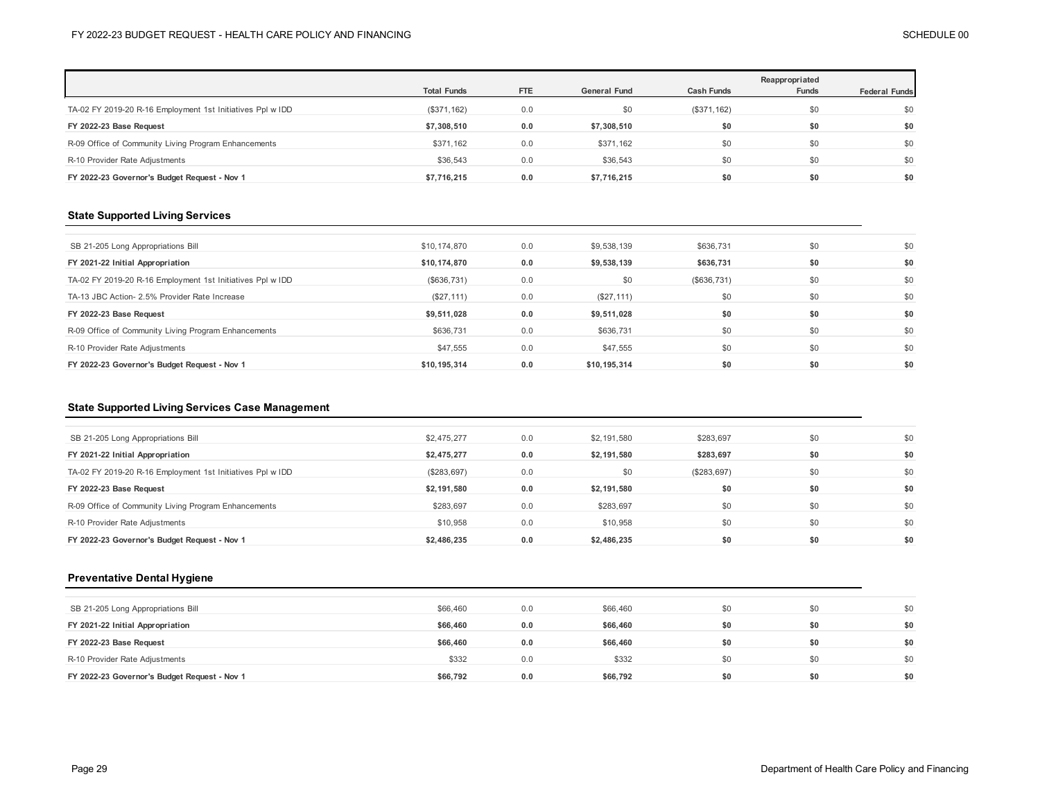| | Total Funds | FTE | General Fund | Cash Funds | Reappropriated Funds | Federal Funds |
|---|---|---|---|---|---|---|
| TA-02 FY 2019-20 R-16 Employment 1st Initiatives Ppl w IDD | ($371,162) | 0.0 | $0 | ($371,162) | $0 | $0 |
| **FY 2022-23 Base Request** | **$7,308,510** | **0.0** | **$7,308,510** | **$0** | **$0** | **$0** |
| R-09 Office of Community Living Program Enhancements | $371,162 | 0.0 | $371,162 | $0 | $0 | $0 |
| R-10 Provider Rate Adjustments | $36,543 | 0.0 | $36,543 | $0 | $0 | $0 |
| **FY 2022-23 Governor's Budget Request - Nov 1** | **$7,716,215** | **0.0** | **$7,716,215** | **$0** | **$0** | **$0** |

### State Supported Living Services

| | Total Funds | FTE | General Fund | Cash Funds | Reappropriated Funds | Federal Funds |
|---|---|---|---|---|---|---|
| SB 21-205 Long Appropriations Bill | $10,174,870 | 0.0 | $9,538,139 | $636,731 | $0 | $0 |
| **FY 2021-22 Initial Appropriation** | **$10,174,870** | **0.0** | **$9,538,139** | **$636,731** | **$0** | **$0** |
| TA-02 FY 2019-20 R-16 Employment 1st Initiatives Ppl w IDD | ($636,731) | 0.0 | $0 | ($636,731) | $0 | $0 |
| TA-13 JBC Action- 2.5% Provider Rate Increase | ($27,111) | 0.0 | ($27,111) | $0 | $0 | $0 |
| **FY 2022-23 Base Request** | **$9,511,028** | **0.0** | **$9,511,028** | **$0** | **$0** | **$0** |
| R-09 Office of Community Living Program Enhancements | $636,731 | 0.0 | $636,731 | $0 | $0 | $0 |
| R-10 Provider Rate Adjustments | $47,555 | 0.0 | $47,555 | $0 | $0 | $0 |
| **FY 2022-23 Governor's Budget Request - Nov 1** | **$10,195,314** | **0.0** | **$10,195,314** | **$0** | **$0** | **$0** |

### State Supported Living Services Case Management

| | Total Funds | FTE | General Fund | Cash Funds | Reappropriated Funds | Federal Funds |
|---|---|---|---|---|---|---|
| SB 21-205 Long Appropriations Bill | $2,475,277 | 0.0 | $2,191,580 | $283,697 | $0 | $0 |
| **FY 2021-22 Initial Appropriation** | **$2,475,277** | **0.0** | **$2,191,580** | **$283,697** | **$0** | **$0** |
| TA-02 FY 2019-20 R-16 Employment 1st Initiatives Ppl w IDD | ($283,697) | 0.0 | $0 | ($283,697) | $0 | $0 |
| **FY 2022-23 Base Request** | **$2,191,580** | **0.0** | **$2,191,580** | **$0** | **$0** | **$0** |
| R-09 Office of Community Living Program Enhancements | $283,697 | 0.0 | $283,697 | $0 | $0 | $0 |
| R-10 Provider Rate Adjustments | $10,958 | 0.0 | $10,958 | $0 | $0 | $0 |
| **FY 2022-23 Governor's Budget Request - Nov 1** | **$2,486,235** | **0.0** | **$2,486,235** | **$0** | **$0** | **$0** |

### Preventative Dental Hygiene

| | Total Funds | FTE | General Fund | Cash Funds | Reappropriated Funds | Federal Funds |
|---|---|---|---|---|---|---|
| SB 21-205 Long Appropriations Bill | $66,460 | 0.0 | $66,460 | $0 | $0 | $0 |
| **FY 2021-22 Initial Appropriation** | **$66,460** | **0.0** | **$66,460** | **$0** | **$0** | **$0** |
| **FY 2022-23 Base Request** | **$66,460** | **0.0** | **$66,460** | **$0** | **$0** | **$0** |
| R-10 Provider Rate Adjustments | $332 | 0.0 | $332 | $0 | $0 | $0 |
| **FY 2022-23 Governor's Budget Request - Nov 1** | **$66,792** | **0.0** | **$66,792** | **$0** | **$0** | **$0** |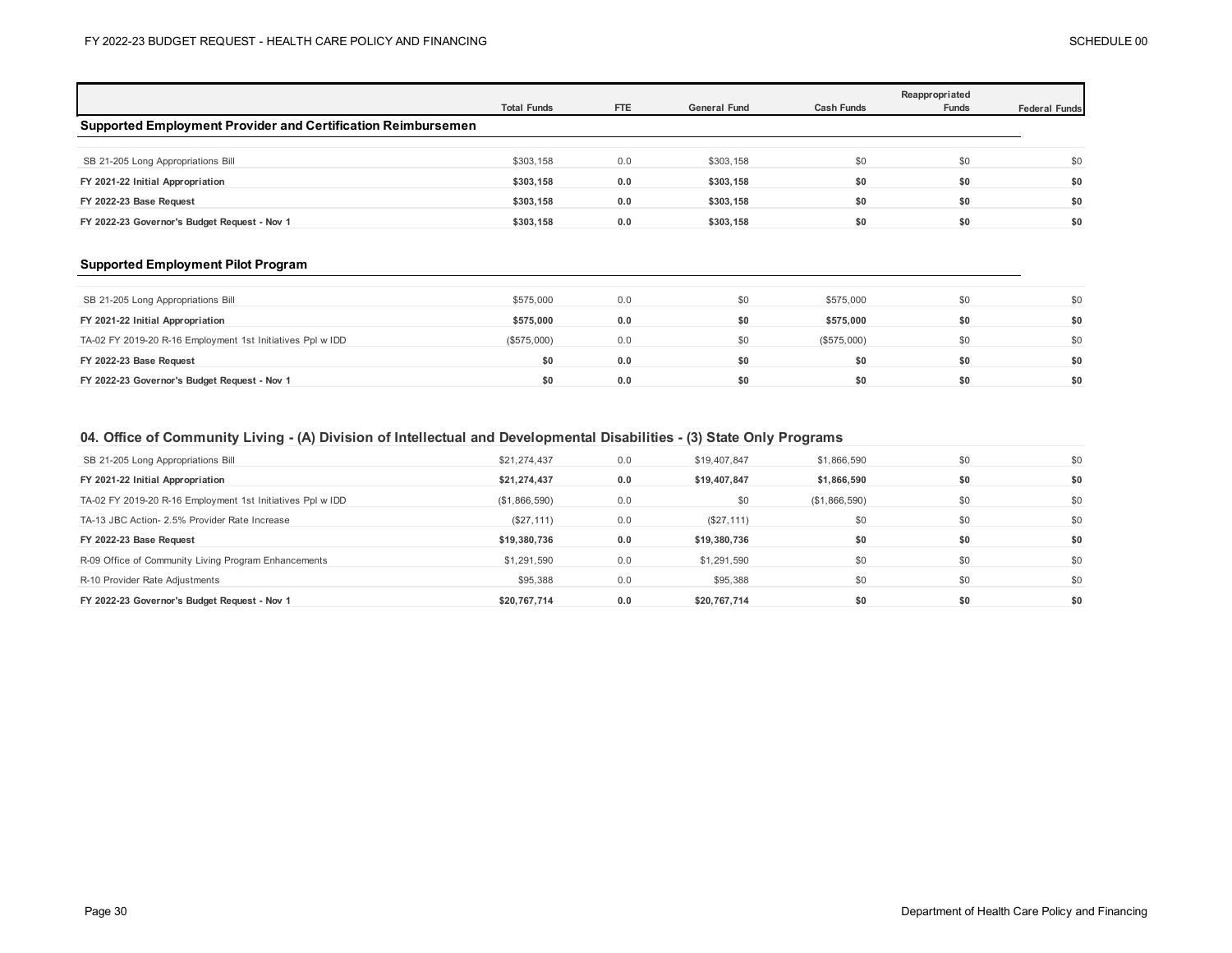| | Total Funds | FTE | General Fund | Cash Funds | Reappropriated Funds | Federal Funds |
|---|---|---|---|---|---|---|

### Supported Employment Provider and Certification Reimbursemen

| | Total Funds | FTE | General Fund | Cash Funds | Reappropriated Funds | Federal Funds |
|---|---|---|---|---|---|---|
| SB 21-205 Long Appropriations Bill | $303,158 | 0.0 | $303,158 | $0 | $0 | $0 |
| **FY 2021-22 Initial Appropriation** | **$303,158** | **0.0** | **$303,158** | **$0** | **$0** | **$0** |
| **FY 2022-23 Base Request** | **$303,158** | **0.0** | **$303,158** | **$0** | **$0** | **$0** |
| **FY 2022-23 Governor's Budget Request - Nov 1** | **$303,158** | **0.0** | **$303,158** | **$0** | **$0** | **$0** |

### Supported Employment Pilot Program

| | Total Funds | FTE | General Fund | Cash Funds | Reappropriated Funds | Federal Funds |
|---|---|---|---|---|---|---|
| SB 21-205 Long Appropriations Bill | $575,000 | 0.0 | $0 | $575,000 | $0 | $0 |
| **FY 2021-22 Initial Appropriation** | **$575,000** | **0.0** | **$0** | **$575,000** | **$0** | **$0** |
| TA-02 FY 2019-20 R-16 Employment 1st Initiatives Ppl w IDD | ($575,000) | 0.0 | $0 | ($575,000) | $0 | $0 |
| **FY 2022-23 Base Request** | **$0** | **0.0** | **$0** | **$0** | **$0** | **$0** |
| **FY 2022-23 Governor's Budget Request - Nov 1** | **$0** | **0.0** | **$0** | **$0** | **$0** | **$0** |

## 04. Office of Community Living - (A) Division of Intellectual and Developmental Disabilities - (3) State Only Programs

| | Total Funds | FTE | General Fund | Cash Funds | Reappropriated Funds | Federal Funds |
|---|---|---|---|---|---|---|
| SB 21-205 Long Appropriations Bill | $21,274,437 | 0.0 | $19,407,847 | $1,866,590 | $0 | $0 |
| **FY 2021-22 Initial Appropriation** | **$21,274,437** | **0.0** | **$19,407,847** | **$1,866,590** | **$0** | **$0** |
| TA-02 FY 2019-20 R-16 Employment 1st Initiatives Ppl w IDD | ($1,866,590) | 0.0 | $0 | ($1,866,590) | $0 | $0 |
| TA-13 JBC Action- 2.5% Provider Rate Increase | ($27,111) | 0.0 | ($27,111) | $0 | $0 | $0 |
| **FY 2022-23 Base Request** | **$19,380,736** | **0.0** | **$19,380,736** | **$0** | **$0** | **$0** |
| R-09 Office of Community Living Program Enhancements | $1,291,590 | 0.0 | $1,291,590 | $0 | $0 | $0 |
| R-10 Provider Rate Adjustments | $95,388 | 0.0 | $95,388 | $0 | $0 | $0 |
| **FY 2022-23 Governor's Budget Request - Nov 1** | **$20,767,714** | **0.0** | **$20,767,714** | **$0** | **$0** | **$0** |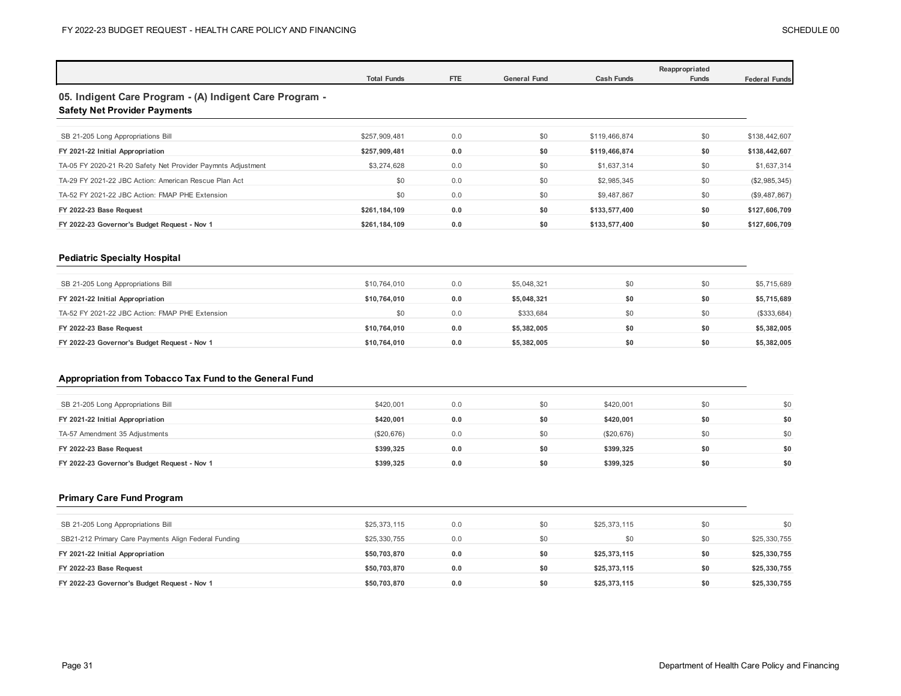| | Total Funds | FTE | General Fund | Cash Funds | Reappropriated Funds | Federal Funds |
|---|---|---|---|---|---|---|

## 05. Indigent Care Program - (A) Indigent Care Program - Safety Net Provider Payments

| | Total Funds | FTE | General Fund | Cash Funds | Reappropriated Funds | Federal Funds |
|---|---|---|---|---|---|---|
| SB 21-205 Long Appropriations Bill | $257,909,481 | 0.0 | $0 | $119,466,874 | $0 | $138,442,607 |
| **FY 2021-22 Initial Appropriation** | **$257,909,481** | **0.0** | **$0** | **$119,466,874** | **$0** | **$138,442,607** |
| TA-05 FY 2020-21 R-20 Safety Net Provider Paymnts Adjustment | $3,274,628 | 0.0 | $0 | $1,637,314 | $0 | $1,637,314 |
| TA-29 FY 2021-22 JBC Action: American Rescue Plan Act | $0 | 0.0 | $0 | $2,985,345 | $0 | ($2,985,345) |
| TA-52 FY 2021-22 JBC Action: FMAP PHE Extension | $0 | 0.0 | $0 | $9,487,867 | $0 | ($9,487,867) |
| **FY 2022-23 Base Request** | **$261,184,109** | **0.0** | **$0** | **$133,577,400** | **$0** | **$127,606,709** |
| **FY 2022-23 Governor's Budget Request - Nov 1** | **$261,184,109** | **0.0** | **$0** | **$133,577,400** | **$0** | **$127,606,709** |

### Pediatric Specialty Hospital

| | Total Funds | FTE | General Fund | Cash Funds | Reappropriated Funds | Federal Funds |
|---|---|---|---|---|---|---|
| SB 21-205 Long Appropriations Bill | $10,764,010 | 0.0 | $5,048,321 | $0 | $0 | $5,715,689 |
| **FY 2021-22 Initial Appropriation** | **$10,764,010** | **0.0** | **$5,048,321** | **$0** | **$0** | **$5,715,689** |
| TA-52 FY 2021-22 JBC Action: FMAP PHE Extension | $0 | 0.0 | $333,684 | $0 | $0 | ($333,684) |
| **FY 2022-23 Base Request** | **$10,764,010** | **0.0** | **$5,382,005** | **$0** | **$0** | **$5,382,005** |
| **FY 2022-23 Governor's Budget Request - Nov 1** | **$10,764,010** | **0.0** | **$5,382,005** | **$0** | **$0** | **$5,382,005** |

### Appropriation from Tobacco Tax Fund to the General Fund

| | Total Funds | FTE | General Fund | Cash Funds | Reappropriated Funds | Federal Funds |
|---|---|---|---|---|---|---|
| SB 21-205 Long Appropriations Bill | $420,001 | 0.0 | $0 | $420,001 | $0 | $0 |
| **FY 2021-22 Initial Appropriation** | **$420,001** | **0.0** | **$0** | **$420,001** | **$0** | **$0** |
| TA-57 Amendment 35 Adjustments | ($20,676) | 0.0 | $0 | ($20,676) | $0 | $0 |
| **FY 2022-23 Base Request** | **$399,325** | **0.0** | **$0** | **$399,325** | **$0** | **$0** |
| **FY 2022-23 Governor's Budget Request - Nov 1** | **$399,325** | **0.0** | **$0** | **$399,325** | **$0** | **$0** |

### Primary Care Fund Program

| | Total Funds | FTE | General Fund | Cash Funds | Reappropriated Funds | Federal Funds |
|---|---|---|---|---|---|---|
| SB 21-205 Long Appropriations Bill | $25,373,115 | 0.0 | $0 | $25,373,115 | $0 | $0 |
| SB21-212 Primary Care Payments Align Federal Funding | $25,330,755 | 0.0 | $0 | $0 | $0 | $25,330,755 |
| **FY 2021-22 Initial Appropriation** | **$50,703,870** | **0.0** | **$0** | **$25,373,115** | **$0** | **$25,330,755** |
| **FY 2022-23 Base Request** | **$50,703,870** | **0.0** | **$0** | **$25,373,115** | **$0** | **$25,330,755** |
| **FY 2022-23 Governor's Budget Request - Nov 1** | **$50,703,870** | **0.0** | **$0** | **$25,373,115** | **$0** | **$25,330,755** |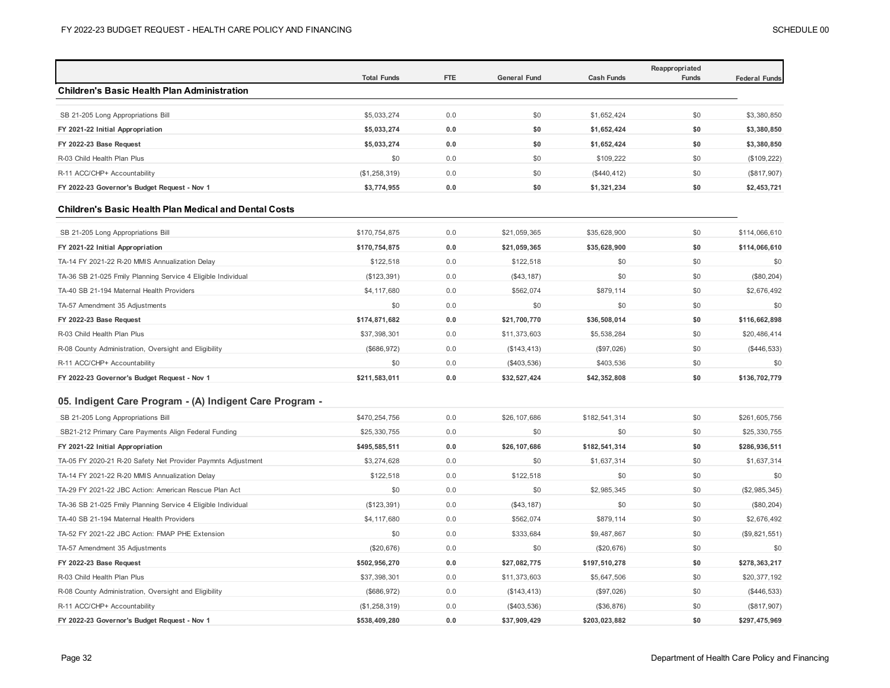| | Total Funds | FTE | General Fund | Cash Funds | Reappropriated Funds | Federal Funds |
|---|---|---|---|---|---|---|
| **Children's Basic Health Plan Administration** | | | | | | |
| SB 21-205 Long Appropriations Bill | $5,033,274 | 0.0 | $0 | $1,652,424 | $0 | $3,380,850 |
| **FY 2021-22 Initial Appropriation** | **$5,033,274** | **0.0** | **$0** | **$1,652,424** | **$0** | **$3,380,850** |
| **FY 2022-23 Base Request** | **$5,033,274** | **0.0** | **$0** | **$1,652,424** | **$0** | **$3,380,850** |
| R-03 Child Health Plan Plus | $0 | 0.0 | $0 | $109,222 | $0 | ($109,222) |
| R-11 ACC/CHP+ Accountability | ($1,258,319) | 0.0 | $0 | ($440,412) | $0 | ($817,907) |
| **FY 2022-23 Governor's Budget Request - Nov 1** | **$3,774,955** | **0.0** | **$0** | **$1,321,234** | **$0** | **$2,453,721** |
| **Children's Basic Health Plan Medical and Dental Costs** | | | | | | |
| SB 21-205 Long Appropriations Bill | $170,754,875 | 0.0 | $21,059,365 | $35,628,900 | $0 | $114,066,610 |
| **FY 2021-22 Initial Appropriation** | **$170,754,875** | **0.0** | **$21,059,365** | **$35,628,900** | **$0** | **$114,066,610** |
| TA-14 FY 2021-22 R-20 MMIS Annualization Delay | $122,518 | 0.0 | $122,518 | $0 | $0 | $0 |
| TA-36 SB 21-025 Fmily Planning Service 4 Eligible Individual | ($123,391) | 0.0 | ($43,187) | $0 | $0 | ($80,204) |
| TA-40 SB 21-194 Maternal Health Providers | $4,117,680 | 0.0 | $562,074 | $879,114 | $0 | $2,676,492 |
| TA-57 Amendment 35 Adjustments | $0 | 0.0 | $0 | $0 | $0 | $0 |
| **FY 2022-23 Base Request** | **$174,871,682** | **0.0** | **$21,700,770** | **$36,508,014** | **$0** | **$116,662,898** |
| R-03 Child Health Plan Plus | $37,398,301 | 0.0 | $11,373,603 | $5,538,284 | $0 | $20,486,414 |
| R-08 County Administration, Oversight and Eligibility | ($686,972) | 0.0 | ($143,413) | ($97,026) | $0 | ($446,533) |
| R-11 ACC/CHP+ Accountability | $0 | 0.0 | ($403,536) | $403,536 | $0 | $0 |
| **FY 2022-23 Governor's Budget Request - Nov 1** | **$211,583,011** | **0.0** | **$32,527,424** | **$42,352,808** | **$0** | **$136,702,779** |
| **05. Indigent Care Program - (A) Indigent Care Program -** | | | | | | |
| SB 21-205 Long Appropriations Bill | $470,254,756 | 0.0 | $26,107,686 | $182,541,314 | $0 | $261,605,756 |
| SB21-212 Primary Care Payments Align Federal Funding | $25,330,755 | 0.0 | $0 | $0 | $0 | $25,330,755 |
| **FY 2021-22 Initial Appropriation** | **$495,585,511** | **0.0** | **$26,107,686** | **$182,541,314** | **$0** | **$286,936,511** |
| TA-05 FY 2020-21 R-20 Safety Net Provider Paymnts Adjustment | $3,274,628 | 0.0 | $0 | $1,637,314 | $0 | $1,637,314 |
| TA-14 FY 2021-22 R-20 MMIS Annualization Delay | $122,518 | 0.0 | $122,518 | $0 | $0 | $0 |
| TA-29 FY 2021-22 JBC Action: American Rescue Plan Act | $0 | 0.0 | $0 | $2,985,345 | $0 | ($2,985,345) |
| TA-36 SB 21-025 Fmily Planning Service 4 Eligible Individual | ($123,391) | 0.0 | ($43,187) | $0 | $0 | ($80,204) |
| TA-40 SB 21-194 Maternal Health Providers | $4,117,680 | 0.0 | $562,074 | $879,114 | $0 | $2,676,492 |
| TA-52 FY 2021-22 JBC Action: FMAP PHE Extension | $0 | 0.0 | $333,684 | $9,487,867 | $0 | ($9,821,551) |
| TA-57 Amendment 35 Adjustments | ($20,676) | 0.0 | $0 | ($20,676) | $0 | $0 |
| **FY 2022-23 Base Request** | **$502,956,270** | **0.0** | **$27,082,775** | **$197,510,278** | **$0** | **$278,363,217** |
| R-03 Child Health Plan Plus | $37,398,301 | 0.0 | $11,373,603 | $5,647,506 | $0 | $20,377,192 |
| R-08 County Administration, Oversight and Eligibility | ($686,972) | 0.0 | ($143,413) | ($97,026) | $0 | ($446,533) |
| R-11 ACC/CHP+ Accountability | ($1,258,319) | 0.0 | ($403,536) | ($36,876) | $0 | ($817,907) |
| **FY 2022-23 Governor's Budget Request - Nov 1** | **$538,409,280** | **0.0** | **$37,909,429** | **$203,023,882** | **$0** | **$297,475,969** |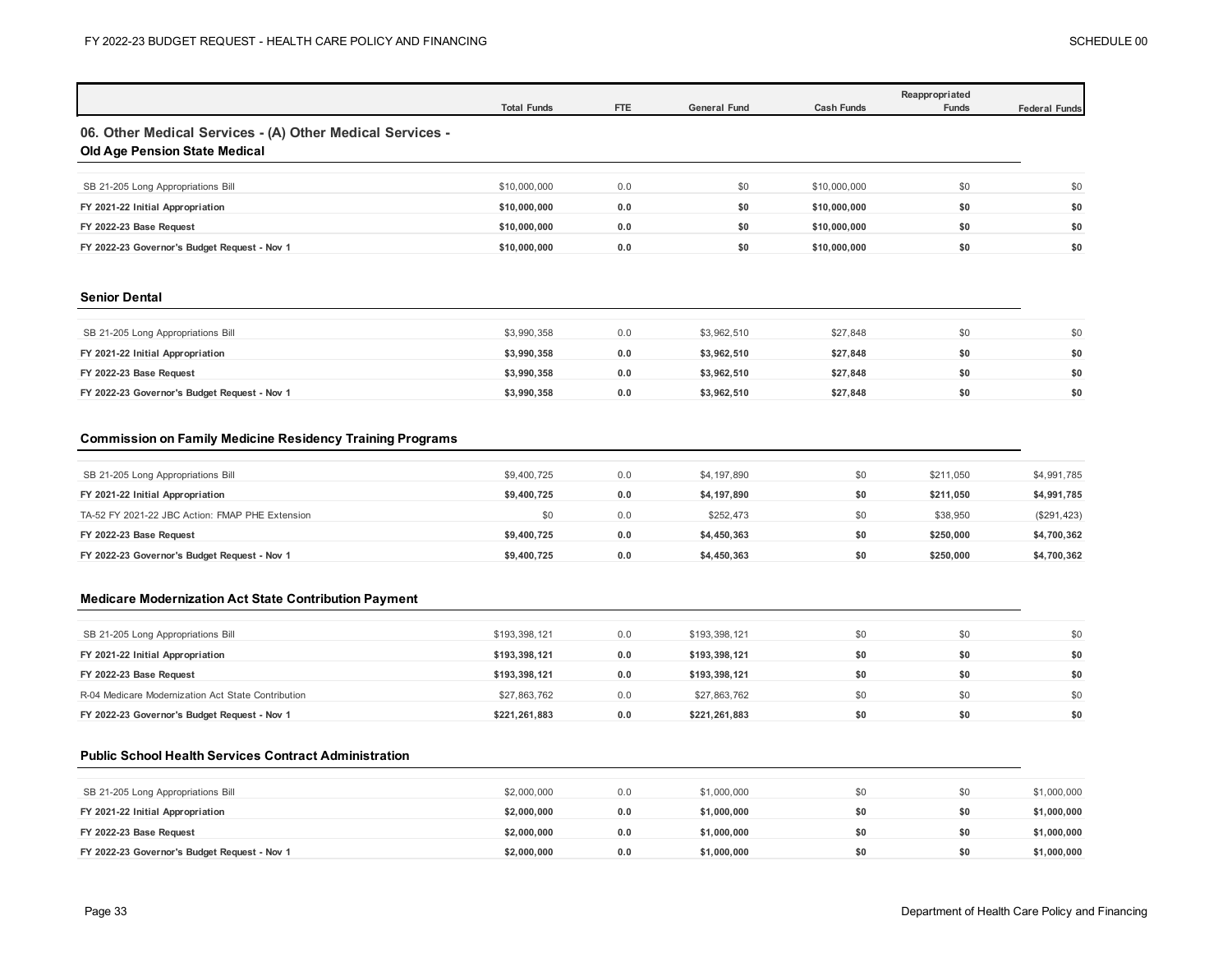## 06. Other Medical Services - (A) Other Medical Services -

### Old Age Pension State Medical

| | Total Funds | FTE | General Fund | Cash Funds | Reappropriated Funds | Federal Funds |
|---|---|---|---|---|---|---|
| SB 21-205 Long Appropriations Bill | $10,000,000 | 0.0 | $0 | $10,000,000 | $0 | $0 |
| **FY 2021-22 Initial Appropriation** | **$10,000,000** | **0.0** | **$0** | **$10,000,000** | **$0** | **$0** |
| **FY 2022-23 Base Request** | **$10,000,000** | **0.0** | **$0** | **$10,000,000** | **$0** | **$0** |
| **FY 2022-23 Governor's Budget Request - Nov 1** | **$10,000,000** | **0.0** | **$0** | **$10,000,000** | **$0** | **$0** |

### Senior Dental

| | Total Funds | FTE | General Fund | Cash Funds | Reappropriated Funds | Federal Funds |
|---|---|---|---|---|---|---|
| SB 21-205 Long Appropriations Bill | $3,990,358 | 0.0 | $3,962,510 | $27,848 | $0 | $0 |
| **FY 2021-22 Initial Appropriation** | **$3,990,358** | **0.0** | **$3,962,510** | **$27,848** | **$0** | **$0** |
| **FY 2022-23 Base Request** | **$3,990,358** | **0.0** | **$3,962,510** | **$27,848** | **$0** | **$0** |
| **FY 2022-23 Governor's Budget Request - Nov 1** | **$3,990,358** | **0.0** | **$3,962,510** | **$27,848** | **$0** | **$0** |

### Commission on Family Medicine Residency Training Programs

| | Total Funds | FTE | General Fund | Cash Funds | Reappropriated Funds | Federal Funds |
|---|---|---|---|---|---|---|
| SB 21-205 Long Appropriations Bill | $9,400,725 | 0.0 | $4,197,890 | $0 | $211,050 | $4,991,785 |
| **FY 2021-22 Initial Appropriation** | **$9,400,725** | **0.0** | **$4,197,890** | **$0** | **$211,050** | **$4,991,785** |
| TA-52 FY 2021-22 JBC Action: FMAP PHE Extension | $0 | 0.0 | $252,473 | $0 | $38,950 | ($291,423) |
| **FY 2022-23 Base Request** | **$9,400,725** | **0.0** | **$4,450,363** | **$0** | **$250,000** | **$4,700,362** |
| **FY 2022-23 Governor's Budget Request - Nov 1** | **$9,400,725** | **0.0** | **$4,450,363** | **$0** | **$250,000** | **$4,700,362** |

### Medicare Modernization Act State Contribution Payment

| | Total Funds | FTE | General Fund | Cash Funds | Reappropriated Funds | Federal Funds |
|---|---|---|---|---|---|---|
| SB 21-205 Long Appropriations Bill | $193,398,121 | 0.0 | $193,398,121 | $0 | $0 | $0 |
| **FY 2021-22 Initial Appropriation** | **$193,398,121** | **0.0** | **$193,398,121** | **$0** | **$0** | **$0** |
| **FY 2022-23 Base Request** | **$193,398,121** | **0.0** | **$193,398,121** | **$0** | **$0** | **$0** |
| R-04 Medicare Modernization Act State Contribution | $27,863,762 | 0.0 | $27,863,762 | $0 | $0 | $0 |
| **FY 2022-23 Governor's Budget Request - Nov 1** | **$221,261,883** | **0.0** | **$221,261,883** | **$0** | **$0** | **$0** |

### Public School Health Services Contract Administration

| | Total Funds | FTE | General Fund | Cash Funds | Reappropriated Funds | Federal Funds |
|---|---|---|---|---|---|---|
| SB 21-205 Long Appropriations Bill | $2,000,000 | 0.0 | $1,000,000 | $0 | $0 | $1,000,000 |
| **FY 2021-22 Initial Appropriation** | **$2,000,000** | **0.0** | **$1,000,000** | **$0** | **$0** | **$1,000,000** |
| **FY 2022-23 Base Request** | **$2,000,000** | **0.0** | **$1,000,000** | **$0** | **$0** | **$1,000,000** |
| **FY 2022-23 Governor's Budget Request - Nov 1** | **$2,000,000** | **0.0** | **$1,000,000** | **$0** | **$0** | **$1,000,000** |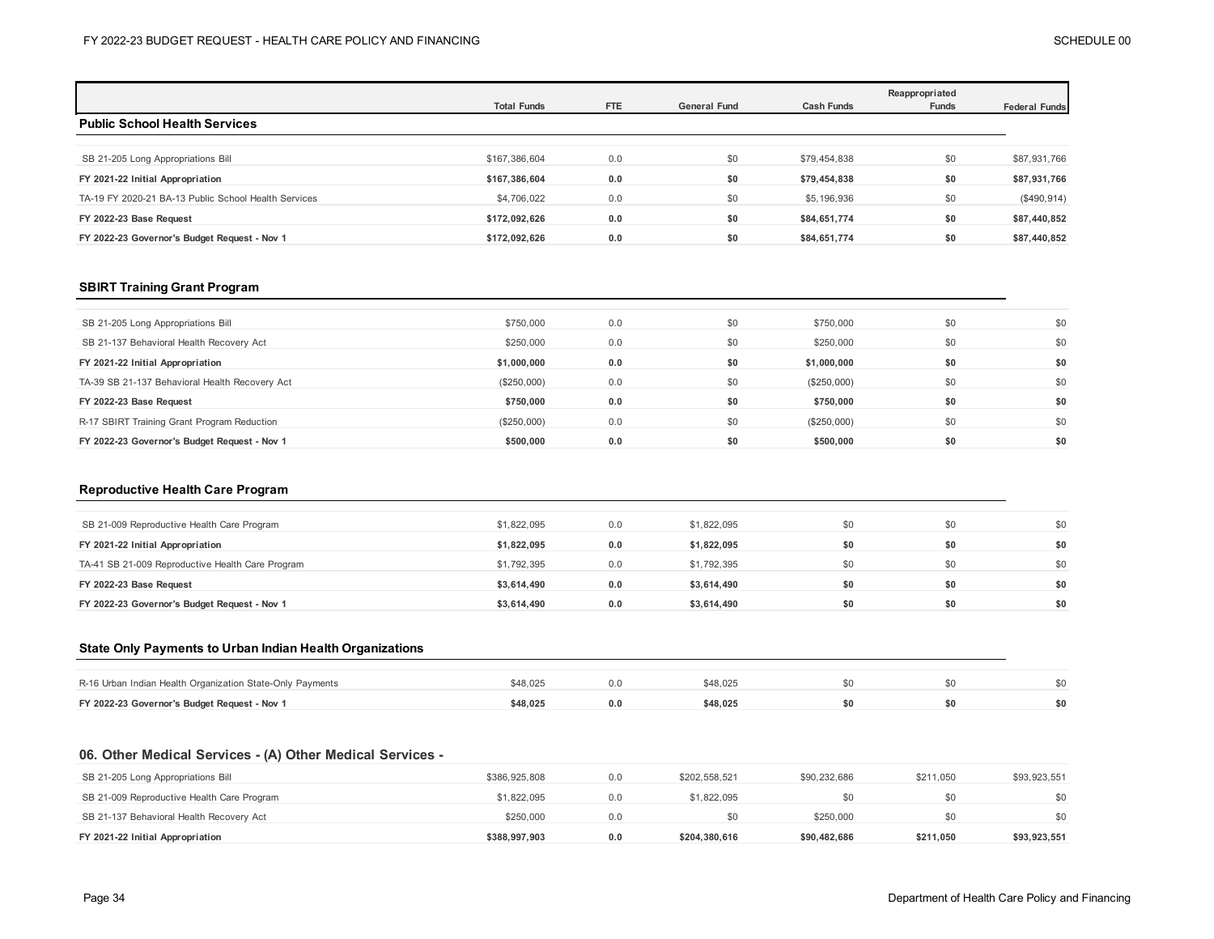| | Total Funds | FTE | General Fund | Cash Funds | Reappropriated Funds | Federal Funds |
|---|---|---|---|---|---|---|
| **Public School Health Services** | | | | | | |
| SB 21-205 Long Appropriations Bill | $167,386,604 | 0.0 | $0 | $79,454,838 | $0 | $87,931,766 |
| **FY 2021-22 Initial Appropriation** | **$167,386,604** | **0.0** | **$0** | **$79,454,838** | **$0** | **$87,931,766** |
| TA-19 FY 2020-21 BA-13 Public School Health Services | $4,706,022 | 0.0 | $0 | $5,196,936 | $0 | ($490,914) |
| **FY 2022-23 Base Request** | **$172,092,626** | **0.0** | **$0** | **$84,651,774** | **$0** | **$87,440,852** |
| **FY 2022-23 Governor's Budget Request - Nov 1** | **$172,092,626** | **0.0** | **$0** | **$84,651,774** | **$0** | **$87,440,852** |
| **SBIRT Training Grant Program** | | | | | | |
| SB 21-205 Long Appropriations Bill | $750,000 | 0.0 | $0 | $750,000 | $0 | $0 |
| SB 21-137 Behavioral Health Recovery Act | $250,000 | 0.0 | $0 | $250,000 | $0 | $0 |
| **FY 2021-22 Initial Appropriation** | **$1,000,000** | **0.0** | **$0** | **$1,000,000** | **$0** | **$0** |
| TA-39 SB 21-137 Behavioral Health Recovery Act | ($250,000) | 0.0 | $0 | ($250,000) | $0 | $0 |
| **FY 2022-23 Base Request** | **$750,000** | **0.0** | **$0** | **$750,000** | **$0** | **$0** |
| R-17 SBIRT Training Grant Program Reduction | ($250,000) | 0.0 | $0 | ($250,000) | $0 | $0 |
| **FY 2022-23 Governor's Budget Request - Nov 1** | **$500,000** | **0.0** | **$0** | **$500,000** | **$0** | **$0** |
| **Reproductive Health Care Program** | | | | | | |
| SB 21-009 Reproductive Health Care Program | $1,822,095 | 0.0 | $1,822,095 | $0 | $0 | $0 |
| **FY 2021-22 Initial Appropriation** | **$1,822,095** | **0.0** | **$1,822,095** | **$0** | **$0** | **$0** |
| TA-41 SB 21-009 Reproductive Health Care Program | $1,792,395 | 0.0 | $1,792,395 | $0 | $0 | $0 |
| **FY 2022-23 Base Request** | **$3,614,490** | **0.0** | **$3,614,490** | **$0** | **$0** | **$0** |
| **FY 2022-23 Governor's Budget Request - Nov 1** | **$3,614,490** | **0.0** | **$3,614,490** | **$0** | **$0** | **$0** |
| **State Only Payments to Urban Indian Health Organizations** | | | | | | |
| R-16 Urban Indian Health Organization State-Only Payments | $48,025 | 0.0 | $48,025 | $0 | $0 | $0 |
| **FY 2022-23 Governor's Budget Request - Nov 1** | **$48,025** | **0.0** | **$48,025** | **$0** | **$0** | **$0** |
| **06. Other Medical Services - (A) Other Medical Services -** | | | | | | |
| SB 21-205 Long Appropriations Bill | $386,925,808 | 0.0 | $202,558,521 | $90,232,686 | $211,050 | $93,923,551 |
| SB 21-009 Reproductive Health Care Program | $1,822,095 | 0.0 | $1,822,095 | $0 | $0 | $0 |
| SB 21-137 Behavioral Health Recovery Act | $250,000 | 0.0 | $0 | $250,000 | $0 | $0 |
| **FY 2021-22 Initial Appropriation** | **$388,997,903** | **0.0** | **$204,380,616** | **$90,482,686** | **$211,050** | **$93,923,551** |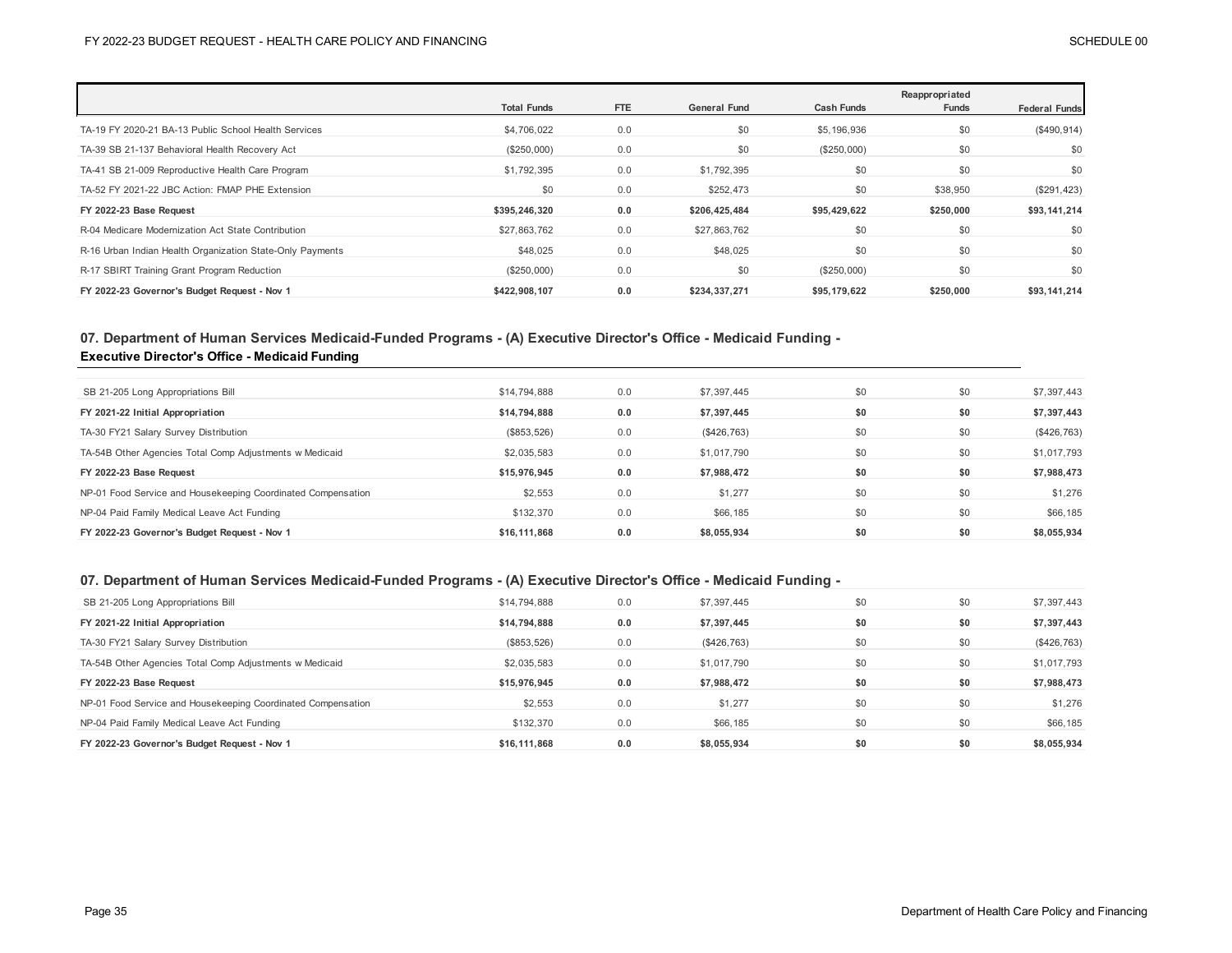| | Total Funds | FTE | General Fund | Cash Funds | Reappropriated Funds | Federal Funds |
|---|---|---|---|---|---|---|
| TA-19 FY 2020-21 BA-13 Public School Health Services | $4,706,022 | 0.0 | $0 | $5,196,936 | $0 | ($490,914) |
| TA-39 SB 21-137 Behavioral Health Recovery Act | ($250,000) | 0.0 | $0 | ($250,000) | $0 | $0 |
| TA-41 SB 21-009 Reproductive Health Care Program | $1,792,395 | 0.0 | $1,792,395 | $0 | $0 | $0 |
| TA-52 FY 2021-22 JBC Action: FMAP PHE Extension | $0 | 0.0 | $252,473 | $0 | $38,950 | ($291,423) |
| **FY 2022-23 Base Request** | **$395,246,320** | **0.0** | **$206,425,484** | **$95,429,622** | **$250,000** | **$93,141,214** |
| R-04 Medicare Modernization Act State Contribution | $27,863,762 | 0.0 | $27,863,762 | $0 | $0 | $0 |
| R-16 Urban Indian Health Organization State-Only Payments | $48,025 | 0.0 | $48,025 | $0 | $0 | $0 |
| R-17 SBIRT Training Grant Program Reduction | ($250,000) | 0.0 | $0 | ($250,000) | $0 | $0 |
| **FY 2022-23 Governor's Budget Request - Nov 1** | **$422,908,107** | **0.0** | **$234,337,271** | **$95,179,622** | **$250,000** | **$93,141,214** |

## 07. Department of Human Services Medicaid-Funded Programs - (A) Executive Director's Office - Medicaid Funding - Executive Director's Office - Medicaid Funding

| | Total Funds | FTE | General Fund | Cash Funds | Reappropriated Funds | Federal Funds |
|---|---|---|---|---|---|---|
| SB 21-205 Long Appropriations Bill | $14,794,888 | 0.0 | $7,397,445 | $0 | $0 | $7,397,443 |
| **FY 2021-22 Initial Appropriation** | **$14,794,888** | **0.0** | **$7,397,445** | **$0** | **$0** | **$7,397,443** |
| TA-30 FY21 Salary Survey Distribution | ($853,526) | 0.0 | ($426,763) | $0 | $0 | ($426,763) |
| TA-54B Other Agencies Total Comp Adjustments w Medicaid | $2,035,583 | 0.0 | $1,017,790 | $0 | $0 | $1,017,793 |
| **FY 2022-23 Base Request** | **$15,976,945** | **0.0** | **$7,988,472** | **$0** | **$0** | **$7,988,473** |
| NP-01 Food Service and Housekeeping Coordinated Compensation | $2,553 | 0.0 | $1,277 | $0 | $0 | $1,276 |
| NP-04 Paid Family Medical Leave Act Funding | $132,370 | 0.0 | $66,185 | $0 | $0 | $66,185 |
| **FY 2022-23 Governor's Budget Request - Nov 1** | **$16,111,868** | **0.0** | **$8,055,934** | **$0** | **$0** | **$8,055,934** |

## 07. Department of Human Services Medicaid-Funded Programs - (A) Executive Director's Office - Medicaid Funding -

| | Total Funds | FTE | General Fund | Cash Funds | Reappropriated Funds | Federal Funds |
|---|---|---|---|---|---|---|
| SB 21-205 Long Appropriations Bill | $14,794,888 | 0.0 | $7,397,445 | $0 | $0 | $7,397,443 |
| **FY 2021-22 Initial Appropriation** | **$14,794,888** | **0.0** | **$7,397,445** | **$0** | **$0** | **$7,397,443** |
| TA-30 FY21 Salary Survey Distribution | ($853,526) | 0.0 | ($426,763) | $0 | $0 | ($426,763) |
| TA-54B Other Agencies Total Comp Adjustments w Medicaid | $2,035,583 | 0.0 | $1,017,790 | $0 | $0 | $1,017,793 |
| **FY 2022-23 Base Request** | **$15,976,945** | **0.0** | **$7,988,472** | **$0** | **$0** | **$7,988,473** |
| NP-01 Food Service and Housekeeping Coordinated Compensation | $2,553 | 0.0 | $1,277 | $0 | $0 | $1,276 |
| NP-04 Paid Family Medical Leave Act Funding | $132,370 | 0.0 | $66,185 | $0 | $0 | $66,185 |
| **FY 2022-23 Governor's Budget Request - Nov 1** | **$16,111,868** | **0.0** | **$8,055,934** | **$0** | **$0** | **$8,055,934** |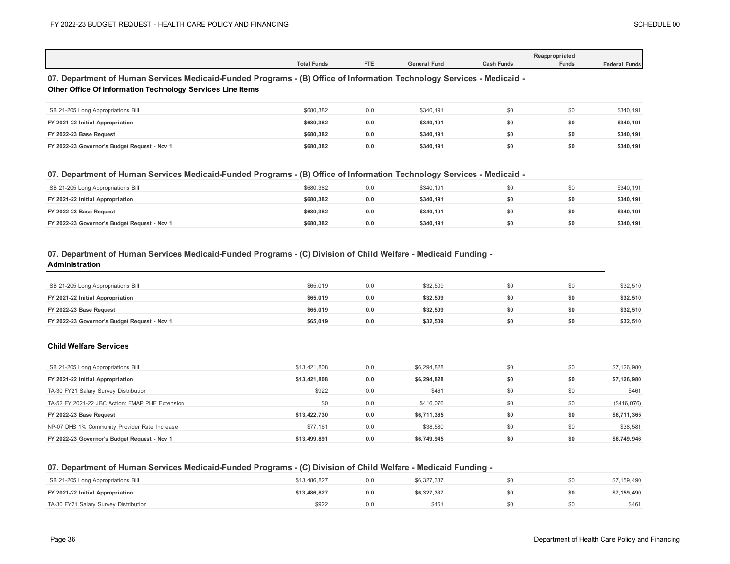| | Total Funds | FTE | General Fund | Cash Funds | Reappropriated Funds | Federal Funds |
|---|---|---|---|---|---|---|

### 07. Department of Human Services Medicaid-Funded Programs - (B) Office of Information Technology Services - Medicaid - Other Office Of Information Technology Services Line Items

| | Total Funds | FTE | General Fund | Cash Funds | Reappropriated Funds | Federal Funds |
|---|---|---|---|---|---|---|
| SB 21-205 Long Appropriations Bill | $680,382 | 0.0 | $340,191 | $0 | $0 | $340,191 |
| **FY 2021-22 Initial Appropriation** | **$680,382** | **0.0** | **$340,191** | **$0** | **$0** | **$340,191** |
| **FY 2022-23 Base Request** | **$680,382** | **0.0** | **$340,191** | **$0** | **$0** | **$340,191** |
| **FY 2022-23 Governor's Budget Request - Nov 1** | **$680,382** | **0.0** | **$340,191** | **$0** | **$0** | **$340,191** |

### 07. Department of Human Services Medicaid-Funded Programs - (B) Office of Information Technology Services - Medicaid -

| | Total Funds | FTE | General Fund | Cash Funds | Reappropriated Funds | Federal Funds |
|---|---|---|---|---|---|---|
| SB 21-205 Long Appropriations Bill | $680,382 | 0.0 | $340,191 | $0 | $0 | $340,191 |
| **FY 2021-22 Initial Appropriation** | **$680,382** | **0.0** | **$340,191** | **$0** | **$0** | **$340,191** |
| **FY 2022-23 Base Request** | **$680,382** | **0.0** | **$340,191** | **$0** | **$0** | **$340,191** |
| **FY 2022-23 Governor's Budget Request - Nov 1** | **$680,382** | **0.0** | **$340,191** | **$0** | **$0** | **$340,191** |

### 07. Department of Human Services Medicaid-Funded Programs - (C) Division of Child Welfare - Medicaid Funding - Administration

| | Total Funds | FTE | General Fund | Cash Funds | Reappropriated Funds | Federal Funds |
|---|---|---|---|---|---|---|
| SB 21-205 Long Appropriations Bill | $65,019 | 0.0 | $32,509 | $0 | $0 | $32,510 |
| **FY 2021-22 Initial Appropriation** | **$65,019** | **0.0** | **$32,509** | **$0** | **$0** | **$32,510** |
| **FY 2022-23 Base Request** | **$65,019** | **0.0** | **$32,509** | **$0** | **$0** | **$32,510** |
| **FY 2022-23 Governor's Budget Request - Nov 1** | **$65,019** | **0.0** | **$32,509** | **$0** | **$0** | **$32,510** |

#### Child Welfare Services

| | Total Funds | FTE | General Fund | Cash Funds | Reappropriated Funds | Federal Funds |
|---|---|---|---|---|---|---|
| SB 21-205 Long Appropriations Bill | $13,421,808 | 0.0 | $6,294,828 | $0 | $0 | $7,126,980 |
| **FY 2021-22 Initial Appropriation** | **$13,421,808** | **0.0** | **$6,294,828** | **$0** | **$0** | **$7,126,980** |
| TA-30 FY21 Salary Survey Distribution | $922 | 0.0 | $461 | $0 | $0 | $461 |
| TA-52 FY 2021-22 JBC Action: FMAP PHE Extension | $0 | 0.0 | $416,076 | $0 | $0 | ($416,076) |
| **FY 2022-23 Base Request** | **$13,422,730** | **0.0** | **$6,711,365** | **$0** | **$0** | **$6,711,365** |
| NP-07 DHS 1% Community Provider Rate Increase | $77,161 | 0.0 | $38,580 | $0 | $0 | $38,581 |
| **FY 2022-23 Governor's Budget Request - Nov 1** | **$13,499,891** | **0.0** | **$6,749,945** | **$0** | **$0** | **$6,749,946** |

### 07. Department of Human Services Medicaid-Funded Programs - (C) Division of Child Welfare - Medicaid Funding -

| | Total Funds | FTE | General Fund | Cash Funds | Reappropriated Funds | Federal Funds |
|---|---|---|---|---|---|---|
| SB 21-205 Long Appropriations Bill | $13,486,827 | 0.0 | $6,327,337 | $0 | $0 | $7,159,490 |
| **FY 2021-22 Initial Appropriation** | **$13,486,827** | **0.0** | **$6,327,337** | **$0** | **$0** | **$7,159,490** |
| TA-30 FY21 Salary Survey Distribution | $922 | 0.0 | $461 | $0 | $0 | $461 |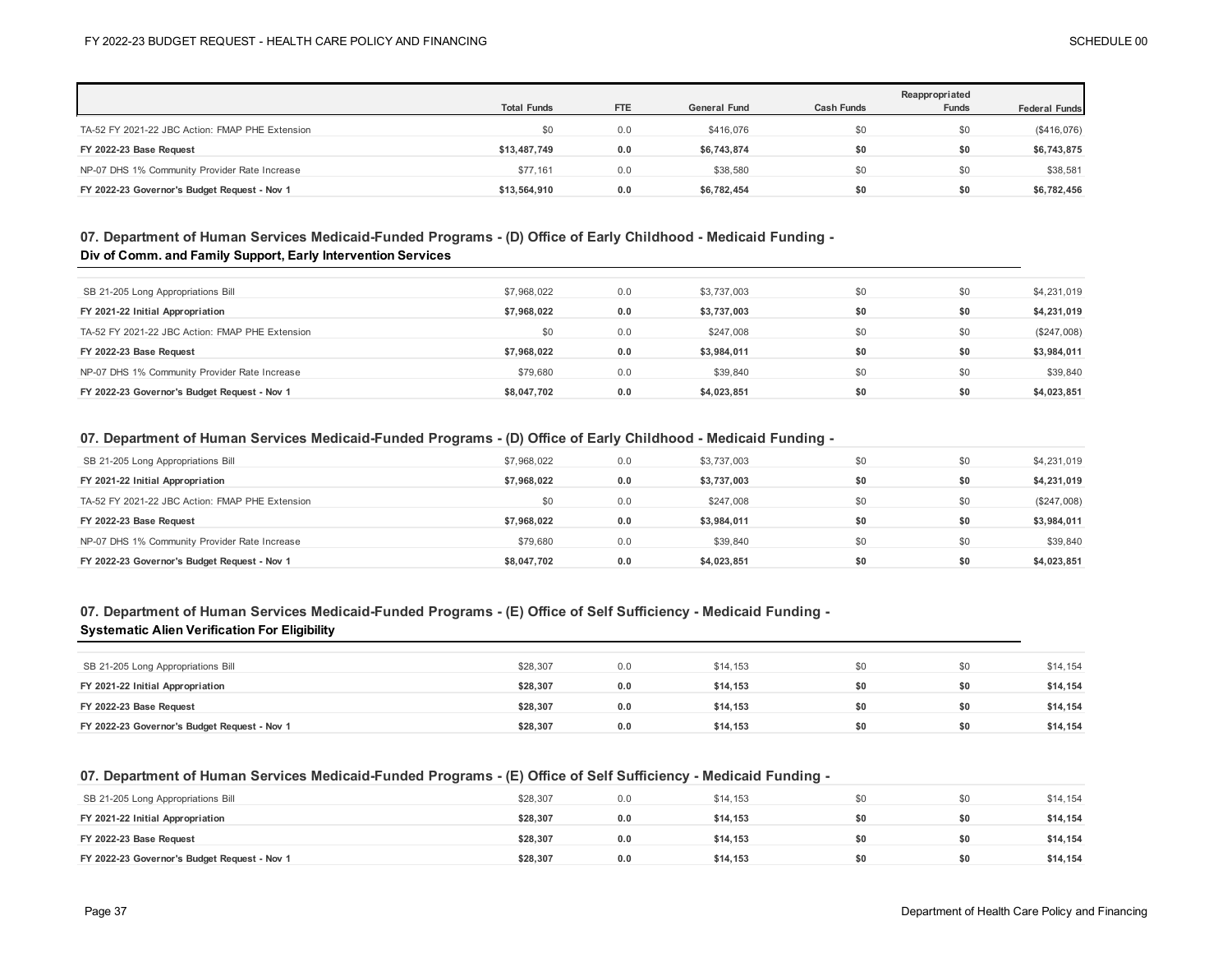| | Total Funds | FTE | General Fund | Cash Funds | Reappropriated Funds | Federal Funds |
|---|---|---|---|---|---|---|
| TA-52 FY 2021-22 JBC Action: FMAP PHE Extension | $0 | 0.0 | $416,076 | $0 | $0 | ($416,076) |
| **FY 2022-23 Base Request** | **$13,487,749** | **0.0** | **$6,743,874** | **$0** | **$0** | **$6,743,875** |
| NP-07 DHS 1% Community Provider Rate Increase | $77,161 | 0.0 | $38,580 | $0 | $0 | $38,581 |
| **FY 2022-23 Governor's Budget Request - Nov 1** | **$13,564,910** | **0.0** | **$6,782,454** | **$0** | **$0** | **$6,782,456** |

### 07. Department of Human Services Medicaid-Funded Programs - (D) Office of Early Childhood - Medicaid Funding - Div of Comm. and Family Support, Early Intervention Services

| | Total Funds | FTE | General Fund | Cash Funds | Reappropriated Funds | Federal Funds |
|---|---|---|---|---|---|---|
| SB 21-205 Long Appropriations Bill | $7,968,022 | 0.0 | $3,737,003 | $0 | $0 | $4,231,019 |
| **FY 2021-22 Initial Appropriation** | **$7,968,022** | **0.0** | **$3,737,003** | **$0** | **$0** | **$4,231,019** |
| TA-52 FY 2021-22 JBC Action: FMAP PHE Extension | $0 | 0.0 | $247,008 | $0 | $0 | ($247,008) |
| **FY 2022-23 Base Request** | **$7,968,022** | **0.0** | **$3,984,011** | **$0** | **$0** | **$3,984,011** |
| NP-07 DHS 1% Community Provider Rate Increase | $79,680 | 0.0 | $39,840 | $0 | $0 | $39,840 |
| **FY 2022-23 Governor's Budget Request - Nov 1** | **$8,047,702** | **0.0** | **$4,023,851** | **$0** | **$0** | **$4,023,851** |

### 07. Department of Human Services Medicaid-Funded Programs - (D) Office of Early Childhood - Medicaid Funding -

| | Total Funds | FTE | General Fund | Cash Funds | Reappropriated Funds | Federal Funds |
|---|---|---|---|---|---|---|
| SB 21-205 Long Appropriations Bill | $7,968,022 | 0.0 | $3,737,003 | $0 | $0 | $4,231,019 |
| **FY 2021-22 Initial Appropriation** | **$7,968,022** | **0.0** | **$3,737,003** | **$0** | **$0** | **$4,231,019** |
| TA-52 FY 2021-22 JBC Action: FMAP PHE Extension | $0 | 0.0 | $247,008 | $0 | $0 | ($247,008) |
| **FY 2022-23 Base Request** | **$7,968,022** | **0.0** | **$3,984,011** | **$0** | **$0** | **$3,984,011** |
| NP-07 DHS 1% Community Provider Rate Increase | $79,680 | 0.0 | $39,840 | $0 | $0 | $39,840 |
| **FY 2022-23 Governor's Budget Request - Nov 1** | **$8,047,702** | **0.0** | **$4,023,851** | **$0** | **$0** | **$4,023,851** |

### 07. Department of Human Services Medicaid-Funded Programs - (E) Office of Self Sufficiency - Medicaid Funding - Systematic Alien Verification For Eligibility

| | Total Funds | FTE | General Fund | Cash Funds | Reappropriated Funds | Federal Funds |
|---|---|---|---|---|---|---|
| SB 21-205 Long Appropriations Bill | $28,307 | 0.0 | $14,153 | $0 | $0 | $14,154 |
| **FY 2021-22 Initial Appropriation** | **$28,307** | **0.0** | **$14,153** | **$0** | **$0** | **$14,154** |
| **FY 2022-23 Base Request** | **$28,307** | **0.0** | **$14,153** | **$0** | **$0** | **$14,154** |
| **FY 2022-23 Governor's Budget Request - Nov 1** | **$28,307** | **0.0** | **$14,153** | **$0** | **$0** | **$14,154** |

### 07. Department of Human Services Medicaid-Funded Programs - (E) Office of Self Sufficiency - Medicaid Funding -

| | Total Funds | FTE | General Fund | Cash Funds | Reappropriated Funds | Federal Funds |
|---|---|---|---|---|---|---|
| SB 21-205 Long Appropriations Bill | $28,307 | 0.0 | $14,153 | $0 | $0 | $14,154 |
| **FY 2021-22 Initial Appropriation** | **$28,307** | **0.0** | **$14,153** | **$0** | **$0** | **$14,154** |
| **FY 2022-23 Base Request** | **$28,307** | **0.0** | **$14,153** | **$0** | **$0** | **$14,154** |
| **FY 2022-23 Governor's Budget Request - Nov 1** | **$28,307** | **0.0** | **$14,153** | **$0** | **$0** | **$14,154** |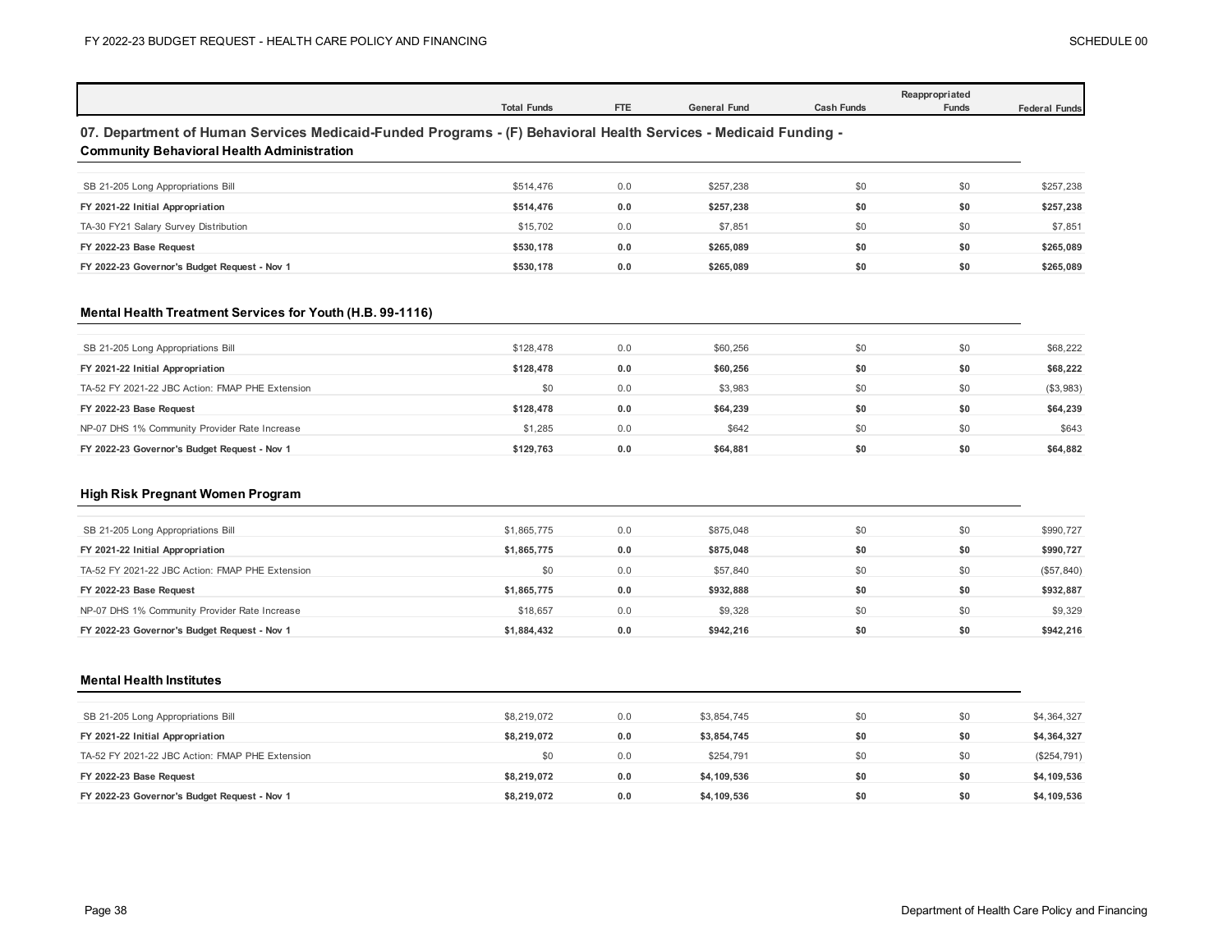| | Total Funds | FTE | General Fund | Cash Funds | Reappropriated Funds | Federal Funds |
|---|---|---|---|---|---|---|

## 07. Department of Human Services Medicaid-Funded Programs - (F) Behavioral Health Services - Medicaid Funding - Community Behavioral Health Administration

| | Total Funds | FTE | General Fund | Cash Funds | Reappropriated Funds | Federal Funds |
|---|---|---|---|---|---|---|
| SB 21-205 Long Appropriations Bill | $514,476 | 0.0 | $257,238 | $0 | $0 | $257,238 |
| **FY 2021-22 Initial Appropriation** | **$514,476** | **0.0** | **$257,238** | **$0** | **$0** | **$257,238** |
| TA-30 FY21 Salary Survey Distribution | $15,702 | 0.0 | $7,851 | $0 | $0 | $7,851 |
| **FY 2022-23 Base Request** | **$530,178** | **0.0** | **$265,089** | **$0** | **$0** | **$265,089** |
| **FY 2022-23 Governor's Budget Request - Nov 1** | **$530,178** | **0.0** | **$265,089** | **$0** | **$0** | **$265,089** |

### Mental Health Treatment Services for Youth (H.B. 99-1116)

| | Total Funds | FTE | General Fund | Cash Funds | Reappropriated Funds | Federal Funds |
|---|---|---|---|---|---|---|
| SB 21-205 Long Appropriations Bill | $128,478 | 0.0 | $60,256 | $0 | $0 | $68,222 |
| **FY 2021-22 Initial Appropriation** | **$128,478** | **0.0** | **$60,256** | **$0** | **$0** | **$68,222** |
| TA-52 FY 2021-22 JBC Action: FMAP PHE Extension | $0 | 0.0 | $3,983 | $0 | $0 | ($3,983) |
| **FY 2022-23 Base Request** | **$128,478** | **0.0** | **$64,239** | **$0** | **$0** | **$64,239** |
| NP-07 DHS 1% Community Provider Rate Increase | $1,285 | 0.0 | $642 | $0 | $0 | $643 |
| **FY 2022-23 Governor's Budget Request - Nov 1** | **$129,763** | **0.0** | **$64,881** | **$0** | **$0** | **$64,882** |

### High Risk Pregnant Women Program

| | Total Funds | FTE | General Fund | Cash Funds | Reappropriated Funds | Federal Funds |
|---|---|---|---|---|---|---|
| SB 21-205 Long Appropriations Bill | $1,865,775 | 0.0 | $875,048 | $0 | $0 | $990,727 |
| **FY 2021-22 Initial Appropriation** | **$1,865,775** | **0.0** | **$875,048** | **$0** | **$0** | **$990,727** |
| TA-52 FY 2021-22 JBC Action: FMAP PHE Extension | $0 | 0.0 | $57,840 | $0 | $0 | ($57,840) |
| **FY 2022-23 Base Request** | **$1,865,775** | **0.0** | **$932,888** | **$0** | **$0** | **$932,887** |
| NP-07 DHS 1% Community Provider Rate Increase | $18,657 | 0.0 | $9,328 | $0 | $0 | $9,329 |
| **FY 2022-23 Governor's Budget Request - Nov 1** | **$1,884,432** | **0.0** | **$942,216** | **$0** | **$0** | **$942,216** |

### Mental Health Institutes

| | Total Funds | FTE | General Fund | Cash Funds | Reappropriated Funds | Federal Funds |
|---|---|---|---|---|---|---|
| SB 21-205 Long Appropriations Bill | $8,219,072 | 0.0 | $3,854,745 | $0 | $0 | $4,364,327 |
| **FY 2021-22 Initial Appropriation** | **$8,219,072** | **0.0** | **$3,854,745** | **$0** | **$0** | **$4,364,327** |
| TA-52 FY 2021-22 JBC Action: FMAP PHE Extension | $0 | 0.0 | $254,791 | $0 | $0 | ($254,791) |
| **FY 2022-23 Base Request** | **$8,219,072** | **0.0** | **$4,109,536** | **$0** | **$0** | **$4,109,536** |
| **FY 2022-23 Governor's Budget Request - Nov 1** | **$8,219,072** | **0.0** | **$4,109,536** | **$0** | **$0** | **$4,109,536** |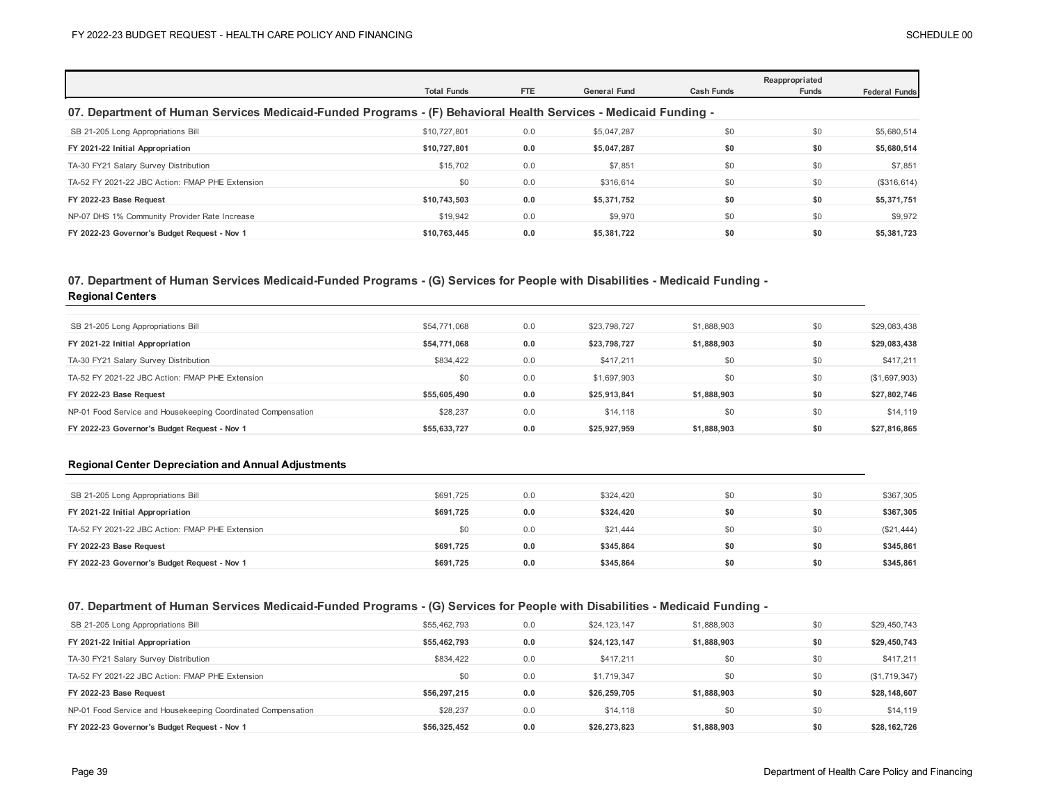| | Total Funds | FTE | General Fund | Cash Funds | Reappropriated Funds | Federal Funds |
|---|---|---|---|---|---|---|

## 07. Department of Human Services Medicaid-Funded Programs - (F) Behavioral Health Services - Medicaid Funding -

| | Total Funds | FTE | General Fund | Cash Funds | Reappropriated Funds | Federal Funds |
|---|---|---|---|---|---|---|
| SB 21-205 Long Appropriations Bill | $10,727,801 | 0.0 | $5,047,287 | $0 | $0 | $5,680,514 |
| **FY 2021-22 Initial Appropriation** | **$10,727,801** | **0.0** | **$5,047,287** | **$0** | **$0** | **$5,680,514** |
| TA-30 FY21 Salary Survey Distribution | $15,702 | 0.0 | $7,851 | $0 | $0 | $7,851 |
| TA-52 FY 2021-22 JBC Action: FMAP PHE Extension | $0 | 0.0 | $316,614 | $0 | $0 | ($316,614) |
| **FY 2022-23 Base Request** | **$10,743,503** | **0.0** | **$5,371,752** | **$0** | **$0** | **$5,371,751** |
| NP-07 DHS 1% Community Provider Rate Increase | $19,942 | 0.0 | $9,970 | $0 | $0 | $9,972 |
| **FY 2022-23 Governor's Budget Request - Nov 1** | **$10,763,445** | **0.0** | **$5,381,722** | **$0** | **$0** | **$5,381,723** |

## 07. Department of Human Services Medicaid-Funded Programs - (G) Services for People with Disabilities - Medicaid Funding -

### Regional Centers

| | Total Funds | FTE | General Fund | Cash Funds | Reappropriated Funds | Federal Funds |
|---|---|---|---|---|---|---|
| SB 21-205 Long Appropriations Bill | $54,771,068 | 0.0 | $23,798,727 | $1,888,903 | $0 | $29,083,438 |
| **FY 2021-22 Initial Appropriation** | **$54,771,068** | **0.0** | **$23,798,727** | **$1,888,903** | **$0** | **$29,083,438** |
| TA-30 FY21 Salary Survey Distribution | $834,422 | 0.0 | $417,211 | $0 | $0 | $417,211 |
| TA-52 FY 2021-22 JBC Action: FMAP PHE Extension | $0 | 0.0 | $1,697,903 | $0 | $0 | ($1,697,903) |
| **FY 2022-23 Base Request** | **$55,605,490** | **0.0** | **$25,913,841** | **$1,888,903** | **$0** | **$27,802,746** |
| NP-01 Food Service and Housekeeping Coordinated Compensation | $28,237 | 0.0 | $14,118 | $0 | $0 | $14,119 |
| **FY 2022-23 Governor's Budget Request - Nov 1** | **$55,633,727** | **0.0** | **$25,927,959** | **$1,888,903** | **$0** | **$27,816,865** |

### Regional Center Depreciation and Annual Adjustments

| | Total Funds | FTE | General Fund | Cash Funds | Reappropriated Funds | Federal Funds |
|---|---|---|---|---|---|---|
| SB 21-205 Long Appropriations Bill | $691,725 | 0.0 | $324,420 | $0 | $0 | $367,305 |
| **FY 2021-22 Initial Appropriation** | **$691,725** | **0.0** | **$324,420** | **$0** | **$0** | **$367,305** |
| TA-52 FY 2021-22 JBC Action: FMAP PHE Extension | $0 | 0.0 | $21,444 | $0 | $0 | ($21,444) |
| **FY 2022-23 Base Request** | **$691,725** | **0.0** | **$345,864** | **$0** | **$0** | **$345,861** |
| **FY 2022-23 Governor's Budget Request - Nov 1** | **$691,725** | **0.0** | **$345,864** | **$0** | **$0** | **$345,861** |

## 07. Department of Human Services Medicaid-Funded Programs - (G) Services for People with Disabilities - Medicaid Funding -

| | Total Funds | FTE | General Fund | Cash Funds | Reappropriated Funds | Federal Funds |
|---|---|---|---|---|---|---|
| SB 21-205 Long Appropriations Bill | $55,462,793 | 0.0 | $24,123,147 | $1,888,903 | $0 | $29,450,743 |
| **FY 2021-22 Initial Appropriation** | **$55,462,793** | **0.0** | **$24,123,147** | **$1,888,903** | **$0** | **$29,450,743** |
| TA-30 FY21 Salary Survey Distribution | $834,422 | 0.0 | $417,211 | $0 | $0 | $417,211 |
| TA-52 FY 2021-22 JBC Action: FMAP PHE Extension | $0 | 0.0 | $1,719,347 | $0 | $0 | ($1,719,347) |
| **FY 2022-23 Base Request** | **$56,297,215** | **0.0** | **$26,259,705** | **$1,888,903** | **$0** | **$28,148,607** |
| NP-01 Food Service and Housekeeping Coordinated Compensation | $28,237 | 0.0 | $14,118 | $0 | $0 | $14,119 |
| **FY 2022-23 Governor's Budget Request - Nov 1** | **$56,325,452** | **0.0** | **$26,273,823** | **$1,888,903** | **$0** | **$28,162,726** |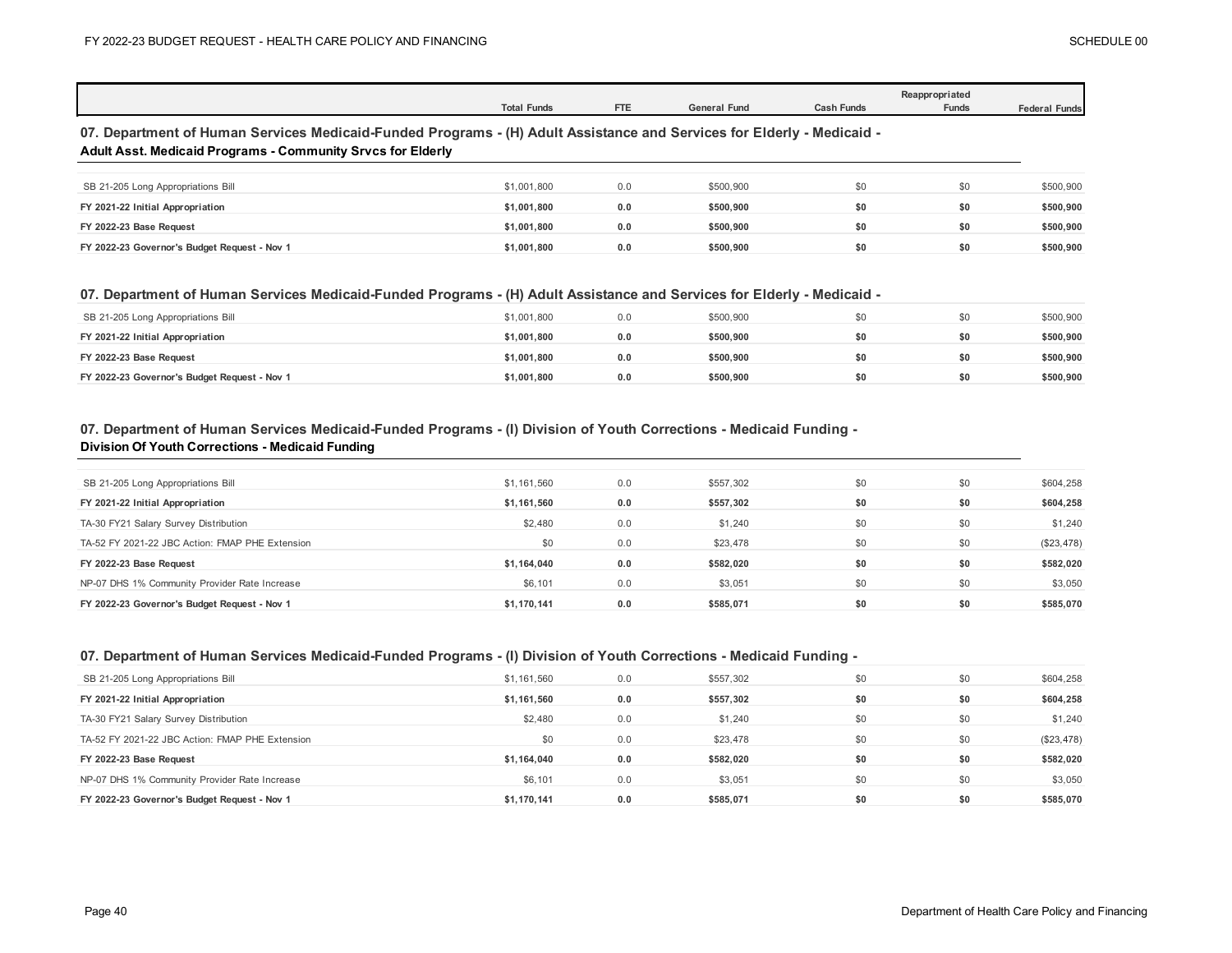| | Total Funds | FTE | General Fund | Cash Funds | Reappropriated Funds | Federal Funds |
|---|---|---|---|---|---|---|

### 07. Department of Human Services Medicaid-Funded Programs - (H) Adult Assistance and Services for Elderly - Medicaid -
**Adult Asst. Medicaid Programs - Community Srvcs for Elderly**

| | Total Funds | FTE | General Fund | Cash Funds | Reappropriated Funds | Federal Funds |
|---|---|---|---|---|---|---|
| SB 21-205 Long Appropriations Bill | $1,001,800 | 0.0 | $500,900 | $0 | $0 | $500,900 |
| **FY 2021-22 Initial Appropriation** | **$1,001,800** | **0.0** | **$500,900** | **$0** | **$0** | **$500,900** |
| **FY 2022-23 Base Request** | **$1,001,800** | **0.0** | **$500,900** | **$0** | **$0** | **$500,900** |
| **FY 2022-23 Governor's Budget Request - Nov 1** | **$1,001,800** | **0.0** | **$500,900** | **$0** | **$0** | **$500,900** |

### 07. Department of Human Services Medicaid-Funded Programs - (H) Adult Assistance and Services for Elderly - Medicaid -

| | Total Funds | FTE | General Fund | Cash Funds | Reappropriated Funds | Federal Funds |
|---|---|---|---|---|---|---|
| SB 21-205 Long Appropriations Bill | $1,001,800 | 0.0 | $500,900 | $0 | $0 | $500,900 |
| **FY 2021-22 Initial Appropriation** | **$1,001,800** | **0.0** | **$500,900** | **$0** | **$0** | **$500,900** |
| **FY 2022-23 Base Request** | **$1,001,800** | **0.0** | **$500,900** | **$0** | **$0** | **$500,900** |
| **FY 2022-23 Governor's Budget Request - Nov 1** | **$1,001,800** | **0.0** | **$500,900** | **$0** | **$0** | **$500,900** |

### 07. Department of Human Services Medicaid-Funded Programs - (I) Division of Youth Corrections - Medicaid Funding -
**Division Of Youth Corrections - Medicaid Funding**

| | Total Funds | FTE | General Fund | Cash Funds | Reappropriated Funds | Federal Funds |
|---|---|---|---|---|---|---|
| SB 21-205 Long Appropriations Bill | $1,161,560 | 0.0 | $557,302 | $0 | $0 | $604,258 |
| **FY 2021-22 Initial Appropriation** | **$1,161,560** | **0.0** | **$557,302** | **$0** | **$0** | **$604,258** |
| TA-30 FY21 Salary Survey Distribution | $2,480 | 0.0 | $1,240 | $0 | $0 | $1,240 |
| TA-52 FY 2021-22 JBC Action: FMAP PHE Extension | $0 | 0.0 | $23,478 | $0 | $0 | ($23,478) |
| **FY 2022-23 Base Request** | **$1,164,040** | **0.0** | **$582,020** | **$0** | **$0** | **$582,020** |
| NP-07 DHS 1% Community Provider Rate Increase | $6,101 | 0.0 | $3,051 | $0 | $0 | $3,050 |
| **FY 2022-23 Governor's Budget Request - Nov 1** | **$1,170,141** | **0.0** | **$585,071** | **$0** | **$0** | **$585,070** |

### 07. Department of Human Services Medicaid-Funded Programs - (I) Division of Youth Corrections - Medicaid Funding -

| | Total Funds | FTE | General Fund | Cash Funds | Reappropriated Funds | Federal Funds |
|---|---|---|---|---|---|---|
| SB 21-205 Long Appropriations Bill | $1,161,560 | 0.0 | $557,302 | $0 | $0 | $604,258 |
| **FY 2021-22 Initial Appropriation** | **$1,161,560** | **0.0** | **$557,302** | **$0** | **$0** | **$604,258** |
| TA-30 FY21 Salary Survey Distribution | $2,480 | 0.0 | $1,240 | $0 | $0 | $1,240 |
| TA-52 FY 2021-22 JBC Action: FMAP PHE Extension | $0 | 0.0 | $23,478 | $0 | $0 | ($23,478) |
| **FY 2022-23 Base Request** | **$1,164,040** | **0.0** | **$582,020** | **$0** | **$0** | **$582,020** |
| NP-07 DHS 1% Community Provider Rate Increase | $6,101 | 0.0 | $3,051 | $0 | $0 | $3,050 |
| **FY 2022-23 Governor's Budget Request - Nov 1** | **$1,170,141** | **0.0** | **$585,071** | **$0** | **$0** | **$585,070** |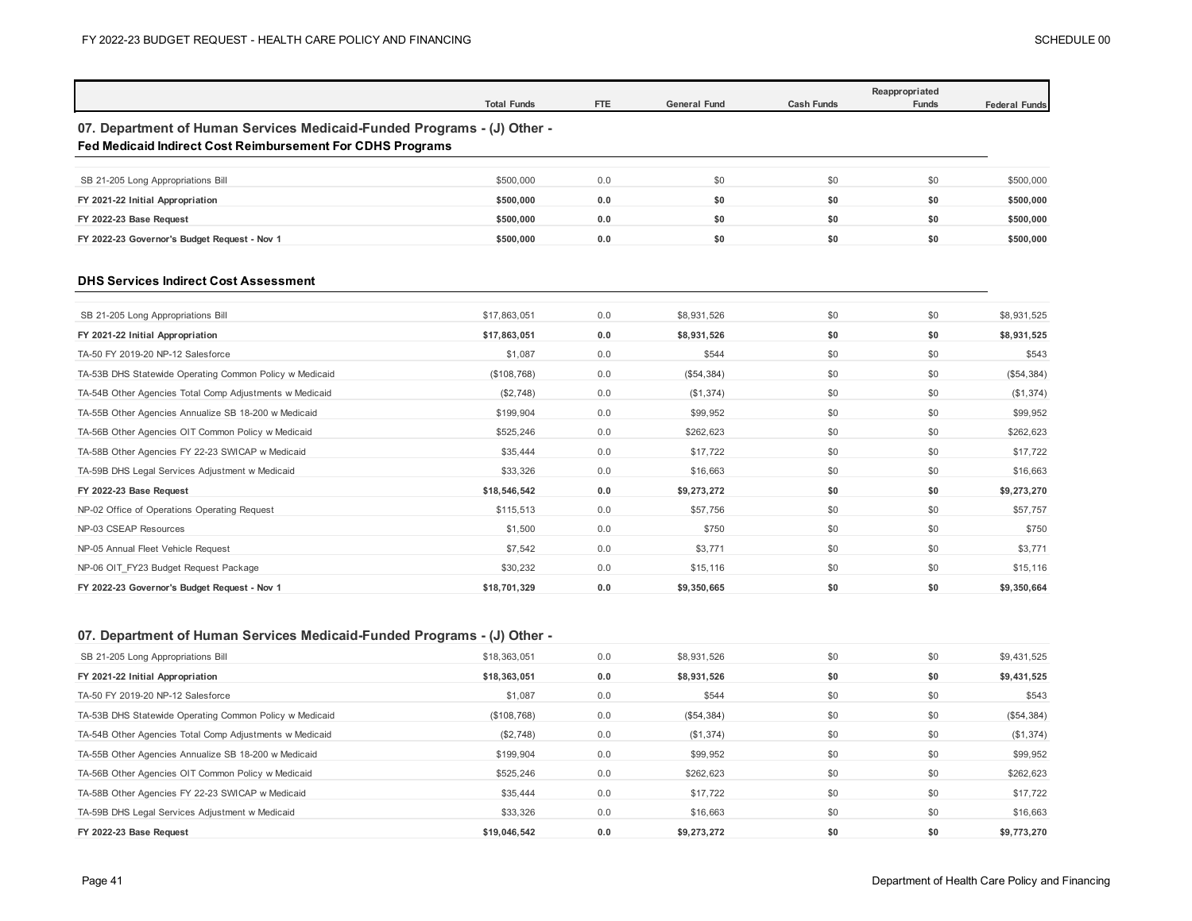| | Total Funds | FTE | General Fund | Cash Funds | Reappropriated Funds | Federal Funds |
|---|---|---|---|---|---|---|

## 07. Department of Human Services Medicaid-Funded Programs - (J) Other - Fed Medicaid Indirect Cost Reimbursement For CDHS Programs

| | Total Funds | FTE | General Fund | Cash Funds | Reappropriated Funds | Federal Funds |
|---|---|---|---|---|---|---|
| SB 21-205 Long Appropriations Bill | $500,000 | 0.0 | $0 | $0 | $0 | $500,000 |
| **FY 2021-22 Initial Appropriation** | **$500,000** | **0.0** | **$0** | **$0** | **$0** | **$500,000** |
| **FY 2022-23 Base Request** | **$500,000** | **0.0** | **$0** | **$0** | **$0** | **$500,000** |
| **FY 2022-23 Governor's Budget Request - Nov 1** | **$500,000** | **0.0** | **$0** | **$0** | **$0** | **$500,000** |

### DHS Services Indirect Cost Assessment

| | Total Funds | FTE | General Fund | Cash Funds | Reappropriated Funds | Federal Funds |
|---|---|---|---|---|---|---|
| SB 21-205 Long Appropriations Bill | $17,863,051 | 0.0 | $8,931,526 | $0 | $0 | $8,931,525 |
| **FY 2021-22 Initial Appropriation** | **$17,863,051** | **0.0** | **$8,931,526** | **$0** | **$0** | **$8,931,525** |
| TA-50 FY 2019-20 NP-12 Salesforce | $1,087 | 0.0 | $544 | $0 | $0 | $543 |
| TA-53B DHS Statewide Operating Common Policy w Medicaid | ($108,768) | 0.0 | ($54,384) | $0 | $0 | ($54,384) |
| TA-54B Other Agencies Total Comp Adjustments w Medicaid | ($2,748) | 0.0 | ($1,374) | $0 | $0 | ($1,374) |
| TA-55B Other Agencies Annualize SB 18-200 w Medicaid | $199,904 | 0.0 | $99,952 | $0 | $0 | $99,952 |
| TA-56B Other Agencies OIT Common Policy w Medicaid | $525,246 | 0.0 | $262,623 | $0 | $0 | $262,623 |
| TA-58B Other Agencies FY 22-23 SWICAP w Medicaid | $35,444 | 0.0 | $17,722 | $0 | $0 | $17,722 |
| TA-59B DHS Legal Services Adjustment w Medicaid | $33,326 | 0.0 | $16,663 | $0 | $0 | $16,663 |
| **FY 2022-23 Base Request** | **$18,546,542** | **0.0** | **$9,273,272** | **$0** | **$0** | **$9,273,270** |
| NP-02 Office of Operations Operating Request | $115,513 | 0.0 | $57,756 | $0 | $0 | $57,757 |
| NP-03 CSEAP Resources | $1,500 | 0.0 | $750 | $0 | $0 | $750 |
| NP-05 Annual Fleet Vehicle Request | $7,542 | 0.0 | $3,771 | $0 | $0 | $3,771 |
| NP-06 OIT_FY23 Budget Request Package | $30,232 | 0.0 | $15,116 | $0 | $0 | $15,116 |
| **FY 2022-23 Governor's Budget Request - Nov 1** | **$18,701,329** | **0.0** | **$9,350,665** | **$0** | **$0** | **$9,350,664** |

## 07. Department of Human Services Medicaid-Funded Programs - (J) Other -

| | Total Funds | FTE | General Fund | Cash Funds | Reappropriated Funds | Federal Funds |
|---|---|---|---|---|---|---|
| SB 21-205 Long Appropriations Bill | $18,363,051 | 0.0 | $8,931,526 | $0 | $0 | $9,431,525 |
| **FY 2021-22 Initial Appropriation** | **$18,363,051** | **0.0** | **$8,931,526** | **$0** | **$0** | **$9,431,525** |
| TA-50 FY 2019-20 NP-12 Salesforce | $1,087 | 0.0 | $544 | $0 | $0 | $543 |
| TA-53B DHS Statewide Operating Common Policy w Medicaid | ($108,768) | 0.0 | ($54,384) | $0 | $0 | ($54,384) |
| TA-54B Other Agencies Total Comp Adjustments w Medicaid | ($2,748) | 0.0 | ($1,374) | $0 | $0 | ($1,374) |
| TA-55B Other Agencies Annualize SB 18-200 w Medicaid | $199,904 | 0.0 | $99,952 | $0 | $0 | $99,952 |
| TA-56B Other Agencies OIT Common Policy w Medicaid | $525,246 | 0.0 | $262,623 | $0 | $0 | $262,623 |
| TA-58B Other Agencies FY 22-23 SWICAP w Medicaid | $35,444 | 0.0 | $17,722 | $0 | $0 | $17,722 |
| TA-59B DHS Legal Services Adjustment w Medicaid | $33,326 | 0.0 | $16,663 | $0 | $0 | $16,663 |
| **FY 2022-23 Base Request** | **$19,046,542** | **0.0** | **$9,273,272** | **$0** | **$0** | **$9,773,270** |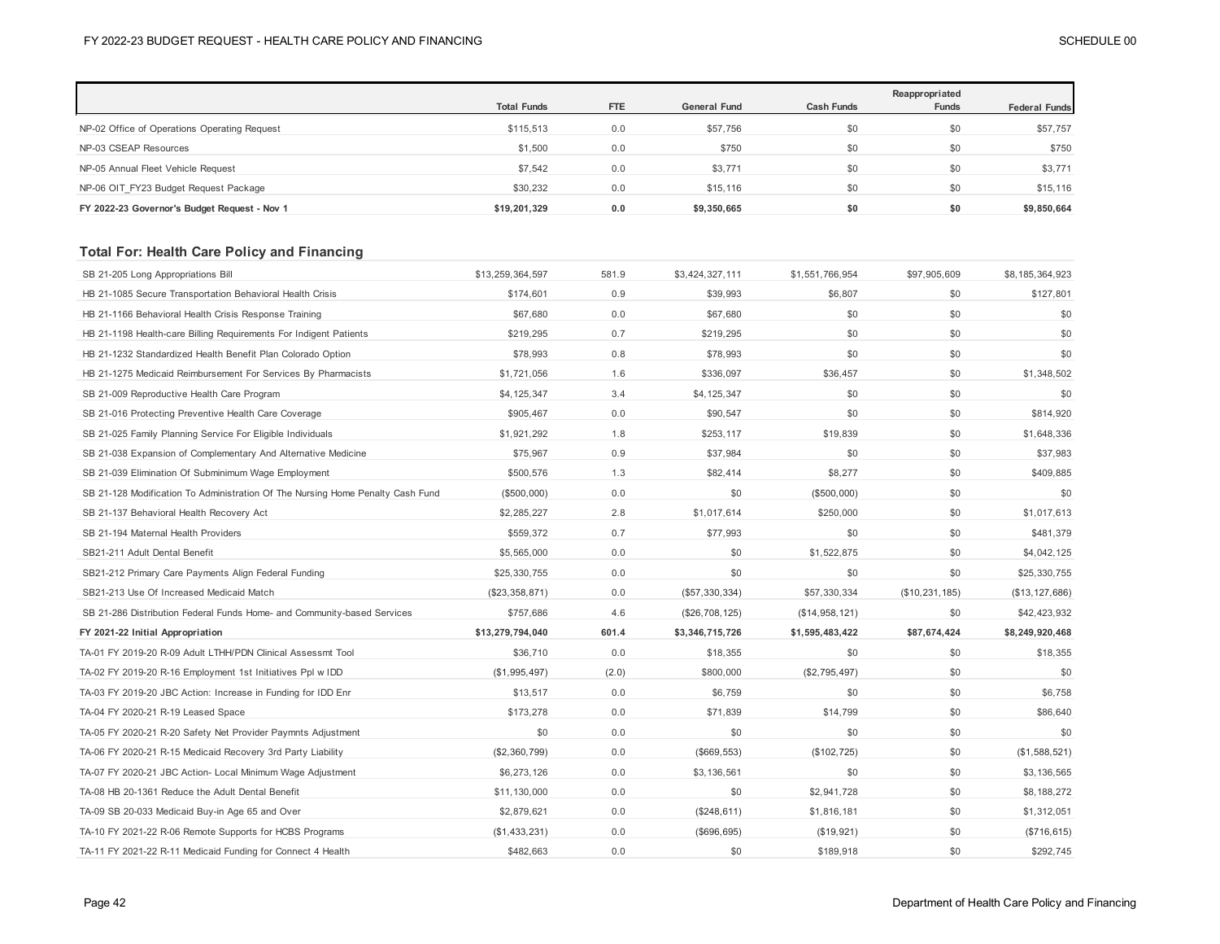| | Total Funds | FTE | General Fund | Cash Funds | Reappropriated Funds | Federal Funds |
|---|---|---|---|---|---|---|
| NP-02 Office of Operations Operating Request | $115,513 | 0.0 | $57,756 | $0 | $0 | $57,757 |
| NP-03 CSEAP Resources | $1,500 | 0.0 | $750 | $0 | $0 | $750 |
| NP-05 Annual Fleet Vehicle Request | $7,542 | 0.0 | $3,771 | $0 | $0 | $3,771 |
| NP-06 OIT_FY23 Budget Request Package | $30,232 | 0.0 | $15,116 | $0 | $0 | $15,116 |
| **FY 2022-23 Governor's Budget Request - Nov 1** | **$19,201,329** | **0.0** | **$9,350,665** | **$0** | **$0** | **$9,850,664** |

### Total For: Health Care Policy and Financing

| | Total Funds | FTE | General Fund | Cash Funds | Reappropriated Funds | Federal Funds |
|---|---|---|---|---|---|---|
| SB 21-205 Long Appropriations Bill | $13,259,364,597 | 581.9 | $3,424,327,111 | $1,551,766,954 | $97,905,609 | $8,185,364,923 |
| HB 21-1085 Secure Transportation Behavioral Health Crisis | $174,601 | 0.9 | $39,993 | $6,807 | $0 | $127,801 |
| HB 21-1166 Behavioral Health Crisis Response Training | $67,680 | 0.0 | $67,680 | $0 | $0 | $0 |
| HB 21-1198 Health-care Billing Requirements For Indigent Patients | $219,295 | 0.7 | $219,295 | $0 | $0 | $0 |
| HB 21-1232 Standardized Health Benefit Plan Colorado Option | $78,993 | 0.8 | $78,993 | $0 | $0 | $0 |
| HB 21-1275 Medicaid Reimbursement For Services By Pharmacists | $1,721,056 | 1.6 | $336,097 | $36,457 | $0 | $1,348,502 |
| SB 21-009 Reproductive Health Care Program | $4,125,347 | 3.4 | $4,125,347 | $0 | $0 | $0 |
| SB 21-016 Protecting Preventive Health Care Coverage | $905,467 | 0.0 | $90,547 | $0 | $0 | $814,920 |
| SB 21-025 Family Planning Service For Eligible Individuals | $1,921,292 | 1.8 | $253,117 | $19,839 | $0 | $1,648,336 |
| SB 21-038 Expansion of Complementary And Alternative Medicine | $75,967 | 0.9 | $37,984 | $0 | $0 | $37,983 |
| SB 21-039 Elimination Of Subminimum Wage Employment | $500,576 | 1.3 | $82,414 | $8,277 | $0 | $409,885 |
| SB 21-128 Modification To Administration Of The Nursing Home Penalty Cash Fund | ($500,000) | 0.0 | $0 | ($500,000) | $0 | $0 |
| SB 21-137 Behavioral Health Recovery Act | $2,285,227 | 2.8 | $1,017,614 | $250,000 | $0 | $1,017,613 |
| SB 21-194 Maternal Health Providers | $559,372 | 0.7 | $77,993 | $0 | $0 | $481,379 |
| SB21-211 Adult Dental Benefit | $5,565,000 | 0.0 | $0 | $1,522,875 | $0 | $4,042,125 |
| SB21-212 Primary Care Payments Align Federal Funding | $25,330,755 | 0.0 | $0 | $0 | $0 | $25,330,755 |
| SB21-213 Use Of Increased Medicaid Match | ($23,358,871) | 0.0 | ($57,330,334) | $57,330,334 | ($10,231,185) | ($13,127,686) |
| SB 21-286 Distribution Federal Funds Home- and Community-based Services | $757,686 | 4.6 | ($26,708,125) | ($14,958,121) | $0 | $42,423,932 |
| **FY 2021-22 Initial Appropriation** | **$13,279,794,040** | **601.4** | **$3,346,715,726** | **$1,595,483,422** | **$87,674,424** | **$8,249,920,468** |
| TA-01 FY 2019-20 R-09 Adult LTHH/PDN Clinical Assessmt Tool | $36,710 | 0.0 | $18,355 | $0 | $0 | $18,355 |
| TA-02 FY 2019-20 R-16 Employment 1st Initiatives Ppl w IDD | ($1,995,497) | (2.0) | $800,000 | ($2,795,497) | $0 | $0 |
| TA-03 FY 2019-20 JBC Action: Increase in Funding for IDD Enr | $13,517 | 0.0 | $6,759 | $0 | $0 | $6,758 |
| TA-04 FY 2020-21 R-19 Leased Space | $173,278 | 0.0 | $71,839 | $14,799 | $0 | $86,640 |
| TA-05 FY 2020-21 R-20 Safety Net Provider Paymnts Adjustment | $0 | 0.0 | $0 | $0 | $0 | $0 |
| TA-06 FY 2020-21 R-15 Medicaid Recovery 3rd Party Liability | ($2,360,799) | 0.0 | ($669,553) | ($102,725) | $0 | ($1,588,521) |
| TA-07 FY 2020-21 JBC Action- Local Minimum Wage Adjustment | $6,273,126 | 0.0 | $3,136,561 | $0 | $0 | $3,136,565 |
| TA-08 HB 20-1361 Reduce the Adult Dental Benefit | $11,130,000 | 0.0 | $0 | $2,941,728 | $0 | $8,188,272 |
| TA-09 SB 20-033 Medicaid Buy-in Age 65 and Over | $2,879,621 | 0.0 | ($248,611) | $1,816,181 | $0 | $1,312,051 |
| TA-10 FY 2021-22 R-06 Remote Supports for HCBS Programs | ($1,433,231) | 0.0 | ($696,695) | ($19,921) | $0 | ($716,615) |
| TA-11 FY 2021-22 R-11 Medicaid Funding for Connect 4 Health | $482,663 | 0.0 | $0 | $189,918 | $0 | $292,745 |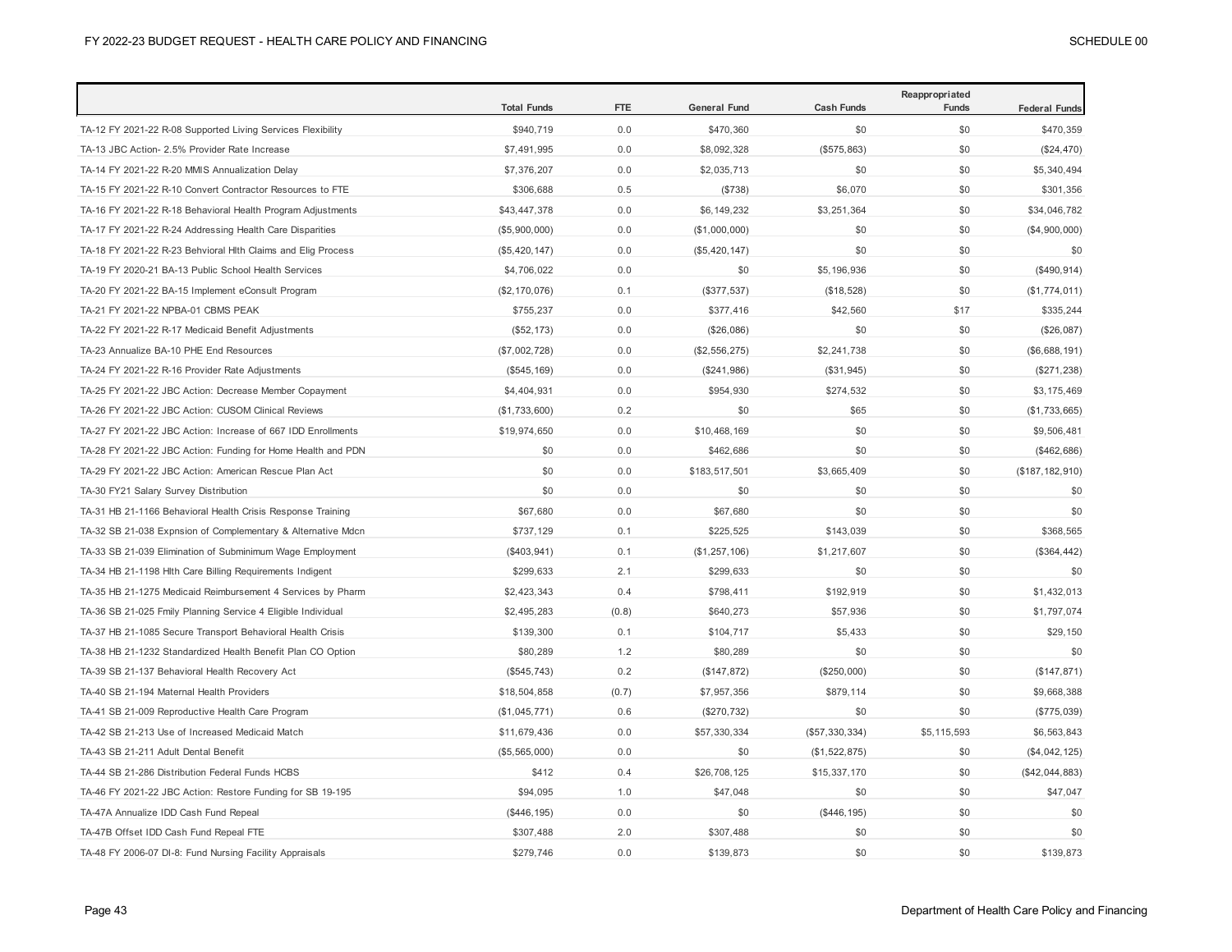| | Total Funds | FTE | General Fund | Cash Funds | Reappropriated Funds | Federal Funds |
|---|---|---|---|---|---|---|
| TA-12 FY 2021-22 R-08 Supported Living Services Flexibility | $940,719 | 0.0 | $470,360 | $0 | $0 | $470,359 |
| TA-13 JBC Action- 2.5% Provider Rate Increase | $7,491,995 | 0.0 | $8,092,328 | ($575,863) | $0 | ($24,470) |
| TA-14 FY 2021-22 R-20 MMIS Annualization Delay | $7,376,207 | 0.0 | $2,035,713 | $0 | $0 | $5,340,494 |
| TA-15 FY 2021-22 R-10 Convert Contractor Resources to FTE | $306,688 | 0.5 | ($738) | $6,070 | $0 | $301,356 |
| TA-16 FY 2021-22 R-18 Behavioral Health Program Adjustments | $43,447,378 | 0.0 | $6,149,232 | $3,251,364 | $0 | $34,046,782 |
| TA-17 FY 2021-22 R-24 Addressing Health Care Disparities | ($5,900,000) | 0.0 | ($1,000,000) | $0 | $0 | ($4,900,000) |
| TA-18 FY 2021-22 R-23 Behvioral Hlth Claims and Elig Process | ($5,420,147) | 0.0 | ($5,420,147) | $0 | $0 | $0 |
| TA-19 FY 2020-21 BA-13 Public School Health Services | $4,706,022 | 0.0 | $0 | $5,196,936 | $0 | ($490,914) |
| TA-20 FY 2021-22 BA-15 Implement eConsult Program | ($2,170,076) | 0.1 | ($377,537) | ($18,528) | $0 | ($1,774,011) |
| TA-21 FY 2021-22 NPBA-01 CBMS PEAK | $755,237 | 0.0 | $377,416 | $42,560 | $17 | $335,244 |
| TA-22 FY 2021-22 R-17 Medicaid Benefit Adjustments | ($52,173) | 0.0 | ($26,086) | $0 | $0 | ($26,087) |
| TA-23 Annualize BA-10 PHE End Resources | ($7,002,728) | 0.0 | ($2,556,275) | $2,241,738 | $0 | ($6,688,191) |
| TA-24 FY 2021-22 R-16 Provider Rate Adjustments | ($545,169) | 0.0 | ($241,986) | ($31,945) | $0 | ($271,238) |
| TA-25 FY 2021-22 JBC Action: Decrease Member Copayment | $4,404,931 | 0.0 | $954,930 | $274,532 | $0 | $3,175,469 |
| TA-26 FY 2021-22 JBC Action: CUSOM Clinical Reviews | ($1,733,600) | 0.2 | $0 | $65 | $0 | ($1,733,665) |
| TA-27 FY 2021-22 JBC Action: Increase of 667 IDD Enrollments | $19,974,650 | 0.0 | $10,468,169 | $0 | $0 | $9,506,481 |
| TA-28 FY 2021-22 JBC Action: Funding for Home Health and PDN | $0 | 0.0 | $462,686 | $0 | $0 | ($462,686) |
| TA-29 FY 2021-22 JBC Action: American Rescue Plan Act | $0 | 0.0 | $183,517,501 | $3,665,409 | $0 | ($187,182,910) |
| TA-30 FY21 Salary Survey Distribution | $0 | 0.0 | $0 | $0 | $0 | $0 |
| TA-31 HB 21-1166 Behavioral Health Crisis Response Training | $67,680 | 0.0 | $67,680 | $0 | $0 | $0 |
| TA-32 SB 21-038 Expnsion of Complementary & Alternative Mdcn | $737,129 | 0.1 | $225,525 | $143,039 | $0 | $368,565 |
| TA-33 SB 21-039 Elimination of Subminimum Wage Employment | ($403,941) | 0.1 | ($1,257,106) | $1,217,607 | $0 | ($364,442) |
| TA-34 HB 21-1198 Hlth Care Billing Requirements Indigent | $299,633 | 2.1 | $299,633 | $0 | $0 | $0 |
| TA-35 HB 21-1275 Medicaid Reimbursement 4 Services by Pharm | $2,423,343 | 0.4 | $798,411 | $192,919 | $0 | $1,432,013 |
| TA-36 SB 21-025 Fmily Planning Service 4 Eligible Individual | $2,495,283 | (0.8) | $640,273 | $57,936 | $0 | $1,797,074 |
| TA-37 HB 21-1085 Secure Transport Behavioral Health Crisis | $139,300 | 0.1 | $104,717 | $5,433 | $0 | $29,150 |
| TA-38 HB 21-1232 Standardized Health Benefit Plan CO Option | $80,289 | 1.2 | $80,289 | $0 | $0 | $0 |
| TA-39 SB 21-137 Behavioral Health Recovery Act | ($545,743) | 0.2 | ($147,872) | ($250,000) | $0 | ($147,871) |
| TA-40 SB 21-194 Maternal Health Providers | $18,504,858 | (0.7) | $7,957,356 | $879,114 | $0 | $9,668,388 |
| TA-41 SB 21-009 Reproductive Health Care Program | ($1,045,771) | 0.6 | ($270,732) | $0 | $0 | ($775,039) |
| TA-42 SB 21-213 Use of Increased Medicaid Match | $11,679,436 | 0.0 | $57,330,334 | ($57,330,334) | $5,115,593 | $6,563,843 |
| TA-43 SB 21-211 Adult Dental Benefit | ($5,565,000) | 0.0 | $0 | ($1,522,875) | $0 | ($4,042,125) |
| TA-44 SB 21-286 Distribution Federal Funds HCBS | $412 | 0.4 | $26,708,125 | $15,337,170 | $0 | ($42,044,883) |
| TA-46 FY 2021-22 JBC Action: Restore Funding for SB 19-195 | $94,095 | 1.0 | $47,048 | $0 | $0 | $47,047 |
| TA-47A Annualize IDD Cash Fund Repeal | ($446,195) | 0.0 | $0 | ($446,195) | $0 | $0 |
| TA-47B Offset IDD Cash Fund Repeal FTE | $307,488 | 2.0 | $307,488 | $0 | $0 | $0 |
| TA-48 FY 2006-07 DI-8: Fund Nursing Facility Appraisals | $279,746 | 0.0 | $139,873 | $0 | $0 | $139,873 |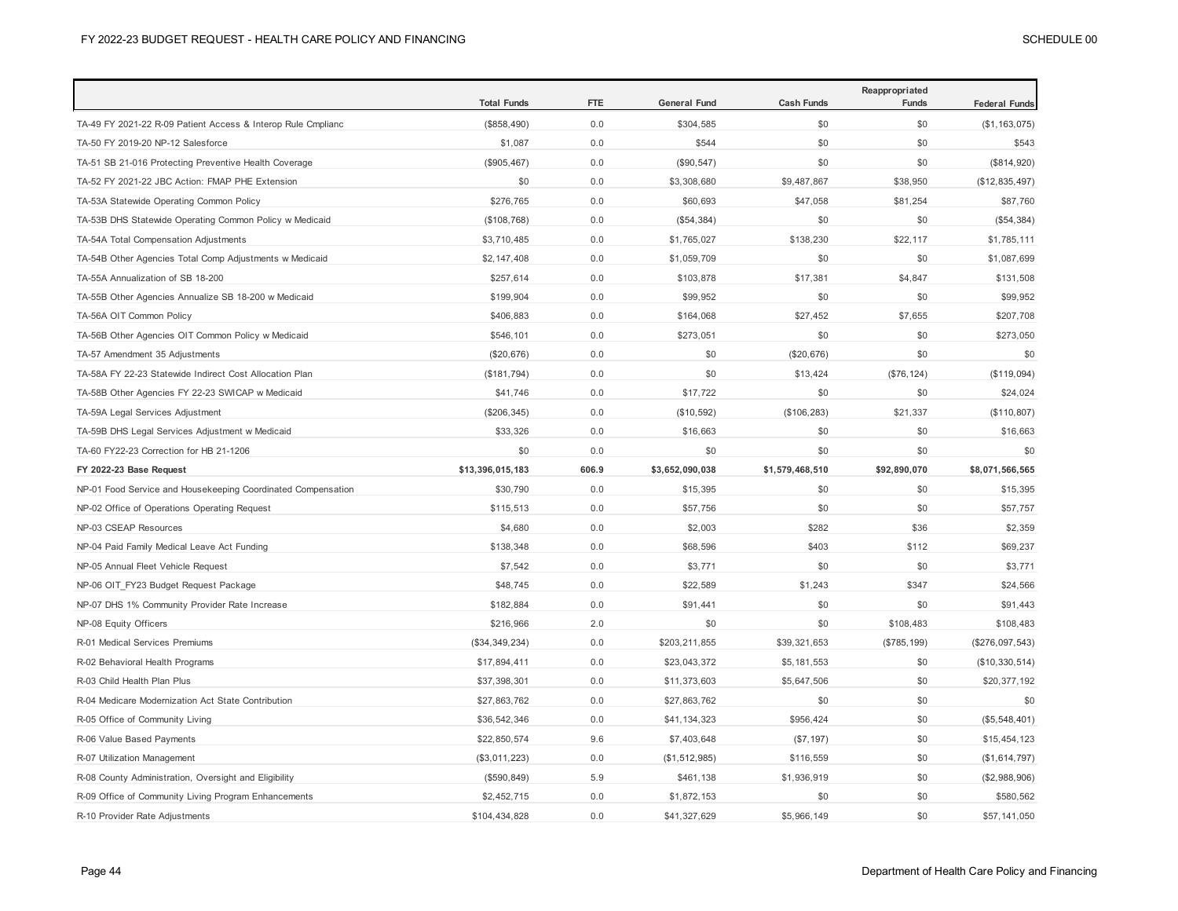| | Total Funds | FTE | General Fund | Cash Funds | Reappropriated Funds | Federal Funds |
|---|---|---|---|---|---|---|
| TA-49 FY 2021-22 R-09 Patient Access & Interop Rule Cmplianc | ($858,490) | 0.0 | $304,585 | $0 | $0 | ($1,163,075) |
| TA-50 FY 2019-20 NP-12 Salesforce | $1,087 | 0.0 | $544 | $0 | $0 | $543 |
| TA-51 SB 21-016 Protecting Preventive Health Coverage | ($905,467) | 0.0 | ($90,547) | $0 | $0 | ($814,920) |
| TA-52 FY 2021-22 JBC Action: FMAP PHE Extension | $0 | 0.0 | $3,308,680 | $9,487,867 | $38,950 | ($12,835,497) |
| TA-53A Statewide Operating Common Policy | $276,765 | 0.0 | $60,693 | $47,058 | $81,254 | $87,760 |
| TA-53B DHS Statewide Operating Common Policy w Medicaid | ($108,768) | 0.0 | ($54,384) | $0 | $0 | ($54,384) |
| TA-54A Total Compensation Adjustments | $3,710,485 | 0.0 | $1,765,027 | $138,230 | $22,117 | $1,785,111 |
| TA-54B Other Agencies Total Comp Adjustments w Medicaid | $2,147,408 | 0.0 | $1,059,709 | $0 | $0 | $1,087,699 |
| TA-55A Annualization of SB 18-200 | $257,614 | 0.0 | $103,878 | $17,381 | $4,847 | $131,508 |
| TA-55B Other Agencies Annualize SB 18-200 w Medicaid | $199,904 | 0.0 | $99,952 | $0 | $0 | $99,952 |
| TA-56A OIT Common Policy | $406,883 | 0.0 | $164,068 | $27,452 | $7,655 | $207,708 |
| TA-56B Other Agencies OIT Common Policy w Medicaid | $546,101 | 0.0 | $273,051 | $0 | $0 | $273,050 |
| TA-57 Amendment 35 Adjustments | ($20,676) | 0.0 | $0 | ($20,676) | $0 | $0 |
| TA-58A FY 22-23 Statewide Indirect Cost Allocation Plan | ($181,794) | 0.0 | $0 | $13,424 | ($76,124) | ($119,094) |
| TA-58B Other Agencies FY 22-23 SWICAP w Medicaid | $41,746 | 0.0 | $17,722 | $0 | $0 | $24,024 |
| TA-59A Legal Services Adjustment | ($206,345) | 0.0 | ($10,592) | ($106,283) | $21,337 | ($110,807) |
| TA-59B DHS Legal Services Adjustment w Medicaid | $33,326 | 0.0 | $16,663 | $0 | $0 | $16,663 |
| TA-60 FY22-23 Correction for HB 21-1206 | $0 | 0.0 | $0 | $0 | $0 | $0 |
| **FY 2022-23 Base Request** | **$13,396,015,183** | **606.9** | **$3,652,090,038** | **$1,579,468,510** | **$92,890,070** | **$8,071,566,565** |
| NP-01 Food Service and Housekeeping Coordinated Compensation | $30,790 | 0.0 | $15,395 | $0 | $0 | $15,395 |
| NP-02 Office of Operations Operating Request | $115,513 | 0.0 | $57,756 | $0 | $0 | $57,757 |
| NP-03 CSEAP Resources | $4,680 | 0.0 | $2,003 | $282 | $36 | $2,359 |
| NP-04 Paid Family Medical Leave Act Funding | $138,348 | 0.0 | $68,596 | $403 | $112 | $69,237 |
| NP-05 Annual Fleet Vehicle Request | $7,542 | 0.0 | $3,771 | $0 | $0 | $3,771 |
| NP-06 OIT_FY23 Budget Request Package | $48,745 | 0.0 | $22,589 | $1,243 | $347 | $24,566 |
| NP-07 DHS 1% Community Provider Rate Increase | $182,884 | 0.0 | $91,441 | $0 | $0 | $91,443 |
| NP-08 Equity Officers | $216,966 | 2.0 | $0 | $0 | $108,483 | $108,483 |
| R-01 Medical Services Premiums | ($34,349,234) | 0.0 | $203,211,855 | $39,321,653 | ($785,199) | ($276,097,543) |
| R-02 Behavioral Health Programs | $17,894,411 | 0.0 | $23,043,372 | $5,181,553 | $0 | ($10,330,514) |
| R-03 Child Health Plan Plus | $37,398,301 | 0.0 | $11,373,603 | $5,647,506 | $0 | $20,377,192 |
| R-04 Medicare Modernization Act State Contribution | $27,863,762 | 0.0 | $27,863,762 | $0 | $0 | $0 |
| R-05 Office of Community Living | $36,542,346 | 0.0 | $41,134,323 | $956,424 | $0 | ($5,548,401) |
| R-06 Value Based Payments | $22,850,574 | 9.6 | $7,403,648 | ($7,197) | $0 | $15,454,123 |
| R-07 Utilization Management | ($3,011,223) | 0.0 | ($1,512,985) | $116,559 | $0 | ($1,614,797) |
| R-08 County Administration, Oversight and Eligibility | ($590,849) | 5.9 | $461,138 | $1,936,919 | $0 | ($2,988,906) |
| R-09 Office of Community Living Program Enhancements | $2,452,715 | 0.0 | $1,872,153 | $0 | $0 | $580,562 |
| R-10 Provider Rate Adjustments | $104,434,828 | 0.0 | $41,327,629 | $5,966,149 | $0 | $57,141,050 |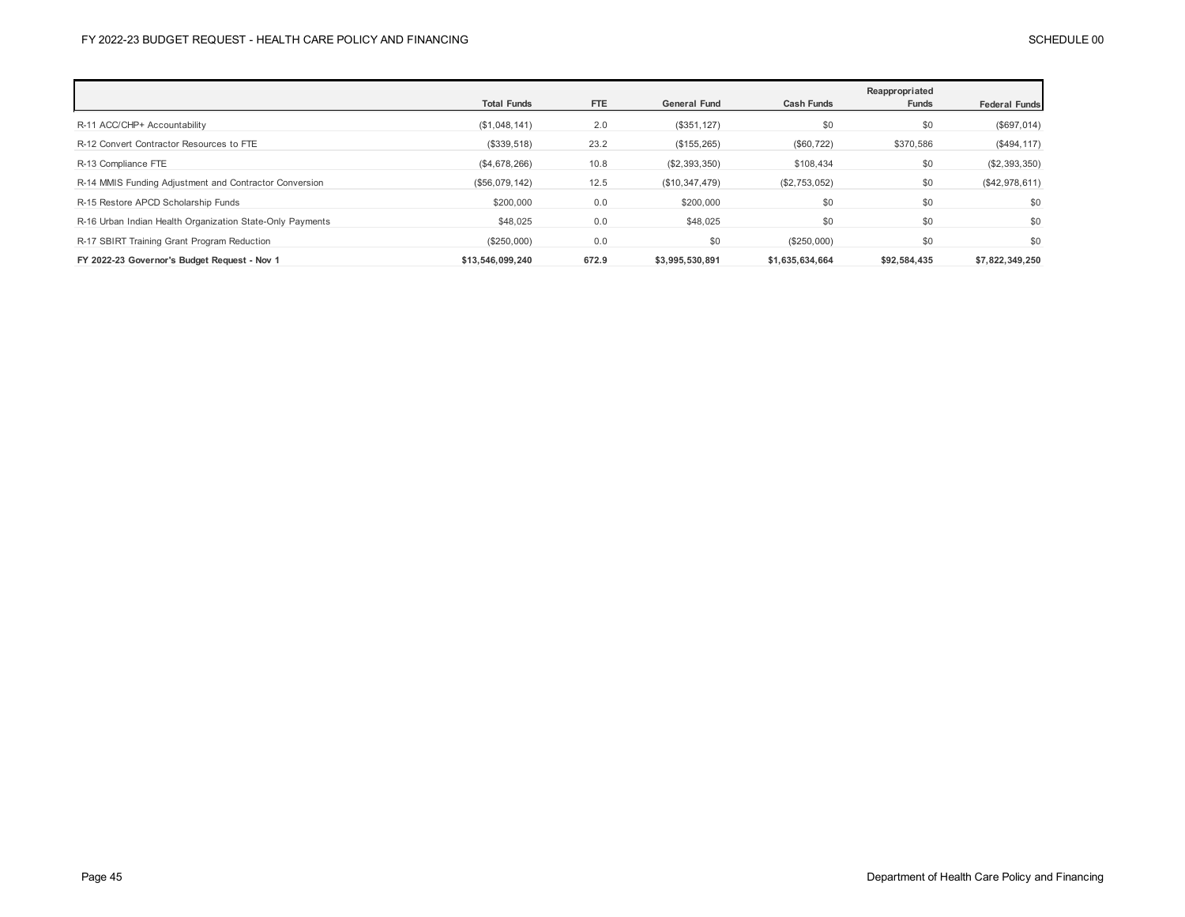| | Total Funds | FTE | General Fund | Cash Funds | Reappropriated Funds | Federal Funds |
|---|---|---|---|---|---|---|
| R-11 ACC/CHP+ Accountability | ($1,048,141) | 2.0 | ($351,127) | $0 | $0 | ($697,014) |
| R-12 Convert Contractor Resources to FTE | ($339,518) | 23.2 | ($155,265) | ($60,722) | $370,586 | ($494,117) |
| R-13 Compliance FTE | ($4,678,266) | 10.8 | ($2,393,350) | $108,434 | $0 | ($2,393,350) |
| R-14 MMIS Funding Adjustment and Contractor Conversion | ($56,079,142) | 12.5 | ($10,347,479) | ($2,753,052) | $0 | ($42,978,611) |
| R-15 Restore APCD Scholarship Funds | $200,000 | 0.0 | $200,000 | $0 | $0 | $0 |
| R-16 Urban Indian Health Organization State-Only Payments | $48,025 | 0.0 | $48,025 | $0 | $0 | $0 |
| R-17 SBIRT Training Grant Program Reduction | ($250,000) | 0.0 | $0 | ($250,000) | $0 | $0 |
| **FY 2022-23 Governor's Budget Request - Nov 1** | **$13,546,099,240** | **672.9** | **$3,995,530,891** | **$1,635,634,664** | **$92,584,435** | **$7,822,349,250** |